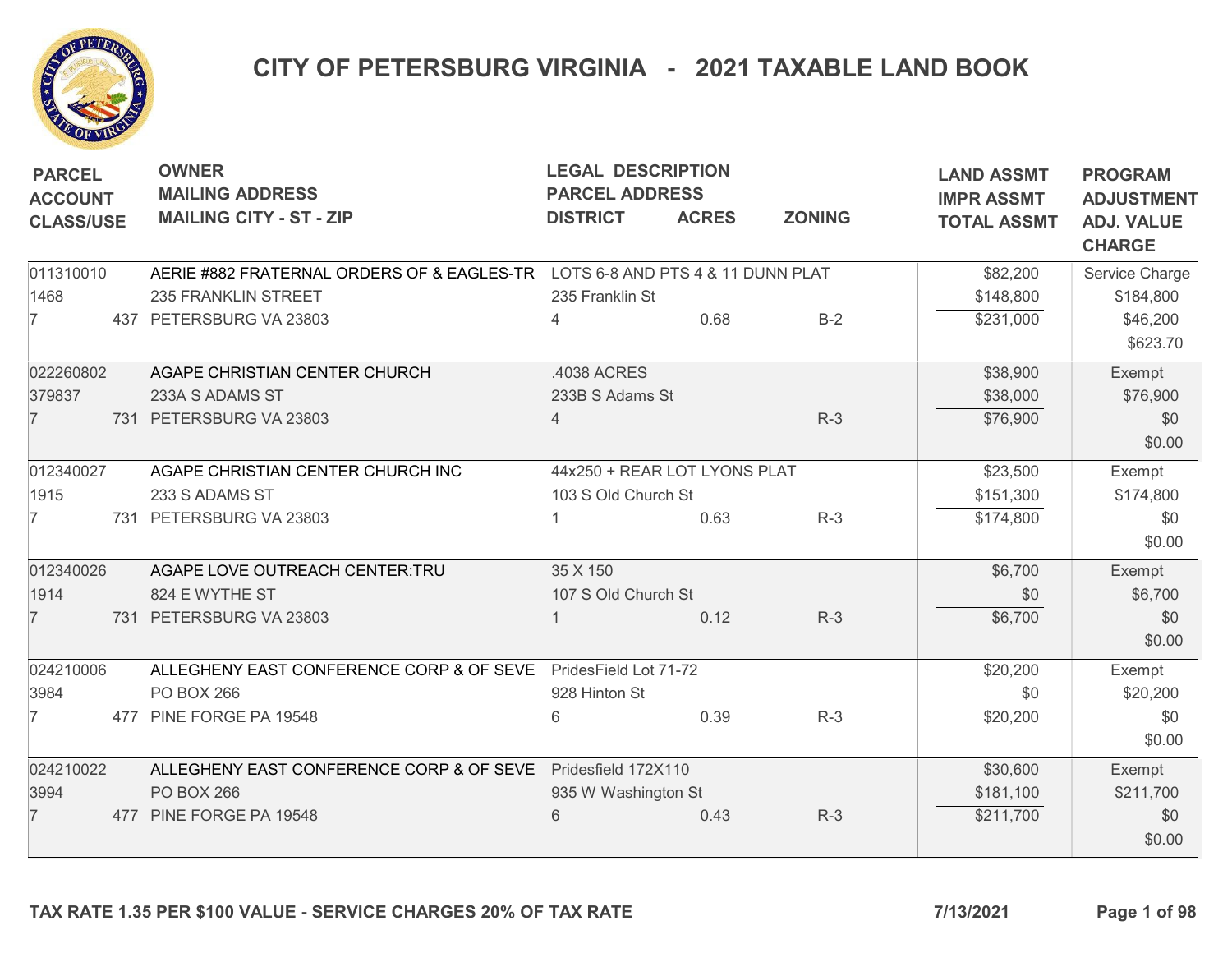# CITY OF PETERSBURG VIRGINIA - 2021 TAXABLE LAND BOOK

| PARCEL<br>ACCOUNT<br>CLASS/USE | OWNER<br>MAILING ADDRESS<br>MAILING CITY - ST - ZIP | LEGAL DESCRIPTION<br>PARCEL ADDRESS<br>DISTRICT | ACRES | ZONING | LAND ASSMT<br>IMPR ASSMT<br>TOTAL ASSMT | PROGRAM<br>ADJUSTMENT<br>ADJ. VALUE<br>CHARGE |
|---|---|---|---|---|---|---|
| 011310010<br>1468<br>7 437 | AERIE #882 FRATERNAL ORDERS OF & EAGLES-TR<br>235 FRANKLIN STREET<br>PETERSBURG VA 23803 | LOTS 6-8 AND PTS 4 & 11 DUNN PLAT<br>235 Franklin St<br>4 | 0.68 | B-2 | $82,200<br>$148,800<br>$231,000 | Service Charge<br>$184,800<br>$46,200<br>$623.70 |
| 022260802<br>379837<br>7 731 | AGAPE CHRISTIAN CENTER CHURCH<br>233A S ADAMS ST<br>PETERSBURG VA 23803 | .4038 ACRES<br>233B S Adams St<br>4 | | R-3 | $38,900<br>$38,000<br>$76,900 | Exempt<br>$76,900<br>$0<br>$0.00 |
| 012340027<br>1915<br>7 731 | AGAPE CHRISTIAN CENTER CHURCH INC<br>233 S ADAMS ST<br>PETERSBURG VA 23803 | 44x250 + REAR LOT LYONS PLAT<br>103 S Old Church St<br>1 | 0.63 | R-3 | $23,500<br>$151,300<br>$174,800 | Exempt<br>$174,800<br>$0<br>$0.00 |
| 012340026<br>1914<br>7 731 | AGAPE LOVE OUTREACH CENTER:TRU<br>824 E WYTHE ST<br>PETERSBURG VA 23803 | 35 X 150<br>107 S Old Church St<br>1 | 0.12 | R-3 | $6,700<br>$0<br>$6,700 | Exempt<br>$6,700<br>$0<br>$0.00 |
| 024210006<br>3984<br>7 477 | ALLEGHENY EAST CONFERENCE CORP & OF SEVE<br>PO BOX 266<br>PINE FORGE PA 19548 | PridesField Lot 71-72<br>928 Hinton St<br>6 | 0.39 | R-3 | $20,200<br>$0<br>$20,200 | Exempt<br>$20,200<br>$0<br>$0.00 |
| 024210022<br>3994<br>7 477 | ALLEGHENY EAST CONFERENCE CORP & OF SEVE<br>PO BOX 266<br>PINE FORGE PA 19548 | Pridesfield 172X110<br>935 W Washington St<br>6 | 0.43 | R-3 | $30,600<br>$181,100<br>$211,700 | Exempt<br>$211,700<br>$0<br>$0.00 |

TAX RATE 1.35 PER $100 VALUE - SERVICE CHARGES 20% OF TAX RATE

7/13/2021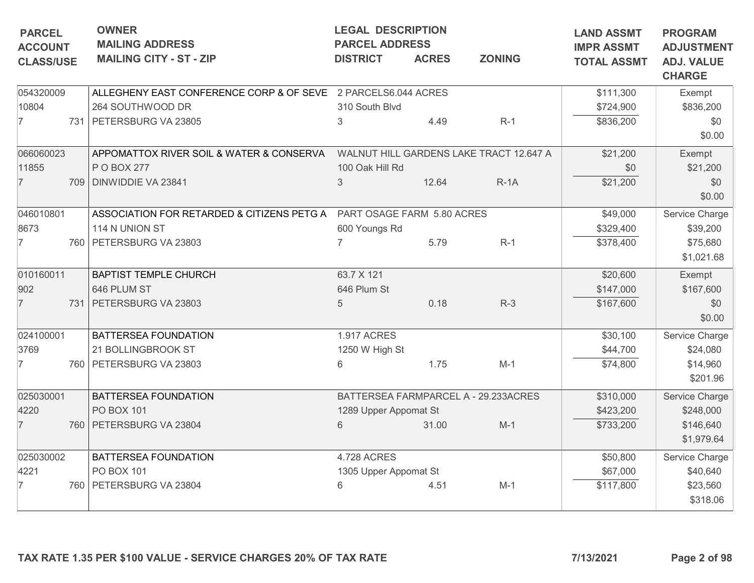| PARCEL ACCOUNT CLASS/USE | OWNER MAILING ADDRESS MAILING CITY - ST - ZIP | LEGAL DESCRIPTION PARCEL ADDRESS DISTRICT | ACRES | ZONING | LAND ASSMT IMPR ASSMT TOTAL ASSMT | PROGRAM ADJUSTMENT ADJ. VALUE CHARGE |
|---|---|---|---|---|---|---|
| 054320009 10804 7 731 | ALLEGHENY EAST CONFERENCE CORP & OF SEVE 264 SOUTHWOOD DR PETERSBURG VA 23805 | 2 PARCELS6.044 ACRES 310 South Blvd 3 | 4.49 | R-1 | $111,300 $724,900 $836,200 | Exempt $836,200 $0 $0.00 |
| 066060023 11855 7 709 | APPOMATTOX RIVER SOIL & WATER & CONSERVA P O BOX 277 DINWIDDIE VA 23841 | WALNUT HILL GARDENS LAKE TRACT 12.647 A 100 Oak Hill Rd 3 | 12.64 | R-1A | $21,200 $0 $21,200 | Exempt $21,200 $0 $0.00 |
| 046010801 8673 7 760 | ASSOCIATION FOR RETARDED & CITIZENS PETG A 114 N UNION ST PETERSBURG VA 23803 | PART OSAGE FARM 5.80 ACRES 600 Youngs Rd 7 | 5.79 | R-1 | $49,000 $329,400 $378,400 | Service Charge $39,200 $75,680 $1,021.68 |
| 010160011 902 7 731 | BAPTIST TEMPLE CHURCH 646 PLUM ST PETERSBURG VA 23803 | 63.7 X 121 646 Plum St 5 | 0.18 | R-3 | $20,600 $147,000 $167,600 | Exempt $167,600 $0 $0.00 |
| 024100001 3769 7 760 | BATTERSEA FOUNDATION 21 BOLLINGBROOK ST PETERSBURG VA 23803 | 1.917 ACRES 1250 W High St 6 | 1.75 | M-1 | $30,100 $44,700 $74,800 | Service Charge $24,080 $14,960 $201.96 |
| 025030001 4220 7 760 | BATTERSEA FOUNDATION PO BOX 101 PETERSBURG VA 23804 | BATTERSEA FARMPARCEL A - 29.233ACRES 1289 Upper Appomat St 6 | 31.00 | M-1 | $310,000 $423,200 $733,200 | Service Charge $248,000 $146,640 $1,979.64 |
| 025030002 4221 7 760 | BATTERSEA FOUNDATION PO BOX 101 PETERSBURG VA 23804 | 4.728 ACRES 1305 Upper Appomat St 6 | 4.51 | M-1 | $50,800 $67,000 $117,800 | Service Charge $40,640 $23,560 $318.06 |

TAX RATE 1.35 PER $100 VALUE - SERVICE CHARGES 20% OF TAX RATE

7/13/2021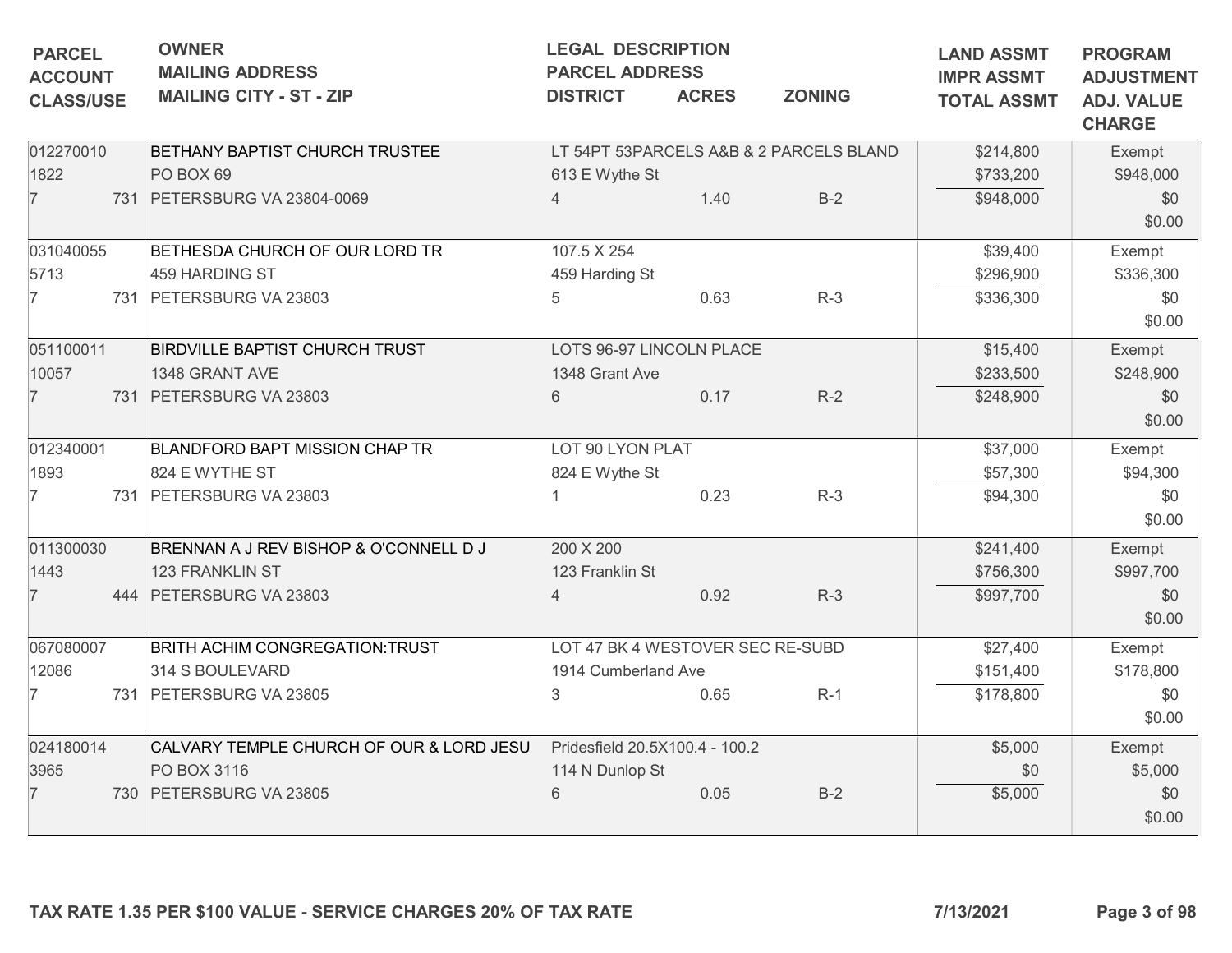| PARCEL<br>ACCOUNT<br>CLASS/USE | OWNER<br>MAILING ADDRESS<br>MAILING CITY - ST - ZIP | LEGAL DESCRIPTION<br>PARCEL ADDRESS<br>DISTRICT | ACRES | ZONING | LAND ASSMT<br>IMPR ASSMT<br>TOTAL ASSMT | PROGRAM<br>ADJUSTMENT<br>ADJ. VALUE<br>CHARGE |
|---|---|---|---|---|---|---|
| 012270010<br>1822<br>7 731 | BETHANY BAPTIST CHURCH TRUSTEE<br>PO BOX 69<br>PETERSBURG VA 23804-0069 | LT 54PT 53PARCELS A&B & 2 PARCELS BLAND<br>613 E Wythe St<br>4 | 1.40 | B-2 | $214,800<br>$733,200<br>$948,000 | Exempt<br>$948,000<br>$0<br>$0.00 |
| 031040055<br>5713<br>7 731 | BETHESDA CHURCH OF OUR LORD TR<br>459 HARDING ST<br>PETERSBURG VA 23803 | 107.5 X 254<br>459 Harding St<br>5 | 0.63 | R-3 | $39,400<br>$296,900<br>$336,300 | Exempt<br>$336,300<br>$0<br>$0.00 |
| 051100011<br>10057<br>7 731 | BIRDVILLE BAPTIST CHURCH TRUST<br>1348 GRANT AVE<br>PETERSBURG VA 23803 | LOTS 96-97 LINCOLN PLACE<br>1348 Grant Ave<br>6 | 0.17 | R-2 | $15,400<br>$233,500<br>$248,900 | Exempt<br>$248,900<br>$0<br>$0.00 |
| 012340001<br>1893<br>7 731 | BLANDFORD BAPT MISSION CHAP TR<br>824 E WYTHE ST<br>PETERSBURG VA 23803 | LOT 90 LYON PLAT<br>824 E Wythe St<br>1 | 0.23 | R-3 | $37,000<br>$57,300<br>$94,300 | Exempt<br>$94,300<br>$0<br>$0.00 |
| 011300030<br>1443<br>7 444 | BRENNAN A J REV BISHOP & O'CONNELL D J<br>123 FRANKLIN ST<br>PETERSBURG VA 23803 | 200 X 200<br>123 Franklin St<br>4 | 0.92 | R-3 | $241,400<br>$756,300<br>$997,700 | Exempt<br>$997,700<br>$0<br>$0.00 |
| 067080007<br>12086<br>7 731 | BRITH ACHIM CONGREGATION:TRUST<br>314 S BOULEVARD<br>PETERSBURG VA 23805 | LOT 47 BK 4 WESTOVER SEC RE-SUBD<br>1914 Cumberland Ave<br>3 | 0.65 | R-1 | $27,400<br>$151,400<br>$178,800 | Exempt<br>$178,800<br>$0<br>$0.00 |
| 024180014<br>3965<br>7 730 | CALVARY TEMPLE CHURCH OF OUR & LORD JESU<br>PO BOX 3116<br>PETERSBURG VA 23805 | Pridesfield 20.5X100.4 - 100.2<br>114 N Dunlop St<br>6 | 0.05 | B-2 | $5,000<br>$0<br>$5,000 | Exempt<br>$5,000<br>$0<br>$0.00 |

TAX RATE 1.35 PER $100 VALUE - SERVICE CHARGES 20% OF TAX RATE

7/13/2021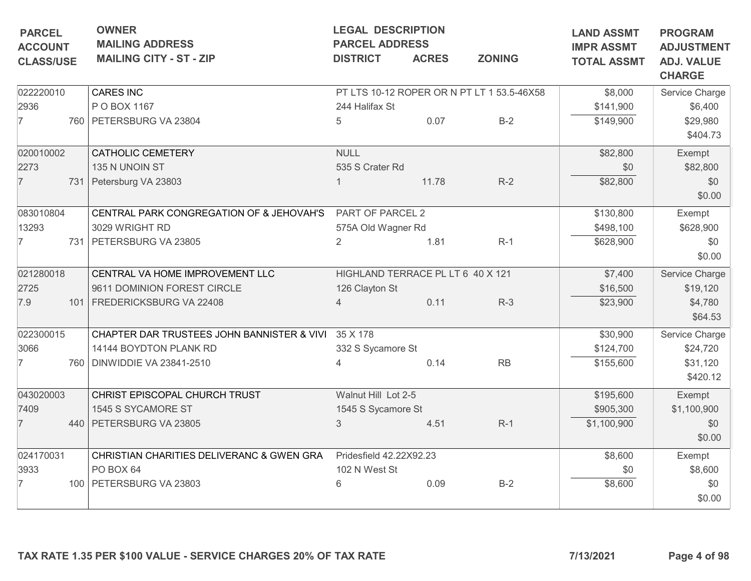| PARCEL<br>ACCOUNT<br>CLASS/USE | OWNER<br>MAILING ADDRESS<br>MAILING CITY - ST - ZIP | LEGAL DESCRIPTION<br>PARCEL ADDRESS<br>DISTRICT | ACRES | ZONING | LAND ASSMT<br>IMPR ASSMT<br>TOTAL ASSMT | PROGRAM<br>ADJUSTMENT<br>ADJ. VALUE<br>CHARGE |
|---|---|---|---|---|---|---|
| 022220010<br>2936<br>7 760 | CARES INC<br>P O BOX 1167<br>PETERSBURG VA 23804 | PT LTS 10-12 ROPER OR N PT LT 1 53.5-46X58<br>244 Halifax St<br>5 | 0.07 | B-2 | $8,000<br>$141,900<br>$149,900 | Service Charge<br>$6,400<br>$29,980<br>$404.73 |
| 020010002<br>2273<br>7 731 | CATHOLIC CEMETERY<br>135 N UNOIN ST<br>Petersburg VA 23803 | NULL<br>535 S Crater Rd<br>1 | 11.78 | R-2 | $82,800<br>$0<br>$82,800 | Exempt<br>$82,800<br>$0<br>$0.00 |
| 083010804<br>13293<br>7 731 | CENTRAL PARK CONGREGATION OF & JEHOVAH'S<br>3029 WRIGHT RD<br>PETERSBURG VA 23805 | PART OF PARCEL 2<br>575A Old Wagner Rd<br>2 | 1.81 | R-1 | $130,800<br>$498,100<br>$628,900 | Exempt<br>$628,900<br>$0<br>$0.00 |
| 021280018<br>2725<br>7.9 101 | CENTRAL VA HOME IMPROVEMENT LLC<br>9611 DOMINION FOREST CIRCLE<br>FREDERICKSBURG VA 22408 | HIGHLAND TERRACE PL LT 6 40 X 121<br>126 Clayton St<br>4 | 0.11 | R-3 | $7,400<br>$16,500<br>$23,900 | Service Charge<br>$19,120<br>$4,780<br>$64.53 |
| 022300015<br>3066<br>7 760 | CHAPTER DAR TRUSTEES JOHN BANNISTER & VIVI<br>14144 BOYDTON PLANK RD<br>DINWIDDIE VA 23841-2510 | 35 X 178<br>332 S Sycamore St<br>4 | 0.14 | RB | $30,900<br>$124,700<br>$155,600 | Service Charge<br>$24,720<br>$31,120<br>$420.12 |
| 043020003<br>7409<br>7 440 | CHRIST EPISCOPAL CHURCH TRUST<br>1545 S SYCAMORE ST<br>PETERSBURG VA 23805 | Walnut Hill Lot 2-5<br>1545 S Sycamore St<br>3 | 4.51 | R-1 | $195,600<br>$905,300<br>$1,100,900 | Exempt<br>$1,100,900<br>$0<br>$0.00 |
| 024170031<br>3933<br>7 100 | CHRISTIAN CHARITIES DELIVERANC & GWEN GRA<br>PO BOX 64<br>PETERSBURG VA 23803 | Pridesfield 42.22X92.23<br>102 N West St<br>6 | 0.09 | B-2 | $8,600<br>$0<br>$8,600 | Exempt<br>$8,600<br>$0<br>$0.00 |

**TAX RATE 1.35 PER $100 VALUE - SERVICE CHARGES 20% OF TAX RATE** **7/13/2021**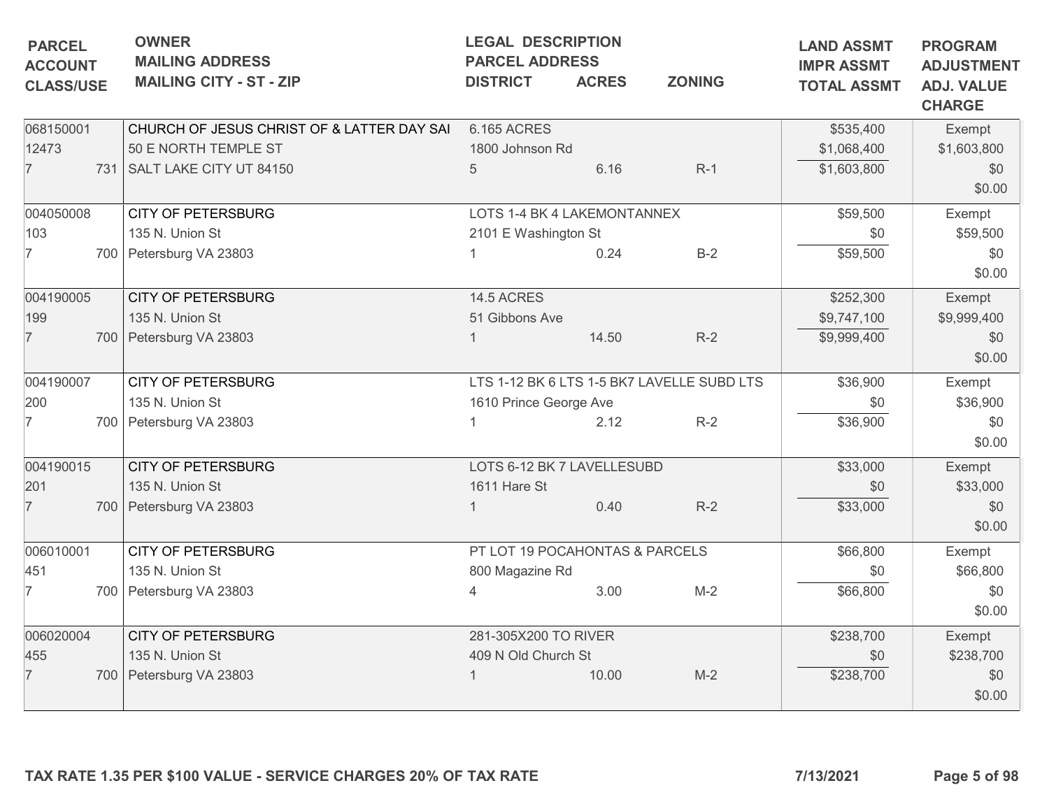| PARCEL<br>ACCOUNT<br>CLASS/USE | OWNER<br>MAILING ADDRESS<br>MAILING CITY - ST - ZIP | LEGAL DESCRIPTION<br>PARCEL ADDRESS<br>DISTRICT | ACRES | ZONING | LAND ASSMT<br>IMPR ASSMT<br>TOTAL ASSMT | PROGRAM<br>ADJUSTMENT<br>ADJ. VALUE<br>CHARGE |
|---|---|---|---|---|---|---|
| 068150001<br>12473<br>7 731 | CHURCH OF JESUS CHRIST OF & LATTER DAY SAI<br>50 E NORTH TEMPLE ST<br>SALT LAKE CITY UT 84150 | 6.165 ACRES<br>1800 Johnson Rd<br>5 | 6.16 | R-1 | $535,400<br>$1,068,400<br>$1,603,800 | Exempt<br>$1,603,800<br>$0<br>$0.00 |
| 004050008<br>103<br>7 700 | CITY OF PETERSBURG<br>135 N. Union St<br>Petersburg VA 23803 | LOTS 1-4 BK 4 LAKEMONTANNEX<br>2101 E Washington St<br>1 | 0.24 | B-2 | $59,500<br>$0<br>$59,500 | Exempt<br>$59,500<br>$0<br>$0.00 |
| 004190005<br>199<br>7 700 | CITY OF PETERSBURG<br>135 N. Union St<br>Petersburg VA 23803 | 14.5 ACRES<br>51 Gibbons Ave<br>1 | 14.50 | R-2 | $252,300<br>$9,747,100<br>$9,999,400 | Exempt<br>$9,999,400<br>$0<br>$0.00 |
| 004190007<br>200<br>7 700 | CITY OF PETERSBURG<br>135 N. Union St<br>Petersburg VA 23803 | LTS 1-12 BK 6 LTS 1-5 BK7 LAVELLE SUBD LTS<br>1610 Prince George Ave<br>1 | 2.12 | R-2 | $36,900<br>$0<br>$36,900 | Exempt<br>$36,900<br>$0<br>$0.00 |
| 004190015<br>201<br>7 700 | CITY OF PETERSBURG<br>135 N. Union St<br>Petersburg VA 23803 | LOTS 6-12 BK 7 LAVELLESUBD<br>1611 Hare St<br>1 | 0.40 | R-2 | $33,000<br>$0<br>$33,000 | Exempt<br>$33,000<br>$0<br>$0.00 |
| 006010001<br>451<br>7 700 | CITY OF PETERSBURG<br>135 N. Union St<br>Petersburg VA 23803 | PT LOT 19 POCAHONTAS & PARCELS<br>800 Magazine Rd<br>4 | 3.00 | M-2 | $66,800<br>$0<br>$66,800 | Exempt<br>$66,800<br>$0<br>$0.00 |
| 006020004<br>455<br>7 700 | CITY OF PETERSBURG<br>135 N. Union St<br>Petersburg VA 23803 | 281-305X200 TO RIVER<br>409 N Old Church St<br>1 | 10.00 | M-2 | $238,700<br>$0<br>$238,700 | Exempt<br>$238,700<br>$0<br>$0.00 |

**TAX RATE 1.35 PER $100 VALUE - SERVICE CHARGES 20% OF TAX RATE** **7/13/2021**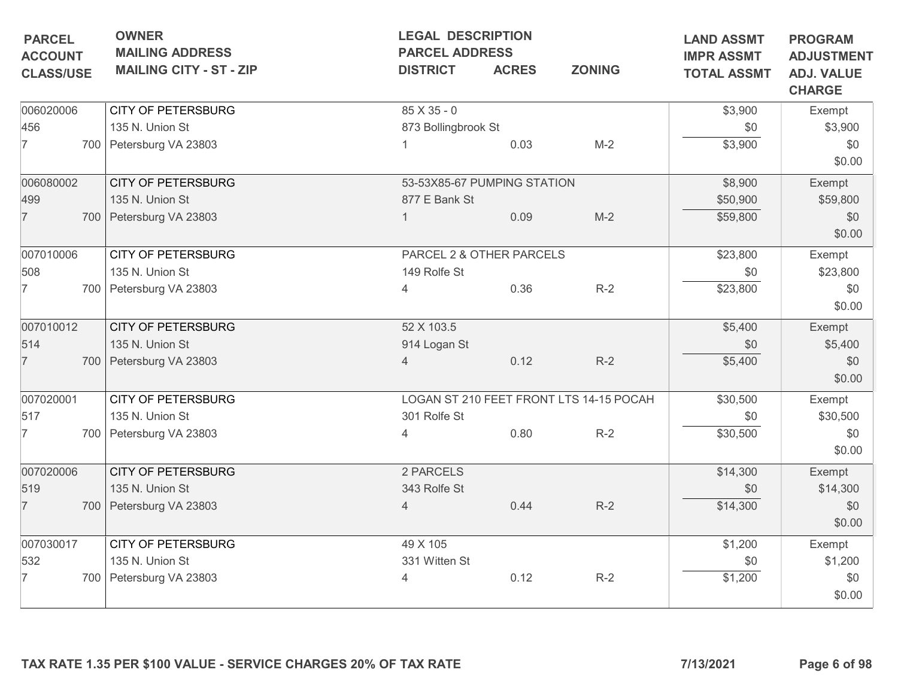| PARCEL<br>ACCOUNT<br>CLASS/USE | OWNER<br>MAILING ADDRESS<br>MAILING CITY - ST - ZIP | LEGAL DESCRIPTION<br>PARCEL ADDRESS<br>DISTRICT | ACRES | ZONING | LAND ASSMT<br>IMPR ASSMT<br>TOTAL ASSMT | PROGRAM<br>ADJUSTMENT<br>ADJ. VALUE<br>CHARGE |
|---|---|---|---|---|---|---|
| 006020006<br>456<br>7 700 | CITY OF PETERSBURG<br>135 N. Union St<br>Petersburg VA 23803 | 85 X 35 - 0<br>873 Bollingbrook St<br>1 | 0.03 | M-2 | $3,900<br>$0<br>$3,900 | Exempt<br>$3,900<br>$0<br>$0.00 |
| 006080002<br>499<br>7 700 | CITY OF PETERSBURG<br>135 N. Union St<br>Petersburg VA 23803 | 53-53X85-67 PUMPING STATION<br>877 E Bank St<br>1 | 0.09 | M-2 | $8,900<br>$50,900<br>$59,800 | Exempt<br>$59,800<br>$0<br>$0.00 |
| 007010006<br>508<br>7 700 | CITY OF PETERSBURG<br>135 N. Union St<br>Petersburg VA 23803 | PARCEL 2 & OTHER PARCELS<br>149 Rolfe St<br>4 | 0.36 | R-2 | $23,800<br>$0<br>$23,800 | Exempt<br>$23,800<br>$0<br>$0.00 |
| 007010012<br>514<br>7 700 | CITY OF PETERSBURG<br>135 N. Union St<br>Petersburg VA 23803 | 52 X 103.5<br>914 Logan St<br>4 | 0.12 | R-2 | $5,400<br>$0<br>$5,400 | Exempt<br>$5,400<br>$0<br>$0.00 |
| 007020001<br>517<br>7 700 | CITY OF PETERSBURG<br>135 N. Union St<br>Petersburg VA 23803 | LOGAN ST 210 FEET FRONT LTS 14-15 POCAH<br>301 Rolfe St<br>4 | 0.80 | R-2 | $30,500<br>$0<br>$30,500 | Exempt<br>$30,500<br>$0<br>$0.00 |
| 007020006<br>519<br>7 700 | CITY OF PETERSBURG<br>135 N. Union St<br>Petersburg VA 23803 | 2 PARCELS<br>343 Rolfe St<br>4 | 0.44 | R-2 | $14,300<br>$0<br>$14,300 | Exempt<br>$14,300<br>$0<br>$0.00 |
| 007030017<br>532<br>7 700 | CITY OF PETERSBURG<br>135 N. Union St<br>Petersburg VA 23803 | 49 X 105<br>331 Witten St<br>4 | 0.12 | R-2 | $1,200<br>$0<br>$1,200 | Exempt<br>$1,200<br>$0<br>$0.00 |

**TAX RATE 1.35 PER $100 VALUE - SERVICE CHARGES 20% OF TAX RATE** **7/13/2021**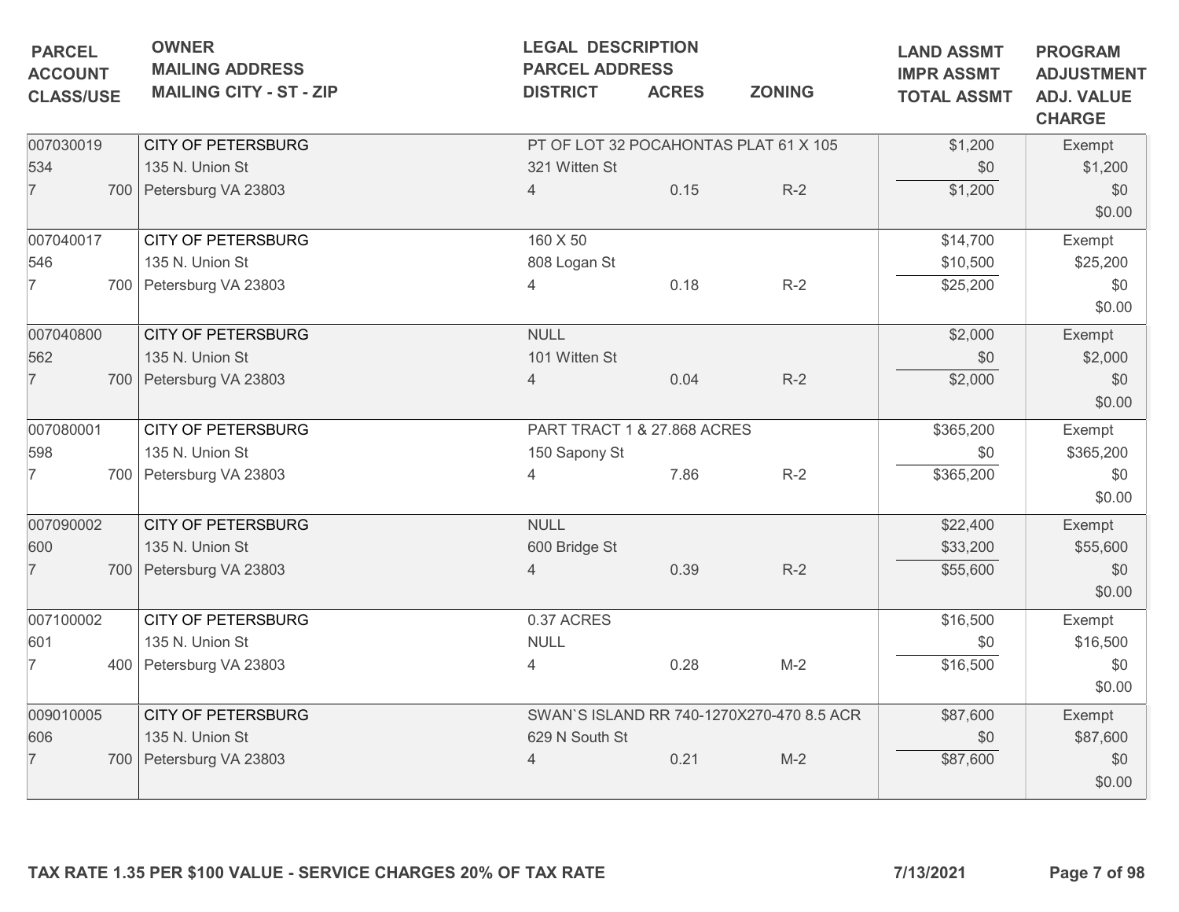| PARCEL<br>ACCOUNT<br>CLASS/USE | OWNER<br>MAILING ADDRESS<br>MAILING CITY - ST - ZIP | LEGAL DESCRIPTION<br>PARCEL ADDRESS<br>DISTRICT | ACRES | ZONING | LAND ASSMT<br>IMPR ASSMT<br>TOTAL ASSMT | PROGRAM<br>ADJUSTMENT<br>ADJ. VALUE<br>CHARGE |
|---|---|---|---|---|---|---|
| 007030019<br>534<br>7 700 | CITY OF PETERSBURG<br>135 N. Union St<br>Petersburg VA 23803 | PT OF LOT 32 POCAHONTAS PLAT 61 X 105<br>321 Witten St<br>4 | 0.15 | R-2 | $1,200<br>$0<br>$1,200 | Exempt<br>$1,200<br>$0<br>$0.00 |
| 007040017<br>546<br>7 700 | CITY OF PETERSBURG<br>135 N. Union St<br>Petersburg VA 23803 | 160 X 50<br>808 Logan St<br>4 | 0.18 | R-2 | $14,700<br>$10,500<br>$25,200 | Exempt<br>$25,200<br>$0<br>$0.00 |
| 007040800<br>562<br>7 700 | CITY OF PETERSBURG<br>135 N. Union St<br>Petersburg VA 23803 | NULL<br>101 Witten St<br>4 | 0.04 | R-2 | $2,000<br>$0<br>$2,000 | Exempt<br>$2,000<br>$0<br>$0.00 |
| 007080001<br>598<br>7 700 | CITY OF PETERSBURG<br>135 N. Union St<br>Petersburg VA 23803 | PART TRACT 1 & 27.868 ACRES<br>150 Sapony St<br>4 | 7.86 | R-2 | $365,200<br>$0<br>$365,200 | Exempt<br>$365,200<br>$0<br>$0.00 |
| 007090002<br>600<br>7 700 | CITY OF PETERSBURG<br>135 N. Union St<br>Petersburg VA 23803 | NULL<br>600 Bridge St<br>4 | 0.39 | R-2 | $22,400<br>$33,200<br>$55,600 | Exempt<br>$55,600<br>$0<br>$0.00 |
| 007100002<br>601<br>7 400 | CITY OF PETERSBURG<br>135 N. Union St<br>Petersburg VA 23803 | 0.37 ACRES<br>NULL<br>4 | 0.28 | M-2 | $16,500<br>$0<br>$16,500 | Exempt<br>$16,500<br>$0<br>$0.00 |
| 009010005<br>606<br>7 700 | CITY OF PETERSBURG<br>135 N. Union St<br>Petersburg VA 23803 | SWAN`S ISLAND RR 740-1270X270-470 8.5 ACR<br>629 N South St<br>4 | 0.21 | M-2 | $87,600<br>$0<br>$87,600 | Exempt<br>$87,600<br>$0<br>$0.00 |

**TAX RATE 1.35 PER $100 VALUE - SERVICE CHARGES 20% OF TAX RATE** **7/13/2021**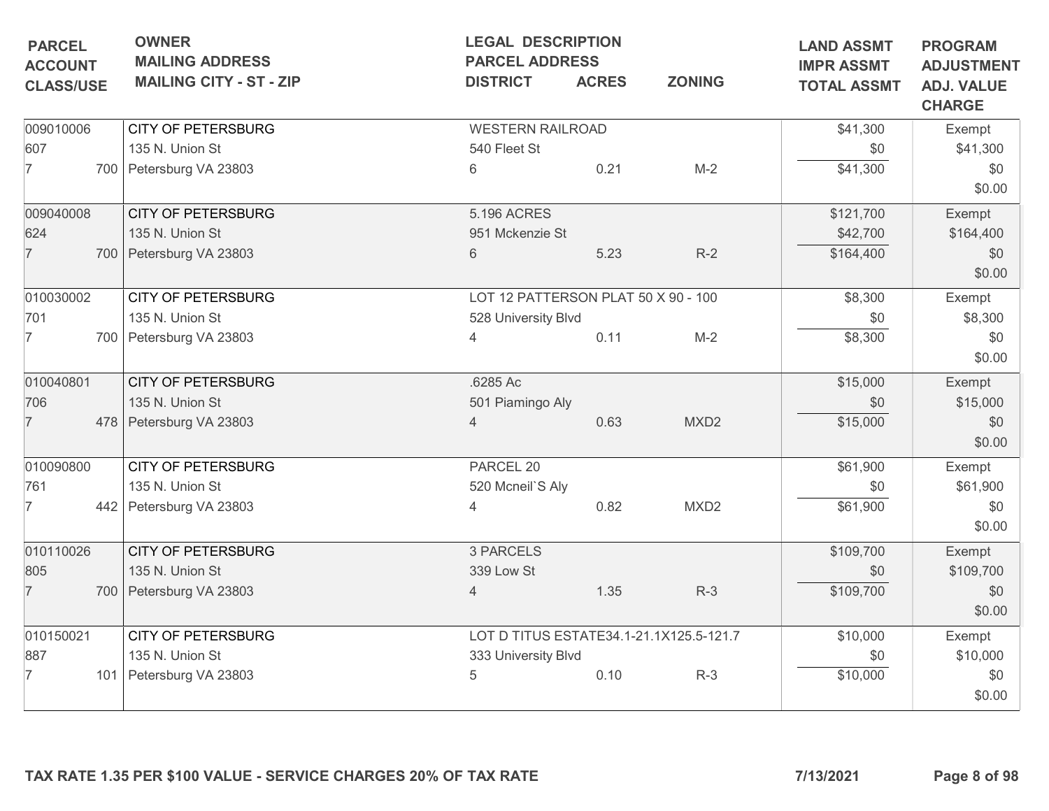| PARCEL<br>ACCOUNT<br>CLASS/USE | OWNER<br>MAILING ADDRESS<br>MAILING CITY - ST - ZIP | LEGAL DESCRIPTION<br>PARCEL ADDRESS<br>DISTRICT | ACRES | ZONING | LAND ASSMT<br>IMPR ASSMT<br>TOTAL ASSMT | PROGRAM<br>ADJUSTMENT<br>ADJ. VALUE<br>CHARGE |
|---|---|---|---|---|---|---|
| 009010006<br>607<br>7 700 | CITY OF PETERSBURG<br>135 N. Union St<br>Petersburg VA 23803 | WESTERN RAILROAD<br>540 Fleet St<br>6 | 0.21 | M-2 | $41,300<br>$0<br>$41,300 | Exempt<br>$41,300<br>$0<br>$0.00 |
| 009040008<br>624<br>7 700 | CITY OF PETERSBURG<br>135 N. Union St<br>Petersburg VA 23803 | 5.196 ACRES<br>951 Mckenzie St<br>6 | 5.23 | R-2 | $121,700<br>$42,700<br>$164,400 | Exempt<br>$164,400<br>$0<br>$0.00 |
| 010030002<br>701<br>7 700 | CITY OF PETERSBURG<br>135 N. Union St<br>Petersburg VA 23803 | LOT 12 PATTERSON PLAT 50 X 90 - 100<br>528 University Blvd<br>4 | 0.11 | M-2 | $8,300<br>$0<br>$8,300 | Exempt<br>$8,300<br>$0<br>$0.00 |
| 010040801<br>706<br>7 478 | CITY OF PETERSBURG<br>135 N. Union St<br>Petersburg VA 23803 | .6285 Ac<br>501 Piamingo Aly<br>4 | 0.63 | MXD2 | $15,000<br>$0<br>$15,000 | Exempt<br>$15,000<br>$0<br>$0.00 |
| 010090800<br>761<br>7 442 | CITY OF PETERSBURG<br>135 N. Union St<br>Petersburg VA 23803 | PARCEL 20<br>520 Mcneil`S Aly<br>4 | 0.82 | MXD2 | $61,900<br>$0<br>$61,900 | Exempt<br>$61,900<br>$0<br>$0.00 |
| 010110026<br>805<br>7 700 | CITY OF PETERSBURG<br>135 N. Union St<br>Petersburg VA 23803 | 3 PARCELS<br>339 Low St<br>4 | 1.35 | R-3 | $109,700<br>$0<br>$109,700 | Exempt<br>$109,700<br>$0<br>$0.00 |
| 010150021<br>887<br>7 101 | CITY OF PETERSBURG<br>135 N. Union St<br>Petersburg VA 23803 | LOT D TITUS ESTATE34.1-21.1X125.5-121.7<br>333 University Blvd<br>5 | 0.10 | R-3 | $10,000<br>$0<br>$10,000 | Exempt<br>$10,000<br>$0<br>$0.00 |

**TAX RATE 1.35 PER $100 VALUE - SERVICE CHARGES 20% OF TAX RATE** **7/13/2021**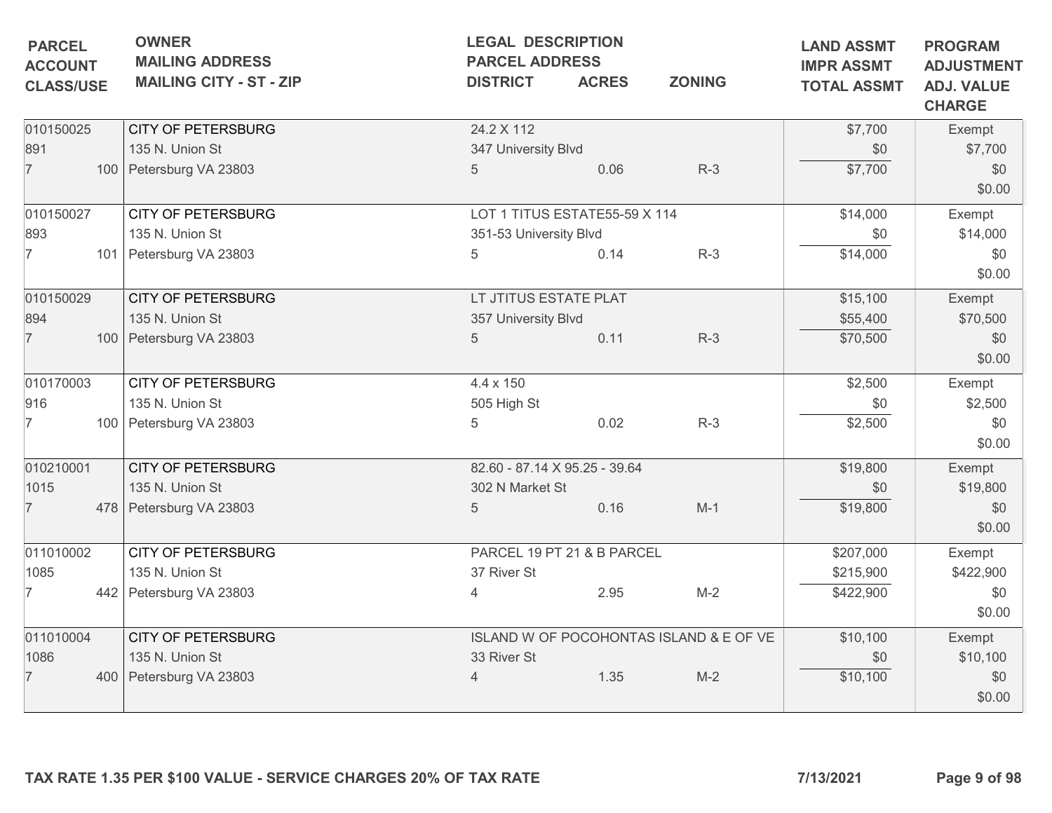| PARCEL<br>ACCOUNT<br>CLASS/USE | OWNER<br>MAILING ADDRESS<br>MAILING CITY - ST - ZIP | LEGAL DESCRIPTION<br>PARCEL ADDRESS<br>DISTRICT | ACRES | ZONING | LAND ASSMT<br>IMPR ASSMT<br>TOTAL ASSMT | PROGRAM<br>ADJUSTMENT<br>ADJ. VALUE<br>CHARGE |
|---|---|---|---|---|---|---|
| 010150025<br>891<br>7 100 | CITY OF PETERSBURG<br>135 N. Union St<br>Petersburg VA 23803 | 24.2 X 112<br>347 University Blvd<br>5 | 0.06 | R-3 | $7,700<br>$0<br>$7,700 | Exempt<br>$7,700<br>$0<br>$0.00 |
| 010150027<br>893<br>7 101 | CITY OF PETERSBURG<br>135 N. Union St<br>Petersburg VA 23803 | LOT 1 TITUS ESTATE55-59 X 114<br>351-53 University Blvd<br>5 | 0.14 | R-3 | $14,000<br>$0<br>$14,000 | Exempt<br>$14,000<br>$0<br>$0.00 |
| 010150029<br>894<br>7 100 | CITY OF PETERSBURG<br>135 N. Union St<br>Petersburg VA 23803 | LT JTITUS ESTATE PLAT<br>357 University Blvd<br>5 | 0.11 | R-3 | $15,100<br>$55,400<br>$70,500 | Exempt<br>$70,500<br>$0<br>$0.00 |
| 010170003<br>916<br>7 100 | CITY OF PETERSBURG<br>135 N. Union St<br>Petersburg VA 23803 | 4.4 x 150<br>505 High St<br>5 | 0.02 | R-3 | $2,500<br>$0<br>$2,500 | Exempt<br>$2,500<br>$0<br>$0.00 |
| 010210001<br>1015<br>7 478 | CITY OF PETERSBURG<br>135 N. Union St<br>Petersburg VA 23803 | 82.60 - 87.14 X 95.25 - 39.64<br>302 N Market St<br>5 | 0.16 | M-1 | $19,800<br>$0<br>$19,800 | Exempt<br>$19,800<br>$0<br>$0.00 |
| 011010002<br>1085<br>7 442 | CITY OF PETERSBURG<br>135 N. Union St<br>Petersburg VA 23803 | PARCEL 19 PT 21 & B PARCEL<br>37 River St<br>4 | 2.95 | M-2 | $207,000<br>$215,900<br>$422,900 | Exempt<br>$422,900<br>$0<br>$0.00 |
| 011010004<br>1086<br>7 400 | CITY OF PETERSBURG<br>135 N. Union St<br>Petersburg VA 23803 | ISLAND W OF POCOHONTAS ISLAND & E OF VE<br>33 River St<br>4 | 1.35 | M-2 | $10,100<br>$0<br>$10,100 | Exempt<br>$10,100<br>$0<br>$0.00 |

**TAX RATE 1.35 PER $100 VALUE - SERVICE CHARGES 20% OF TAX RATE** **7/13/2021**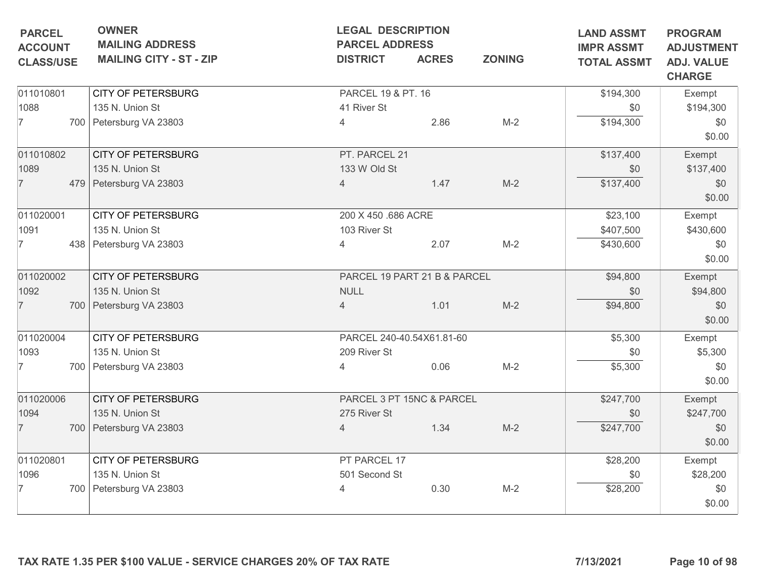| PARCEL<br>ACCOUNT<br>CLASS/USE | OWNER<br>MAILING ADDRESS<br>MAILING CITY - ST - ZIP | LEGAL DESCRIPTION<br>PARCEL ADDRESS<br>DISTRICT | ACRES | ZONING | LAND ASSMT<br>IMPR ASSMT<br>TOTAL ASSMT | PROGRAM<br>ADJUSTMENT<br>ADJ. VALUE<br>CHARGE |
|---|---|---|---|---|---|---|
| 011010801<br>1088<br>7 700 | CITY OF PETERSBURG<br>135 N. Union St<br>Petersburg VA 23803 | PARCEL 19 & PT. 16<br>41 River St<br>4 | 2.86 | M-2 | $194,300<br>$0<br>$194,300 | Exempt<br>$194,300<br>$0<br>$0.00 |
| 011010802<br>1089<br>7 479 | CITY OF PETERSBURG<br>135 N. Union St<br>Petersburg VA 23803 | PT. PARCEL 21<br>133 W Old St<br>4 | 1.47 | M-2 | $137,400<br>$0<br>$137,400 | Exempt<br>$137,400<br>$0<br>$0.00 |
| 011020001<br>1091<br>7 438 | CITY OF PETERSBURG<br>135 N. Union St<br>Petersburg VA 23803 | 200 X 450 .686 ACRE<br>103 River St<br>4 | 2.07 | M-2 | $23,100<br>$407,500<br>$430,600 | Exempt<br>$430,600<br>$0<br>$0.00 |
| 011020002<br>1092<br>7 700 | CITY OF PETERSBURG<br>135 N. Union St<br>Petersburg VA 23803 | PARCEL 19 PART 21 B & PARCEL<br>NULL<br>4 | 1.01 | M-2 | $94,800<br>$0<br>$94,800 | Exempt<br>$94,800<br>$0<br>$0.00 |
| 011020004<br>1093<br>7 700 | CITY OF PETERSBURG<br>135 N. Union St<br>Petersburg VA 23803 | PARCEL 240-40.54X61.81-60<br>209 River St<br>4 | 0.06 | M-2 | $5,300<br>$0<br>$5,300 | Exempt<br>$5,300<br>$0<br>$0.00 |
| 011020006<br>1094<br>7 700 | CITY OF PETERSBURG<br>135 N. Union St<br>Petersburg VA 23803 | PARCEL 3 PT 15NC & PARCEL<br>275 River St<br>4 | 1.34 | M-2 | $247,700<br>$0<br>$247,700 | Exempt<br>$247,700<br>$0<br>$0.00 |
| 011020801<br>1096<br>7 700 | CITY OF PETERSBURG<br>135 N. Union St<br>Petersburg VA 23803 | PT PARCEL 17<br>501 Second St<br>4 | 0.30 | M-2 | $28,200<br>$0<br>$28,200 | Exempt<br>$28,200<br>$0<br>$0.00 |

**TAX RATE 1.35 PER $100 VALUE - SERVICE CHARGES 20% OF TAX RATE**

**7/13/2021**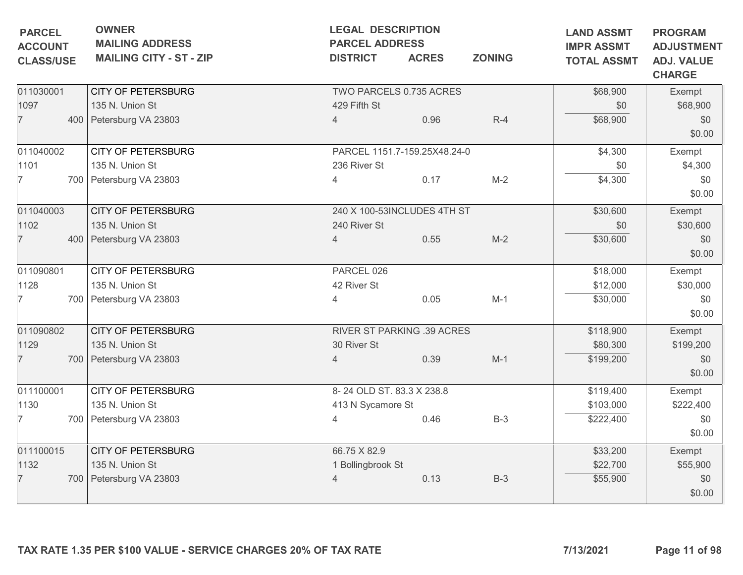| PARCEL ACCOUNT CLASS/USE | OWNER MAILING ADDRESS MAILING CITY - ST - ZIP | LEGAL DESCRIPTION PARCEL ADDRESS DISTRICT | ACRES | ZONING | LAND ASSMT IMPR ASSMT TOTAL ASSMT | PROGRAM ADJUSTMENT ADJ. VALUE CHARGE |
|---|---|---|---|---|---|---|
| 011030001<br>1097<br>7 400 | CITY OF PETERSBURG<br>135 N. Union St<br>Petersburg VA 23803 | TWO PARCELS 0.735 ACRES<br>429 Fifth St<br>4 | 0.96 | R-4 | $68,900<br>$0<br>$68,900 | Exempt<br>$68,900<br>$0<br>$0.00 |
| 011040002<br>1101<br>7 700 | CITY OF PETERSBURG<br>135 N. Union St<br>Petersburg VA 23803 | PARCEL 1151.7-159.25X48.24-0<br>236 River St<br>4 | 0.17 | M-2 | $4,300<br>$0<br>$4,300 | Exempt<br>$4,300<br>$0<br>$0.00 |
| 011040003<br>1102<br>7 400 | CITY OF PETERSBURG<br>135 N. Union St<br>Petersburg VA 23803 | 240 X 100-53INCLUDES 4TH ST<br>240 River St<br>4 | 0.55 | M-2 | $30,600<br>$0<br>$30,600 | Exempt<br>$30,600<br>$0<br>$0.00 |
| 011090801<br>1128<br>7 700 | CITY OF PETERSBURG<br>135 N. Union St<br>Petersburg VA 23803 | PARCEL 026<br>42 River St<br>4 | 0.05 | M-1 | $18,000<br>$12,000<br>$30,000 | Exempt<br>$30,000<br>$0<br>$0.00 |
| 011090802<br>1129<br>7 700 | CITY OF PETERSBURG<br>135 N. Union St<br>Petersburg VA 23803 | RIVER ST PARKING .39 ACRES<br>30 River St<br>4 | 0.39 | M-1 | $118,900<br>$80,300<br>$199,200 | Exempt<br>$199,200<br>$0<br>$0.00 |
| 011100001<br>1130<br>7 700 | CITY OF PETERSBURG<br>135 N. Union St<br>Petersburg VA 23803 | 8- 24 OLD ST. 83.3 X 238.8<br>413 N Sycamore St<br>4 | 0.46 | B-3 | $119,400<br>$103,000<br>$222,400 | Exempt<br>$222,400<br>$0<br>$0.00 |
| 011100015<br>1132<br>7 700 | CITY OF PETERSBURG<br>135 N. Union St<br>Petersburg VA 23803 | 66.75 X 82.9<br>1 Bollingbrook St<br>4 | 0.13 | B-3 | $33,200<br>$22,700<br>$55,900 | Exempt<br>$55,900<br>$0<br>$0.00 |

TAX RATE 1.35 PER $100 VALUE - SERVICE CHARGES 20% OF TAX RATE

7/13/2021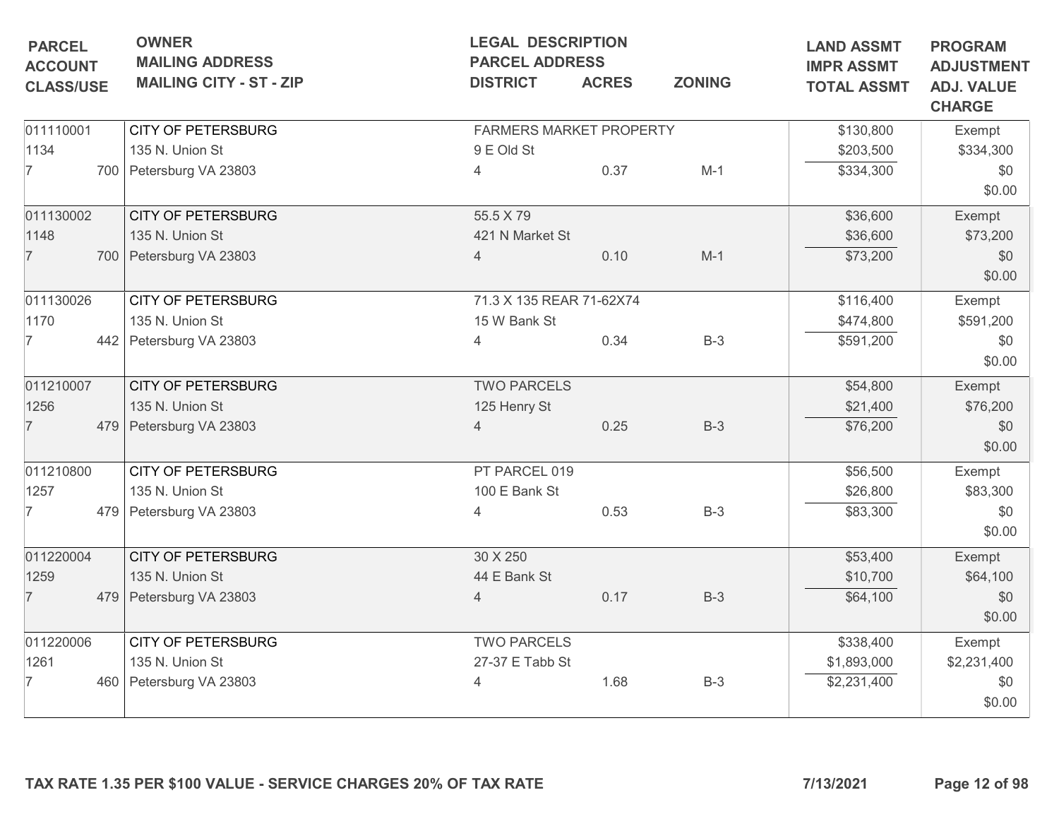| PARCEL<br>ACCOUNT<br>CLASS/USE | OWNER<br>MAILING ADDRESS<br>MAILING CITY - ST - ZIP | LEGAL DESCRIPTION<br>PARCEL ADDRESS<br>DISTRICT | ACRES | ZONING | LAND ASSMT<br>IMPR ASSMT<br>TOTAL ASSMT | PROGRAM<br>ADJUSTMENT<br>ADJ. VALUE<br>CHARGE |
|---|---|---|---|---|---|---|
| 011110001<br>1134<br>7 700 | CITY OF PETERSBURG<br>135 N. Union St<br>Petersburg VA 23803 | FARMERS MARKET PROPERTY<br>9 E Old St<br>4 | 0.37 | M-1 | $130,800<br>$203,500<br>$334,300 | Exempt<br>$334,300<br>$0<br>$0.00 |
| 011130002<br>1148<br>7 700 | CITY OF PETERSBURG<br>135 N. Union St<br>Petersburg VA 23803 | 55.5 X 79<br>421 N Market St<br>4 | 0.10 | M-1 | $36,600<br>$36,600<br>$73,200 | Exempt<br>$73,200<br>$0<br>$0.00 |
| 011130026<br>1170<br>7 442 | CITY OF PETERSBURG<br>135 N. Union St<br>Petersburg VA 23803 | 71.3 X 135 REAR 71-62X74<br>15 W Bank St<br>4 | 0.34 | B-3 | $116,400<br>$474,800<br>$591,200 | Exempt<br>$591,200<br>$0<br>$0.00 |
| 011210007<br>1256<br>7 479 | CITY OF PETERSBURG<br>135 N. Union St<br>Petersburg VA 23803 | TWO PARCELS<br>125 Henry St<br>4 | 0.25 | B-3 | $54,800<br>$21,400<br>$76,200 | Exempt<br>$76,200<br>$0<br>$0.00 |
| 011210800<br>1257<br>7 479 | CITY OF PETERSBURG<br>135 N. Union St<br>Petersburg VA 23803 | PT PARCEL 019<br>100 E Bank St<br>4 | 0.53 | B-3 | $56,500<br>$26,800<br>$83,300 | Exempt<br>$83,300<br>$0<br>$0.00 |
| 011220004<br>1259<br>7 479 | CITY OF PETERSBURG<br>135 N. Union St<br>Petersburg VA 23803 | 30 X 250<br>44 E Bank St<br>4 | 0.17 | B-3 | $53,400<br>$10,700<br>$64,100 | Exempt<br>$64,100<br>$0<br>$0.00 |
| 011220006<br>1261<br>7 460 | CITY OF PETERSBURG<br>135 N. Union St<br>Petersburg VA 23803 | TWO PARCELS<br>27-37 E Tabb St<br>4 | 1.68 | B-3 | $338,400<br>$1,893,000<br>$2,231,400 | Exempt<br>$2,231,400<br>$0<br>$0.00 |

**TAX RATE 1.35 PER $100 VALUE - SERVICE CHARGES 20% OF TAX RATE** **7/13/2021**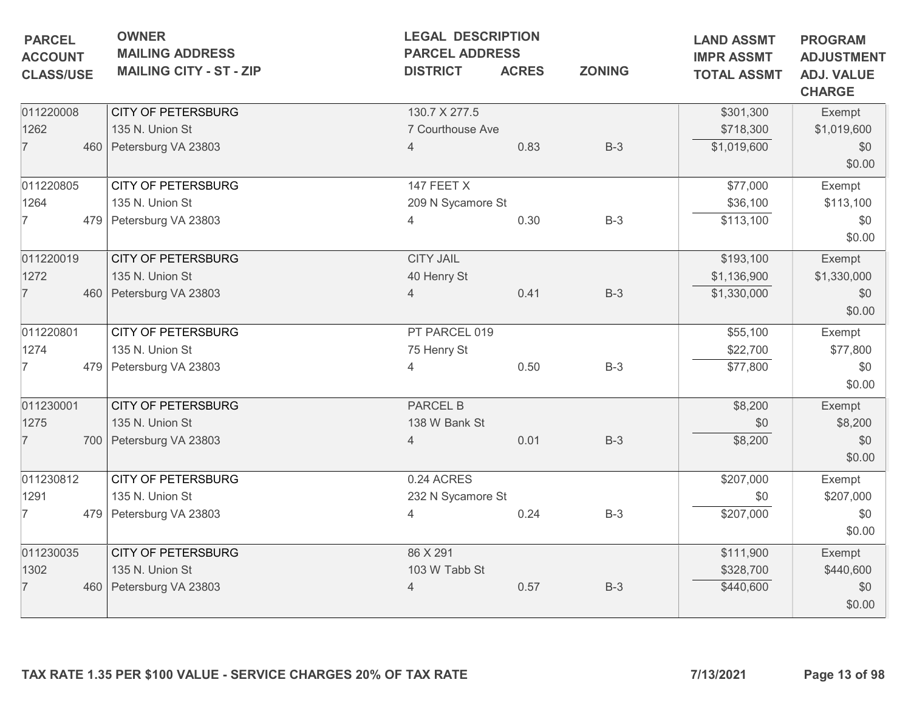| PARCEL ACCOUNT CLASS/USE | OWNER MAILING ADDRESS MAILING CITY - ST - ZIP | LEGAL DESCRIPTION PARCEL ADDRESS DISTRICT | ACRES | ZONING | LAND ASSMT IMPR ASSMT TOTAL ASSMT | PROGRAM ADJUSTMENT ADJ. VALUE CHARGE |
|---|---|---|---|---|---|---|
| 011220008<br>1262<br>7 460 | CITY OF PETERSBURG<br>135 N. Union St<br>Petersburg VA 23803 | 130.7 X 277.5<br>7 Courthouse Ave<br>4 | 0.83 | B-3 | $301,300<br>$718,300<br>$1,019,600 | Exempt<br>$1,019,600<br>$0<br>$0.00 |
| 011220805<br>1264<br>7 479 | CITY OF PETERSBURG<br>135 N. Union St<br>Petersburg VA 23803 | 147 FEET X<br>209 N Sycamore St<br>4 | 0.30 | B-3 | $77,000<br>$36,100<br>$113,100 | Exempt<br>$113,100<br>$0<br>$0.00 |
| 011220019<br>1272<br>7 460 | CITY OF PETERSBURG<br>135 N. Union St<br>Petersburg VA 23803 | CITY JAIL<br>40 Henry St<br>4 | 0.41 | B-3 | $193,100<br>$1,136,900<br>$1,330,000 | Exempt<br>$1,330,000<br>$0<br>$0.00 |
| 011220801<br>1274<br>7 479 | CITY OF PETERSBURG<br>135 N. Union St<br>Petersburg VA 23803 | PT PARCEL 019<br>75 Henry St<br>4 | 0.50 | B-3 | $55,100<br>$22,700<br>$77,800 | Exempt<br>$77,800<br>$0<br>$0.00 |
| 011230001<br>1275<br>7 700 | CITY OF PETERSBURG<br>135 N. Union St<br>Petersburg VA 23803 | PARCEL B<br>138 W Bank St<br>4 | 0.01 | B-3 | $8,200<br>$0<br>$8,200 | Exempt<br>$8,200<br>$0<br>$0.00 |
| 011230812<br>1291<br>7 479 | CITY OF PETERSBURG<br>135 N. Union St<br>Petersburg VA 23803 | 0.24 ACRES<br>232 N Sycamore St<br>4 | 0.24 | B-3 | $207,000<br>$0<br>$207,000 | Exempt<br>$207,000<br>$0<br>$0.00 |
| 011230035<br>1302<br>7 460 | CITY OF PETERSBURG<br>135 N. Union St<br>Petersburg VA 23803 | 86 X 291<br>103 W Tabb St<br>4 | 0.57 | B-3 | $111,900<br>$328,700<br>$440,600 | Exempt<br>$440,600<br>$0<br>$0.00 |

**TAX RATE 1.35 PER $100 VALUE - SERVICE CHARGES 20% OF TAX RATE** **7/13/2021**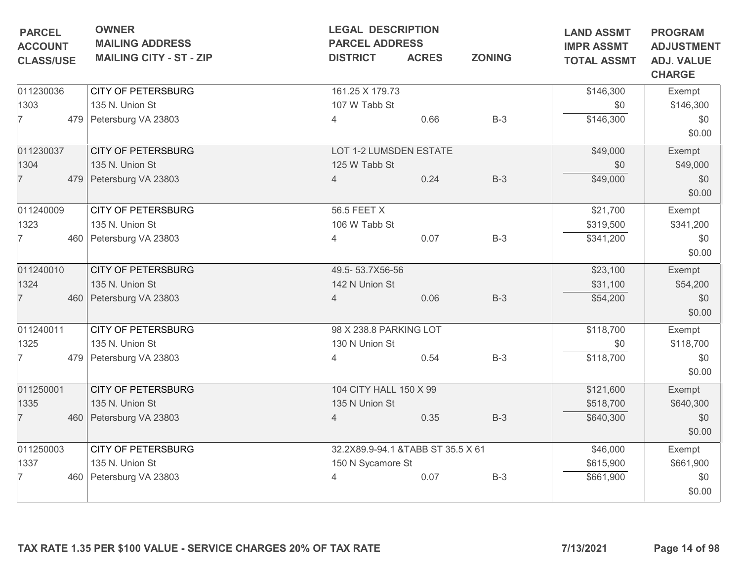| PARCEL<br>ACCOUNT<br>CLASS/USE | OWNER<br>MAILING ADDRESS<br>MAILING CITY - ST - ZIP | LEGAL DESCRIPTION<br>PARCEL ADDRESS<br>DISTRICT | ACRES | ZONING | LAND ASSMT<br>IMPR ASSMT<br>TOTAL ASSMT | PROGRAM<br>ADJUSTMENT<br>ADJ. VALUE<br>CHARGE |
|---|---|---|---|---|---|---|
| 011230036<br>1303<br>7 479 | CITY OF PETERSBURG<br>135 N. Union St<br>Petersburg VA 23803 | 161.25 X 179.73<br>107 W Tabb St<br>4 | 0.66 | B-3 | $146,300<br>$0<br>$146,300 | Exempt<br>$146,300<br>$0<br>$0.00 |
| 011230037<br>1304<br>7 479 | CITY OF PETERSBURG<br>135 N. Union St<br>Petersburg VA 23803 | LOT 1-2 LUMSDEN ESTATE<br>125 W Tabb St<br>4 | 0.24 | B-3 | $49,000<br>$0<br>$49,000 | Exempt<br>$49,000<br>$0<br>$0.00 |
| 011240009<br>1323<br>7 460 | CITY OF PETERSBURG<br>135 N. Union St<br>Petersburg VA 23803 | 56.5 FEET X<br>106 W Tabb St<br>4 | 0.07 | B-3 | $21,700<br>$319,500<br>$341,200 | Exempt<br>$341,200<br>$0<br>$0.00 |
| 011240010<br>1324<br>7 460 | CITY OF PETERSBURG<br>135 N. Union St<br>Petersburg VA 23803 | 49.5- 53.7X56-56<br>142 N Union St<br>4 | 0.06 | B-3 | $23,100<br>$31,100<br>$54,200 | Exempt<br>$54,200<br>$0<br>$0.00 |
| 011240011<br>1325<br>7 479 | CITY OF PETERSBURG<br>135 N. Union St<br>Petersburg VA 23803 | 98 X 238.8 PARKING LOT<br>130 N Union St<br>4 | 0.54 | B-3 | $118,700<br>$0<br>$118,700 | Exempt<br>$118,700<br>$0<br>$0.00 |
| 011250001<br>1335<br>7 460 | CITY OF PETERSBURG<br>135 N. Union St<br>Petersburg VA 23803 | 104 CITY HALL 150 X 99<br>135 N Union St<br>4 | 0.35 | B-3 | $121,600<br>$518,700<br>$640,300 | Exempt<br>$640,300<br>$0<br>$0.00 |
| 011250003<br>1337<br>7 460 | CITY OF PETERSBURG<br>135 N. Union St<br>Petersburg VA 23803 | 32.2X89.9-94.1 &TABB ST 35.5 X 61<br>150 N Sycamore St<br>4 | 0.07 | B-3 | $46,000<br>$615,900<br>$661,900 | Exempt<br>$661,900<br>$0<br>$0.00 |

TAX RATE 1.35 PER $100 VALUE - SERVICE CHARGES 20% OF TAX RATE

7/13/2021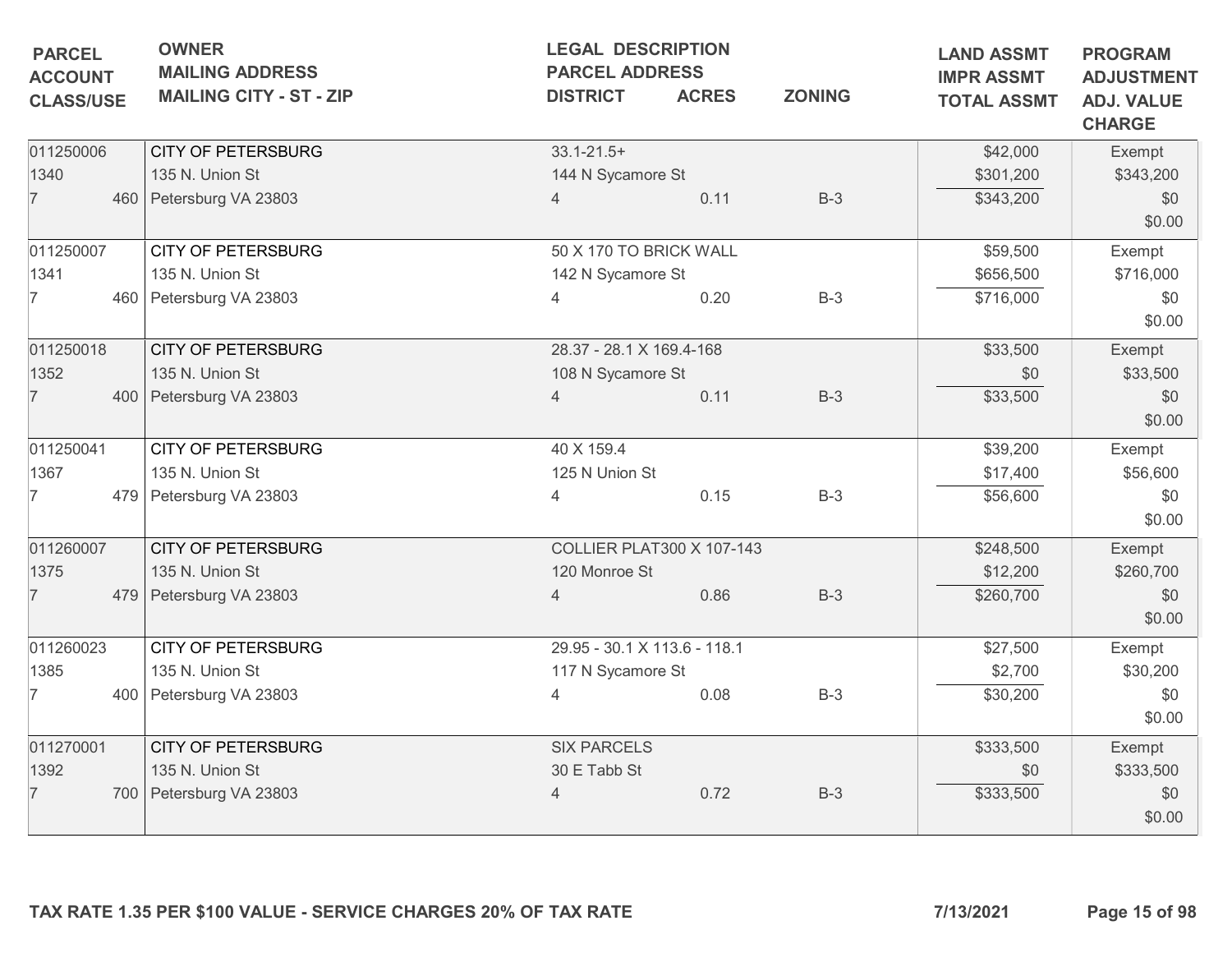| PARCEL<br>ACCOUNT<br>CLASS/USE | OWNER<br>MAILING ADDRESS<br>MAILING CITY - ST - ZIP | LEGAL DESCRIPTION<br>PARCEL ADDRESS<br>DISTRICT | ACRES | ZONING | LAND ASSMT<br>IMPR ASSMT<br>TOTAL ASSMT | PROGRAM<br>ADJUSTMENT<br>ADJ. VALUE<br>CHARGE |
|---|---|---|---|---|---|---|
| 011250006<br>1340<br>7 460 | CITY OF PETERSBURG<br>135 N. Union St<br>Petersburg VA 23803 | 33.1-21.5+<br>144 N Sycamore St<br>4 | 0.11 | B-3 | $42,000<br>$301,200<br>$343,200 | Exempt<br>$343,200<br>$0<br>$0.00 |
| 011250007<br>1341<br>7 460 | CITY OF PETERSBURG<br>135 N. Union St<br>Petersburg VA 23803 | 50 X 170 TO BRICK WALL<br>142 N Sycamore St<br>4 | 0.20 | B-3 | $59,500<br>$656,500<br>$716,000 | Exempt<br>$716,000<br>$0<br>$0.00 |
| 011250018<br>1352<br>7 400 | CITY OF PETERSBURG<br>135 N. Union St<br>Petersburg VA 23803 | 28.37 - 28.1 X 169.4-168<br>108 N Sycamore St<br>4 | 0.11 | B-3 | $33,500<br>$0<br>$33,500 | Exempt<br>$33,500<br>$0<br>$0.00 |
| 011250041<br>1367<br>7 479 | CITY OF PETERSBURG<br>135 N. Union St<br>Petersburg VA 23803 | 40 X 159.4<br>125 N Union St<br>4 | 0.15 | B-3 | $39,200<br>$17,400<br>$56,600 | Exempt<br>$56,600<br>$0<br>$0.00 |
| 011260007<br>1375<br>7 479 | CITY OF PETERSBURG<br>135 N. Union St<br>Petersburg VA 23803 | COLLIER PLAT300 X 107-143<br>120 Monroe St<br>4 | 0.86 | B-3 | $248,500<br>$12,200<br>$260,700 | Exempt<br>$260,700<br>$0<br>$0.00 |
| 011260023<br>1385<br>7 400 | CITY OF PETERSBURG<br>135 N. Union St<br>Petersburg VA 23803 | 29.95 - 30.1 X 113.6 - 118.1<br>117 N Sycamore St<br>4 | 0.08 | B-3 | $27,500<br>$2,700<br>$30,200 | Exempt<br>$30,200<br>$0<br>$0.00 |
| 011270001<br>1392<br>7 700 | CITY OF PETERSBURG<br>135 N. Union St<br>Petersburg VA 23803 | SIX PARCELS<br>30 E Tabb St<br>4 | 0.72 | B-3 | $333,500<br>$0<br>$333,500 | Exempt<br>$333,500<br>$0<br>$0.00 |

TAX RATE 1.35 PER $100 VALUE - SERVICE CHARGES 20% OF TAX RATE

7/13/2021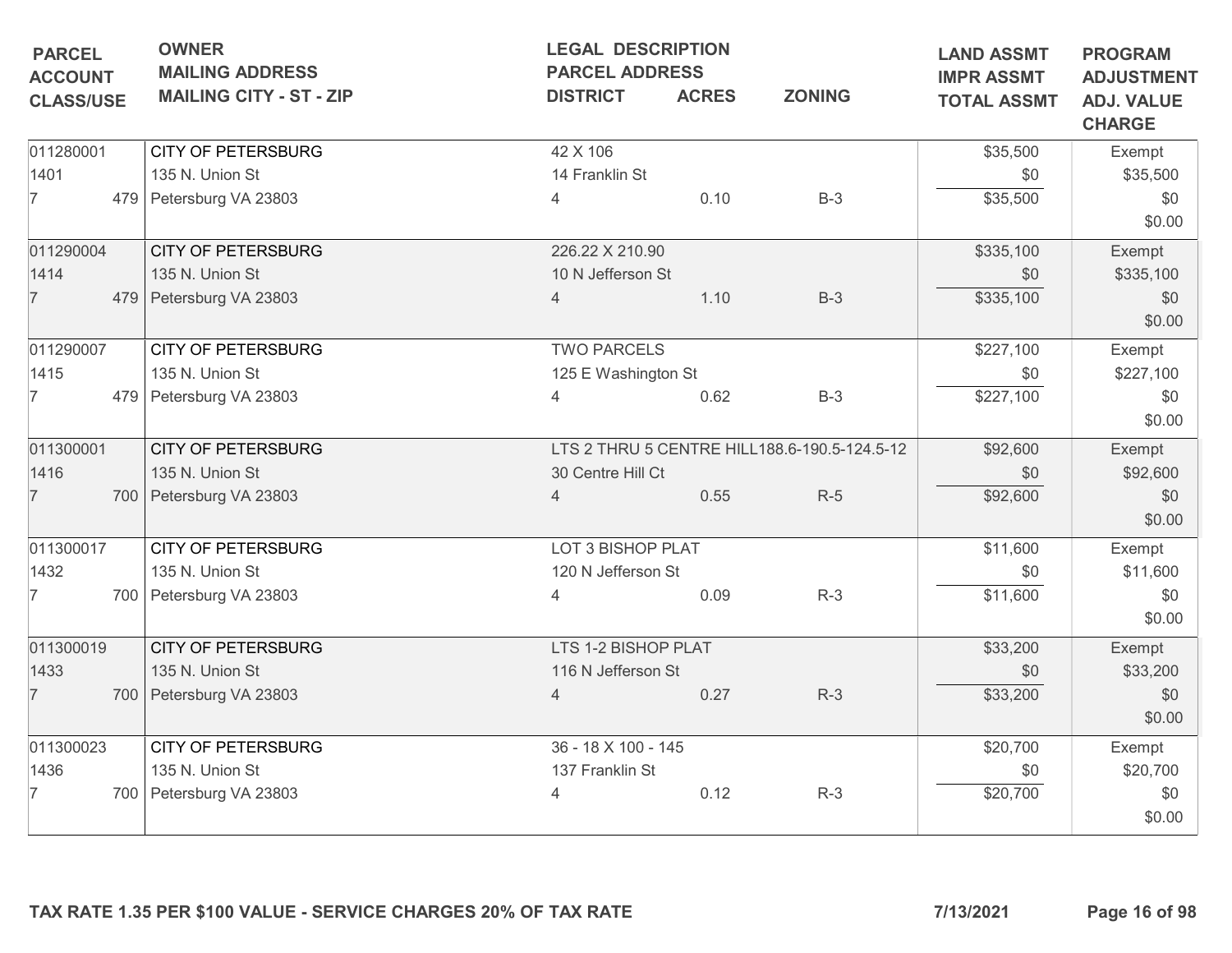| PARCEL<br>ACCOUNT<br>CLASS/USE | OWNER<br>MAILING ADDRESS<br>MAILING CITY - ST - ZIP | LEGAL DESCRIPTION<br>PARCEL ADDRESS<br>DISTRICT | ACRES | ZONING | LAND ASSMT<br>IMPR ASSMT<br>TOTAL ASSMT | PROGRAM<br>ADJUSTMENT<br>ADJ. VALUE<br>CHARGE |
|---|---|---|---|---|---|---|
| 011280001<br>1401<br>7 479 | CITY OF PETERSBURG<br>135 N. Union St<br>Petersburg VA 23803 | 42 X 106<br>14 Franklin St<br>4 | 0.10 | B-3 | $35,500<br>$0<br>$35,500 | Exempt<br>$35,500<br>$0<br>$0.00 |
| 011290004<br>1414<br>7 479 | CITY OF PETERSBURG<br>135 N. Union St<br>Petersburg VA 23803 | 226.22 X 210.90<br>10 N Jefferson St<br>4 | 1.10 | B-3 | $335,100<br>$0<br>$335,100 | Exempt<br>$335,100<br>$0<br>$0.00 |
| 011290007<br>1415<br>7 479 | CITY OF PETERSBURG<br>135 N. Union St<br>Petersburg VA 23803 | TWO PARCELS<br>125 E Washington St<br>4 | 0.62 | B-3 | $227,100<br>$0<br>$227,100 | Exempt<br>$227,100<br>$0<br>$0.00 |
| 011300001<br>1416<br>7 700 | CITY OF PETERSBURG<br>135 N. Union St<br>Petersburg VA 23803 | LTS 2 THRU 5 CENTRE HILL188.6-190.5-124.5-12<br>30 Centre Hill Ct<br>4 | 0.55 | R-5 | $92,600<br>$0<br>$92,600 | Exempt<br>$92,600<br>$0<br>$0.00 |
| 011300017<br>1432<br>7 700 | CITY OF PETERSBURG<br>135 N. Union St<br>Petersburg VA 23803 | LOT 3 BISHOP PLAT<br>120 N Jefferson St<br>4 | 0.09 | R-3 | $11,600<br>$0<br>$11,600 | Exempt<br>$11,600<br>$0<br>$0.00 |
| 011300019<br>1433<br>7 700 | CITY OF PETERSBURG<br>135 N. Union St<br>Petersburg VA 23803 | LTS 1-2 BISHOP PLAT<br>116 N Jefferson St<br>4 | 0.27 | R-3 | $33,200<br>$0<br>$33,200 | Exempt<br>$33,200<br>$0<br>$0.00 |
| 011300023<br>1436<br>7 700 | CITY OF PETERSBURG<br>135 N. Union St<br>Petersburg VA 23803 | 36 - 18 X 100 - 145<br>137 Franklin St<br>4 | 0.12 | R-3 | $20,700<br>$0<br>$20,700 | Exempt<br>$20,700<br>$0<br>$0.00 |

TAX RATE 1.35 PER $100 VALUE - SERVICE CHARGES 20% OF TAX RATE

7/13/2021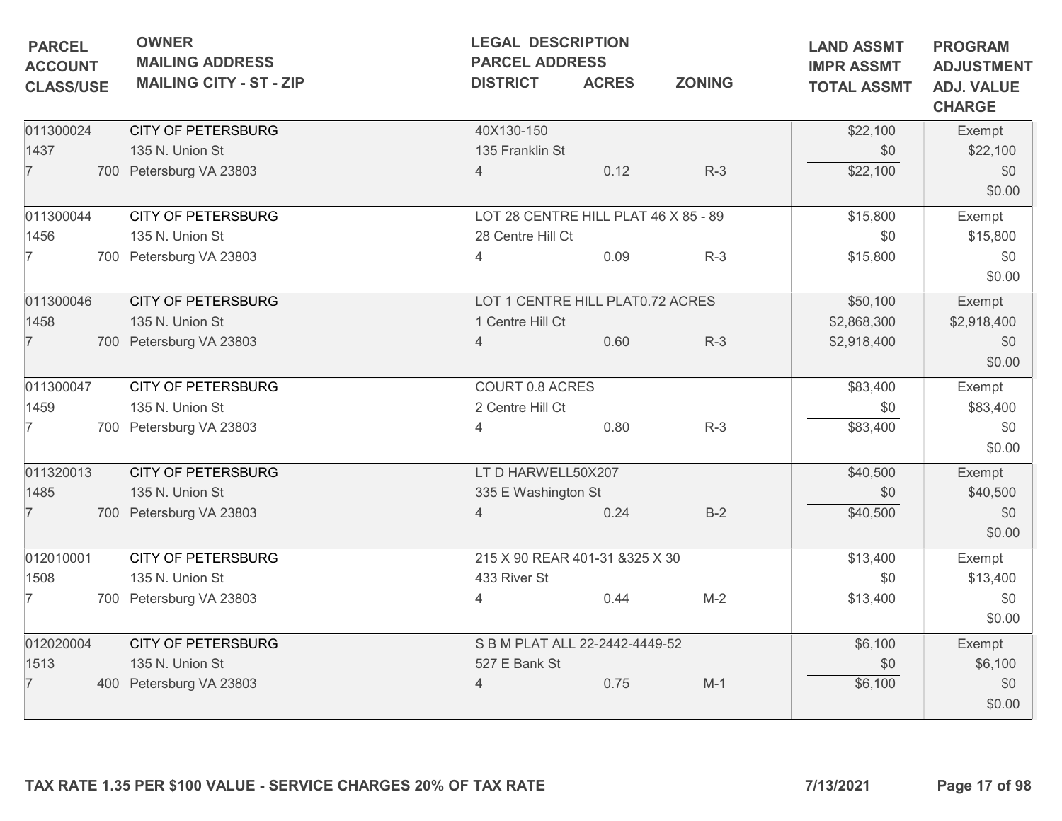| PARCEL<br>ACCOUNT<br>CLASS/USE | OWNER<br>MAILING ADDRESS<br>MAILING CITY - ST - ZIP | LEGAL DESCRIPTION<br>PARCEL ADDRESS<br>DISTRICT | ACRES | ZONING | LAND ASSMT<br>IMPR ASSMT<br>TOTAL ASSMT | PROGRAM<br>ADJUSTMENT<br>ADJ. VALUE<br>CHARGE |
|---|---|---|---|---|---|---|
| 011300024<br>1437<br>7 700 | CITY OF PETERSBURG<br>135 N. Union St<br>Petersburg VA 23803 | 40X130-150<br>135 Franklin St<br>4 | 0.12 | R-3 | $22,100<br>$0<br>$22,100 | Exempt<br>$22,100<br>$0<br>$0.00 |
| 011300044<br>1456<br>7 700 | CITY OF PETERSBURG<br>135 N. Union St<br>Petersburg VA 23803 | LOT 28 CENTRE HILL PLAT 46 X 85 - 89<br>28 Centre Hill Ct<br>4 | 0.09 | R-3 | $15,800<br>$0<br>$15,800 | Exempt<br>$15,800<br>$0<br>$0.00 |
| 011300046<br>1458<br>7 700 | CITY OF PETERSBURG<br>135 N. Union St<br>Petersburg VA 23803 | LOT 1 CENTRE HILL PLAT0.72 ACRES<br>1 Centre Hill Ct<br>4 | 0.60 | R-3 | $50,100<br>$2,868,300<br>$2,918,400 | Exempt<br>$2,918,400<br>$0<br>$0.00 |
| 011300047<br>1459<br>7 700 | CITY OF PETERSBURG<br>135 N. Union St<br>Petersburg VA 23803 | COURT 0.8 ACRES<br>2 Centre Hill Ct<br>4 | 0.80 | R-3 | $83,400<br>$0<br>$83,400 | Exempt<br>$83,400<br>$0<br>$0.00 |
| 011320013<br>1485<br>7 700 | CITY OF PETERSBURG<br>135 N. Union St<br>Petersburg VA 23803 | LT D HARWELL50X207<br>335 E Washington St<br>4 | 0.24 | B-2 | $40,500<br>$0<br>$40,500 | Exempt<br>$40,500<br>$0<br>$0.00 |
| 012010001<br>1508<br>7 700 | CITY OF PETERSBURG<br>135 N. Union St<br>Petersburg VA 23803 | 215 X 90 REAR 401-31 &325 X 30<br>433 River St<br>4 | 0.44 | M-2 | $13,400<br>$0<br>$13,400 | Exempt<br>$13,400<br>$0<br>$0.00 |
| 012020004<br>1513<br>7 400 | CITY OF PETERSBURG<br>135 N. Union St<br>Petersburg VA 23803 | S B M PLAT ALL 22-2442-4449-52<br>527 E Bank St<br>4 | 0.75 | M-1 | $6,100<br>$0<br>$6,100 | Exempt<br>$6,100<br>$0<br>$0.00 |

**TAX RATE 1.35 PER $100 VALUE - SERVICE CHARGES 20% OF TAX RATE** **7/13/2021**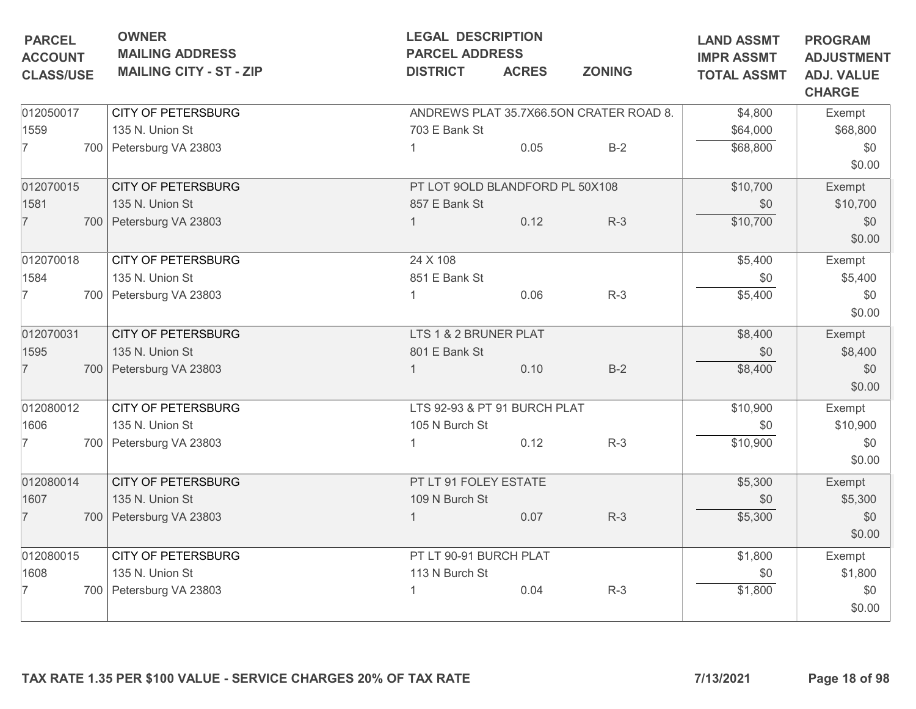| PARCEL ACCOUNT CLASS/USE | OWNER MAILING ADDRESS MAILING CITY - ST - ZIP | LEGAL DESCRIPTION PARCEL ADDRESS DISTRICT | ACRES | ZONING | LAND ASSMT IMPR ASSMT TOTAL ASSMT | PROGRAM ADJUSTMENT ADJ. VALUE CHARGE |
|---|---|---|---|---|---|---|
| 012050017 | CITY OF PETERSBURG | ANDREWS PLAT 35.7X66.5ON CRATER ROAD 8. | | | $4,800 | Exempt |
| 1559 | 135 N. Union St | 703 E Bank St | | | $64,000 | $68,800 |
| 7 700 | Petersburg VA 23803 | 1 | 0.05 | B-2 | $68,800 | $0 |
| | | | | | | $0.00 |
| 012070015 | CITY OF PETERSBURG | PT LOT 9OLD BLANDFORD PL 50X108 | | | $10,700 | Exempt |
| 1581 | 135 N. Union St | 857 E Bank St | | | $0 | $10,700 |
| 7 700 | Petersburg VA 23803 | 1 | 0.12 | R-3 | $10,700 | $0 |
| | | | | | | $0.00 |
| 012070018 | CITY OF PETERSBURG | 24 X 108 | | | $5,400 | Exempt |
| 1584 | 135 N. Union St | 851 E Bank St | | | $0 | $5,400 |
| 7 700 | Petersburg VA 23803 | 1 | 0.06 | R-3 | $5,400 | $0 |
| | | | | | | $0.00 |
| 012070031 | CITY OF PETERSBURG | LTS 1 & 2 BRUNER PLAT | | | $8,400 | Exempt |
| 1595 | 135 N. Union St | 801 E Bank St | | | $0 | $8,400 |
| 7 700 | Petersburg VA 23803 | 1 | 0.10 | B-2 | $8,400 | $0 |
| | | | | | | $0.00 |
| 012080012 | CITY OF PETERSBURG | LTS 92-93 & PT 91 BURCH PLAT | | | $10,900 | Exempt |
| 1606 | 135 N. Union St | 105 N Burch St | | | $0 | $10,900 |
| 7 700 | Petersburg VA 23803 | 1 | 0.12 | R-3 | $10,900 | $0 |
| | | | | | | $0.00 |
| 012080014 | CITY OF PETERSBURG | PT LT 91 FOLEY ESTATE | | | $5,300 | Exempt |
| 1607 | 135 N. Union St | 109 N Burch St | | | $0 | $5,300 |
| 7 700 | Petersburg VA 23803 | 1 | 0.07 | R-3 | $5,300 | $0 |
| | | | | | | $0.00 |
| 012080015 | CITY OF PETERSBURG | PT LT 90-91 BURCH PLAT | | | $1,800 | Exempt |
| 1608 | 135 N. Union St | 113 N Burch St | | | $0 | $1,800 |
| 7 700 | Petersburg VA 23803 | 1 | 0.04 | R-3 | $1,800 | $0 |
| | | | | | | $0.00 |

**TAX RATE 1.35 PER $100 VALUE - SERVICE CHARGES 20% OF TAX RATE** **7/13/2021**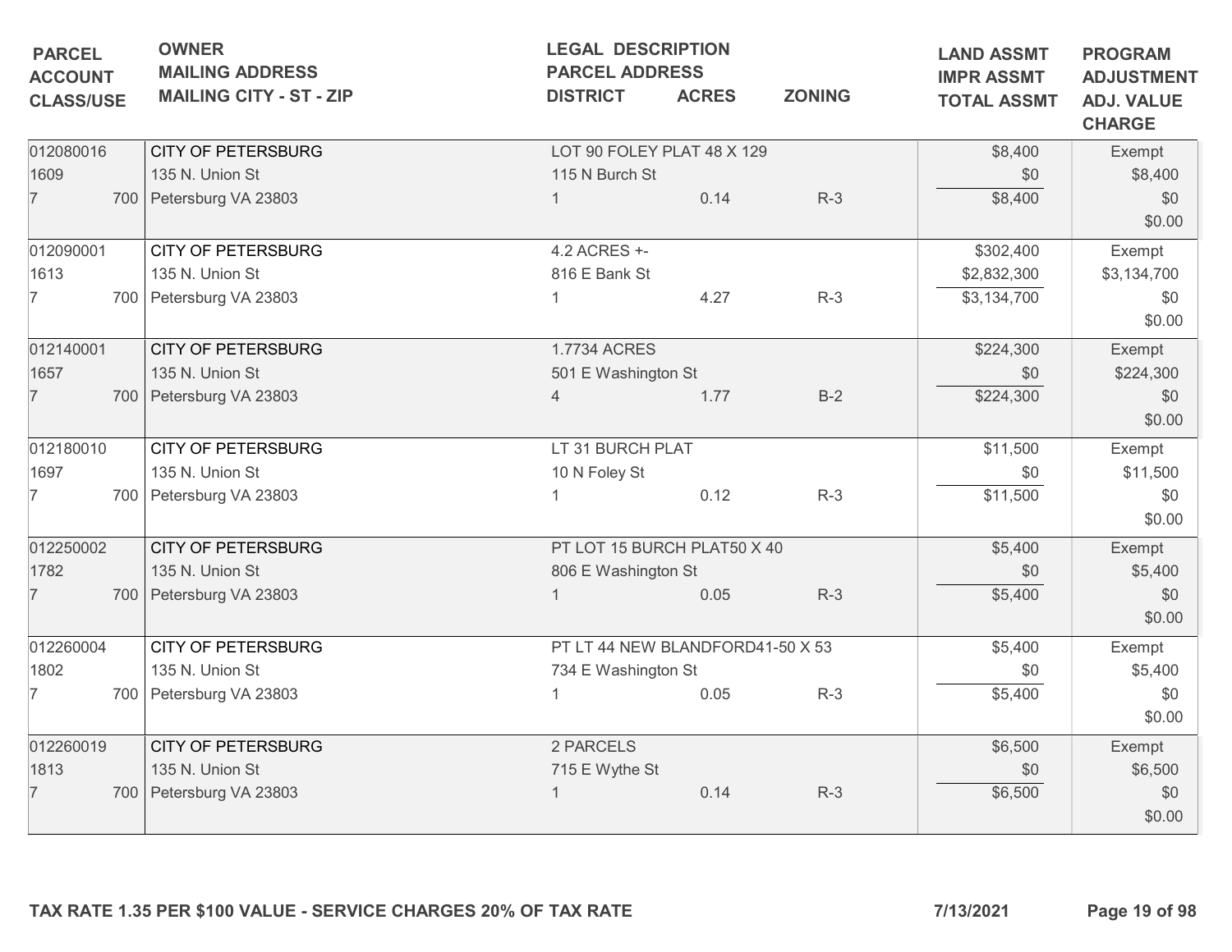| PARCEL<br>ACCOUNT<br>CLASS/USE | OWNER<br>MAILING ADDRESS<br>MAILING CITY - ST - ZIP | LEGAL DESCRIPTION<br>PARCEL ADDRESS<br>DISTRICT | ACRES | ZONING | LAND ASSMT<br>IMPR ASSMT<br>TOTAL ASSMT | PROGRAM<br>ADJUSTMENT<br>ADJ. VALUE<br>CHARGE |
|---|---|---|---|---|---|---|
| 012080016<br>1609<br>7 700 | CITY OF PETERSBURG<br>135 N. Union St<br>Petersburg VA 23803 | LOT 90 FOLEY PLAT 48 X 129<br>115 N Burch St<br>1 | 0.14 | R-3 | $8,400<br>$0<br>$8,400 | Exempt<br>$8,400<br>$0<br>$0.00 |
| 012090001<br>1613<br>7 700 | CITY OF PETERSBURG<br>135 N. Union St<br>Petersburg VA 23803 | 4.2 ACRES +-<br>816 E Bank St<br>1 | 4.27 | R-3 | $302,400<br>$2,832,300<br>$3,134,700 | Exempt<br>$3,134,700<br>$0<br>$0.00 |
| 012140001<br>1657<br>7 700 | CITY OF PETERSBURG<br>135 N. Union St<br>Petersburg VA 23803 | 1.7734 ACRES<br>501 E Washington St<br>4 | 1.77 | B-2 | $224,300<br>$0<br>$224,300 | Exempt<br>$224,300<br>$0<br>$0.00 |
| 012180010<br>1697<br>7 700 | CITY OF PETERSBURG<br>135 N. Union St<br>Petersburg VA 23803 | LT 31 BURCH PLAT<br>10 N Foley St<br>1 | 0.12 | R-3 | $11,500<br>$0<br>$11,500 | Exempt<br>$11,500<br>$0<br>$0.00 |
| 012250002<br>1782<br>7 700 | CITY OF PETERSBURG<br>135 N. Union St<br>Petersburg VA 23803 | PT LOT 15 BURCH PLAT50 X 40<br>806 E Washington St<br>1 | 0.05 | R-3 | $5,400<br>$0<br>$5,400 | Exempt<br>$5,400<br>$0<br>$0.00 |
| 012260004<br>1802<br>7 700 | CITY OF PETERSBURG<br>135 N. Union St<br>Petersburg VA 23803 | PT LT 44 NEW BLANDFORD41-50 X 53<br>734 E Washington St<br>1 | 0.05 | R-3 | $5,400<br>$0<br>$5,400 | Exempt<br>$5,400<br>$0<br>$0.00 |
| 012260019<br>1813<br>7 700 | CITY OF PETERSBURG<br>135 N. Union St<br>Petersburg VA 23803 | 2 PARCELS<br>715 E Wythe St<br>1 | 0.14 | R-3 | $6,500<br>$0<br>$6,500 | Exempt<br>$6,500<br>$0<br>$0.00 |

**TAX RATE 1.35 PER $100 VALUE - SERVICE CHARGES 20% OF TAX RATE** **7/13/2021**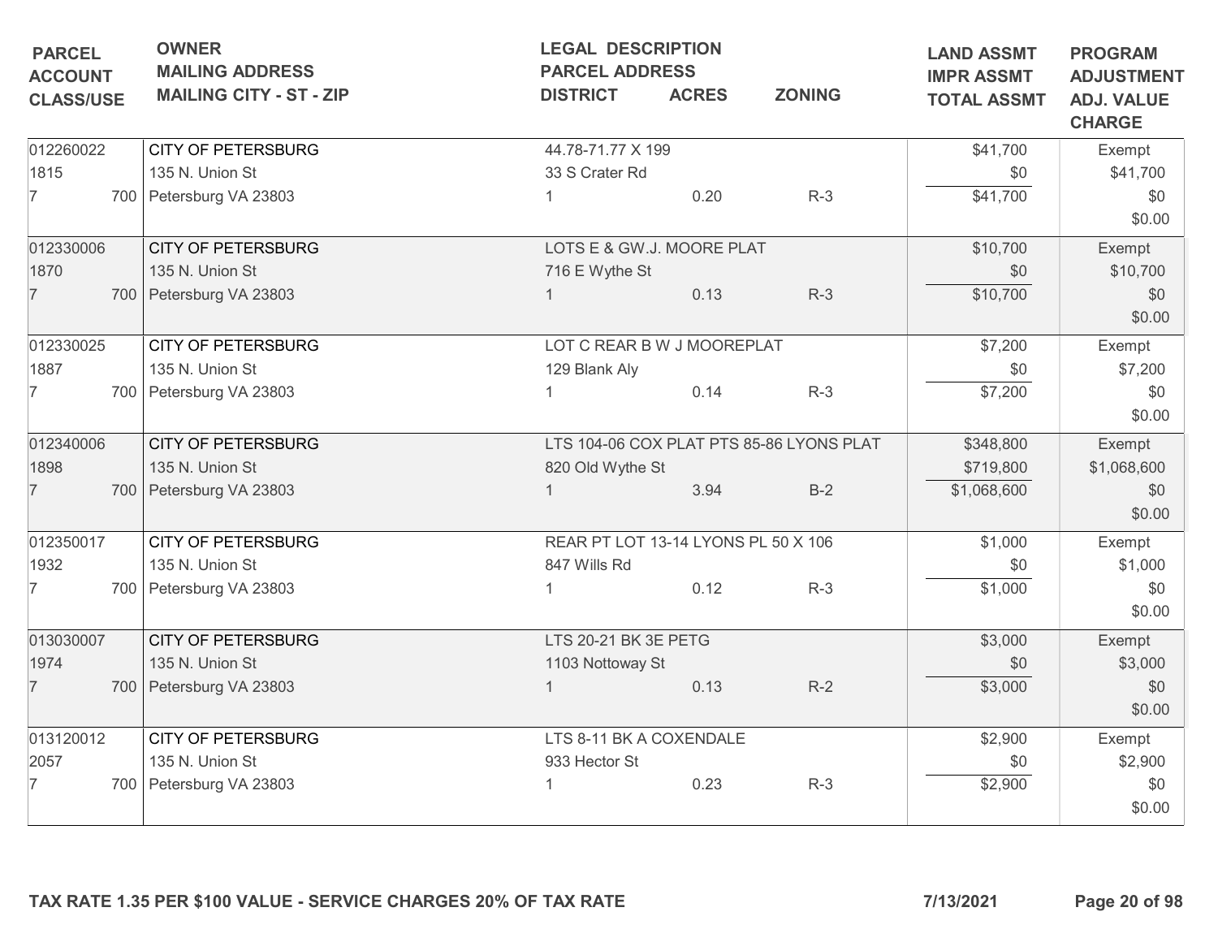| PARCEL<br>ACCOUNT<br>CLASS/USE | OWNER<br>MAILING ADDRESS<br>MAILING CITY - ST - ZIP | LEGAL DESCRIPTION<br>PARCEL ADDRESS<br>DISTRICT | ACRES | ZONING | LAND ASSMT<br>IMPR ASSMT<br>TOTAL ASSMT | PROGRAM<br>ADJUSTMENT<br>ADJ. VALUE<br>CHARGE |
|---|---|---|---|---|---|---|
| 012260022<br>1815<br>7 700 | CITY OF PETERSBURG<br>135 N. Union St<br>Petersburg VA 23803 | 44.78-71.77 X 199<br>33 S Crater Rd<br>1 | 0.20 | R-3 | $41,700<br>$0<br>$41,700 | Exempt<br>$41,700<br>$0<br>$0.00 |
| 012330006<br>1870<br>7 700 | CITY OF PETERSBURG<br>135 N. Union St<br>Petersburg VA 23803 | LOTS E & GW.J. MOORE PLAT<br>716 E Wythe St<br>1 | 0.13 | R-3 | $10,700<br>$0<br>$10,700 | Exempt<br>$10,700<br>$0<br>$0.00 |
| 012330025<br>1887<br>7 700 | CITY OF PETERSBURG<br>135 N. Union St<br>Petersburg VA 23803 | LOT C REAR B W J MOOREPLAT<br>129 Blank Aly<br>1 | 0.14 | R-3 | $7,200<br>$0<br>$7,200 | Exempt<br>$7,200<br>$0<br>$0.00 |
| 012340006<br>1898<br>7 700 | CITY OF PETERSBURG<br>135 N. Union St<br>Petersburg VA 23803 | LTS 104-06 COX PLAT PTS 85-86 LYONS PLAT<br>820 Old Wythe St<br>1 | 3.94 | B-2 | $348,800<br>$719,800<br>$1,068,600 | Exempt<br>$1,068,600<br>$0<br>$0.00 |
| 012350017<br>1932<br>7 700 | CITY OF PETERSBURG<br>135 N. Union St<br>Petersburg VA 23803 | REAR PT LOT 13-14 LYONS PL 50 X 106<br>847 Wills Rd<br>1 | 0.12 | R-3 | $1,000<br>$0<br>$1,000 | Exempt<br>$1,000<br>$0<br>$0.00 |
| 013030007<br>1974<br>7 700 | CITY OF PETERSBURG<br>135 N. Union St<br>Petersburg VA 23803 | LTS 20-21 BK 3E PETG<br>1103 Nottoway St<br>1 | 0.13 | R-2 | $3,000<br>$0<br>$3,000 | Exempt<br>$3,000<br>$0<br>$0.00 |
| 013120012<br>2057<br>7 700 | CITY OF PETERSBURG<br>135 N. Union St<br>Petersburg VA 23803 | LTS 8-11 BK A COXENDALE<br>933 Hector St<br>1 | 0.23 | R-3 | $2,900<br>$0<br>$2,900 | Exempt<br>$2,900<br>$0<br>$0.00 |

**TAX RATE 1.35 PER $100 VALUE - SERVICE CHARGES 20% OF TAX RATE** **7/13/2021**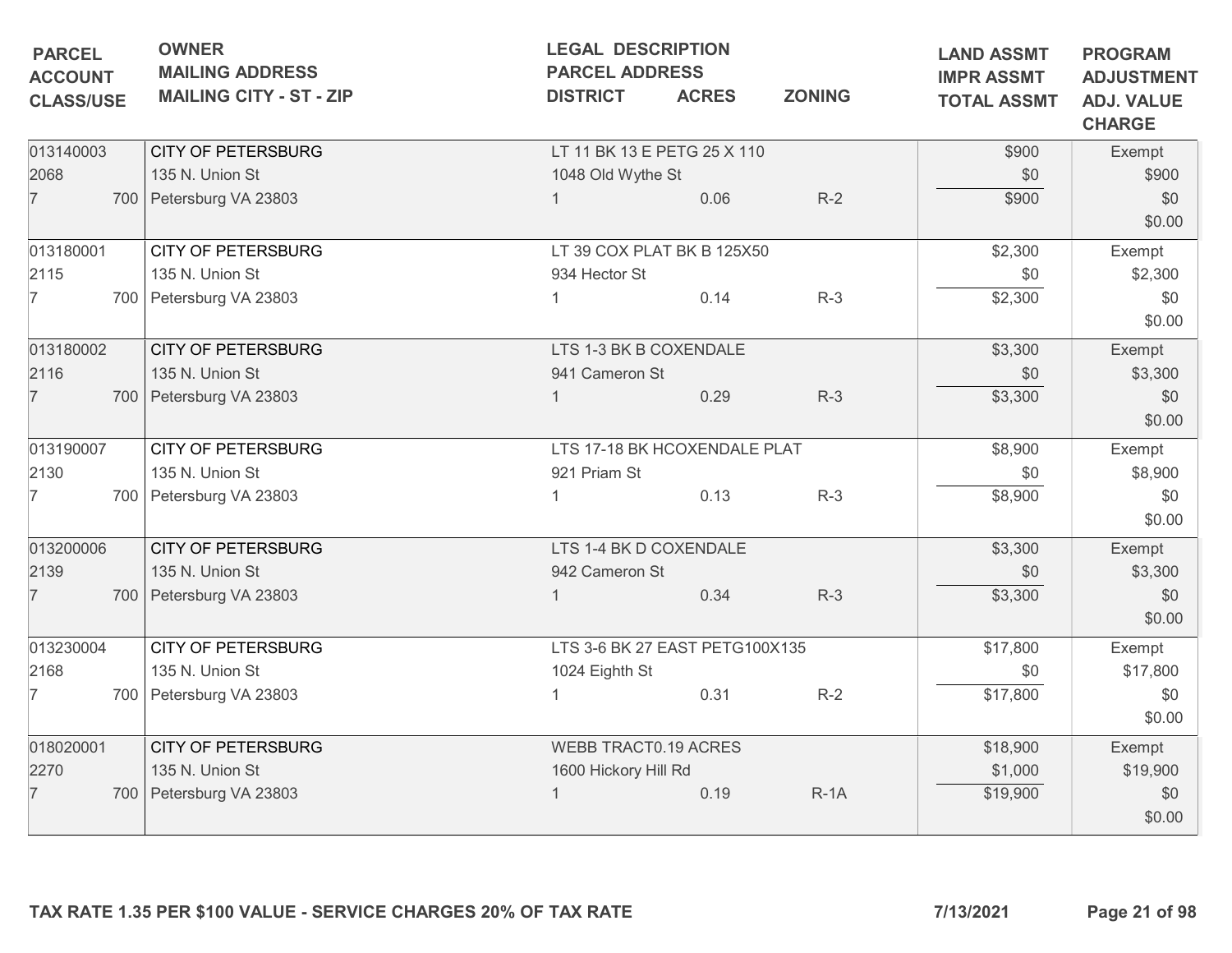| PARCEL<br>ACCOUNT<br>CLASS/USE | OWNER<br>MAILING ADDRESS<br>MAILING CITY - ST - ZIP | LEGAL DESCRIPTION<br>PARCEL ADDRESS<br>DISTRICT | ACRES | ZONING | LAND ASSMT<br>IMPR ASSMT<br>TOTAL ASSMT | PROGRAM<br>ADJUSTMENT<br>ADJ. VALUE<br>CHARGE |
|---|---|---|---|---|---|---|
| 013140003<br>2068<br>7 700 | CITY OF PETERSBURG<br>135 N. Union St<br>Petersburg VA 23803 | LT 11 BK 13 E PETG 25 X 110<br>1048 Old Wythe St<br>1 | 0.06 | R-2 | $900<br>$0<br>$900 | Exempt<br>$900<br>$0<br>$0.00 |
| 013180001<br>2115<br>7 700 | CITY OF PETERSBURG<br>135 N. Union St<br>Petersburg VA 23803 | LT 39 COX PLAT BK B 125X50<br>934 Hector St<br>1 | 0.14 | R-3 | $2,300<br>$0<br>$2,300 | Exempt<br>$2,300<br>$0<br>$0.00 |
| 013180002<br>2116<br>7 700 | CITY OF PETERSBURG<br>135 N. Union St<br>Petersburg VA 23803 | LTS 1-3 BK B COXENDALE<br>941 Cameron St<br>1 | 0.29 | R-3 | $3,300<br>$0<br>$3,300 | Exempt<br>$3,300<br>$0<br>$0.00 |
| 013190007<br>2130<br>7 700 | CITY OF PETERSBURG<br>135 N. Union St<br>Petersburg VA 23803 | LTS 17-18 BK HCOXENDALE PLAT<br>921 Priam St<br>1 | 0.13 | R-3 | $8,900<br>$0<br>$8,900 | Exempt<br>$8,900<br>$0<br>$0.00 |
| 013200006<br>2139<br>7 700 | CITY OF PETERSBURG<br>135 N. Union St<br>Petersburg VA 23803 | LTS 1-4 BK D COXENDALE<br>942 Cameron St<br>1 | 0.34 | R-3 | $3,300<br>$0<br>$3,300 | Exempt<br>$3,300<br>$0<br>$0.00 |
| 013230004<br>2168<br>7 700 | CITY OF PETERSBURG<br>135 N. Union St<br>Petersburg VA 23803 | LTS 3-6 BK 27 EAST PETG100X135<br>1024 Eighth St<br>1 | 0.31 | R-2 | $17,800<br>$0<br>$17,800 | Exempt<br>$17,800<br>$0<br>$0.00 |
| 018020001<br>2270<br>7 700 | CITY OF PETERSBURG<br>135 N. Union St<br>Petersburg VA 23803 | WEBB TRACT0.19 ACRES<br>1600 Hickory Hill Rd<br>1 | 0.19 | R-1A | $18,900<br>$1,000<br>$19,900 | Exempt<br>$19,900<br>$0<br>$0.00 |

TAX RATE 1.35 PER $100 VALUE - SERVICE CHARGES 20% OF TAX RATE

7/13/2021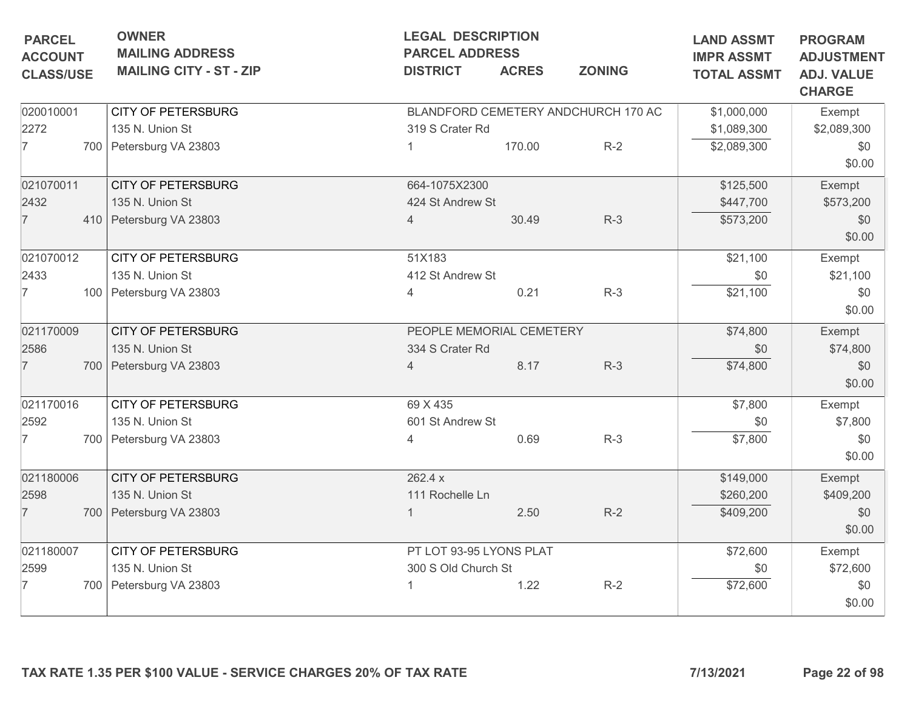| PARCEL<br>ACCOUNT<br>CLASS/USE | OWNER<br>MAILING ADDRESS<br>MAILING CITY - ST - ZIP | LEGAL DESCRIPTION<br>PARCEL ADDRESS<br>DISTRICT | ACRES | ZONING | LAND ASSMT<br>IMPR ASSMT<br>TOTAL ASSMT | PROGRAM<br>ADJUSTMENT<br>ADJ. VALUE<br>CHARGE |
|---|---|---|---|---|---|---|
| 020010001<br>2272<br>7 700 | CITY OF PETERSBURG<br>135 N. Union St<br>Petersburg VA 23803 | BLANDFORD CEMETERY ANDCHURCH 170 AC<br>319 S Crater Rd<br>1 | 170.00 | R-2 | $1,000,000<br>$1,089,300<br>$2,089,300 | Exempt<br>$2,089,300<br>$0<br>$0.00 |
| 021070011<br>2432<br>7 410 | CITY OF PETERSBURG<br>135 N. Union St<br>Petersburg VA 23803 | 664-1075X2300<br>424 St Andrew St<br>4 | 30.49 | R-3 | $125,500<br>$447,700<br>$573,200 | Exempt<br>$573,200<br>$0<br>$0.00 |
| 021070012<br>2433<br>7 100 | CITY OF PETERSBURG<br>135 N. Union St<br>Petersburg VA 23803 | 51X183<br>412 St Andrew St<br>4 | 0.21 | R-3 | $21,100<br>$0<br>$21,100 | Exempt<br>$21,100<br>$0<br>$0.00 |
| 021170009<br>2586<br>7 700 | CITY OF PETERSBURG<br>135 N. Union St<br>Petersburg VA 23803 | PEOPLE MEMORIAL CEMETERY<br>334 S Crater Rd<br>4 | 8.17 | R-3 | $74,800<br>$0<br>$74,800 | Exempt<br>$74,800<br>$0<br>$0.00 |
| 021170016<br>2592<br>7 700 | CITY OF PETERSBURG<br>135 N. Union St<br>Petersburg VA 23803 | 69 X 435<br>601 St Andrew St<br>4 | 0.69 | R-3 | $7,800<br>$0<br>$7,800 | Exempt<br>$7,800<br>$0<br>$0.00 |
| 021180006<br>2598<br>7 700 | CITY OF PETERSBURG<br>135 N. Union St<br>Petersburg VA 23803 | 262.4 x<br>111 Rochelle Ln<br>1 | 2.50 | R-2 | $149,000<br>$260,200<br>$409,200 | Exempt<br>$409,200<br>$0<br>$0.00 |
| 021180007<br>2599<br>7 700 | CITY OF PETERSBURG<br>135 N. Union St<br>Petersburg VA 23803 | PT LOT 93-95 LYONS PLAT<br>300 S Old Church St<br>1 | 1.22 | R-2 | $72,600<br>$0<br>$72,600 | Exempt<br>$72,600<br>$0<br>$0.00 |

TAX RATE 1.35 PER $100 VALUE - SERVICE CHARGES 20% OF TAX RATE

7/13/2021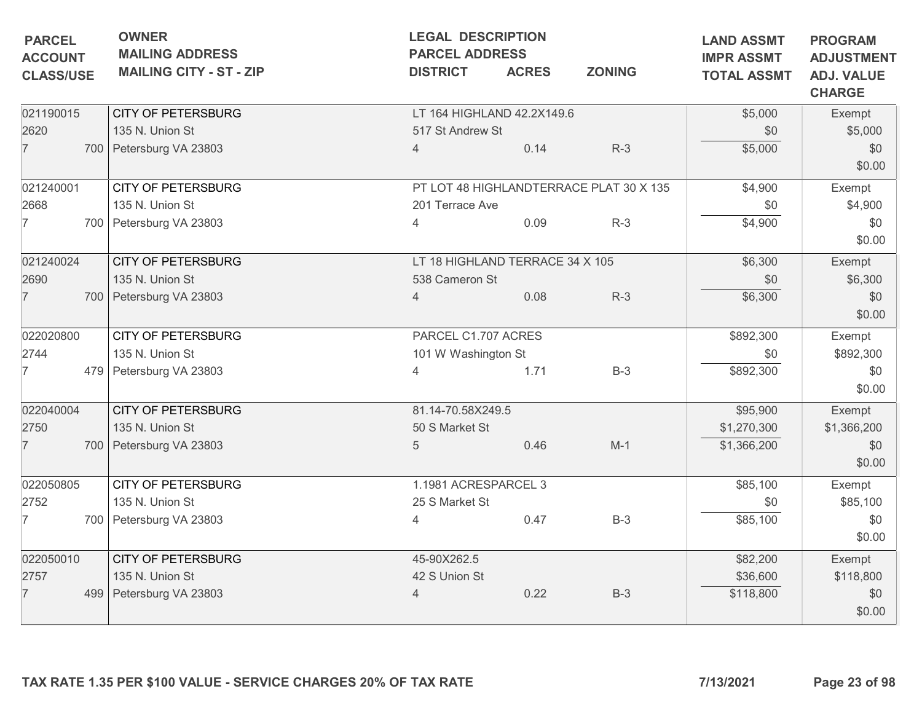| PARCEL<br>ACCOUNT<br>CLASS/USE | OWNER<br>MAILING ADDRESS<br>MAILING CITY - ST - ZIP | LEGAL DESCRIPTION<br>PARCEL ADDRESS<br>DISTRICT | ACRES | ZONING | LAND ASSMT<br>IMPR ASSMT<br>TOTAL ASSMT | PROGRAM<br>ADJUSTMENT<br>ADJ. VALUE<br>CHARGE |
|---|---|---|---|---|---|---|
| 021190015<br>2620<br>7 700 | CITY OF PETERSBURG<br>135 N. Union St<br>Petersburg VA 23803 | LT 164 HIGHLAND 42.2X149.6<br>517 St Andrew St<br>4 | 0.14 | R-3 | $5,000<br>$0<br>$5,000 | Exempt<br>$5,000<br>$0<br>$0.00 |
| 021240001<br>2668<br>7 700 | CITY OF PETERSBURG<br>135 N. Union St<br>Petersburg VA 23803 | PT LOT 48 HIGHLANDTERRACE PLAT 30 X 135<br>201 Terrace Ave<br>4 | 0.09 | R-3 | $4,900<br>$0<br>$4,900 | Exempt<br>$4,900<br>$0<br>$0.00 |
| 021240024<br>2690<br>7 700 | CITY OF PETERSBURG<br>135 N. Union St<br>Petersburg VA 23803 | LT 18 HIGHLAND TERRACE 34 X 105<br>538 Cameron St<br>4 | 0.08 | R-3 | $6,300<br>$0<br>$6,300 | Exempt<br>$6,300<br>$0<br>$0.00 |
| 022020800<br>2744<br>7 479 | CITY OF PETERSBURG<br>135 N. Union St<br>Petersburg VA 23803 | PARCEL C1.707 ACRES<br>101 W Washington St<br>4 | 1.71 | B-3 | $892,300<br>$0<br>$892,300 | Exempt<br>$892,300<br>$0<br>$0.00 |
| 022040004<br>2750<br>7 700 | CITY OF PETERSBURG<br>135 N. Union St<br>Petersburg VA 23803 | 81.14-70.58X249.5<br>50 S Market St<br>5 | 0.46 | M-1 | $95,900<br>$1,270,300<br>$1,366,200 | Exempt<br>$1,366,200<br>$0<br>$0.00 |
| 022050805<br>2752<br>7 700 | CITY OF PETERSBURG<br>135 N. Union St<br>Petersburg VA 23803 | 1.1981 ACRESPARCEL 3<br>25 S Market St<br>4 | 0.47 | B-3 | $85,100<br>$0<br>$85,100 | Exempt<br>$85,100<br>$0<br>$0.00 |
| 022050010<br>2757<br>7 499 | CITY OF PETERSBURG<br>135 N. Union St<br>Petersburg VA 23803 | 45-90X262.5<br>42 S Union St<br>4 | 0.22 | B-3 | $82,200<br>$36,600<br>$118,800 | Exempt<br>$118,800<br>$0<br>$0.00 |

**TAX RATE 1.35 PER $100 VALUE - SERVICE CHARGES 20% OF TAX RATE** **7/13/2021**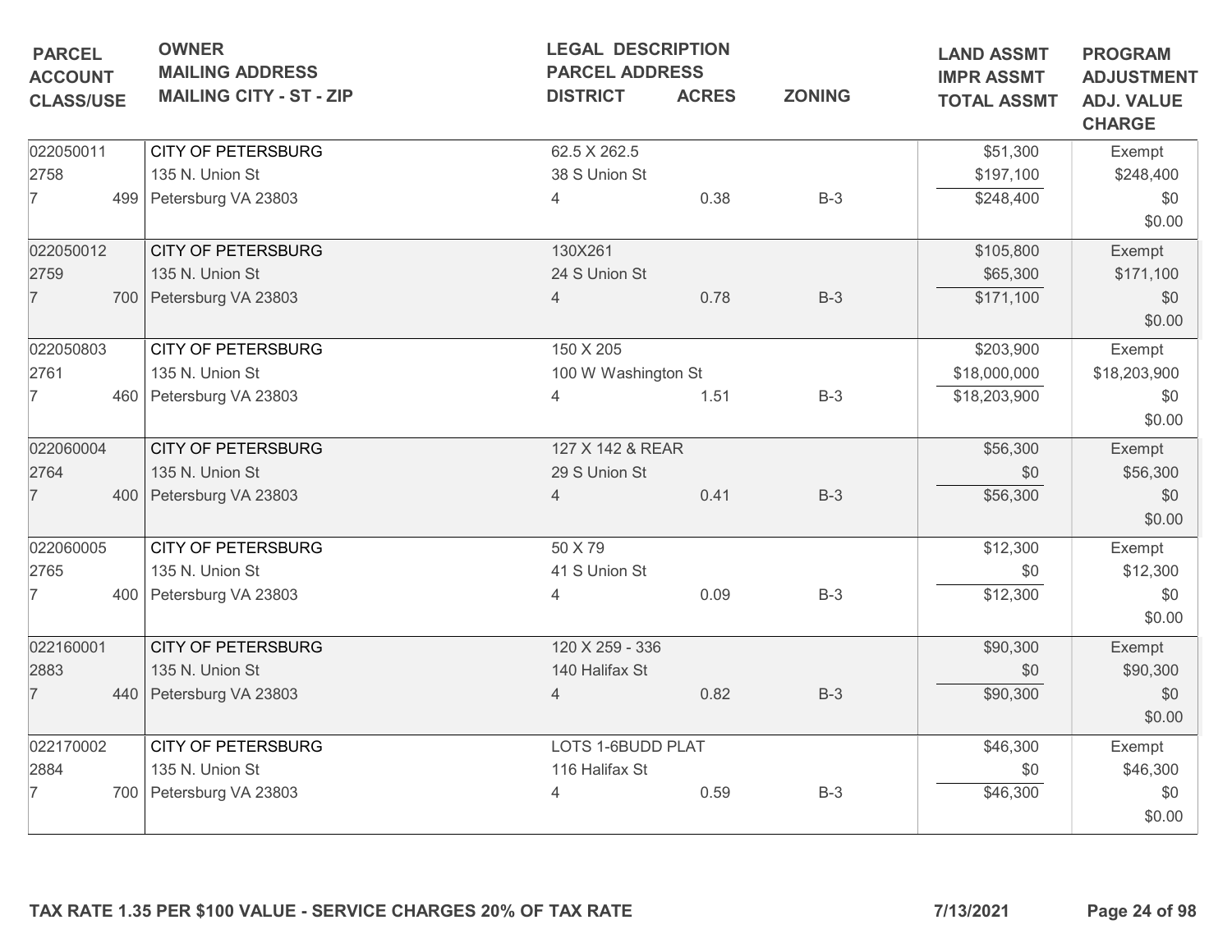| PARCEL<br>ACCOUNT<br>CLASS/USE | OWNER<br>MAILING ADDRESS<br>MAILING CITY - ST - ZIP | LEGAL DESCRIPTION<br>PARCEL ADDRESS<br>DISTRICT | ACRES | ZONING | LAND ASSMT<br>IMPR ASSMT<br>TOTAL ASSMT | PROGRAM<br>ADJUSTMENT<br>ADJ. VALUE<br>CHARGE |
|---|---|---|---|---|---|---|
| 022050011<br>2758<br>7 499 | CITY OF PETERSBURG<br>135 N. Union St<br>Petersburg VA 23803 | 62.5 X 262.5<br>38 S Union St<br>4 | 0.38 | B-3 | $51,300<br>$197,100<br>$248,400 | Exempt<br>$248,400<br>$0<br>$0.00 |
| 022050012<br>2759<br>7 700 | CITY OF PETERSBURG<br>135 N. Union St<br>Petersburg VA 23803 | 130X261<br>24 S Union St<br>4 | 0.78 | B-3 | $105,800<br>$65,300<br>$171,100 | Exempt<br>$171,100<br>$0<br>$0.00 |
| 022050803<br>2761<br>7 460 | CITY OF PETERSBURG<br>135 N. Union St<br>Petersburg VA 23803 | 150 X 205<br>100 W Washington St<br>4 | 1.51 | B-3 | $203,900<br>$18,000,000<br>$18,203,900 | Exempt<br>$18,203,900<br>$0<br>$0.00 |
| 022060004<br>2764<br>7 400 | CITY OF PETERSBURG<br>135 N. Union St<br>Petersburg VA 23803 | 127 X 142 & REAR<br>29 S Union St<br>4 | 0.41 | B-3 | $56,300<br>$0<br>$56,300 | Exempt<br>$56,300<br>$0<br>$0.00 |
| 022060005<br>2765<br>7 400 | CITY OF PETERSBURG<br>135 N. Union St<br>Petersburg VA 23803 | 50 X 79<br>41 S Union St<br>4 | 0.09 | B-3 | $12,300<br>$0<br>$12,300 | Exempt<br>$12,300<br>$0<br>$0.00 |
| 022160001<br>2883<br>7 440 | CITY OF PETERSBURG<br>135 N. Union St<br>Petersburg VA 23803 | 120 X 259 - 336<br>140 Halifax St<br>4 | 0.82 | B-3 | $90,300<br>$0<br>$90,300 | Exempt<br>$90,300<br>$0<br>$0.00 |
| 022170002<br>2884<br>7 700 | CITY OF PETERSBURG<br>135 N. Union St<br>Petersburg VA 23803 | LOTS 1-6BUDD PLAT<br>116 Halifax St<br>4 | 0.59 | B-3 | $46,300<br>$0<br>$46,300 | Exempt<br>$46,300<br>$0<br>$0.00 |

TAX RATE 1.35 PER $100 VALUE - SERVICE CHARGES 20% OF TAX RATE

7/13/2021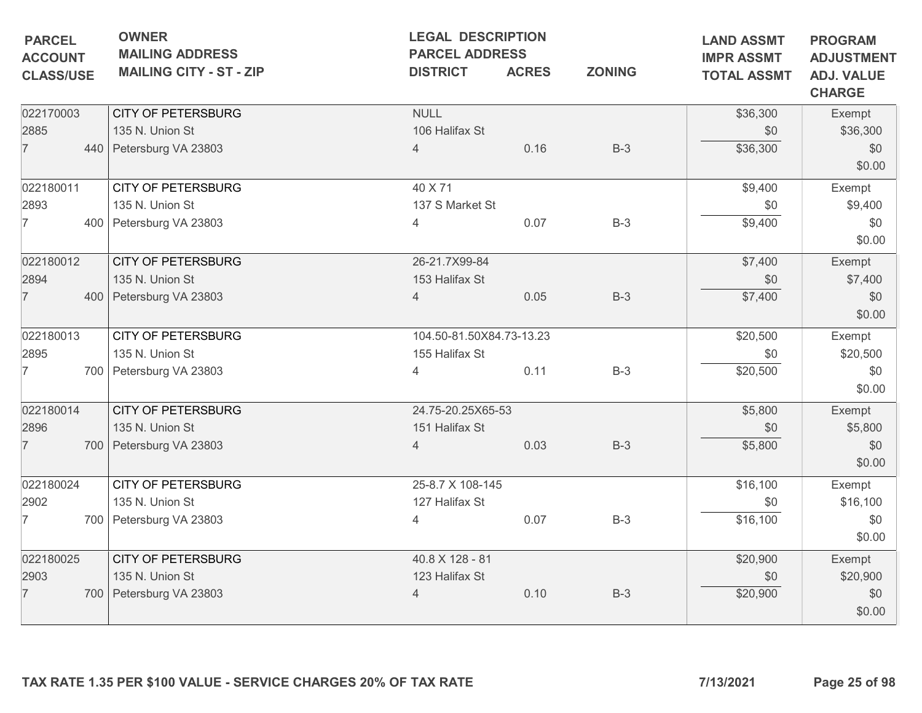| PARCEL<br>ACCOUNT<br>CLASS/USE | OWNER<br>MAILING ADDRESS<br>MAILING CITY - ST - ZIP | LEGAL DESCRIPTION<br>PARCEL ADDRESS<br>DISTRICT | ACRES | ZONING | LAND ASSMT<br>IMPR ASSMT<br>TOTAL ASSMT | PROGRAM<br>ADJUSTMENT<br>ADJ. VALUE<br>CHARGE |
|---|---|---|---|---|---|---|
| 022170003<br>2885<br>7 440 | CITY OF PETERSBURG<br>135 N. Union St<br>Petersburg VA 23803 | NULL<br>106 Halifax St<br>4 | 0.16 | B-3 | $36,300<br>$0<br>$36,300 | Exempt<br>$36,300<br>$0<br>$0.00 |
| 022180011<br>2893<br>7 400 | CITY OF PETERSBURG<br>135 N. Union St<br>Petersburg VA 23803 | 40 X 71<br>137 S Market St<br>4 | 0.07 | B-3 | $9,400<br>$0<br>$9,400 | Exempt<br>$9,400<br>$0<br>$0.00 |
| 022180012<br>2894<br>7 400 | CITY OF PETERSBURG<br>135 N. Union St<br>Petersburg VA 23803 | 26-21.7X99-84<br>153 Halifax St<br>4 | 0.05 | B-3 | $7,400<br>$0<br>$7,400 | Exempt<br>$7,400<br>$0<br>$0.00 |
| 022180013<br>2895<br>7 700 | CITY OF PETERSBURG<br>135 N. Union St<br>Petersburg VA 23803 | 104.50-81.50X84.73-13.23<br>155 Halifax St<br>4 | 0.11 | B-3 | $20,500<br>$0<br>$20,500 | Exempt<br>$20,500<br>$0<br>$0.00 |
| 022180014<br>2896<br>7 700 | CITY OF PETERSBURG<br>135 N. Union St<br>Petersburg VA 23803 | 24.75-20.25X65-53<br>151 Halifax St<br>4 | 0.03 | B-3 | $5,800<br>$0<br>$5,800 | Exempt<br>$5,800<br>$0<br>$0.00 |
| 022180024<br>2902<br>7 700 | CITY OF PETERSBURG<br>135 N. Union St<br>Petersburg VA 23803 | 25-8.7 X 108-145<br>127 Halifax St<br>4 | 0.07 | B-3 | $16,100<br>$0<br>$16,100 | Exempt<br>$16,100<br>$0<br>$0.00 |
| 022180025<br>2903<br>7 700 | CITY OF PETERSBURG<br>135 N. Union St<br>Petersburg VA 23803 | 40.8 X 128 - 81<br>123 Halifax St<br>4 | 0.10 | B-3 | $20,900<br>$0<br>$20,900 | Exempt<br>$20,900<br>$0<br>$0.00 |

TAX RATE 1.35 PER $100 VALUE - SERVICE CHARGES 20% OF TAX RATE

7/13/2021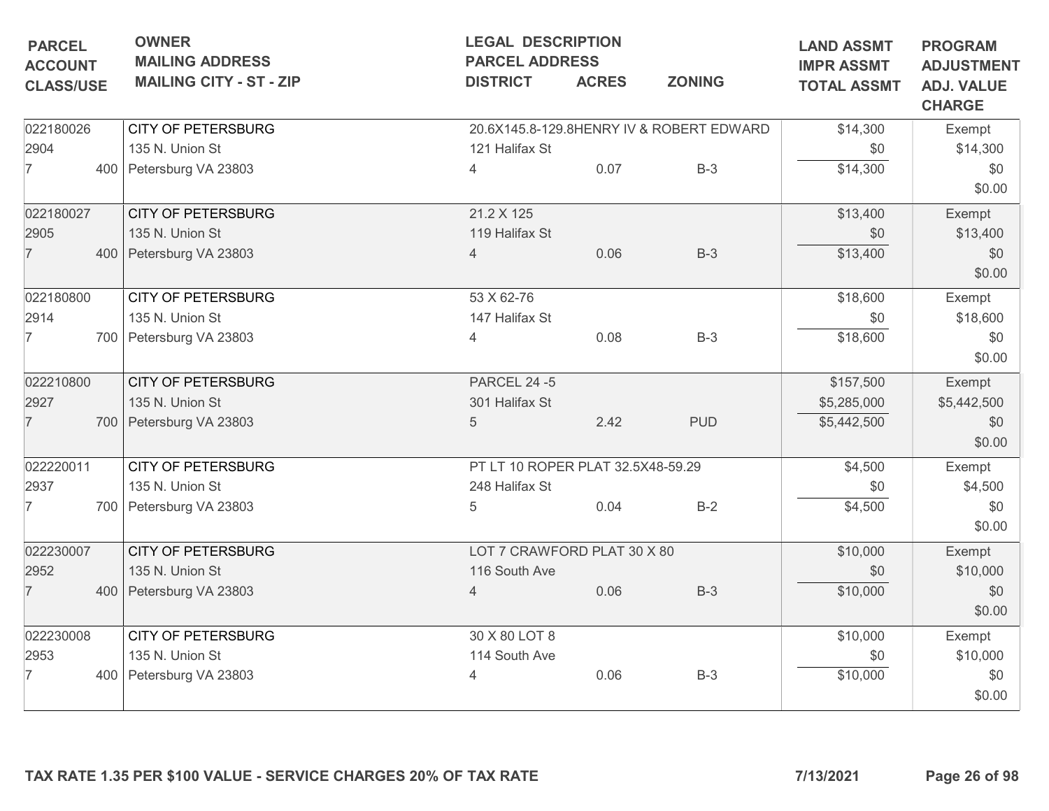| PARCEL ACCOUNT CLASS/USE | OWNER MAILING ADDRESS MAILING CITY - ST - ZIP | LEGAL DESCRIPTION PARCEL ADDRESS DISTRICT | ACRES | ZONING | LAND ASSMT IMPR ASSMT TOTAL ASSMT | PROGRAM ADJUSTMENT ADJ. VALUE CHARGE |
|---|---|---|---|---|---|---|
| 022180026<br>2904<br>7 400 | CITY OF PETERSBURG<br>135 N. Union St<br>Petersburg VA 23803 | 20.6X145.8-129.8HENRY IV & ROBERT EDWARD<br>121 Halifax St<br>4 | 0.07 | B-3 | $14,300<br>$0<br>$14,300 | Exempt<br>$14,300<br>$0<br>$0.00 |
| 022180027<br>2905<br>7 400 | CITY OF PETERSBURG<br>135 N. Union St<br>Petersburg VA 23803 | 21.2 X 125<br>119 Halifax St<br>4 | 0.06 | B-3 | $13,400<br>$0<br>$13,400 | Exempt<br>$13,400<br>$0<br>$0.00 |
| 022180800<br>2914<br>7 700 | CITY OF PETERSBURG<br>135 N. Union St<br>Petersburg VA 23803 | 53 X 62-76<br>147 Halifax St<br>4 | 0.08 | B-3 | $18,600<br>$0<br>$18,600 | Exempt<br>$18,600<br>$0<br>$0.00 |
| 022210800<br>2927<br>7 700 | CITY OF PETERSBURG<br>135 N. Union St<br>Petersburg VA 23803 | PARCEL 24 -5<br>301 Halifax St<br>5 | 2.42 | PUD | $157,500<br>$5,285,000<br>$5,442,500 | Exempt<br>$5,442,500<br>$0<br>$0.00 |
| 022220011<br>2937<br>7 700 | CITY OF PETERSBURG<br>135 N. Union St<br>Petersburg VA 23803 | PT LT 10 ROPER PLAT 32.5X48-59.29<br>248 Halifax St<br>5 | 0.04 | B-2 | $4,500<br>$0<br>$4,500 | Exempt<br>$4,500<br>$0<br>$0.00 |
| 022230007<br>2952<br>7 400 | CITY OF PETERSBURG<br>135 N. Union St<br>Petersburg VA 23803 | LOT 7 CRAWFORD PLAT 30 X 80<br>116 South Ave<br>4 | 0.06 | B-3 | $10,000<br>$0<br>$10,000 | Exempt<br>$10,000<br>$0<br>$0.00 |
| 022230008<br>2953<br>7 400 | CITY OF PETERSBURG<br>135 N. Union St<br>Petersburg VA 23803 | 30 X 80 LOT 8<br>114 South Ave<br>4 | 0.06 | B-3 | $10,000<br>$0<br>$10,000 | Exempt<br>$10,000<br>$0<br>$0.00 |

TAX RATE 1.35 PER $100 VALUE - SERVICE CHARGES 20% OF TAX RATE

7/13/2021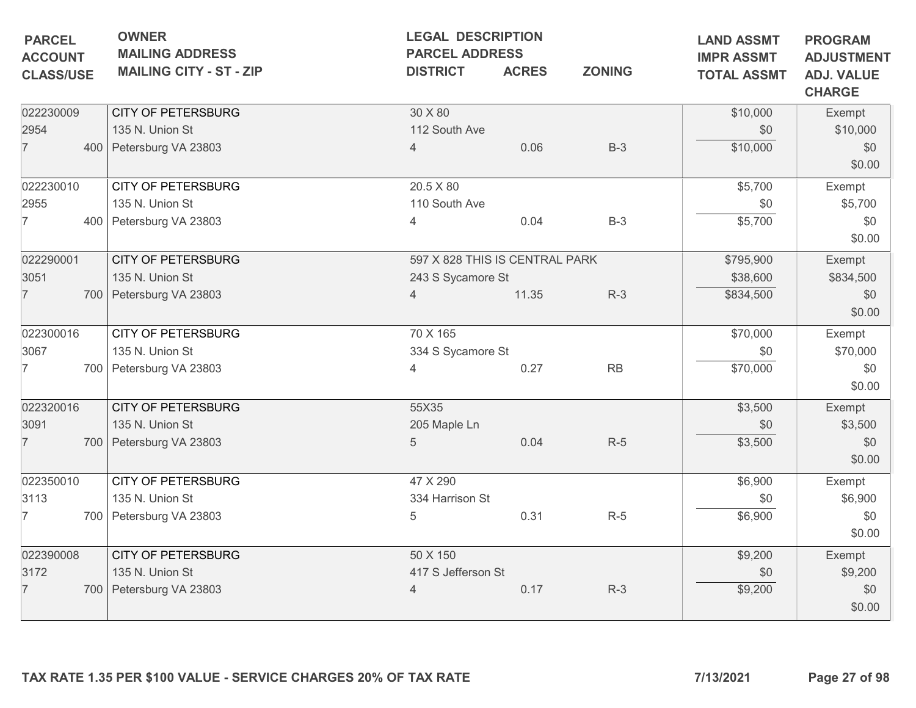| PARCEL<br>ACCOUNT<br>CLASS/USE | OWNER<br>MAILING ADDRESS<br>MAILING CITY - ST - ZIP | LEGAL DESCRIPTION<br>PARCEL ADDRESS<br>DISTRICT | ACRES | ZONING | LAND ASSMT<br>IMPR ASSMT<br>TOTAL ASSMT | PROGRAM<br>ADJUSTMENT<br>ADJ. VALUE<br>CHARGE |
|---|---|---|---|---|---|---|
| 022230009<br>2954<br>7 400 | CITY OF PETERSBURG<br>135 N. Union St<br>Petersburg VA 23803 | 30 X 80<br>112 South Ave<br>4 | 0.06 | B-3 | $10,000<br>$0<br>$10,000 | Exempt<br>$10,000<br>$0<br>$0.00 |
| 022230010<br>2955<br>7 400 | CITY OF PETERSBURG<br>135 N. Union St<br>Petersburg VA 23803 | 20.5 X 80<br>110 South Ave<br>4 | 0.04 | B-3 | $5,700<br>$0<br>$5,700 | Exempt<br>$5,700<br>$0<br>$0.00 |
| 022290001<br>3051<br>7 700 | CITY OF PETERSBURG<br>135 N. Union St<br>Petersburg VA 23803 | 597 X 828 THIS IS CENTRAL PARK<br>243 S Sycamore St<br>4 | 11.35 | R-3 | $795,900<br>$38,600<br>$834,500 | Exempt<br>$834,500<br>$0<br>$0.00 |
| 022300016<br>3067<br>7 700 | CITY OF PETERSBURG<br>135 N. Union St<br>Petersburg VA 23803 | 70 X 165<br>334 S Sycamore St<br>4 | 0.27 | RB | $70,000<br>$0<br>$70,000 | Exempt<br>$70,000<br>$0<br>$0.00 |
| 022320016<br>3091<br>7 700 | CITY OF PETERSBURG<br>135 N. Union St<br>Petersburg VA 23803 | 55X35<br>205 Maple Ln<br>5 | 0.04 | R-5 | $3,500<br>$0<br>$3,500 | Exempt<br>$3,500<br>$0<br>$0.00 |
| 022350010<br>3113<br>7 700 | CITY OF PETERSBURG<br>135 N. Union St<br>Petersburg VA 23803 | 47 X 290<br>334 Harrison St<br>5 | 0.31 | R-5 | $6,900<br>$0<br>$6,900 | Exempt<br>$6,900<br>$0<br>$0.00 |
| 022390008<br>3172<br>7 700 | CITY OF PETERSBURG<br>135 N. Union St<br>Petersburg VA 23803 | 50 X 150<br>417 S Jefferson St<br>4 | 0.17 | R-3 | $9,200<br>$0<br>$9,200 | Exempt<br>$9,200<br>$0<br>$0.00 |

**TAX RATE 1.35 PER $100 VALUE - SERVICE CHARGES 20% OF TAX RATE** **7/13/2021**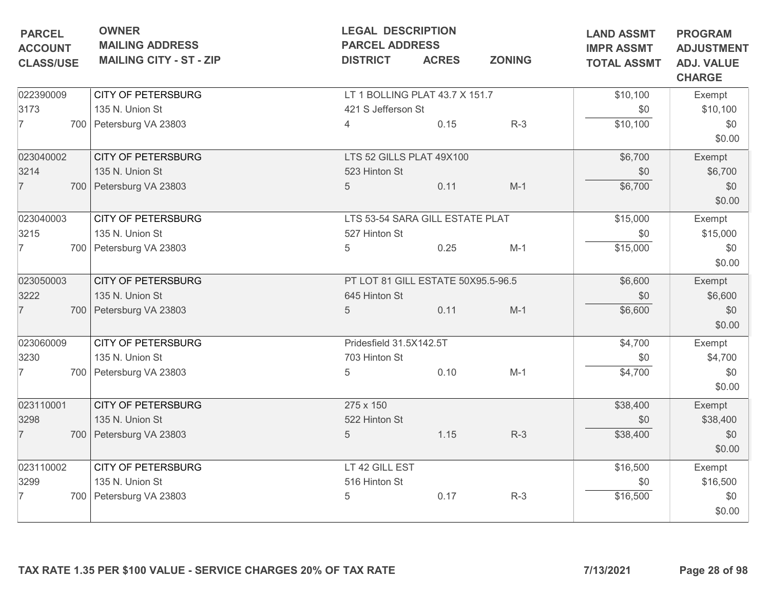| PARCEL ACCOUNT CLASS/USE | OWNER MAILING ADDRESS MAILING CITY - ST - ZIP | LEGAL DESCRIPTION PARCEL ADDRESS DISTRICT | ACRES | ZONING | LAND ASSMT IMPR ASSMT TOTAL ASSMT | PROGRAM ADJUSTMENT ADJ. VALUE CHARGE |
|---|---|---|---|---|---|---|
| 022390009<br>3173<br>7 700 | CITY OF PETERSBURG<br>135 N. Union St<br>Petersburg VA 23803 | LT 1 BOLLING PLAT 43.7 X 151.7<br>421 S Jefferson St<br>4 | 0.15 | R-3 | $10,100<br>$0<br>$10,100 | Exempt<br>$10,100<br>$0<br>$0.00 |
| 023040002<br>3214<br>7 700 | CITY OF PETERSBURG<br>135 N. Union St<br>Petersburg VA 23803 | LTS 52 GILLS PLAT 49X100<br>523 Hinton St<br>5 | 0.11 | M-1 | $6,700<br>$0<br>$6,700 | Exempt<br>$6,700<br>$0<br>$0.00 |
| 023040003<br>3215<br>7 700 | CITY OF PETERSBURG<br>135 N. Union St<br>Petersburg VA 23803 | LTS 53-54 SARA GILL ESTATE PLAT<br>527 Hinton St<br>5 | 0.25 | M-1 | $15,000<br>$0<br>$15,000 | Exempt<br>$15,000<br>$0<br>$0.00 |
| 023050003<br>3222<br>7 700 | CITY OF PETERSBURG<br>135 N. Union St<br>Petersburg VA 23803 | PT LOT 81 GILL ESTATE 50X95.5-96.5<br>645 Hinton St<br>5 | 0.11 | M-1 | $6,600<br>$0<br>$6,600 | Exempt<br>$6,600<br>$0<br>$0.00 |
| 023060009<br>3230<br>7 700 | CITY OF PETERSBURG<br>135 N. Union St<br>Petersburg VA 23803 | Pridesfield 31.5X142.5T<br>703 Hinton St<br>5 | 0.10 | M-1 | $4,700<br>$0<br>$4,700 | Exempt<br>$4,700<br>$0<br>$0.00 |
| 023110001<br>3298<br>7 700 | CITY OF PETERSBURG<br>135 N. Union St<br>Petersburg VA 23803 | 275 x 150<br>522 Hinton St<br>5 | 1.15 | R-3 | $38,400<br>$0<br>$38,400 | Exempt<br>$38,400<br>$0<br>$0.00 |
| 023110002<br>3299<br>7 700 | CITY OF PETERSBURG<br>135 N. Union St<br>Petersburg VA 23803 | LT 42 GILL EST<br>516 Hinton St<br>5 | 0.17 | R-3 | $16,500<br>$0<br>$16,500 | Exempt<br>$16,500<br>$0<br>$0.00 |

**TAX RATE 1.35 PER $100 VALUE - SERVICE CHARGES 20% OF TAX RATE** **7/13/2021**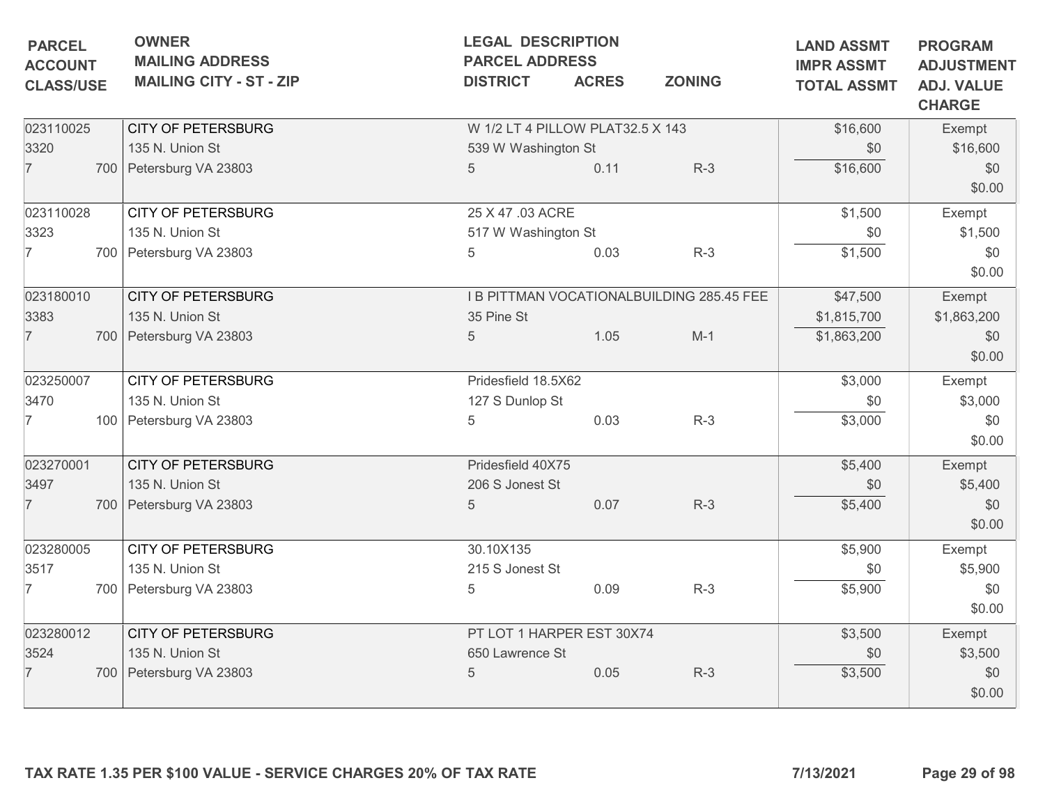| PARCEL ACCOUNT CLASS/USE | OWNER MAILING ADDRESS MAILING CITY - ST - ZIP | LEGAL DESCRIPTION PARCEL ADDRESS DISTRICT | ACRES | ZONING | LAND ASSMT IMPR ASSMT TOTAL ASSMT | PROGRAM ADJUSTMENT ADJ. VALUE CHARGE |
|---|---|---|---|---|---|---|
| 023110025 | CITY OF PETERSBURG | W 1/2 LT 4 PILLOW PLAT32.5 X 143 | | | $16,600 | Exempt |
| 3320 | 135 N. Union St | 539 W Washington St | | | $0 | $16,600 |
| 7 700 | Petersburg VA 23803 | 5 | 0.11 | R-3 | $16,600 | $0 |
| | | | | | | $0.00 |
| 023110028 | CITY OF PETERSBURG | 25 X 47 .03 ACRE | | | $1,500 | Exempt |
| 3323 | 135 N. Union St | 517 W Washington St | | | $0 | $1,500 |
| 7 700 | Petersburg VA 23803 | 5 | 0.03 | R-3 | $1,500 | $0 |
| | | | | | | $0.00 |
| 023180010 | CITY OF PETERSBURG | I B PITTMAN VOCATIONALBUILDING 285.45 FEE | | | $47,500 | Exempt |
| 3383 | 135 N. Union St | 35 Pine St | | | $1,815,700 | $1,863,200 |
| 7 700 | Petersburg VA 23803 | 5 | 1.05 | M-1 | $1,863,200 | $0 |
| | | | | | | $0.00 |
| 023250007 | CITY OF PETERSBURG | Pridesfield 18.5X62 | | | $3,000 | Exempt |
| 3470 | 135 N. Union St | 127 S Dunlop St | | | $0 | $3,000 |
| 7 100 | Petersburg VA 23803 | 5 | 0.03 | R-3 | $3,000 | $0 |
| | | | | | | $0.00 |
| 023270001 | CITY OF PETERSBURG | Pridesfield 40X75 | | | $5,400 | Exempt |
| 3497 | 135 N. Union St | 206 S Jonest St | | | $0 | $5,400 |
| 7 700 | Petersburg VA 23803 | 5 | 0.07 | R-3 | $5,400 | $0 |
| | | | | | | $0.00 |
| 023280005 | CITY OF PETERSBURG | 30.10X135 | | | $5,900 | Exempt |
| 3517 | 135 N. Union St | 215 S Jonest St | | | $0 | $5,900 |
| 7 700 | Petersburg VA 23803 | 5 | 0.09 | R-3 | $5,900 | $0 |
| | | | | | | $0.00 |
| 023280012 | CITY OF PETERSBURG | PT LOT 1 HARPER EST 30X74 | | | $3,500 | Exempt |
| 3524 | 135 N. Union St | 650 Lawrence St | | | $0 | $3,500 |
| 7 700 | Petersburg VA 23803 | 5 | 0.05 | R-3 | $3,500 | $0 |
| | | | | | | $0.00 |

**TAX RATE 1.35 PER $100 VALUE - SERVICE CHARGES 20% OF TAX RATE** **7/13/2021**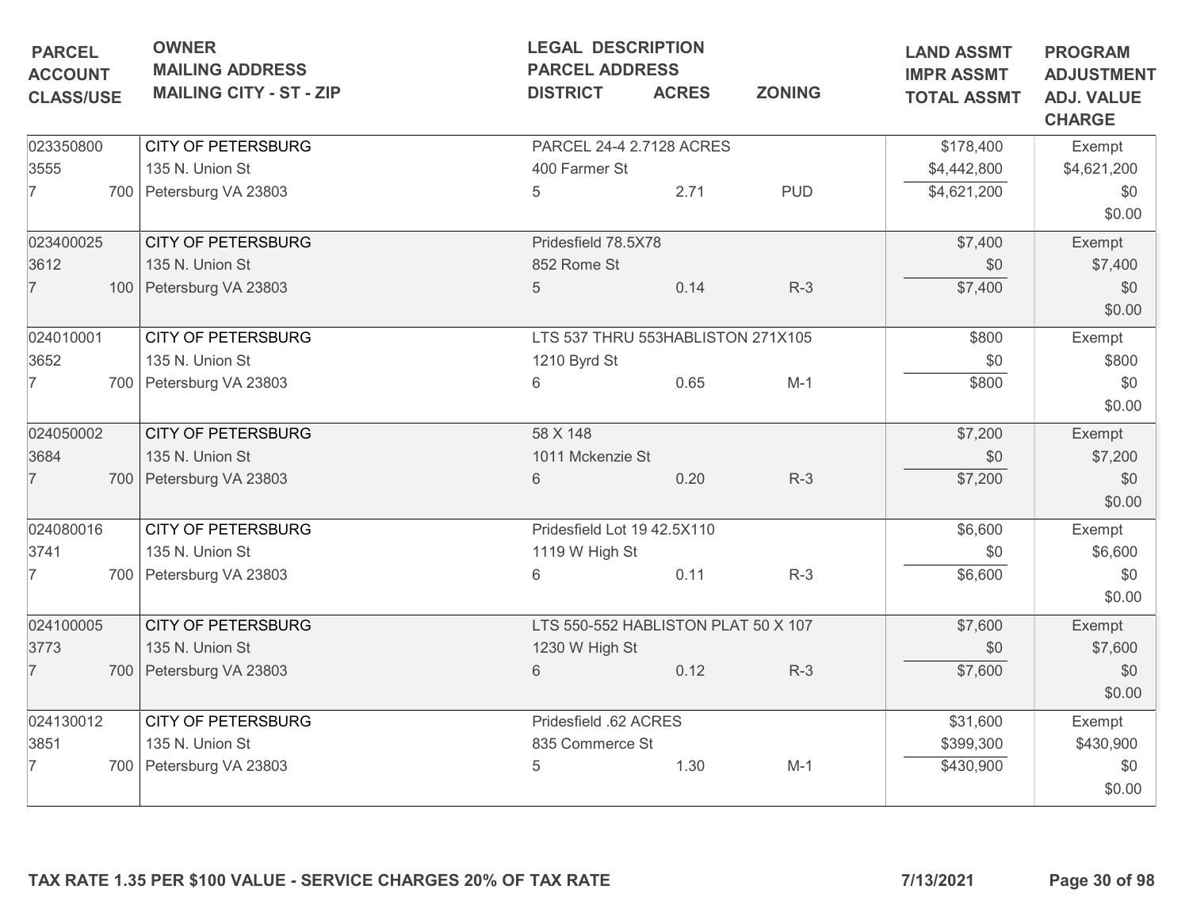| PARCEL ACCOUNT CLASS/USE | OWNER MAILING ADDRESS MAILING CITY - ST - ZIP | LEGAL DESCRIPTION PARCEL ADDRESS DISTRICT | ACRES | ZONING | LAND ASSMT IMPR ASSMT TOTAL ASSMT | PROGRAM ADJUSTMENT ADJ. VALUE CHARGE |
|---|---|---|---|---|---|---|
| 023350800<br>3555<br>7 700 | CITY OF PETERSBURG<br>135 N. Union St<br>Petersburg VA 23803 | PARCEL 24-4 2.7128 ACRES<br>400 Farmer St<br>5 | 2.71 | PUD | $178,400<br>$4,442,800<br>$4,621,200 | Exempt<br>$4,621,200<br>$0<br>$0.00 |
| 023400025<br>3612<br>7 100 | CITY OF PETERSBURG<br>135 N. Union St<br>Petersburg VA 23803 | Pridesfield 78.5X78<br>852 Rome St<br>5 | 0.14 | R-3 | $7,400<br>$0<br>$7,400 | Exempt<br>$7,400<br>$0<br>$0.00 |
| 024010001<br>3652<br>7 700 | CITY OF PETERSBURG<br>135 N. Union St<br>Petersburg VA 23803 | LTS 537 THRU 553HABLISTON 271X105<br>1210 Byrd St<br>6 | 0.65 | M-1 | $800<br>$0<br>$800 | Exempt<br>$800<br>$0<br>$0.00 |
| 024050002<br>3684<br>7 700 | CITY OF PETERSBURG<br>135 N. Union St<br>Petersburg VA 23803 | 58 X 148<br>1011 Mckenzie St<br>6 | 0.20 | R-3 | $7,200<br>$0<br>$7,200 | Exempt<br>$7,200<br>$0<br>$0.00 |
| 024080016<br>3741<br>7 700 | CITY OF PETERSBURG<br>135 N. Union St<br>Petersburg VA 23803 | Pridesfield Lot 19 42.5X110<br>1119 W High St<br>6 | 0.11 | R-3 | $6,600<br>$0<br>$6,600 | Exempt<br>$6,600<br>$0<br>$0.00 |
| 024100005<br>3773<br>7 700 | CITY OF PETERSBURG<br>135 N. Union St<br>Petersburg VA 23803 | LTS 550-552 HABLISTON PLAT 50 X 107<br>1230 W High St<br>6 | 0.12 | R-3 | $7,600<br>$0<br>$7,600 | Exempt<br>$7,600<br>$0<br>$0.00 |
| 024130012<br>3851<br>7 700 | CITY OF PETERSBURG<br>135 N. Union St<br>Petersburg VA 23803 | Pridesfield .62 ACRES<br>835 Commerce St<br>5 | 1.30 | M-1 | $31,600<br>$399,300<br>$430,900 | Exempt<br>$430,900<br>$0<br>$0.00 |

**TAX RATE 1.35 PER $100 VALUE - SERVICE CHARGES 20% OF TAX RATE** **7/13/2021**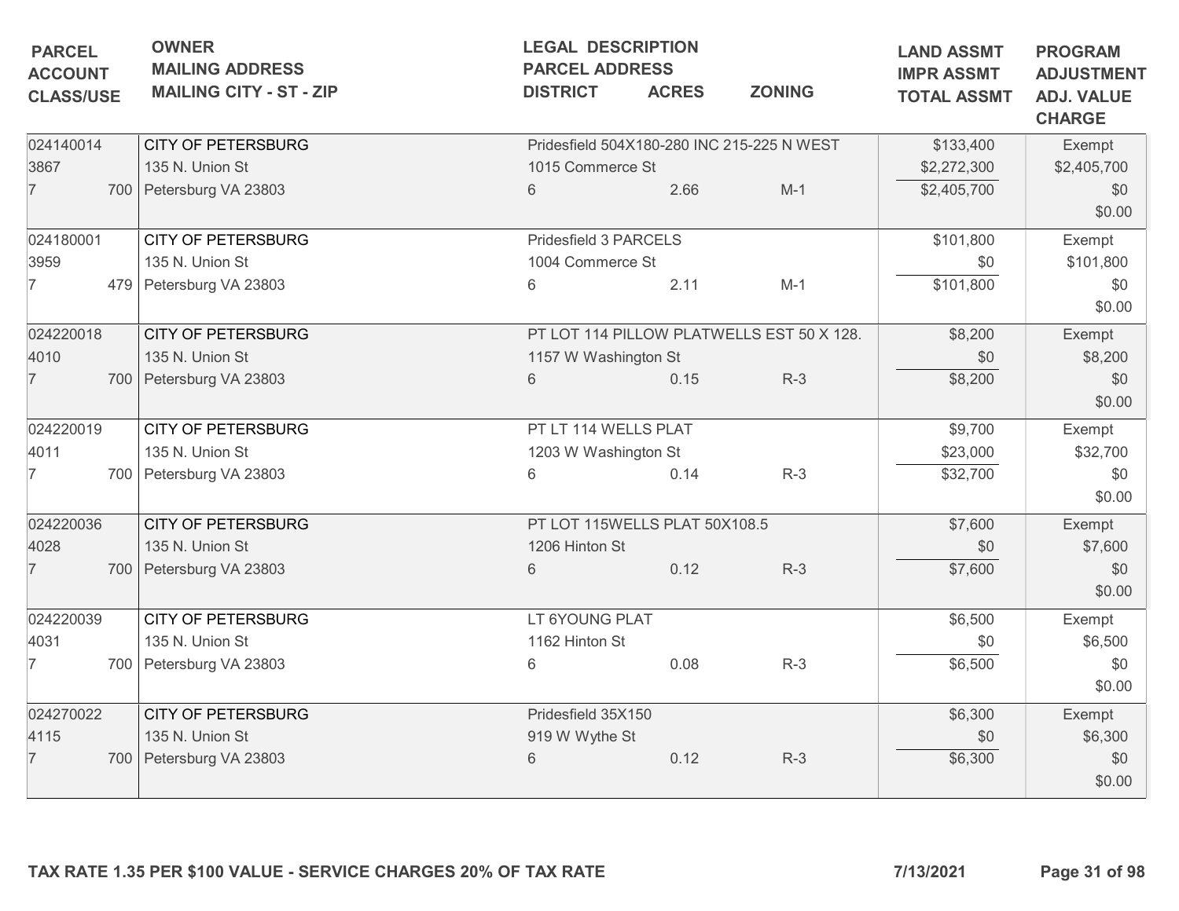| PARCEL<br>ACCOUNT<br>CLASS/USE | OWNER<br>MAILING ADDRESS<br>MAILING CITY - ST - ZIP | LEGAL DESCRIPTION<br>PARCEL ADDRESS<br>DISTRICT | ACRES | ZONING | LAND ASSMT<br>IMPR ASSMT<br>TOTAL ASSMT | PROGRAM<br>ADJUSTMENT<br>ADJ. VALUE<br>CHARGE |
|---|---|---|---|---|---|---|
| 024140014<br>3867<br>7 700 | CITY OF PETERSBURG<br>135 N. Union St<br>Petersburg VA 23803 | Pridesfield 504X180-280 INC 215-225 N WEST<br>1015 Commerce St<br>6 | 2.66 | M-1 | $133,400<br>$2,272,300<br>$2,405,700 | Exempt<br>$2,405,700<br>$0<br>$0.00 |
| 024180001<br>3959<br>7 479 | CITY OF PETERSBURG<br>135 N. Union St<br>Petersburg VA 23803 | Pridesfield 3 PARCELS<br>1004 Commerce St<br>6 | 2.11 | M-1 | $101,800<br>$0<br>$101,800 | Exempt<br>$101,800<br>$0<br>$0.00 |
| 024220018<br>4010<br>7 700 | CITY OF PETERSBURG<br>135 N. Union St<br>Petersburg VA 23803 | PT LOT 114 PILLOW PLATWELLS EST 50 X 128.<br>1157 W Washington St<br>6 | 0.15 | R-3 | $8,200<br>$0<br>$8,200 | Exempt<br>$8,200<br>$0<br>$0.00 |
| 024220019<br>4011<br>7 700 | CITY OF PETERSBURG<br>135 N. Union St<br>Petersburg VA 23803 | PT LT 114 WELLS PLAT<br>1203 W Washington St<br>6 | 0.14 | R-3 | $9,700<br>$23,000<br>$32,700 | Exempt<br>$32,700<br>$0<br>$0.00 |
| 024220036<br>4028<br>7 700 | CITY OF PETERSBURG<br>135 N. Union St<br>Petersburg VA 23803 | PT LOT 115WELLS PLAT 50X108.5<br>1206 Hinton St<br>6 | 0.12 | R-3 | $7,600<br>$0<br>$7,600 | Exempt<br>$7,600<br>$0<br>$0.00 |
| 024220039<br>4031<br>7 700 | CITY OF PETERSBURG<br>135 N. Union St<br>Petersburg VA 23803 | LT 6YOUNG PLAT<br>1162 Hinton St<br>6 | 0.08 | R-3 | $6,500<br>$0<br>$6,500 | Exempt<br>$6,500<br>$0<br>$0.00 |
| 024270022<br>4115<br>7 700 | CITY OF PETERSBURG<br>135 N. Union St<br>Petersburg VA 23803 | Pridesfield 35X150<br>919 W Wythe St<br>6 | 0.12 | R-3 | $6,300<br>$0<br>$6,300 | Exempt<br>$6,300<br>$0<br>$0.00 |

**TAX RATE 1.35 PER $100 VALUE - SERVICE CHARGES 20% OF TAX RATE** **7/13/2021**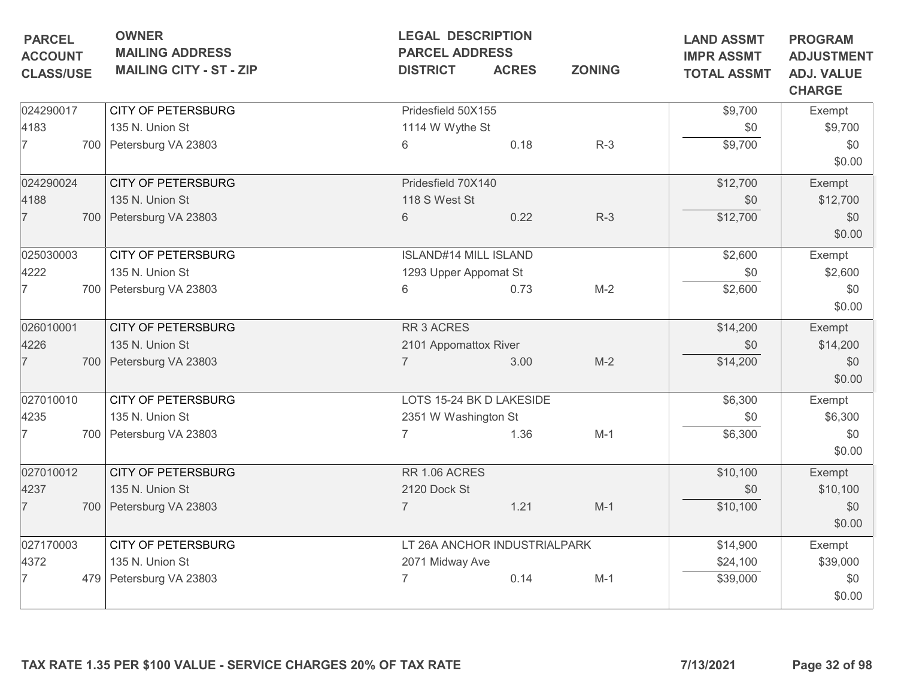| PARCEL<br>ACCOUNT<br>CLASS/USE | OWNER<br>MAILING ADDRESS<br>MAILING CITY - ST - ZIP | LEGAL DESCRIPTION<br>PARCEL ADDRESS<br>DISTRICT | ACRES | ZONING | LAND ASSMT<br>IMPR ASSMT<br>TOTAL ASSMT | PROGRAM<br>ADJUSTMENT<br>ADJ. VALUE<br>CHARGE |
|---|---|---|---|---|---|---|
| 024290017<br>4183<br>7 700 | CITY OF PETERSBURG<br>135 N. Union St<br>Petersburg VA 23803 | Pridesfield 50X155<br>1114 W Wythe St<br>6 | 0.18 | R-3 | $9,700<br>$0<br>$9,700 | Exempt<br>$9,700<br>$0<br>$0.00 |
| 024290024<br>4188<br>7 700 | CITY OF PETERSBURG<br>135 N. Union St<br>Petersburg VA 23803 | Pridesfield 70X140<br>118 S West St<br>6 | 0.22 | R-3 | $12,700<br>$0<br>$12,700 | Exempt<br>$12,700<br>$0<br>$0.00 |
| 025030003<br>4222<br>7 700 | CITY OF PETERSBURG<br>135 N. Union St<br>Petersburg VA 23803 | ISLAND#14 MILL ISLAND<br>1293 Upper Appomat St<br>6 | 0.73 | M-2 | $2,600<br>$0<br>$2,600 | Exempt<br>$2,600<br>$0<br>$0.00 |
| 026010001<br>4226<br>7 700 | CITY OF PETERSBURG<br>135 N. Union St<br>Petersburg VA 23803 | RR 3 ACRES<br>2101 Appomattox River<br>7 | 3.00 | M-2 | $14,200<br>$0<br>$14,200 | Exempt<br>$14,200<br>$0<br>$0.00 |
| 027010010<br>4235<br>7 700 | CITY OF PETERSBURG<br>135 N. Union St<br>Petersburg VA 23803 | LOTS 15-24 BK D LAKESIDE<br>2351 W Washington St<br>7 | 1.36 | M-1 | $6,300<br>$0<br>$6,300 | Exempt<br>$6,300<br>$0<br>$0.00 |
| 027010012<br>4237<br>7 700 | CITY OF PETERSBURG<br>135 N. Union St<br>Petersburg VA 23803 | RR 1.06 ACRES<br>2120 Dock St<br>7 | 1.21 | M-1 | $10,100<br>$0<br>$10,100 | Exempt<br>$10,100<br>$0<br>$0.00 |
| 027170003<br>4372<br>7 479 | CITY OF PETERSBURG<br>135 N. Union St<br>Petersburg VA 23803 | LT 26A ANCHOR INDUSTRIALPARK<br>2071 Midway Ave<br>7 | 0.14 | M-1 | $14,900<br>$24,100<br>$39,000 | Exempt<br>$39,000<br>$0<br>$0.00 |

**TAX RATE 1.35 PER $100 VALUE - SERVICE CHARGES 20% OF TAX RATE** **7/13/2021**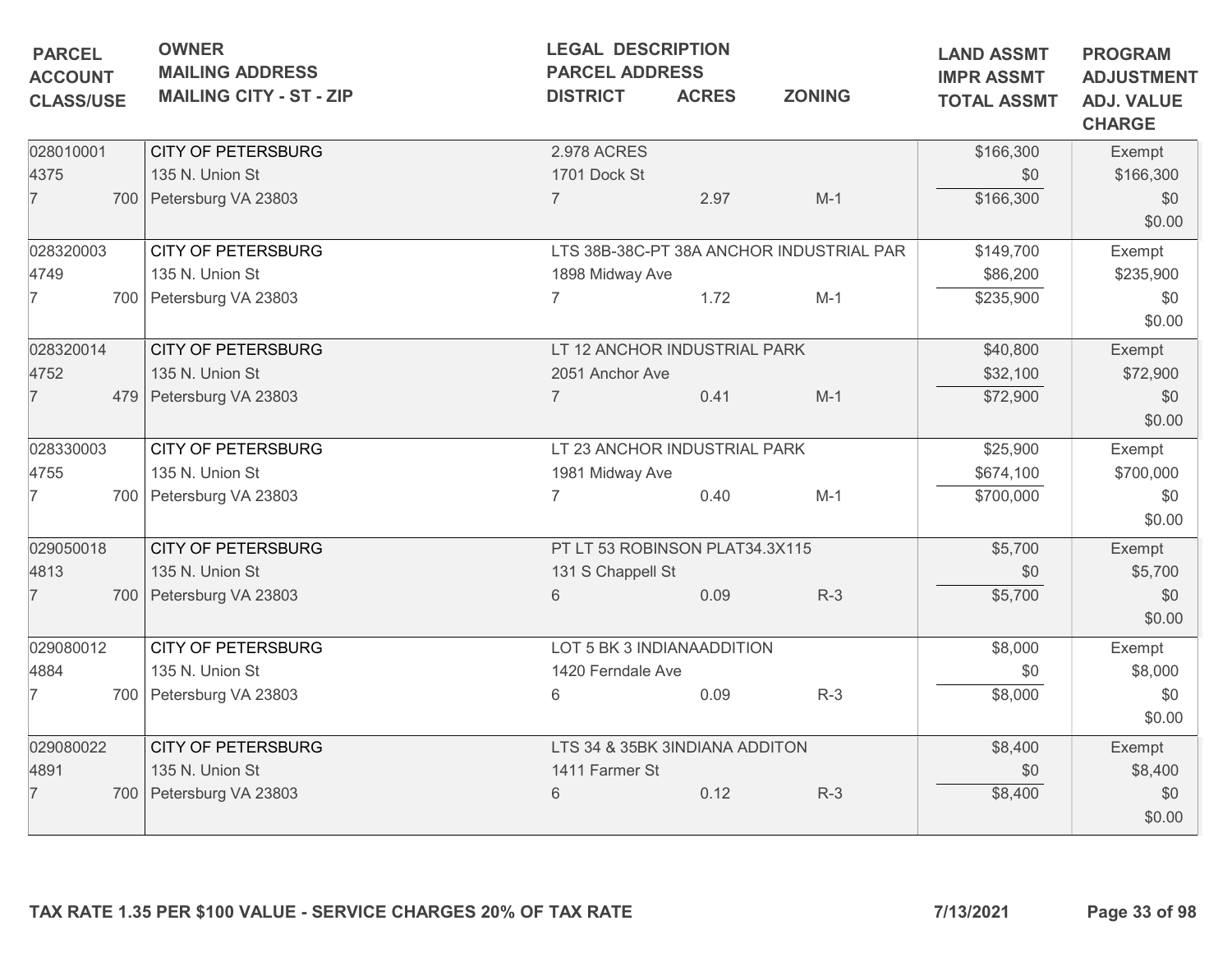| PARCEL ACCOUNT CLASS/USE | OWNER MAILING ADDRESS MAILING CITY - ST - ZIP | LEGAL DESCRIPTION PARCEL ADDRESS DISTRICT | ACRES | ZONING | LAND ASSMT IMPR ASSMT TOTAL ASSMT | PROGRAM ADJUSTMENT ADJ. VALUE CHARGE |
|---|---|---|---|---|---|---|
| 028010001<br>4375<br>7 700 | CITY OF PETERSBURG<br>135 N. Union St<br>Petersburg VA 23803 | 2.978 ACRES<br>1701 Dock St<br>7 | 2.97 | M-1 | $166,300<br>$0<br>$166,300 | Exempt<br>$166,300<br>$0<br>$0.00 |
| 028320003<br>4749<br>7 700 | CITY OF PETERSBURG<br>135 N. Union St<br>Petersburg VA 23803 | LTS 38B-38C-PT 38A ANCHOR INDUSTRIAL PAR<br>1898 Midway Ave<br>7 | 1.72 | M-1 | $149,700<br>$86,200<br>$235,900 | Exempt<br>$235,900<br>$0<br>$0.00 |
| 028320014<br>4752<br>7 479 | CITY OF PETERSBURG<br>135 N. Union St<br>Petersburg VA 23803 | LT 12 ANCHOR INDUSTRIAL PARK<br>2051 Anchor Ave<br>7 | 0.41 | M-1 | $40,800<br>$32,100<br>$72,900 | Exempt<br>$72,900<br>$0<br>$0.00 |
| 028330003<br>4755<br>7 700 | CITY OF PETERSBURG<br>135 N. Union St<br>Petersburg VA 23803 | LT 23 ANCHOR INDUSTRIAL PARK<br>1981 Midway Ave<br>7 | 0.40 | M-1 | $25,900<br>$674,100<br>$700,000 | Exempt<br>$700,000<br>$0<br>$0.00 |
| 029050018<br>4813<br>7 700 | CITY OF PETERSBURG<br>135 N. Union St<br>Petersburg VA 23803 | PT LT 53 ROBINSON PLAT34.3X115<br>131 S Chappell St<br>6 | 0.09 | R-3 | $5,700<br>$0<br>$5,700 | Exempt<br>$5,700<br>$0<br>$0.00 |
| 029080012<br>4884<br>7 700 | CITY OF PETERSBURG<br>135 N. Union St<br>Petersburg VA 23803 | LOT 5 BK 3 INDIANAADDITION<br>1420 Ferndale Ave<br>6 | 0.09 | R-3 | $8,000<br>$0<br>$8,000 | Exempt<br>$8,000<br>$0<br>$0.00 |
| 029080022<br>4891<br>7 700 | CITY OF PETERSBURG<br>135 N. Union St<br>Petersburg VA 23803 | LTS 34 & 35BK 3INDIANA ADDITON<br>1411 Farmer St<br>6 | 0.12 | R-3 | $8,400<br>$0<br>$8,400 | Exempt<br>$8,400<br>$0<br>$0.00 |

TAX RATE 1.35 PER $100 VALUE - SERVICE CHARGES 20% OF TAX RATE

7/13/2021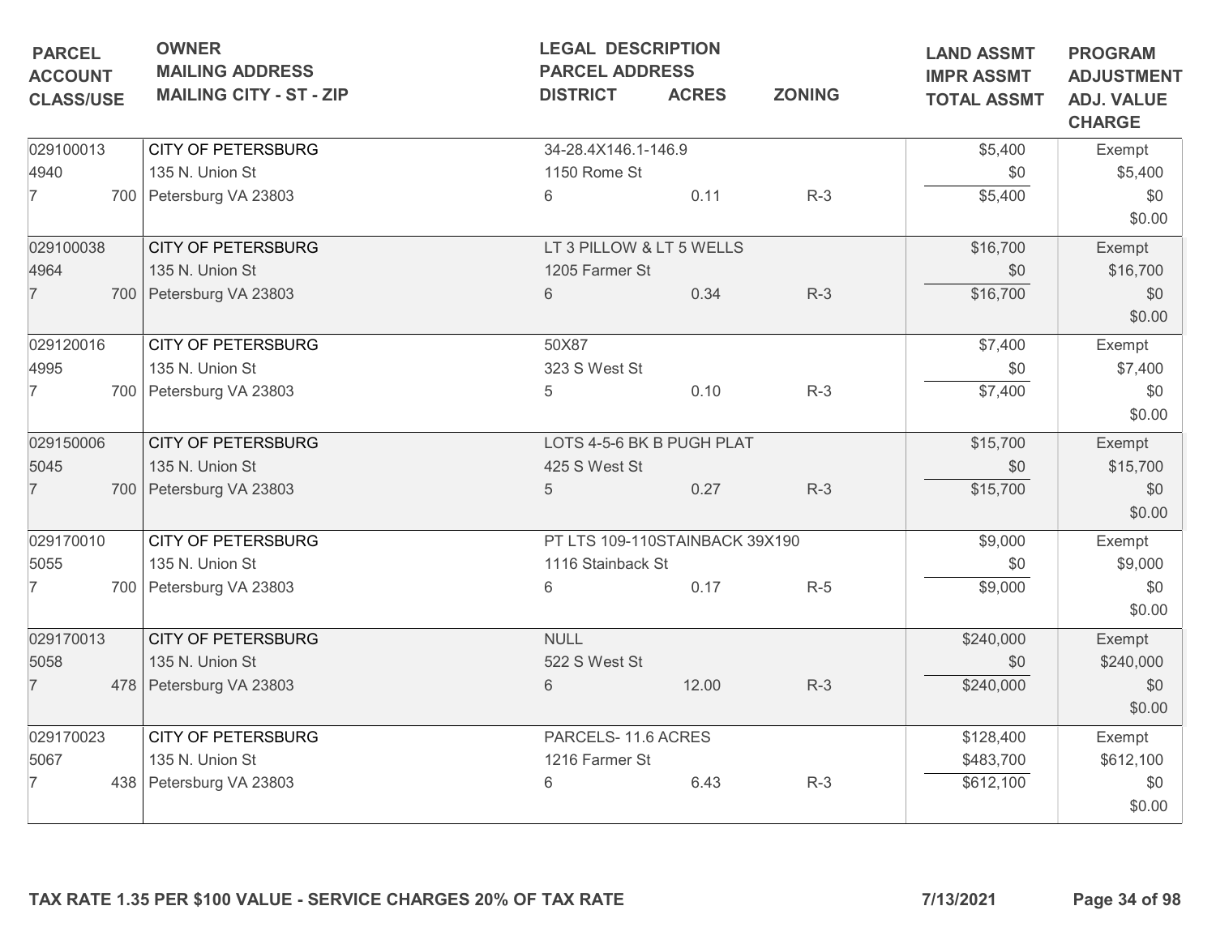| PARCEL<br>ACCOUNT<br>CLASS/USE | OWNER<br>MAILING ADDRESS<br>MAILING CITY - ST - ZIP | LEGAL DESCRIPTION<br>PARCEL ADDRESS<br>DISTRICT | ACRES | ZONING | LAND ASSMT<br>IMPR ASSMT<br>TOTAL ASSMT | PROGRAM<br>ADJUSTMENT<br>ADJ. VALUE<br>CHARGE |
|---|---|---|---|---|---|---|
| 029100013<br>4940<br>7 700 | CITY OF PETERSBURG<br>135 N. Union St<br>Petersburg VA 23803 | 34-28.4X146.1-146.9<br>1150 Rome St<br>6 | 0.11 | R-3 | $5,400<br>$0<br>$5,400 | Exempt<br>$5,400<br>$0<br>$0.00 |
| 029100038<br>4964<br>7 700 | CITY OF PETERSBURG<br>135 N. Union St<br>Petersburg VA 23803 | LT 3 PILLOW & LT 5 WELLS<br>1205 Farmer St<br>6 | 0.34 | R-3 | $16,700<br>$0<br>$16,700 | Exempt<br>$16,700<br>$0<br>$0.00 |
| 029120016<br>4995<br>7 700 | CITY OF PETERSBURG<br>135 N. Union St<br>Petersburg VA 23803 | 50X87<br>323 S West St<br>5 | 0.10 | R-3 | $7,400<br>$0<br>$7,400 | Exempt<br>$7,400<br>$0<br>$0.00 |
| 029150006<br>5045<br>7 700 | CITY OF PETERSBURG<br>135 N. Union St<br>Petersburg VA 23803 | LOTS 4-5-6 BK B PUGH PLAT<br>425 S West St<br>5 | 0.27 | R-3 | $15,700<br>$0<br>$15,700 | Exempt<br>$15,700<br>$0<br>$0.00 |
| 029170010<br>5055<br>7 700 | CITY OF PETERSBURG<br>135 N. Union St<br>Petersburg VA 23803 | PT LTS 109-110STAINBACK 39X190<br>1116 Stainback St<br>6 | 0.17 | R-5 | $9,000<br>$0<br>$9,000 | Exempt<br>$9,000<br>$0<br>$0.00 |
| 029170013<br>5058<br>7 478 | CITY OF PETERSBURG<br>135 N. Union St<br>Petersburg VA 23803 | NULL<br>522 S West St<br>6 | 12.00 | R-3 | $240,000<br>$0<br>$240,000 | Exempt<br>$240,000<br>$0<br>$0.00 |
| 029170023<br>5067<br>7 438 | CITY OF PETERSBURG<br>135 N. Union St<br>Petersburg VA 23803 | PARCELS- 11.6 ACRES<br>1216 Farmer St<br>6 | 6.43 | R-3 | $128,400<br>$483,700<br>$612,100 | Exempt<br>$612,100<br>$0<br>$0.00 |

TAX RATE 1.35 PER $100 VALUE - SERVICE CHARGES 20% OF TAX RATE

7/13/2021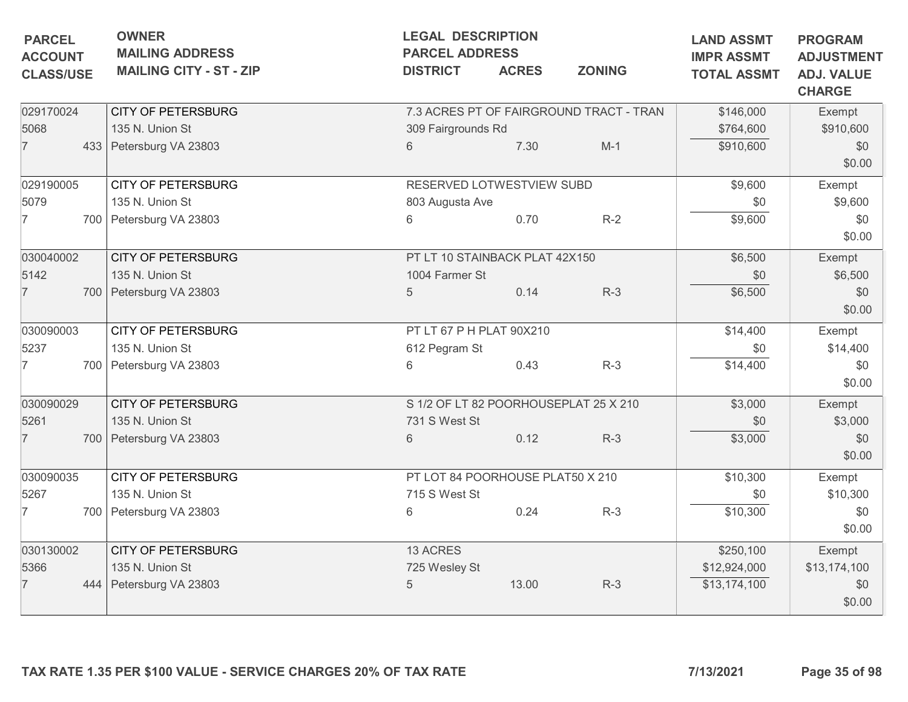| PARCEL<br>ACCOUNT<br>CLASS/USE | OWNER<br>MAILING ADDRESS<br>MAILING CITY - ST - ZIP | LEGAL DESCRIPTION<br>PARCEL ADDRESS<br>DISTRICT | ACRES | ZONING | LAND ASSMT<br>IMPR ASSMT<br>TOTAL ASSMT | PROGRAM<br>ADJUSTMENT<br>ADJ. VALUE<br>CHARGE |
|---|---|---|---|---|---|---|
| 029170024<br>5068<br>7 433 | CITY OF PETERSBURG<br>135 N. Union St<br>Petersburg VA 23803 | 7.3 ACRES PT OF FAIRGROUND TRACT - TRAN<br>309 Fairgrounds Rd<br>6 | 7.30 | M-1 | $146,000<br>$764,600<br>$910,600 | Exempt<br>$910,600<br>$0<br>$0.00 |
| 029190005<br>5079<br>7 700 | CITY OF PETERSBURG<br>135 N. Union St<br>Petersburg VA 23803 | RESERVED LOTWESTVIEW SUBD<br>803 Augusta Ave<br>6 | 0.70 | R-2 | $9,600<br>$0<br>$9,600 | Exempt<br>$9,600<br>$0<br>$0.00 |
| 030040002<br>5142<br>7 700 | CITY OF PETERSBURG<br>135 N. Union St<br>Petersburg VA 23803 | PT LT 10 STAINBACK PLAT 42X150<br>1004 Farmer St<br>5 | 0.14 | R-3 | $6,500<br>$0<br>$6,500 | Exempt<br>$6,500<br>$0<br>$0.00 |
| 030090003<br>5237<br>7 700 | CITY OF PETERSBURG<br>135 N. Union St<br>Petersburg VA 23803 | PT LT 67 P H PLAT 90X210<br>612 Pegram St<br>6 | 0.43 | R-3 | $14,400<br>$0<br>$14,400 | Exempt<br>$14,400<br>$0<br>$0.00 |
| 030090029<br>5261<br>7 700 | CITY OF PETERSBURG<br>135 N. Union St<br>Petersburg VA 23803 | S 1/2 OF LT 82 POORHOUSEPLAT 25 X 210<br>731 S West St<br>6 | 0.12 | R-3 | $3,000<br>$0<br>$3,000 | Exempt<br>$3,000<br>$0<br>$0.00 |
| 030090035<br>5267<br>7 700 | CITY OF PETERSBURG<br>135 N. Union St<br>Petersburg VA 23803 | PT LOT 84 POORHOUSE PLAT50 X 210<br>715 S West St<br>6 | 0.24 | R-3 | $10,300<br>$0<br>$10,300 | Exempt<br>$10,300<br>$0<br>$0.00 |
| 030130002<br>5366<br>7 444 | CITY OF PETERSBURG<br>135 N. Union St<br>Petersburg VA 23803 | 13 ACRES<br>725 Wesley St<br>5 | 13.00 | R-3 | $250,100<br>$12,924,000<br>$13,174,100 | Exempt<br>$13,174,100<br>$0<br>$0.00 |

**TAX RATE 1.35 PER $100 VALUE - SERVICE CHARGES 20% OF TAX RATE** **7/13/2021**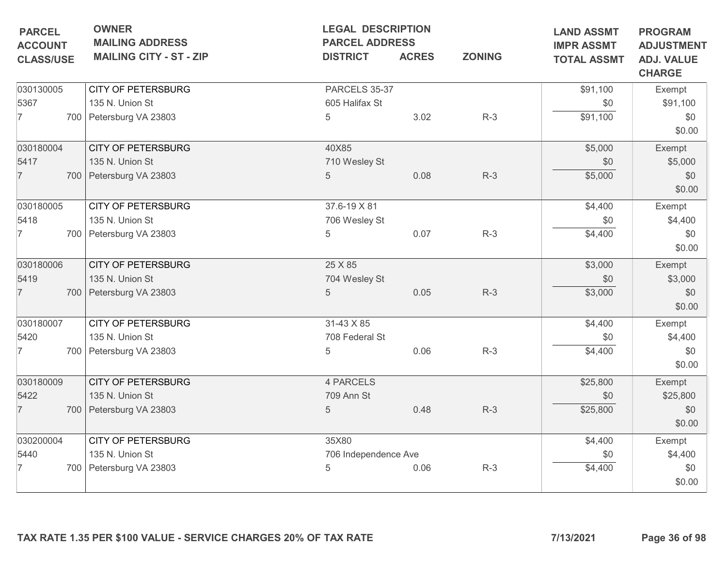| PARCEL ACCOUNT CLASS/USE | OWNER MAILING ADDRESS MAILING CITY - ST - ZIP | LEGAL DESCRIPTION PARCEL ADDRESS DISTRICT | ACRES | ZONING | LAND ASSMT IMPR ASSMT TOTAL ASSMT | PROGRAM ADJUSTMENT ADJ. VALUE CHARGE |
|---|---|---|---|---|---|---|
| 030130005<br>5367<br>7 700 | CITY OF PETERSBURG<br>135 N. Union St<br>Petersburg VA 23803 | PARCELS 35-37<br>605 Halifax St<br>5 | 3.02 | R-3 | $91,100<br>$0<br>$91,100 | Exempt<br>$91,100<br>$0<br>$0.00 |
| 030180004<br>5417<br>7 700 | CITY OF PETERSBURG<br>135 N. Union St<br>Petersburg VA 23803 | 40X85<br>710 Wesley St<br>5 | 0.08 | R-3 | $5,000<br>$0<br>$5,000 | Exempt<br>$5,000<br>$0<br>$0.00 |
| 030180005<br>5418<br>7 700 | CITY OF PETERSBURG<br>135 N. Union St<br>Petersburg VA 23803 | 37.6-19 X 81<br>706 Wesley St<br>5 | 0.07 | R-3 | $4,400<br>$0<br>$4,400 | Exempt<br>$4,400<br>$0<br>$0.00 |
| 030180006<br>5419<br>7 700 | CITY OF PETERSBURG<br>135 N. Union St<br>Petersburg VA 23803 | 25 X 85<br>704 Wesley St<br>5 | 0.05 | R-3 | $3,000<br>$0<br>$3,000 | Exempt<br>$3,000<br>$0<br>$0.00 |
| 030180007<br>5420<br>7 700 | CITY OF PETERSBURG<br>135 N. Union St<br>Petersburg VA 23803 | 31-43 X 85<br>708 Federal St<br>5 | 0.06 | R-3 | $4,400<br>$0<br>$4,400 | Exempt<br>$4,400<br>$0<br>$0.00 |
| 030180009<br>5422<br>7 700 | CITY OF PETERSBURG<br>135 N. Union St<br>Petersburg VA 23803 | 4 PARCELS<br>709 Ann St<br>5 | 0.48 | R-3 | $25,800<br>$0<br>$25,800 | Exempt<br>$25,800<br>$0<br>$0.00 |
| 030200004<br>5440<br>7 700 | CITY OF PETERSBURG<br>135 N. Union St<br>Petersburg VA 23803 | 35X80<br>706 Independence Ave<br>5 | 0.06 | R-3 | $4,400<br>$0<br>$4,400 | Exempt<br>$4,400<br>$0<br>$0.00 |

**TAX RATE 1.35 PER $100 VALUE - SERVICE CHARGES 20% OF TAX RATE** 7/13/2021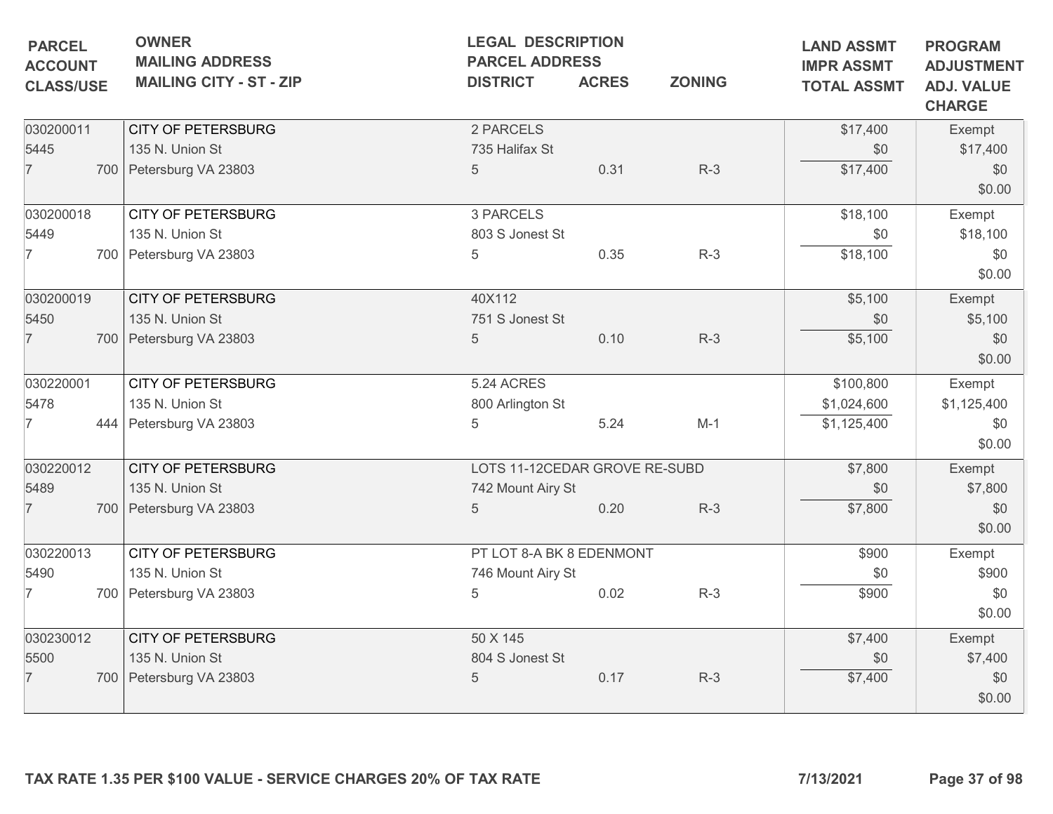| PARCEL<br>ACCOUNT<br>CLASS/USE | OWNER<br>MAILING ADDRESS<br>MAILING CITY - ST - ZIP | LEGAL DESCRIPTION<br>PARCEL ADDRESS<br>DISTRICT | ACRES | ZONING | LAND ASSMT<br>IMPR ASSMT<br>TOTAL ASSMT | PROGRAM<br>ADJUSTMENT<br>ADJ. VALUE<br>CHARGE |
|---|---|---|---|---|---|---|
| 030200011<br>5445<br>7 700 | CITY OF PETERSBURG<br>135 N. Union St<br>Petersburg VA 23803 | 2 PARCELS<br>735 Halifax St<br>5 | 0.31 | R-3 | $17,400<br>$0<br>$17,400 | Exempt<br>$17,400<br>$0<br>$0.00 |
| 030200018<br>5449<br>7 700 | CITY OF PETERSBURG<br>135 N. Union St<br>Petersburg VA 23803 | 3 PARCELS<br>803 S Jonest St<br>5 | 0.35 | R-3 | $18,100<br>$0<br>$18,100 | Exempt<br>$18,100<br>$0<br>$0.00 |
| 030200019<br>5450<br>7 700 | CITY OF PETERSBURG<br>135 N. Union St<br>Petersburg VA 23803 | 40X112<br>751 S Jonest St<br>5 | 0.10 | R-3 | $5,100<br>$0<br>$5,100 | Exempt<br>$5,100<br>$0<br>$0.00 |
| 030220001<br>5478<br>7 444 | CITY OF PETERSBURG<br>135 N. Union St<br>Petersburg VA 23803 | 5.24 ACRES<br>800 Arlington St<br>5 | 5.24 | M-1 | $100,800<br>$1,024,600<br>$1,125,400 | Exempt<br>$1,125,400<br>$0<br>$0.00 |
| 030220012<br>5489<br>7 700 | CITY OF PETERSBURG<br>135 N. Union St<br>Petersburg VA 23803 | LOTS 11-12CEDAR GROVE RE-SUBD<br>742 Mount Airy St<br>5 | 0.20 | R-3 | $7,800<br>$0<br>$7,800 | Exempt<br>$7,800<br>$0<br>$0.00 |
| 030220013<br>5490<br>7 700 | CITY OF PETERSBURG<br>135 N. Union St<br>Petersburg VA 23803 | PT LOT 8-A BK 8 EDENMONT<br>746 Mount Airy St<br>5 | 0.02 | R-3 | $900<br>$0<br>$900 | Exempt<br>$900<br>$0<br>$0.00 |
| 030230012<br>5500<br>7 700 | CITY OF PETERSBURG<br>135 N. Union St<br>Petersburg VA 23803 | 50 X 145<br>804 S Jonest St<br>5 | 0.17 | R-3 | $7,400<br>$0<br>$7,400 | Exempt<br>$7,400<br>$0<br>$0.00 |

TAX RATE 1.35 PER $100 VALUE - SERVICE CHARGES 20% OF TAX RATE 7/13/2021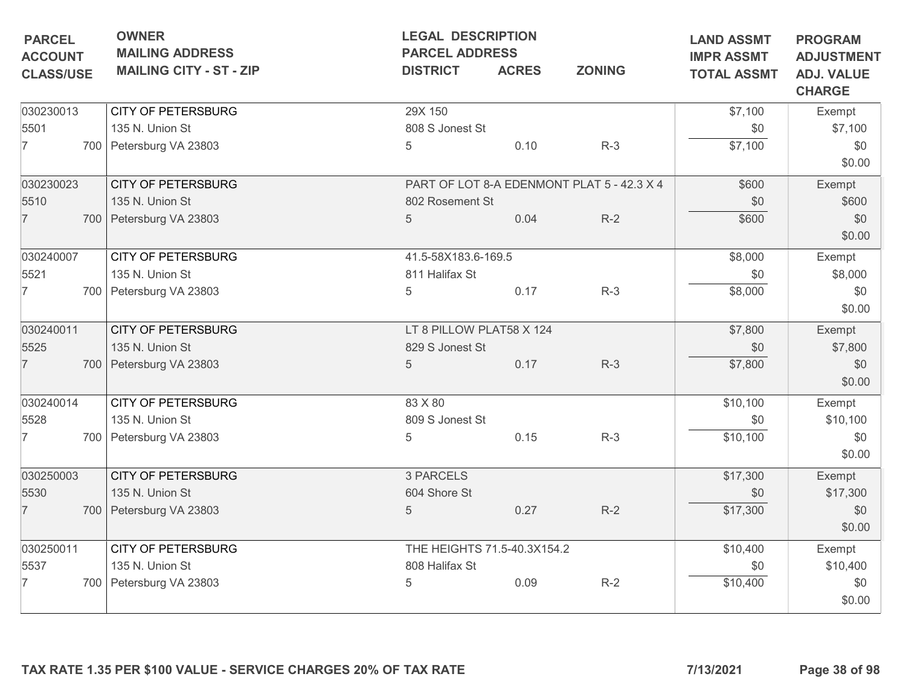| PARCEL<br>ACCOUNT<br>CLASS/USE | OWNER<br>MAILING ADDRESS<br>MAILING CITY - ST - ZIP | LEGAL DESCRIPTION<br>PARCEL ADDRESS<br>DISTRICT | ACRES | ZONING | LAND ASSMT<br>IMPR ASSMT<br>TOTAL ASSMT | PROGRAM<br>ADJUSTMENT<br>ADJ. VALUE<br>CHARGE |
|---|---|---|---|---|---|---|
| 030230013<br>5501<br>7 700 | CITY OF PETERSBURG<br>135 N. Union St<br>Petersburg VA 23803 | 29X 150<br>808 S Jonest St<br>5 | 0.10 | R-3 | $7,100<br>$0<br>$7,100 | Exempt<br>$7,100<br>$0<br>$0.00 |
| 030230023<br>5510<br>7 700 | CITY OF PETERSBURG<br>135 N. Union St<br>Petersburg VA 23803 | PART OF LOT 8-A EDENMONT PLAT 5 - 42.3 X 4<br>802 Rosement St<br>5 | 0.04 | R-2 | $600<br>$0<br>$600 | Exempt<br>$600<br>$0<br>$0.00 |
| 030240007<br>5521<br>7 700 | CITY OF PETERSBURG<br>135 N. Union St<br>Petersburg VA 23803 | 41.5-58X183.6-169.5<br>811 Halifax St<br>5 | 0.17 | R-3 | $8,000<br>$0<br>$8,000 | Exempt<br>$8,000<br>$0<br>$0.00 |
| 030240011<br>5525<br>7 700 | CITY OF PETERSBURG<br>135 N. Union St<br>Petersburg VA 23803 | LT 8 PILLOW PLAT58 X 124<br>829 S Jonest St<br>5 | 0.17 | R-3 | $7,800<br>$0<br>$7,800 | Exempt<br>$7,800<br>$0<br>$0.00 |
| 030240014<br>5528<br>7 700 | CITY OF PETERSBURG<br>135 N. Union St<br>Petersburg VA 23803 | 83 X 80<br>809 S Jonest St<br>5 | 0.15 | R-3 | $10,100<br>$0<br>$10,100 | Exempt<br>$10,100<br>$0<br>$0.00 |
| 030250003<br>5530<br>7 700 | CITY OF PETERSBURG<br>135 N. Union St<br>Petersburg VA 23803 | 3 PARCELS<br>604 Shore St<br>5 | 0.27 | R-2 | $17,300<br>$0<br>$17,300 | Exempt<br>$17,300<br>$0<br>$0.00 |
| 030250011<br>5537<br>7 700 | CITY OF PETERSBURG<br>135 N. Union St<br>Petersburg VA 23803 | THE HEIGHTS 71.5-40.3X154.2<br>808 Halifax St<br>5 | 0.09 | R-2 | $10,400<br>$0<br>$10,400 | Exempt<br>$10,400<br>$0<br>$0.00 |

**TAX RATE 1.35 PER $100 VALUE - SERVICE CHARGES 20% OF TAX RATE** **7/13/2021**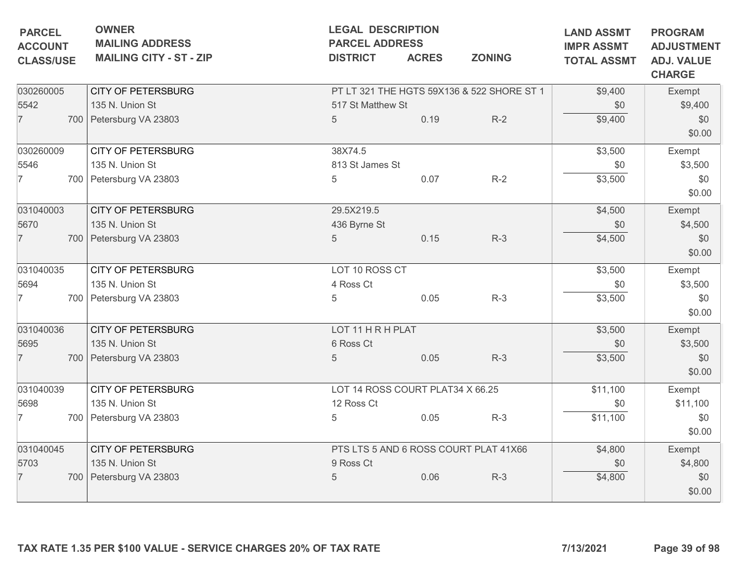| PARCEL ACCOUNT CLASS/USE | OWNER MAILING ADDRESS MAILING CITY - ST - ZIP | LEGAL DESCRIPTION PARCEL ADDRESS DISTRICT | ACRES | ZONING | LAND ASSMT IMPR ASSMT TOTAL ASSMT | PROGRAM ADJUSTMENT ADJ. VALUE CHARGE |
|---|---|---|---|---|---|---|
| 030260005 5542 7 700 | CITY OF PETERSBURG 135 N. Union St Petersburg VA 23803 | PT LT 321 THE HGTS 59X136 & 522 SHORE ST 1 517 St Matthew St 5 | 0.19 | R-2 | $9,400 $0 $9,400 | Exempt $9,400 $0 $0.00 |
| 030260009 5546 7 700 | CITY OF PETERSBURG 135 N. Union St Petersburg VA 23803 | 38X74.5 813 St James St 5 | 0.07 | R-2 | $3,500 $0 $3,500 | Exempt $3,500 $0 $0.00 |
| 031040003 5670 7 700 | CITY OF PETERSBURG 135 N. Union St Petersburg VA 23803 | 29.5X219.5 436 Byrne St 5 | 0.15 | R-3 | $4,500 $0 $4,500 | Exempt $4,500 $0 $0.00 |
| 031040035 5694 7 700 | CITY OF PETERSBURG 135 N. Union St Petersburg VA 23803 | LOT 10 ROSS CT 4 Ross Ct 5 | 0.05 | R-3 | $3,500 $0 $3,500 | Exempt $3,500 $0 $0.00 |
| 031040036 5695 7 700 | CITY OF PETERSBURG 135 N. Union St Petersburg VA 23803 | LOT 11 H R H PLAT 6 Ross Ct 5 | 0.05 | R-3 | $3,500 $0 $3,500 | Exempt $3,500 $0 $0.00 |
| 031040039 5698 7 700 | CITY OF PETERSBURG 135 N. Union St Petersburg VA 23803 | LOT 14 ROSS COURT PLAT34 X 66.25 12 Ross Ct 5 | 0.05 | R-3 | $11,100 $0 $11,100 | Exempt $11,100 $0 $0.00 |
| 031040045 5703 7 700 | CITY OF PETERSBURG 135 N. Union St Petersburg VA 23803 | PTS LTS 5 AND 6 ROSS COURT PLAT 41X66 9 Ross Ct 5 | 0.06 | R-3 | $4,800 $0 $4,800 | Exempt $4,800 $0 $0.00 |

**TAX RATE 1.35 PER $100 VALUE - SERVICE CHARGES 20% OF TAX RATE** **7/13/2021**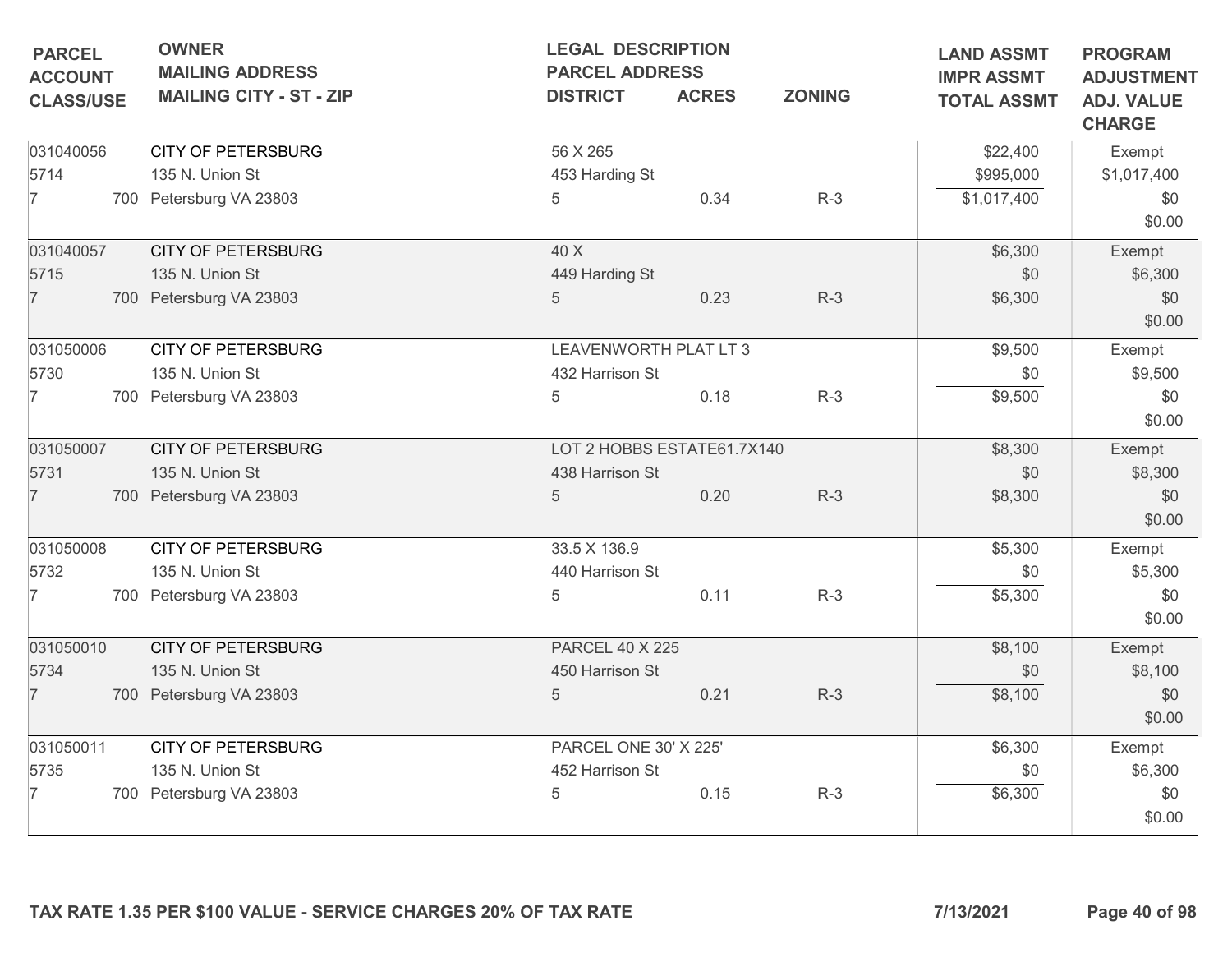| PARCEL<br>ACCOUNT<br>CLASS/USE | OWNER<br>MAILING ADDRESS<br>MAILING CITY - ST - ZIP | LEGAL DESCRIPTION<br>PARCEL ADDRESS<br>DISTRICT | ACRES | ZONING | LAND ASSMT<br>IMPR ASSMT<br>TOTAL ASSMT | PROGRAM<br>ADJUSTMENT<br>ADJ. VALUE<br>CHARGE |
|---|---|---|---|---|---|---|
| 031040056<br>5714<br>7 700 | CITY OF PETERSBURG<br>135 N. Union St<br>Petersburg VA 23803 | 56 X 265<br>453 Harding St<br>5 | 0.34 | R-3 | $22,400<br>$995,000<br>$1,017,400 | Exempt<br>$1,017,400<br>$0<br>$0.00 |
| 031040057<br>5715<br>7 700 | CITY OF PETERSBURG<br>135 N. Union St<br>Petersburg VA 23803 | 40 X<br>449 Harding St<br>5 | 0.23 | R-3 | $6,300<br>$0<br>$6,300 | Exempt<br>$6,300<br>$0<br>$0.00 |
| 031050006<br>5730<br>7 700 | CITY OF PETERSBURG<br>135 N. Union St<br>Petersburg VA 23803 | LEAVENWORTH PLAT LT 3<br>432 Harrison St<br>5 | 0.18 | R-3 | $9,500<br>$0<br>$9,500 | Exempt<br>$9,500<br>$0<br>$0.00 |
| 031050007<br>5731<br>7 700 | CITY OF PETERSBURG<br>135 N. Union St<br>Petersburg VA 23803 | LOT 2 HOBBS ESTATE61.7X140<br>438 Harrison St<br>5 | 0.20 | R-3 | $8,300<br>$0<br>$8,300 | Exempt<br>$8,300<br>$0<br>$0.00 |
| 031050008<br>5732<br>7 700 | CITY OF PETERSBURG<br>135 N. Union St<br>Petersburg VA 23803 | 33.5 X 136.9<br>440 Harrison St<br>5 | 0.11 | R-3 | $5,300<br>$0<br>$5,300 | Exempt<br>$5,300<br>$0<br>$0.00 |
| 031050010<br>5734<br>7 700 | CITY OF PETERSBURG<br>135 N. Union St<br>Petersburg VA 23803 | PARCEL 40 X 225<br>450 Harrison St<br>5 | 0.21 | R-3 | $8,100<br>$0<br>$8,100 | Exempt<br>$8,100<br>$0<br>$0.00 |
| 031050011<br>5735<br>7 700 | CITY OF PETERSBURG<br>135 N. Union St<br>Petersburg VA 23803 | PARCEL ONE 30' X 225'<br>452 Harrison St<br>5 | 0.15 | R-3 | $6,300<br>$0<br>$6,300 | Exempt<br>$6,300<br>$0<br>$0.00 |

TAX RATE 1.35 PER $100 VALUE - SERVICE CHARGES 20% OF TAX RATE    7/13/2021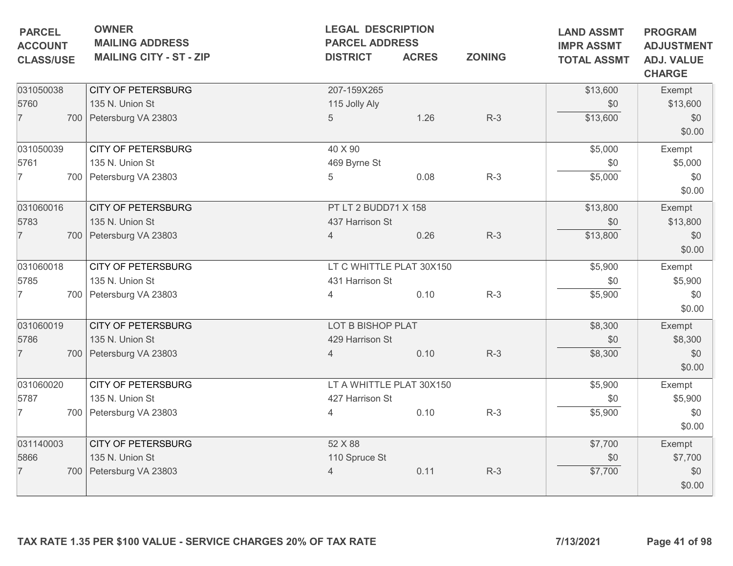| PARCEL<br>ACCOUNT<br>CLASS/USE | OWNER<br>MAILING ADDRESS<br>MAILING CITY - ST - ZIP | LEGAL DESCRIPTION<br>PARCEL ADDRESS<br>DISTRICT | ACRES | ZONING | LAND ASSMT<br>IMPR ASSMT<br>TOTAL ASSMT | PROGRAM<br>ADJUSTMENT<br>ADJ. VALUE<br>CHARGE |
|---|---|---|---|---|---|---|
| 031050038<br>5760<br>7 700 | CITY OF PETERSBURG<br>135 N. Union St<br>Petersburg VA 23803 | 207-159X265<br>115 Jolly Aly<br>5 | 1.26 | R-3 | $13,600<br>$0<br>$13,600 | Exempt<br>$13,600<br>$0<br>$0.00 |
| 031050039<br>5761<br>7 700 | CITY OF PETERSBURG<br>135 N. Union St<br>Petersburg VA 23803 | 40 X 90<br>469 Byrne St<br>5 | 0.08 | R-3 | $5,000<br>$0<br>$5,000 | Exempt<br>$5,000<br>$0<br>$0.00 |
| 031060016<br>5783<br>7 700 | CITY OF PETERSBURG<br>135 N. Union St<br>Petersburg VA 23803 | PT LT 2 BUDD71 X 158<br>437 Harrison St<br>4 | 0.26 | R-3 | $13,800<br>$0<br>$13,800 | Exempt<br>$13,800<br>$0<br>$0.00 |
| 031060018<br>5785<br>7 700 | CITY OF PETERSBURG<br>135 N. Union St<br>Petersburg VA 23803 | LT C WHITTLE PLAT 30X150<br>431 Harrison St<br>4 | 0.10 | R-3 | $5,900<br>$0<br>$5,900 | Exempt<br>$5,900<br>$0<br>$0.00 |
| 031060019<br>5786<br>7 700 | CITY OF PETERSBURG<br>135 N. Union St<br>Petersburg VA 23803 | LOT B BISHOP PLAT<br>429 Harrison St<br>4 | 0.10 | R-3 | $8,300<br>$0<br>$8,300 | Exempt<br>$8,300<br>$0<br>$0.00 |
| 031060020<br>5787<br>7 700 | CITY OF PETERSBURG<br>135 N. Union St<br>Petersburg VA 23803 | LT A WHITTLE PLAT 30X150<br>427 Harrison St<br>4 | 0.10 | R-3 | $5,900<br>$0<br>$5,900 | Exempt<br>$5,900<br>$0<br>$0.00 |
| 031140003<br>5866<br>7 700 | CITY OF PETERSBURG<br>135 N. Union St<br>Petersburg VA 23803 | 52 X 88<br>110 Spruce St<br>4 | 0.11 | R-3 | $7,700<br>$0<br>$7,700 | Exempt<br>$7,700<br>$0<br>$0.00 |

**TAX RATE 1.35 PER $100 VALUE - SERVICE CHARGES 20% OF TAX RATE** **7/13/2021**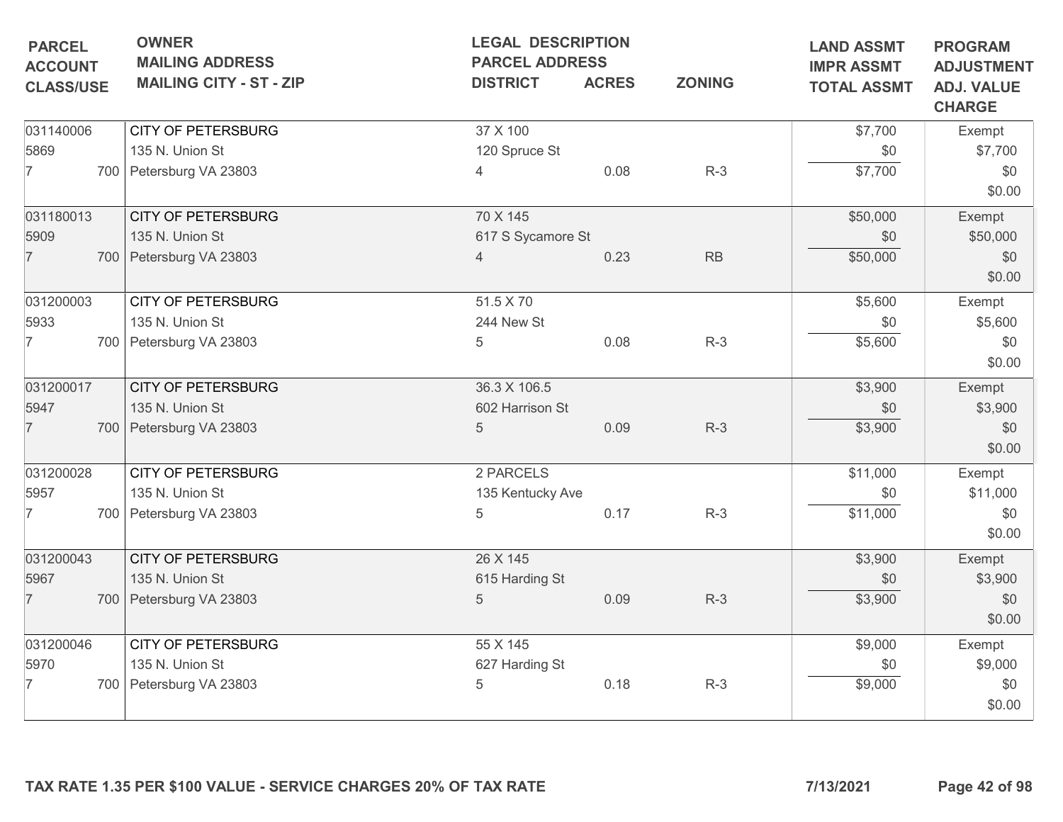| PARCEL<br>ACCOUNT<br>CLASS/USE | OWNER<br>MAILING ADDRESS<br>MAILING CITY - ST - ZIP | LEGAL DESCRIPTION<br>PARCEL ADDRESS<br>DISTRICT | ACRES | ZONING | LAND ASSMT<br>IMPR ASSMT<br>TOTAL ASSMT | PROGRAM<br>ADJUSTMENT<br>ADJ. VALUE<br>CHARGE |
|---|---|---|---|---|---|---|
| 031140006<br>5869<br>7 700 | CITY OF PETERSBURG<br>135 N. Union St<br>Petersburg VA 23803 | 37 X 100<br>120 Spruce St<br>4 | 0.08 | R-3 | $7,700<br>$0<br>$7,700 | Exempt<br>$7,700<br>$0<br>$0.00 |
| 031180013<br>5909<br>7 700 | CITY OF PETERSBURG<br>135 N. Union St<br>Petersburg VA 23803 | 70 X 145<br>617 S Sycamore St<br>4 | 0.23 | RB | $50,000<br>$0<br>$50,000 | Exempt<br>$50,000<br>$0<br>$0.00 |
| 031200003<br>5933<br>7 700 | CITY OF PETERSBURG<br>135 N. Union St<br>Petersburg VA 23803 | 51.5 X 70<br>244 New St<br>5 | 0.08 | R-3 | $5,600<br>$0<br>$5,600 | Exempt<br>$5,600<br>$0<br>$0.00 |
| 031200017<br>5947<br>7 700 | CITY OF PETERSBURG<br>135 N. Union St<br>Petersburg VA 23803 | 36.3 X 106.5<br>602 Harrison St<br>5 | 0.09 | R-3 | $3,900<br>$0<br>$3,900 | Exempt<br>$3,900<br>$0<br>$0.00 |
| 031200028<br>5957<br>7 700 | CITY OF PETERSBURG<br>135 N. Union St<br>Petersburg VA 23803 | 2 PARCELS<br>135 Kentucky Ave<br>5 | 0.17 | R-3 | $11,000<br>$0<br>$11,000 | Exempt<br>$11,000<br>$0<br>$0.00 |
| 031200043<br>5967<br>7 700 | CITY OF PETERSBURG<br>135 N. Union St<br>Petersburg VA 23803 | 26 X 145<br>615 Harding St<br>5 | 0.09 | R-3 | $3,900<br>$0<br>$3,900 | Exempt<br>$3,900<br>$0<br>$0.00 |
| 031200046<br>5970<br>7 700 | CITY OF PETERSBURG<br>135 N. Union St<br>Petersburg VA 23803 | 55 X 145<br>627 Harding St<br>5 | 0.18 | R-3 | $9,000<br>$0<br>$9,000 | Exempt<br>$9,000<br>$0<br>$0.00 |

**TAX RATE 1.35 PER $100 VALUE - SERVICE CHARGES 20% OF TAX RATE** **7/13/2021**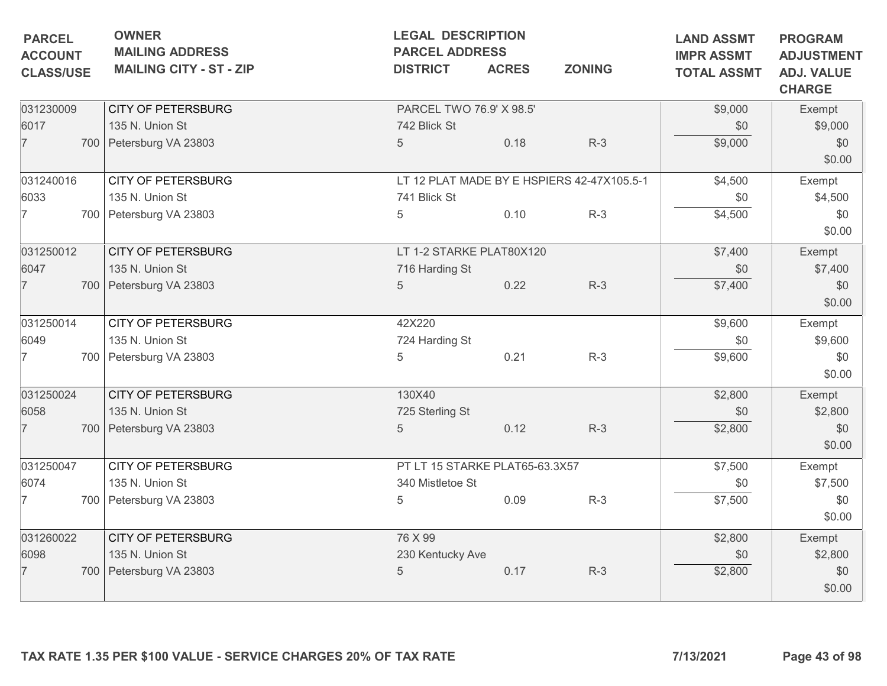| PARCEL<br>ACCOUNT<br>CLASS/USE | OWNER<br>MAILING ADDRESS<br>MAILING CITY - ST - ZIP | LEGAL DESCRIPTION<br>PARCEL ADDRESS<br>DISTRICT | ACRES | ZONING | LAND ASSMT<br>IMPR ASSMT<br>TOTAL ASSMT | PROGRAM<br>ADJUSTMENT<br>ADJ. VALUE<br>CHARGE |
|---|---|---|---|---|---|---|
| 031230009<br>6017<br>7 700 | CITY OF PETERSBURG<br>135 N. Union St<br>Petersburg VA 23803 | PARCEL TWO 76.9' X 98.5'<br>742 Blick St<br>5 | 0.18 | R-3 | $9,000<br>$0<br>$9,000 | Exempt<br>$9,000<br>$0<br>$0.00 |
| 031240016<br>6033<br>7 700 | CITY OF PETERSBURG<br>135 N. Union St<br>Petersburg VA 23803 | LT 12 PLAT MADE BY E HSPIERS 42-47X105.5-1<br>741 Blick St<br>5 | 0.10 | R-3 | $4,500<br>$0<br>$4,500 | Exempt<br>$4,500<br>$0<br>$0.00 |
| 031250012<br>6047<br>7 700 | CITY OF PETERSBURG<br>135 N. Union St<br>Petersburg VA 23803 | LT 1-2 STARKE PLAT80X120<br>716 Harding St<br>5 | 0.22 | R-3 | $7,400<br>$0<br>$7,400 | Exempt<br>$7,400<br>$0<br>$0.00 |
| 031250014<br>6049<br>7 700 | CITY OF PETERSBURG<br>135 N. Union St<br>Petersburg VA 23803 | 42X220<br>724 Harding St<br>5 | 0.21 | R-3 | $9,600<br>$0<br>$9,600 | Exempt<br>$9,600<br>$0<br>$0.00 |
| 031250024<br>6058<br>7 700 | CITY OF PETERSBURG<br>135 N. Union St<br>Petersburg VA 23803 | 130X40<br>725 Sterling St<br>5 | 0.12 | R-3 | $2,800<br>$0<br>$2,800 | Exempt<br>$2,800<br>$0<br>$0.00 |
| 031250047<br>6074<br>7 700 | CITY OF PETERSBURG<br>135 N. Union St<br>Petersburg VA 23803 | PT LT 15 STARKE PLAT65-63.3X57<br>340 Mistletoe St<br>5 | 0.09 | R-3 | $7,500<br>$0<br>$7,500 | Exempt<br>$7,500<br>$0<br>$0.00 |
| 031260022<br>6098<br>7 700 | CITY OF PETERSBURG<br>135 N. Union St<br>Petersburg VA 23803 | 76 X 99<br>230 Kentucky Ave<br>5 | 0.17 | R-3 | $2,800<br>$0<br>$2,800 | Exempt<br>$2,800<br>$0<br>$0.00 |

**TAX RATE 1.35 PER $100 VALUE - SERVICE CHARGES 20% OF TAX RATE** **7/13/2021**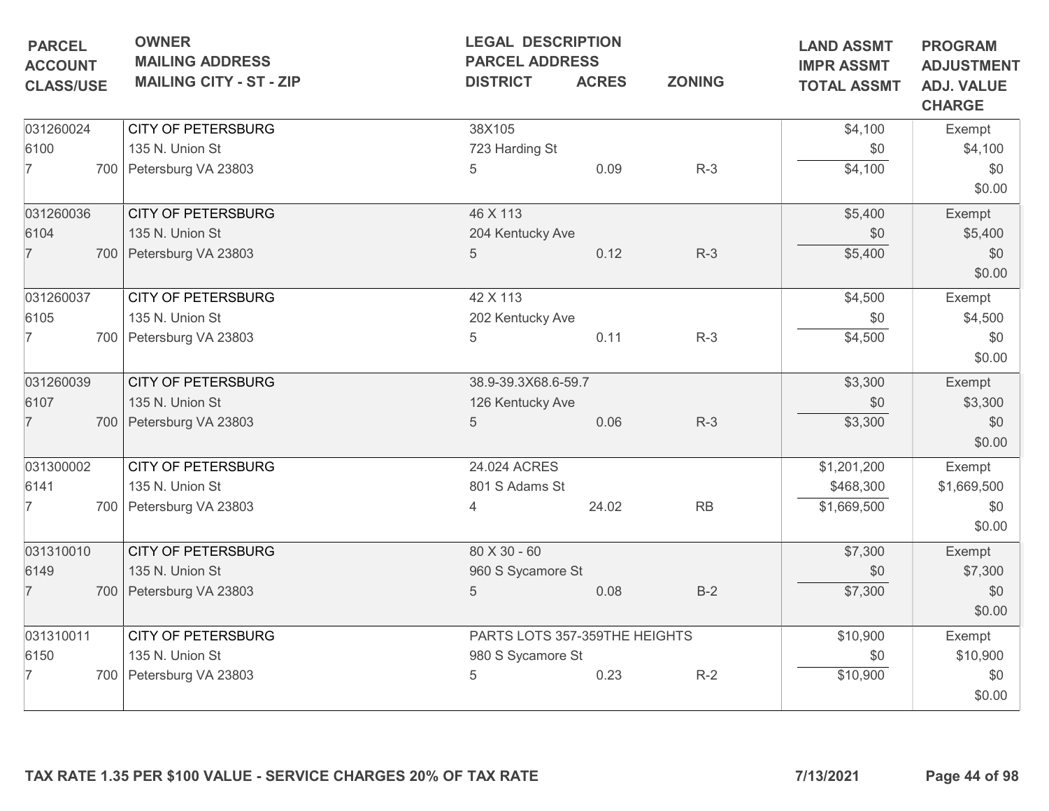| PARCEL ACCOUNT CLASS/USE | OWNER MAILING ADDRESS MAILING CITY - ST - ZIP | LEGAL DESCRIPTION PARCEL ADDRESS DISTRICT | ACRES | ZONING | LAND ASSMT IMPR ASSMT TOTAL ASSMT | PROGRAM ADJUSTMENT ADJ. VALUE CHARGE |
|---|---|---|---|---|---|---|
| 031260024<br>6100<br>7 700 | CITY OF PETERSBURG<br>135 N. Union St<br>Petersburg VA 23803 | 38X105<br>723 Harding St<br>5 | 0.09 | R-3 | $4,100<br>$0<br>$4,100 | Exempt<br>$4,100<br>$0<br>$0.00 |
| 031260036<br>6104<br>7 700 | CITY OF PETERSBURG<br>135 N. Union St<br>Petersburg VA 23803 | 46 X 113<br>204 Kentucky Ave<br>5 | 0.12 | R-3 | $5,400<br>$0<br>$5,400 | Exempt<br>$5,400<br>$0<br>$0.00 |
| 031260037<br>6105<br>7 700 | CITY OF PETERSBURG<br>135 N. Union St<br>Petersburg VA 23803 | 42 X 113<br>202 Kentucky Ave<br>5 | 0.11 | R-3 | $4,500<br>$0<br>$4,500 | Exempt<br>$4,500<br>$0<br>$0.00 |
| 031260039<br>6107<br>7 700 | CITY OF PETERSBURG<br>135 N. Union St<br>Petersburg VA 23803 | 38.9-39.3X68.6-59.7<br>126 Kentucky Ave<br>5 | 0.06 | R-3 | $3,300<br>$0<br>$3,300 | Exempt<br>$3,300<br>$0<br>$0.00 |
| 031300002<br>6141<br>7 700 | CITY OF PETERSBURG<br>135 N. Union St<br>Petersburg VA 23803 | 24.024 ACRES<br>801 S Adams St<br>4 | 24.02 | RB | $1,201,200<br>$468,300<br>$1,669,500 | Exempt<br>$1,669,500<br>$0<br>$0.00 |
| 031310010<br>6149<br>7 700 | CITY OF PETERSBURG<br>135 N. Union St<br>Petersburg VA 23803 | 80 X 30 - 60<br>960 S Sycamore St<br>5 | 0.08 | B-2 | $7,300<br>$0<br>$7,300 | Exempt<br>$7,300<br>$0<br>$0.00 |
| 031310011<br>6150<br>7 700 | CITY OF PETERSBURG<br>135 N. Union St<br>Petersburg VA 23803 | PARTS LOTS 357-359THE HEIGHTS<br>980 S Sycamore St<br>5 | 0.23 | R-2 | $10,900<br>$0<br>$10,900 | Exempt<br>$10,900<br>$0<br>$0.00 |

**TAX RATE 1.35 PER $100 VALUE - SERVICE CHARGES 20% OF TAX RATE** **7/13/2021**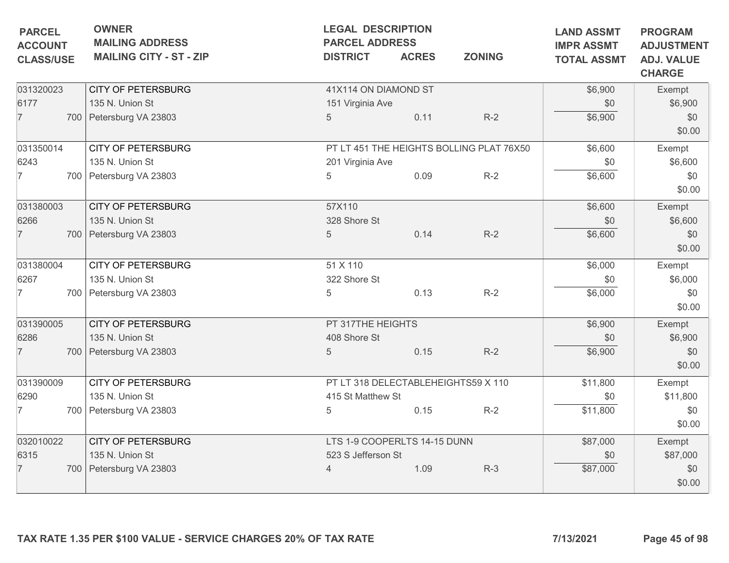| PARCEL ACCOUNT CLASS/USE | OWNER MAILING ADDRESS MAILING CITY - ST - ZIP | LEGAL DESCRIPTION PARCEL ADDRESS DISTRICT | ACRES | ZONING | LAND ASSMT IMPR ASSMT TOTAL ASSMT | PROGRAM ADJUSTMENT ADJ. VALUE CHARGE |
|---|---|---|---|---|---|---|
| 031320023<br>6177<br>7 700 | CITY OF PETERSBURG<br>135 N. Union St<br>Petersburg VA 23803 | 41X114 ON DIAMOND ST<br>151 Virginia Ave<br>5 | 0.11 | R-2 | $6,900<br>$0<br>$6,900 | Exempt<br>$6,900<br>$0<br>$0.00 |
| 031350014<br>6243<br>7 700 | CITY OF PETERSBURG<br>135 N. Union St<br>Petersburg VA 23803 | PT LT 451 THE HEIGHTS BOLLING PLAT 76X50<br>201 Virginia Ave<br>5 | 0.09 | R-2 | $6,600<br>$0<br>$6,600 | Exempt<br>$6,600<br>$0<br>$0.00 |
| 031380003<br>6266<br>7 700 | CITY OF PETERSBURG<br>135 N. Union St<br>Petersburg VA 23803 | 57X110<br>328 Shore St<br>5 | 0.14 | R-2 | $6,600<br>$0<br>$6,600 | Exempt<br>$6,600<br>$0<br>$0.00 |
| 031380004<br>6267<br>7 700 | CITY OF PETERSBURG<br>135 N. Union St<br>Petersburg VA 23803 | 51 X 110<br>322 Shore St<br>5 | 0.13 | R-2 | $6,000<br>$0<br>$6,000 | Exempt<br>$6,000<br>$0<br>$0.00 |
| 031390005<br>6286<br>7 700 | CITY OF PETERSBURG<br>135 N. Union St<br>Petersburg VA 23803 | PT 317THE HEIGHTS<br>408 Shore St<br>5 | 0.15 | R-2 | $6,900<br>$0<br>$6,900 | Exempt<br>$6,900<br>$0<br>$0.00 |
| 031390009<br>6290<br>7 700 | CITY OF PETERSBURG<br>135 N. Union St<br>Petersburg VA 23803 | PT LT 318 DELECTABLEHEIGHTS59 X 110<br>415 St Matthew St<br>5 | 0.15 | R-2 | $11,800<br>$0<br>$11,800 | Exempt<br>$11,800<br>$0<br>$0.00 |
| 032010022<br>6315<br>7 700 | CITY OF PETERSBURG<br>135 N. Union St<br>Petersburg VA 23803 | LTS 1-9 COOPERLTS 14-15 DUNN<br>523 S Jefferson St<br>4 | 1.09 | R-3 | $87,000<br>$0<br>$87,000 | Exempt<br>$87,000<br>$0<br>$0.00 |

TAX RATE 1.35 PER $100 VALUE - SERVICE CHARGES 20% OF TAX RATE

7/13/2021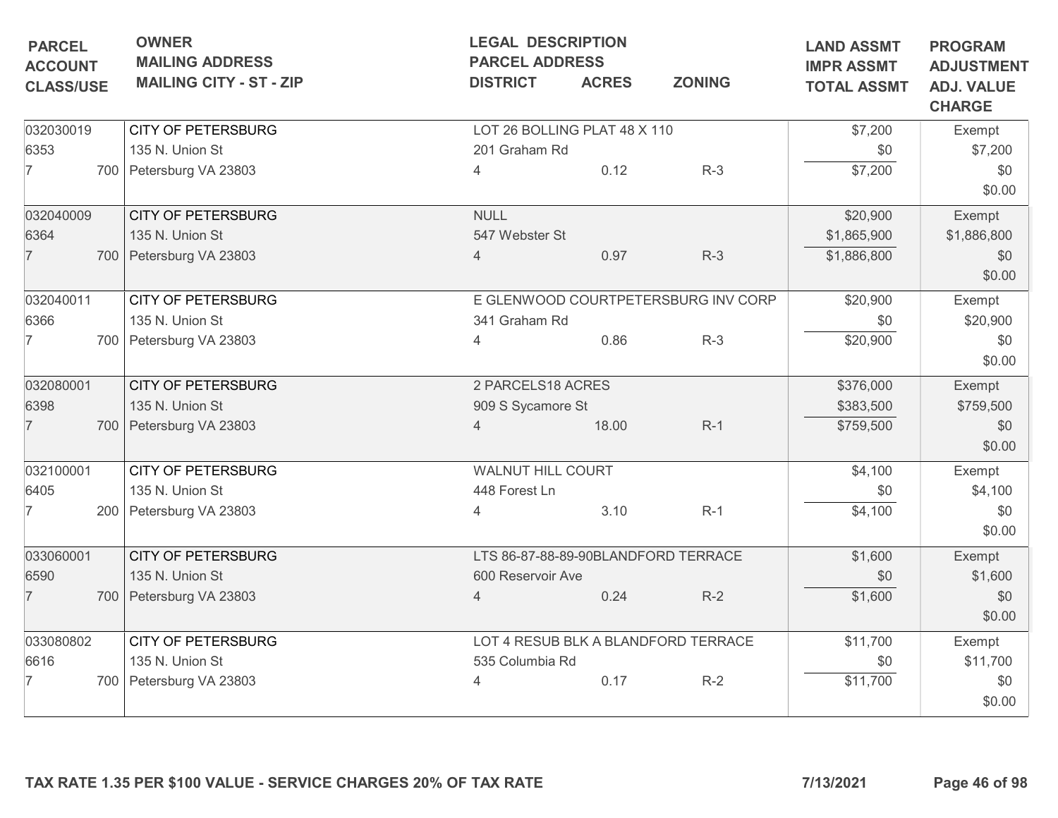| PARCEL ACCOUNT CLASS/USE | OWNER MAILING ADDRESS MAILING CITY - ST - ZIP | LEGAL DESCRIPTION PARCEL ADDRESS DISTRICT | ACRES | ZONING | LAND ASSMT IMPR ASSMT TOTAL ASSMT | PROGRAM ADJUSTMENT ADJ. VALUE CHARGE |
|---|---|---|---|---|---|---|
| 032030019<br>6353<br>7 700 | CITY OF PETERSBURG<br>135 N. Union St<br>Petersburg VA 23803 | LOT 26 BOLLING PLAT 48 X 110<br>201 Graham Rd<br>4 | 0.12 | R-3 | $7,200<br>$0<br>$7,200 | Exempt<br>$7,200<br>$0<br>$0.00 |
| 032040009<br>6364<br>7 700 | CITY OF PETERSBURG<br>135 N. Union St<br>Petersburg VA 23803 | NULL<br>547 Webster St<br>4 | 0.97 | R-3 | $20,900<br>$1,865,900<br>$1,886,800 | Exempt<br>$1,886,800<br>$0<br>$0.00 |
| 032040011<br>6366<br>7 700 | CITY OF PETERSBURG<br>135 N. Union St<br>Petersburg VA 23803 | E GLENWOOD COURTPETERSBURG INV CORP<br>341 Graham Rd<br>4 | 0.86 | R-3 | $20,900<br>$0<br>$20,900 | Exempt<br>$20,900<br>$0<br>$0.00 |
| 032080001<br>6398<br>7 700 | CITY OF PETERSBURG<br>135 N. Union St<br>Petersburg VA 23803 | 2 PARCELS18 ACRES<br>909 S Sycamore St<br>4 | 18.00 | R-1 | $376,000<br>$383,500<br>$759,500 | Exempt<br>$759,500<br>$0<br>$0.00 |
| 032100001<br>6405<br>7 200 | CITY OF PETERSBURG<br>135 N. Union St<br>Petersburg VA 23803 | WALNUT HILL COURT<br>448 Forest Ln<br>4 | 3.10 | R-1 | $4,100<br>$0<br>$4,100 | Exempt<br>$4,100<br>$0<br>$0.00 |
| 033060001<br>6590<br>7 700 | CITY OF PETERSBURG<br>135 N. Union St<br>Petersburg VA 23803 | LTS 86-87-88-89-90BLANDFORD TERRACE<br>600 Reservoir Ave<br>4 | 0.24 | R-2 | $1,600<br>$0<br>$1,600 | Exempt<br>$1,600<br>$0<br>$0.00 |
| 033080802<br>6616<br>7 700 | CITY OF PETERSBURG<br>135 N. Union St<br>Petersburg VA 23803 | LOT 4 RESUB BLK A BLANDFORD TERRACE<br>535 Columbia Rd<br>4 | 0.17 | R-2 | $11,700<br>$0<br>$11,700 | Exempt<br>$11,700<br>$0<br>$0.00 |

TAX RATE 1.35 PER $100 VALUE - SERVICE CHARGES 20% OF TAX RATE

7/13/2021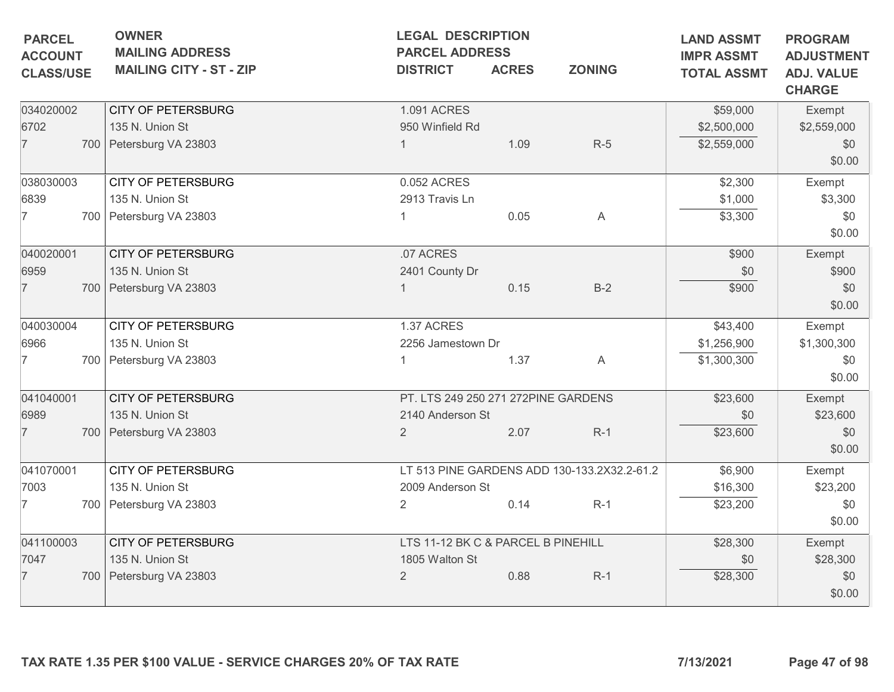| PARCEL<br>ACCOUNT<br>CLASS/USE | OWNER<br>MAILING ADDRESS<br>MAILING CITY - ST - ZIP | LEGAL DESCRIPTION<br>PARCEL ADDRESS<br>DISTRICT | ACRES | ZONING | LAND ASSMT<br>IMPR ASSMT<br>TOTAL ASSMT | PROGRAM<br>ADJUSTMENT<br>ADJ. VALUE<br>CHARGE |
|---|---|---|---|---|---|---|
| 034020002<br>6702<br>7 700 | CITY OF PETERSBURG<br>135 N. Union St<br>Petersburg VA 23803 | 1.091 ACRES<br>950 Winfield Rd<br>1 | 1.09 | R-5 | $59,000<br>$2,500,000<br>$2,559,000 | Exempt<br>$2,559,000<br>$0<br>$0.00 |
| 038030003<br>6839<br>7 700 | CITY OF PETERSBURG<br>135 N. Union St<br>Petersburg VA 23803 | 0.052 ACRES<br>2913 Travis Ln<br>1 | 0.05 | A | $2,300<br>$1,000<br>$3,300 | Exempt<br>$3,300<br>$0<br>$0.00 |
| 040020001<br>6959<br>7 700 | CITY OF PETERSBURG<br>135 N. Union St<br>Petersburg VA 23803 | .07 ACRES<br>2401 County Dr<br>1 | 0.15 | B-2 | $900<br>$0<br>$900 | Exempt<br>$900<br>$0<br>$0.00 |
| 040030004<br>6966<br>7 700 | CITY OF PETERSBURG<br>135 N. Union St<br>Petersburg VA 23803 | 1.37 ACRES<br>2256 Jamestown Dr<br>1 | 1.37 | A | $43,400<br>$1,256,900<br>$1,300,300 | Exempt<br>$1,300,300<br>$0<br>$0.00 |
| 041040001<br>6989<br>7 700 | CITY OF PETERSBURG<br>135 N. Union St<br>Petersburg VA 23803 | PT. LTS 249 250 271 272PINE GARDENS<br>2140 Anderson St<br>2 | 2.07 | R-1 | $23,600<br>$0<br>$23,600 | Exempt<br>$23,600<br>$0<br>$0.00 |
| 041070001<br>7003<br>7 700 | CITY OF PETERSBURG<br>135 N. Union St<br>Petersburg VA 23803 | LT 513 PINE GARDENS ADD 130-133.2X32.2-61.2<br>2009 Anderson St<br>2 | 0.14 | R-1 | $6,900<br>$16,300<br>$23,200 | Exempt<br>$23,200<br>$0<br>$0.00 |
| 041100003<br>7047<br>7 700 | CITY OF PETERSBURG<br>135 N. Union St<br>Petersburg VA 23803 | LTS 11-12 BK C & PARCEL B PINEHILL<br>1805 Walton St<br>2 | 0.88 | R-1 | $28,300<br>$0<br>$28,300 | Exempt<br>$28,300<br>$0<br>$0.00 |

**TAX RATE 1.35 PER $100 VALUE - SERVICE CHARGES 20% OF TAX RATE** **7/13/2021**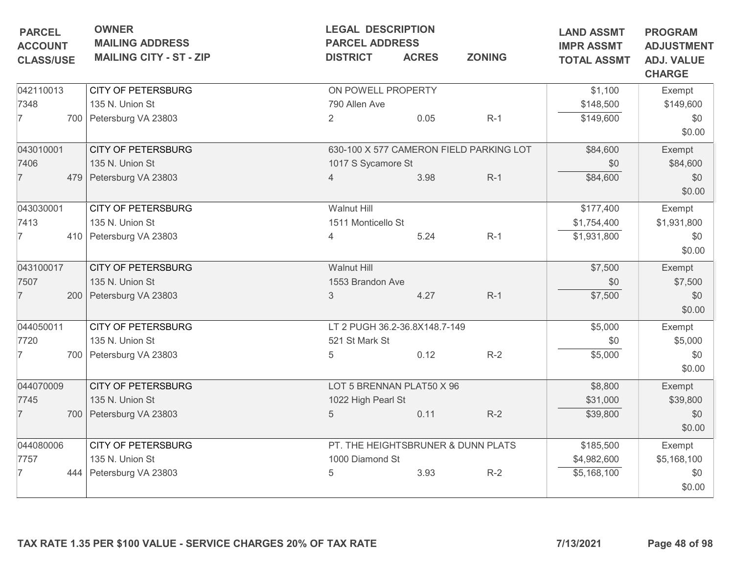| PARCEL<br>ACCOUNT<br>CLASS/USE | OWNER<br>MAILING ADDRESS<br>MAILING CITY - ST - ZIP | LEGAL DESCRIPTION<br>PARCEL ADDRESS<br>DISTRICT | ACRES | ZONING | LAND ASSMT<br>IMPR ASSMT<br>TOTAL ASSMT | PROGRAM<br>ADJUSTMENT<br>ADJ. VALUE<br>CHARGE |
|---|---|---|---|---|---|---|
| 042110013<br>7348<br>7 700 | CITY OF PETERSBURG<br>135 N. Union St<br>Petersburg VA 23803 | ON POWELL PROPERTY<br>790 Allen Ave<br>2 | 0.05 | R-1 | $1,100<br>$148,500<br>$149,600 | Exempt<br>$149,600<br>$0<br>$0.00 |
| 043010001<br>7406<br>7 479 | CITY OF PETERSBURG<br>135 N. Union St<br>Petersburg VA 23803 | 630-100 X 577 CAMERON FIELD PARKING LOT<br>1017 S Sycamore St<br>4 | 3.98 | R-1 | $84,600<br>$0<br>$84,600 | Exempt<br>$84,600<br>$0<br>$0.00 |
| 043030001<br>7413<br>7 410 | CITY OF PETERSBURG<br>135 N. Union St<br>Petersburg VA 23803 | Walnut Hill<br>1511 Monticello St<br>4 | 5.24 | R-1 | $177,400<br>$1,754,400<br>$1,931,800 | Exempt<br>$1,931,800<br>$0<br>$0.00 |
| 043100017<br>7507<br>7 200 | CITY OF PETERSBURG<br>135 N. Union St<br>Petersburg VA 23803 | Walnut Hill<br>1553 Brandon Ave<br>3 | 4.27 | R-1 | $7,500<br>$0<br>$7,500 | Exempt<br>$7,500<br>$0<br>$0.00 |
| 044050011<br>7720<br>7 700 | CITY OF PETERSBURG<br>135 N. Union St<br>Petersburg VA 23803 | LT 2 PUGH 36.2-36.8X148.7-149<br>521 St Mark St<br>5 | 0.12 | R-2 | $5,000<br>$0<br>$5,000 | Exempt<br>$5,000<br>$0<br>$0.00 |
| 044070009<br>7745<br>7 700 | CITY OF PETERSBURG<br>135 N. Union St<br>Petersburg VA 23803 | LOT 5 BRENNAN PLAT50 X 96<br>1022 High Pearl St<br>5 | 0.11 | R-2 | $8,800<br>$31,000<br>$39,800 | Exempt<br>$39,800<br>$0<br>$0.00 |
| 044080006<br>7757<br>7 444 | CITY OF PETERSBURG<br>135 N. Union St<br>Petersburg VA 23803 | PT. THE HEIGHTSBRUNER & DUNN PLATS<br>1000 Diamond St<br>5 | 3.93 | R-2 | $185,500<br>$4,982,600<br>$5,168,100 | Exempt<br>$5,168,100<br>$0<br>$0.00 |

**TAX RATE 1.35 PER $100 VALUE - SERVICE CHARGES 20% OF TAX RATE** 7/13/2021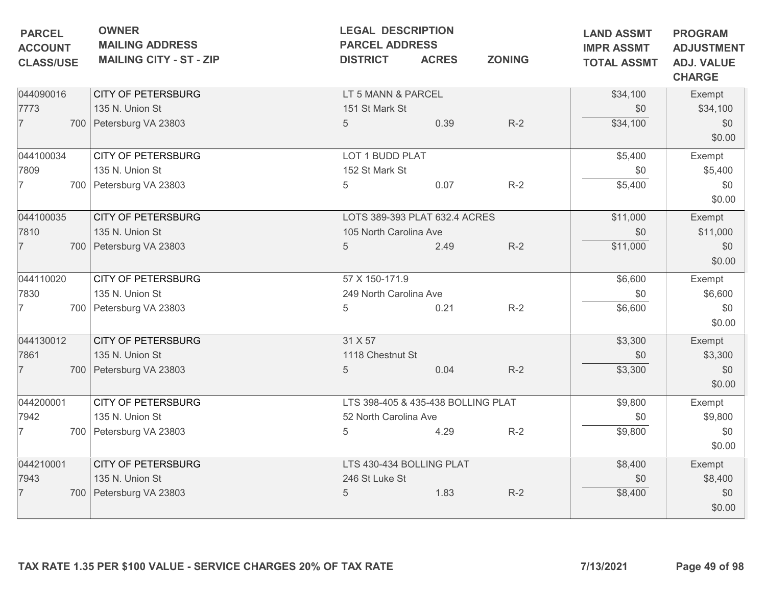| PARCEL<br>ACCOUNT<br>CLASS/USE | OWNER<br>MAILING ADDRESS<br>MAILING CITY - ST - ZIP | LEGAL DESCRIPTION<br>PARCEL ADDRESS<br>DISTRICT | ACRES | ZONING | LAND ASSMT<br>IMPR ASSMT<br>TOTAL ASSMT | PROGRAM<br>ADJUSTMENT<br>ADJ. VALUE<br>CHARGE |
|---|---|---|---|---|---|---|
| 044090016<br>7773<br>7 700 | CITY OF PETERSBURG<br>135 N. Union St<br>Petersburg VA 23803 | LT 5 MANN & PARCEL<br>151 St Mark St<br>5 | 0.39 | R-2 | $34,100<br>$0<br>$34,100 | Exempt<br>$34,100<br>$0<br>$0.00 |
| 044100034<br>7809<br>7 700 | CITY OF PETERSBURG<br>135 N. Union St<br>Petersburg VA 23803 | LOT 1 BUDD PLAT<br>152 St Mark St<br>5 | 0.07 | R-2 | $5,400<br>$0<br>$5,400 | Exempt<br>$5,400<br>$0<br>$0.00 |
| 044100035<br>7810<br>7 700 | CITY OF PETERSBURG<br>135 N. Union St<br>Petersburg VA 23803 | LOTS 389-393 PLAT 632.4 ACRES<br>105 North Carolina Ave<br>5 | 2.49 | R-2 | $11,000<br>$0<br>$11,000 | Exempt<br>$11,000<br>$0<br>$0.00 |
| 044110020<br>7830<br>7 700 | CITY OF PETERSBURG<br>135 N. Union St<br>Petersburg VA 23803 | 57 X 150-171.9<br>249 North Carolina Ave<br>5 | 0.21 | R-2 | $6,600<br>$0<br>$6,600 | Exempt<br>$6,600<br>$0<br>$0.00 |
| 044130012<br>7861<br>7 700 | CITY OF PETERSBURG<br>135 N. Union St<br>Petersburg VA 23803 | 31 X 57<br>1118 Chestnut St<br>5 | 0.04 | R-2 | $3,300<br>$0<br>$3,300 | Exempt<br>$3,300<br>$0<br>$0.00 |
| 044200001<br>7942<br>7 700 | CITY OF PETERSBURG<br>135 N. Union St<br>Petersburg VA 23803 | LTS 398-405 & 435-438 BOLLING PLAT<br>52 North Carolina Ave<br>5 | 4.29 | R-2 | $9,800<br>$0<br>$9,800 | Exempt<br>$9,800<br>$0<br>$0.00 |
| 044210001<br>7943<br>7 700 | CITY OF PETERSBURG<br>135 N. Union St<br>Petersburg VA 23803 | LTS 430-434 BOLLING PLAT<br>246 St Luke St<br>5 | 1.83 | R-2 | $8,400<br>$0<br>$8,400 | Exempt<br>$8,400<br>$0<br>$0.00 |

**TAX RATE 1.35 PER $100 VALUE - SERVICE CHARGES 20% OF TAX RATE** 7/13/2021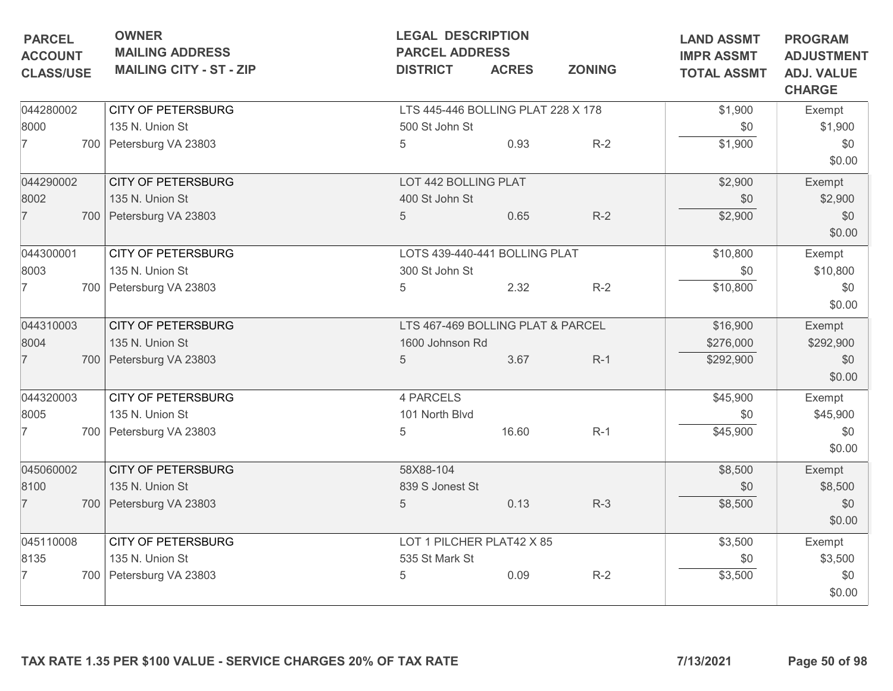| PARCEL<br>ACCOUNT<br>CLASS/USE | OWNER<br>MAILING ADDRESS<br>MAILING CITY - ST - ZIP | LEGAL DESCRIPTION<br>PARCEL ADDRESS<br>DISTRICT | ACRES | ZONING | LAND ASSMT<br>IMPR ASSMT<br>TOTAL ASSMT | PROGRAM<br>ADJUSTMENT<br>ADJ. VALUE<br>CHARGE |
|---|---|---|---|---|---|---|
| 044280002<br>8000<br>7 700 | CITY OF PETERSBURG<br>135 N. Union St<br>Petersburg VA 23803 | LTS 445-446 BOLLING PLAT 228 X 178<br>500 St John St<br>5 | 0.93 | R-2 | $1,900<br>$0<br>$1,900 | Exempt<br>$1,900<br>$0<br>$0.00 |
| 044290002<br>8002<br>7 700 | CITY OF PETERSBURG<br>135 N. Union St<br>Petersburg VA 23803 | LOT 442 BOLLING PLAT<br>400 St John St<br>5 | 0.65 | R-2 | $2,900<br>$0<br>$2,900 | Exempt<br>$2,900<br>$0<br>$0.00 |
| 044300001<br>8003<br>7 700 | CITY OF PETERSBURG<br>135 N. Union St<br>Petersburg VA 23803 | LOTS 439-440-441 BOLLING PLAT<br>300 St John St<br>5 | 2.32 | R-2 | $10,800<br>$0<br>$10,800 | Exempt<br>$10,800<br>$0<br>$0.00 |
| 044310003<br>8004<br>7 700 | CITY OF PETERSBURG<br>135 N. Union St<br>Petersburg VA 23803 | LTS 467-469 BOLLING PLAT & PARCEL<br>1600 Johnson Rd<br>5 | 3.67 | R-1 | $16,900<br>$276,000<br>$292,900 | Exempt<br>$292,900<br>$0<br>$0.00 |
| 044320003<br>8005<br>7 700 | CITY OF PETERSBURG<br>135 N. Union St<br>Petersburg VA 23803 | 4 PARCELS<br>101 North Blvd<br>5 | 16.60 | R-1 | $45,900<br>$0<br>$45,900 | Exempt<br>$45,900<br>$0<br>$0.00 |
| 045060002<br>8100<br>7 700 | CITY OF PETERSBURG<br>135 N. Union St<br>Petersburg VA 23803 | 58X88-104<br>839 S Jonest St<br>5 | 0.13 | R-3 | $8,500<br>$0<br>$8,500 | Exempt<br>$8,500<br>$0<br>$0.00 |
| 045110008<br>8135<br>7 700 | CITY OF PETERSBURG<br>135 N. Union St<br>Petersburg VA 23803 | LOT 1 PILCHER PLAT42 X 85<br>535 St Mark St<br>5 | 0.09 | R-2 | $3,500<br>$0<br>$3,500 | Exempt<br>$3,500<br>$0<br>$0.00 |

**TAX RATE 1.35 PER $100 VALUE - SERVICE CHARGES 20% OF TAX RATE** **7/13/2021**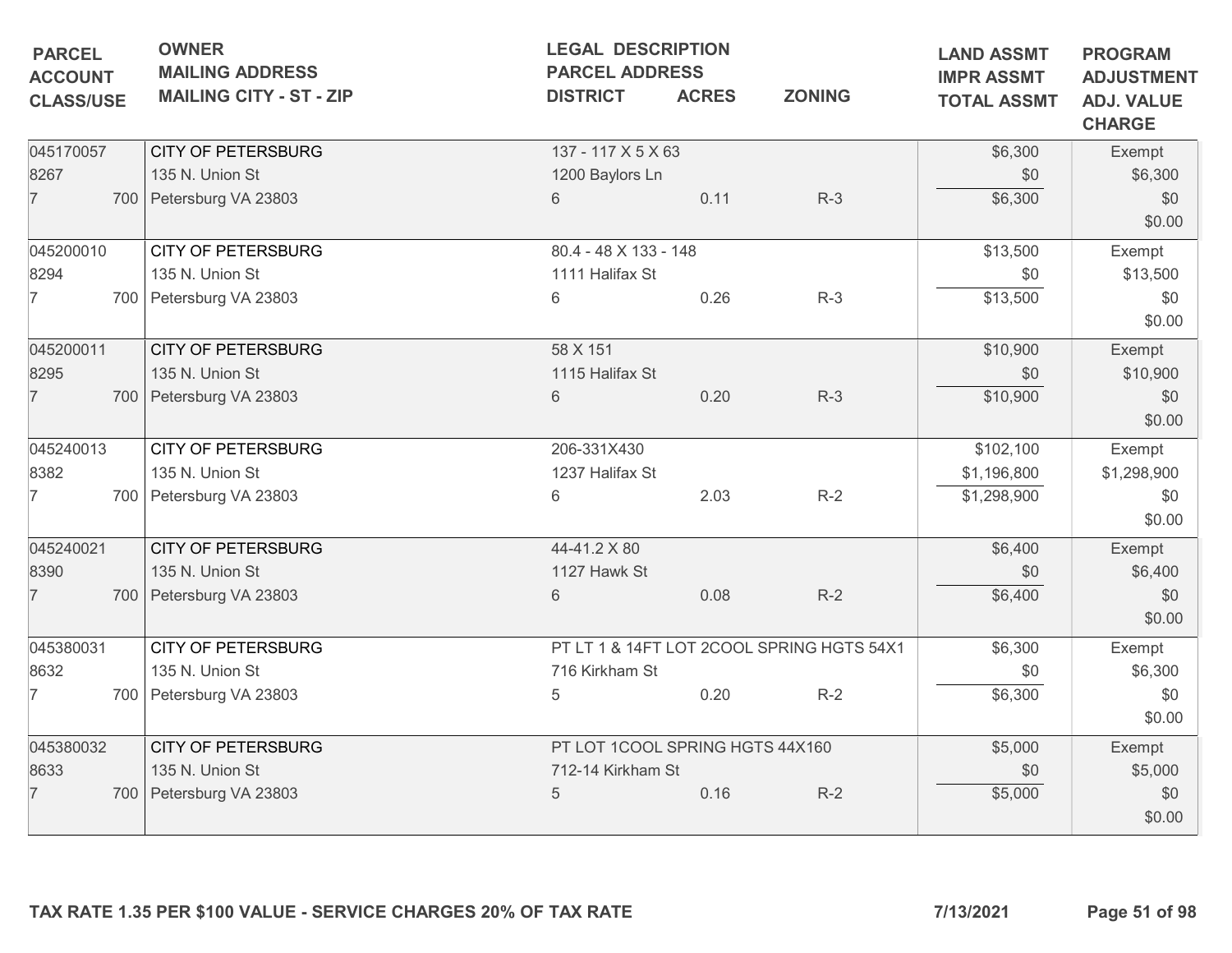| PARCEL<br>ACCOUNT<br>CLASS/USE | OWNER<br>MAILING ADDRESS<br>MAILING CITY - ST - ZIP | LEGAL DESCRIPTION<br>PARCEL ADDRESS<br>DISTRICT | ACRES | ZONING | LAND ASSMT<br>IMPR ASSMT<br>TOTAL ASSMT | PROGRAM<br>ADJUSTMENT<br>ADJ. VALUE<br>CHARGE |
|---|---|---|---|---|---|---|
| 045170057<br>8267<br>7 700 | CITY OF PETERSBURG<br>135 N. Union St<br>Petersburg VA 23803 | 137 - 117 X 5 X 63<br>1200 Baylors Ln<br>6 | 0.11 | R-3 | $6,300<br>$0<br>$6,300 | Exempt<br>$6,300<br>$0<br>$0.00 |
| 045200010<br>8294<br>7 700 | CITY OF PETERSBURG<br>135 N. Union St<br>Petersburg VA 23803 | 80.4 - 48 X 133 - 148<br>1111 Halifax St<br>6 | 0.26 | R-3 | $13,500<br>$0<br>$13,500 | Exempt<br>$13,500<br>$0<br>$0.00 |
| 045200011<br>8295<br>7 700 | CITY OF PETERSBURG<br>135 N. Union St<br>Petersburg VA 23803 | 58 X 151<br>1115 Halifax St<br>6 | 0.20 | R-3 | $10,900<br>$0<br>$10,900 | Exempt<br>$10,900<br>$0<br>$0.00 |
| 045240013<br>8382<br>7 700 | CITY OF PETERSBURG<br>135 N. Union St<br>Petersburg VA 23803 | 206-331X430<br>1237 Halifax St<br>6 | 2.03 | R-2 | $102,100<br>$1,196,800<br>$1,298,900 | Exempt<br>$1,298,900<br>$0<br>$0.00 |
| 045240021<br>8390<br>7 700 | CITY OF PETERSBURG<br>135 N. Union St<br>Petersburg VA 23803 | 44-41.2 X 80<br>1127 Hawk St<br>6 | 0.08 | R-2 | $6,400<br>$0<br>$6,400 | Exempt<br>$6,400<br>$0<br>$0.00 |
| 045380031<br>8632<br>7 700 | CITY OF PETERSBURG<br>135 N. Union St<br>Petersburg VA 23803 | PT LT 1 & 14FT LOT 2COOL SPRING HGTS 54X1<br>716 Kirkham St<br>5 | 0.20 | R-2 | $6,300<br>$0<br>$6,300 | Exempt<br>$6,300<br>$0<br>$0.00 |
| 045380032<br>8633<br>7 700 | CITY OF PETERSBURG<br>135 N. Union St<br>Petersburg VA 23803 | PT LOT 1COOL SPRING HGTS 44X160<br>712-14 Kirkham St<br>5 | 0.16 | R-2 | $5,000<br>$0<br>$5,000 | Exempt<br>$5,000<br>$0<br>$0.00 |

**TAX RATE 1.35 PER $100 VALUE - SERVICE CHARGES 20% OF TAX RATE** 7/13/2021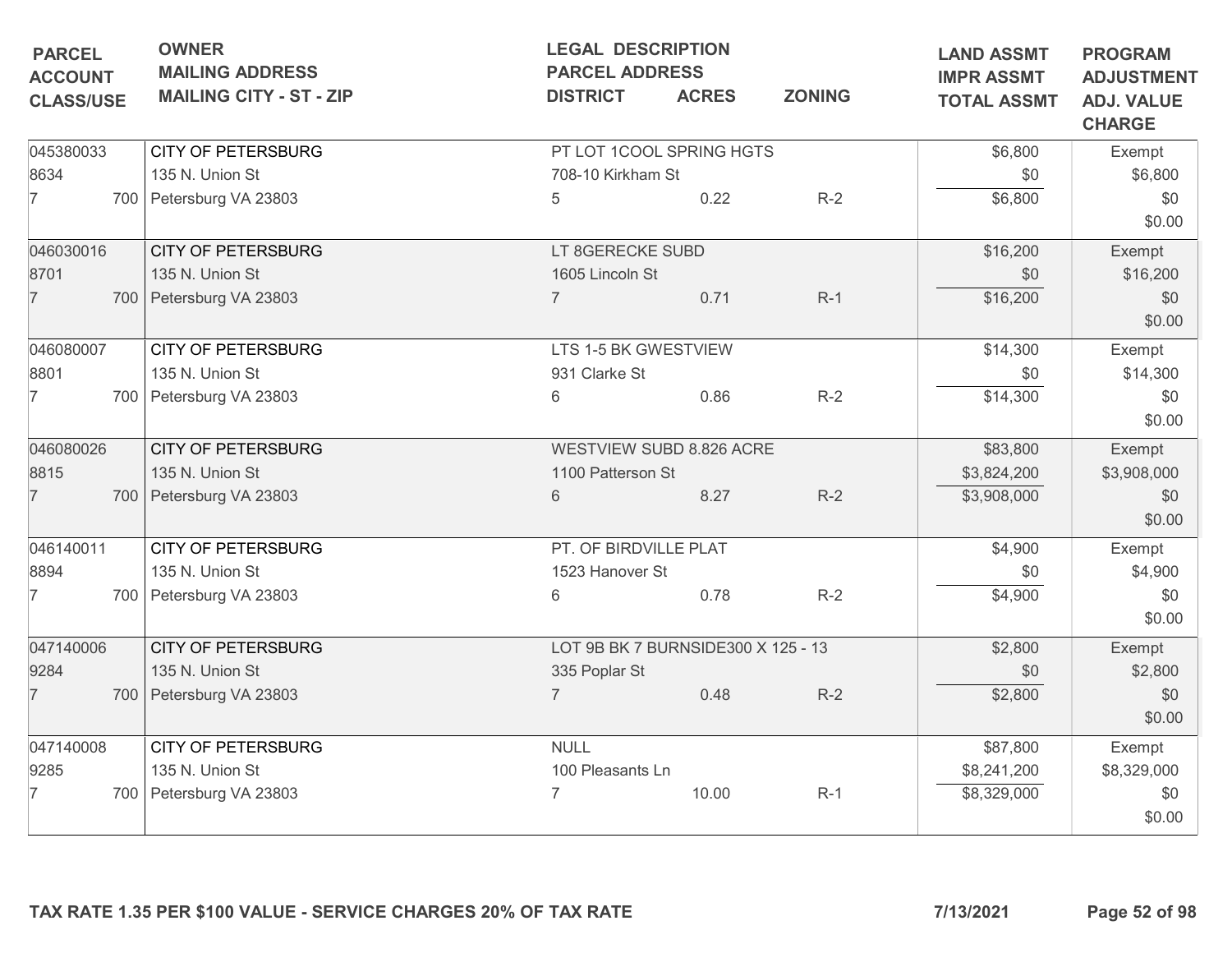| PARCEL<br>ACCOUNT<br>CLASS/USE | OWNER<br>MAILING ADDRESS<br>MAILING CITY - ST - ZIP | LEGAL DESCRIPTION<br>PARCEL ADDRESS<br>DISTRICT | ACRES | ZONING | LAND ASSMT<br>IMPR ASSMT<br>TOTAL ASSMT | PROGRAM<br>ADJUSTMENT<br>ADJ. VALUE<br>CHARGE |
|---|---|---|---|---|---|---|
| 045380033<br>8634<br>7 700 | CITY OF PETERSBURG<br>135 N. Union St<br>Petersburg VA 23803 | PT LOT 1COOL SPRING HGTS<br>708-10 Kirkham St<br>5 | 0.22 | R-2 | $6,800<br>$0<br>$6,800 | Exempt<br>$6,800<br>$0<br>$0.00 |
| 046030016<br>8701<br>7 700 | CITY OF PETERSBURG<br>135 N. Union St<br>Petersburg VA 23803 | LT 8GERECKE SUBD<br>1605 Lincoln St<br>7 | 0.71 | R-1 | $16,200<br>$0<br>$16,200 | Exempt<br>$16,200<br>$0<br>$0.00 |
| 046080007<br>8801<br>7 700 | CITY OF PETERSBURG<br>135 N. Union St<br>Petersburg VA 23803 | LTS 1-5 BK GWESTVIEW<br>931 Clarke St<br>6 | 0.86 | R-2 | $14,300<br>$0<br>$14,300 | Exempt<br>$14,300<br>$0<br>$0.00 |
| 046080026<br>8815<br>7 700 | CITY OF PETERSBURG<br>135 N. Union St<br>Petersburg VA 23803 | WESTVIEW SUBD 8.826 ACRE<br>1100 Patterson St<br>6 | 8.27 | R-2 | $83,800<br>$3,824,200<br>$3,908,000 | Exempt<br>$3,908,000<br>$0<br>$0.00 |
| 046140011<br>8894<br>7 700 | CITY OF PETERSBURG<br>135 N. Union St<br>Petersburg VA 23803 | PT. OF BIRDVILLE PLAT<br>1523 Hanover St<br>6 | 0.78 | R-2 | $4,900<br>$0<br>$4,900 | Exempt<br>$4,900<br>$0<br>$0.00 |
| 047140006<br>9284<br>7 700 | CITY OF PETERSBURG<br>135 N. Union St<br>Petersburg VA 23803 | LOT 9B BK 7 BURNSIDE300 X 125 - 13<br>335 Poplar St<br>7 | 0.48 | R-2 | $2,800<br>$0<br>$2,800 | Exempt<br>$2,800<br>$0<br>$0.00 |
| 047140008<br>9285<br>7 700 | CITY OF PETERSBURG<br>135 N. Union St<br>Petersburg VA 23803 | NULL<br>100 Pleasants Ln<br>7 | 10.00 | R-1 | $87,800<br>$8,241,200<br>$8,329,000 | Exempt<br>$8,329,000<br>$0<br>$0.00 |

**TAX RATE 1.35 PER $100 VALUE - SERVICE CHARGES 20% OF TAX RATE** **7/13/2021**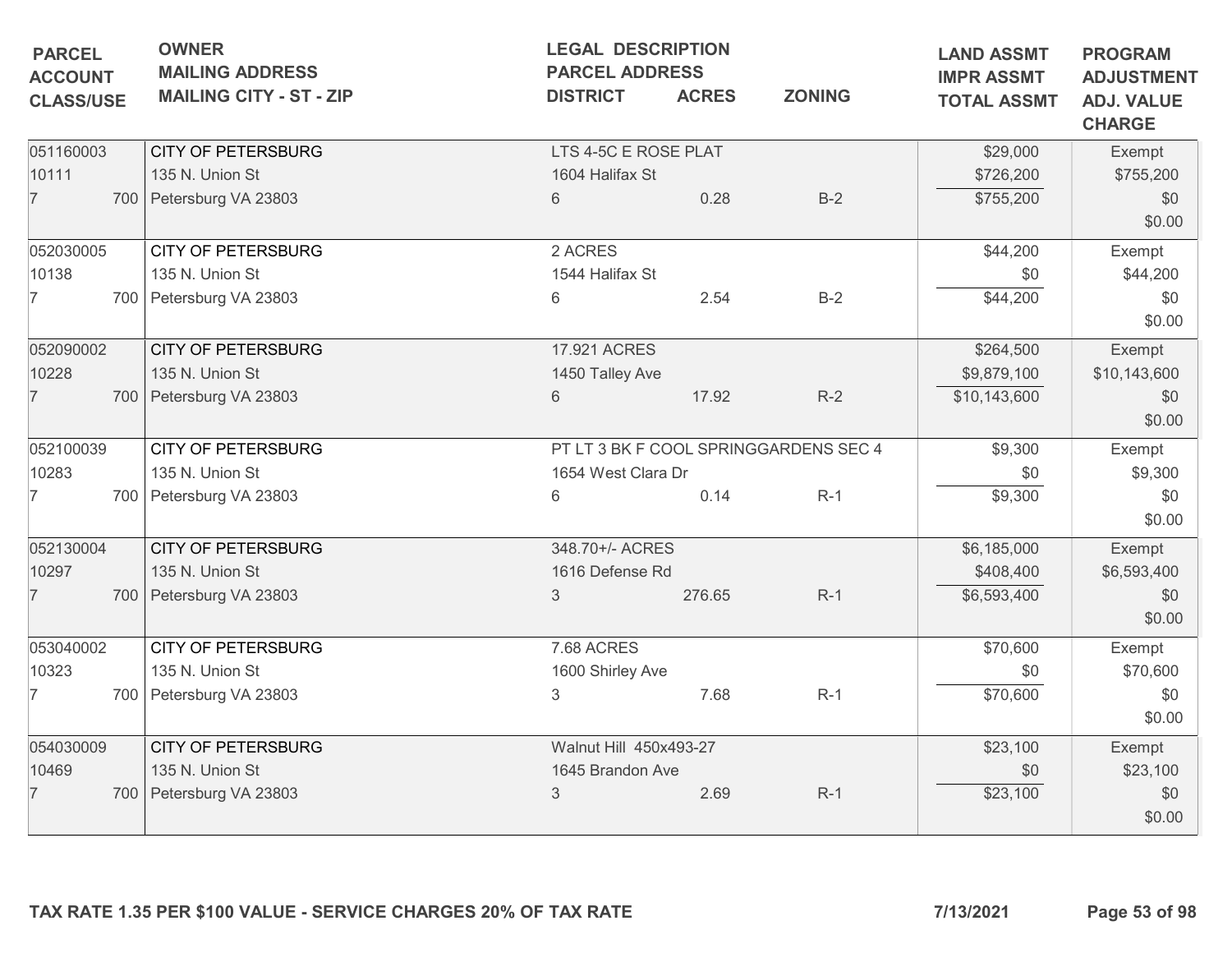| PARCEL<br>ACCOUNT<br>CLASS/USE | OWNER<br>MAILING ADDRESS<br>MAILING CITY - ST - ZIP | LEGAL DESCRIPTION<br>PARCEL ADDRESS<br>DISTRICT | ACRES | ZONING | LAND ASSMT<br>IMPR ASSMT<br>TOTAL ASSMT | PROGRAM<br>ADJUSTMENT<br>ADJ. VALUE<br>CHARGE |
|---|---|---|---|---|---|---|
| 051160003<br>10111<br>7 700 | CITY OF PETERSBURG<br>135 N. Union St<br>Petersburg VA 23803 | LTS 4-5C E ROSE PLAT<br>1604 Halifax St<br>6 | 0.28 | B-2 | $29,000<br>$726,200<br>$755,200 | Exempt<br>$755,200<br>$0<br>$0.00 |
| 052030005<br>10138<br>7 700 | CITY OF PETERSBURG<br>135 N. Union St<br>Petersburg VA 23803 | 2 ACRES<br>1544 Halifax St<br>6 | 2.54 | B-2 | $44,200<br>$0<br>$44,200 | Exempt<br>$44,200<br>$0<br>$0.00 |
| 052090002<br>10228<br>7 700 | CITY OF PETERSBURG<br>135 N. Union St<br>Petersburg VA 23803 | 17.921 ACRES<br>1450 Talley Ave<br>6 | 17.92 | R-2 | $264,500<br>$9,879,100<br>$10,143,600 | Exempt<br>$10,143,600<br>$0<br>$0.00 |
| 052100039<br>10283<br>7 700 | CITY OF PETERSBURG<br>135 N. Union St<br>Petersburg VA 23803 | PT LT 3 BK F COOL SPRINGGARDENS SEC 4<br>1654 West Clara Dr<br>6 | 0.14 | R-1 | $9,300<br>$0<br>$9,300 | Exempt<br>$9,300<br>$0<br>$0.00 |
| 052130004<br>10297<br>7 700 | CITY OF PETERSBURG<br>135 N. Union St<br>Petersburg VA 23803 | 348.70+/- ACRES<br>1616 Defense Rd<br>3 | 276.65 | R-1 | $6,185,000<br>$408,400<br>$6,593,400 | Exempt<br>$6,593,400<br>$0<br>$0.00 |
| 053040002<br>10323<br>7 700 | CITY OF PETERSBURG<br>135 N. Union St<br>Petersburg VA 23803 | 7.68 ACRES<br>1600 Shirley Ave<br>3 | 7.68 | R-1 | $70,600<br>$0<br>$70,600 | Exempt<br>$70,600<br>$0<br>$0.00 |
| 054030009<br>10469<br>7 700 | CITY OF PETERSBURG<br>135 N. Union St<br>Petersburg VA 23803 | Walnut Hill 450x493-27<br>1645 Brandon Ave<br>3 | 2.69 | R-1 | $23,100<br>$0<br>$23,100 | Exempt<br>$23,100<br>$0<br>$0.00 |

**TAX RATE 1.35 PER $100 VALUE - SERVICE CHARGES 20% OF TAX RATE** **7/13/2021**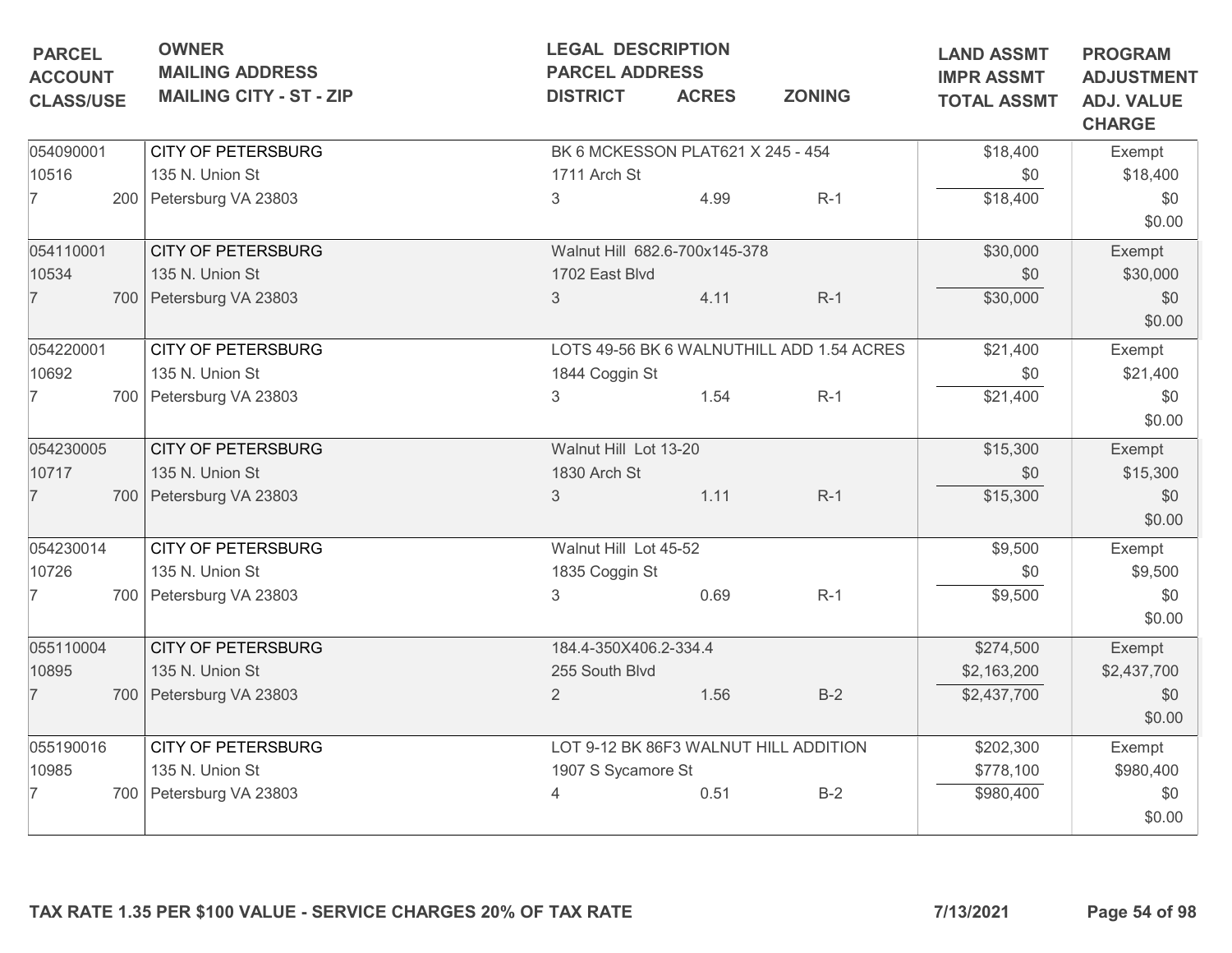| PARCEL ACCOUNT CLASS/USE | OWNER MAILING ADDRESS MAILING CITY - ST - ZIP | LEGAL DESCRIPTION PARCEL ADDRESS DISTRICT | ACRES | ZONING | LAND ASSMT IMPR ASSMT TOTAL ASSMT | PROGRAM ADJUSTMENT ADJ. VALUE CHARGE |
|---|---|---|---|---|---|---|
| 054090001 10516 7 200 | CITY OF PETERSBURG 135 N. Union St Petersburg VA 23803 | BK 6 MCKESSON PLAT621 X 245 - 454 1711 Arch St 3 | 4.99 | R-1 | $18,400 $0 $18,400 | Exempt $18,400 $0 $0.00 |
| 054110001 10534 7 700 | CITY OF PETERSBURG 135 N. Union St Petersburg VA 23803 | Walnut Hill 682.6-700x145-378 1702 East Blvd 3 | 4.11 | R-1 | $30,000 $0 $30,000 | Exempt $30,000 $0 $0.00 |
| 054220001 10692 7 700 | CITY OF PETERSBURG 135 N. Union St Petersburg VA 23803 | LOTS 49-56 BK 6 WALNUTHILL ADD 1.54 ACRES 1844 Coggin St 3 | 1.54 | R-1 | $21,400 $0 $21,400 | Exempt $21,400 $0 $0.00 |
| 054230005 10717 7 700 | CITY OF PETERSBURG 135 N. Union St Petersburg VA 23803 | Walnut Hill Lot 13-20 1830 Arch St 3 | 1.11 | R-1 | $15,300 $0 $15,300 | Exempt $15,300 $0 $0.00 |
| 054230014 10726 7 700 | CITY OF PETERSBURG 135 N. Union St Petersburg VA 23803 | Walnut Hill Lot 45-52 1835 Coggin St 3 | 0.69 | R-1 | $9,500 $0 $9,500 | Exempt $9,500 $0 $0.00 |
| 055110004 10895 7 700 | CITY OF PETERSBURG 135 N. Union St Petersburg VA 23803 | 184.4-350X406.2-334.4 255 South Blvd 2 | 1.56 | B-2 | $274,500 $2,163,200 $2,437,700 | Exempt $2,437,700 $0 $0.00 |
| 055190016 10985 7 700 | CITY OF PETERSBURG 135 N. Union St Petersburg VA 23803 | LOT 9-12 BK 86F3 WALNUT HILL ADDITION 1907 S Sycamore St 4 | 0.51 | B-2 | $202,300 $778,100 $980,400 | Exempt $980,400 $0 $0.00 |

**TAX RATE 1.35 PER $100 VALUE - SERVICE CHARGES 20% OF TAX RATE** **7/13/2021**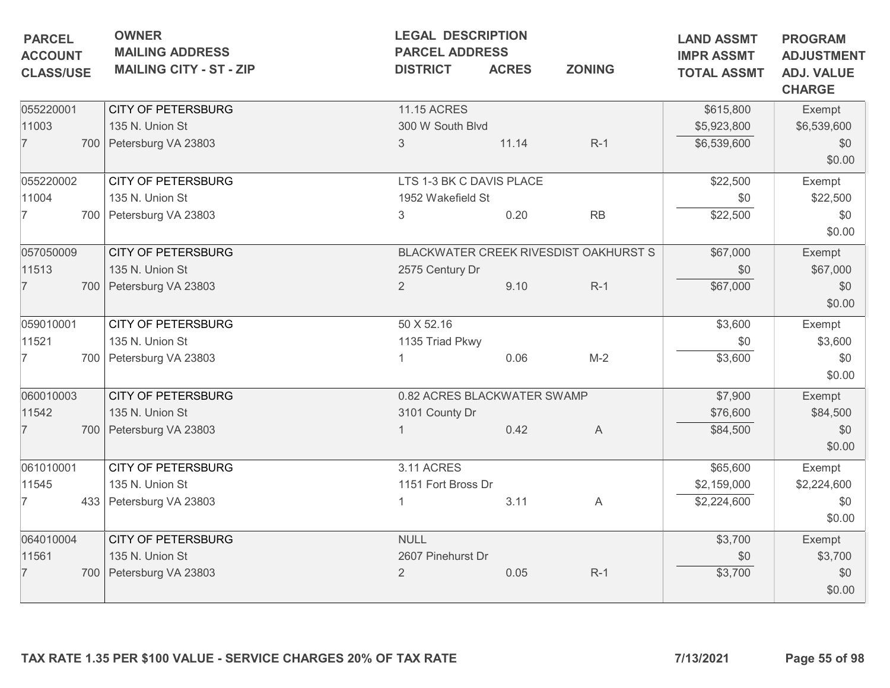| PARCEL<br>ACCOUNT<br>CLASS/USE | OWNER<br>MAILING ADDRESS<br>MAILING CITY - ST - ZIP | LEGAL DESCRIPTION<br>PARCEL ADDRESS<br>DISTRICT | ACRES | ZONING | LAND ASSMT<br>IMPR ASSMT<br>TOTAL ASSMT | PROGRAM<br>ADJUSTMENT<br>ADJ. VALUE<br>CHARGE |
|---|---|---|---|---|---|---|
| 055220001<br>11003<br>7 700 | CITY OF PETERSBURG<br>135 N. Union St<br>Petersburg VA 23803 | 11.15 ACRES<br>300 W South Blvd<br>3 | 11.14 | R-1 | $615,800<br>$5,923,800<br>$6,539,600 | Exempt<br>$6,539,600<br>$0<br>$0.00 |
| 055220002<br>11004<br>7 700 | CITY OF PETERSBURG<br>135 N. Union St<br>Petersburg VA 23803 | LTS 1-3 BK C DAVIS PLACE<br>1952 Wakefield St<br>3 | 0.20 | RB | $22,500<br>$0<br>$22,500 | Exempt<br>$22,500<br>$0<br>$0.00 |
| 057050009<br>11513<br>7 700 | CITY OF PETERSBURG<br>135 N. Union St<br>Petersburg VA 23803 | BLACKWATER CREEK RIVESDIST OAKHURST S<br>2575 Century Dr<br>2 | 9.10 | R-1 | $67,000<br>$0<br>$67,000 | Exempt<br>$67,000<br>$0<br>$0.00 |
| 059010001<br>11521<br>7 700 | CITY OF PETERSBURG<br>135 N. Union St<br>Petersburg VA 23803 | 50 X 52.16<br>1135 Triad Pkwy<br>1 | 0.06 | M-2 | $3,600<br>$0<br>$3,600 | Exempt<br>$3,600<br>$0<br>$0.00 |
| 060010003<br>11542<br>7 700 | CITY OF PETERSBURG<br>135 N. Union St<br>Petersburg VA 23803 | 0.82 ACRES BLACKWATER SWAMP<br>3101 County Dr<br>1 | 0.42 | A | $7,900<br>$76,600<br>$84,500 | Exempt<br>$84,500<br>$0<br>$0.00 |
| 061010001<br>11545<br>7 433 | CITY OF PETERSBURG<br>135 N. Union St<br>Petersburg VA 23803 | 3.11 ACRES<br>1151 Fort Bross Dr<br>1 | 3.11 | A | $65,600<br>$2,159,000<br>$2,224,600 | Exempt<br>$2,224,600<br>$0<br>$0.00 |
| 064010004<br>11561<br>7 700 | CITY OF PETERSBURG<br>135 N. Union St<br>Petersburg VA 23803 | NULL<br>2607 Pinehurst Dr<br>2 | 0.05 | R-1 | $3,700<br>$0<br>$3,700 | Exempt<br>$3,700<br>$0<br>$0.00 |

**TAX RATE 1.35 PER $100 VALUE - SERVICE CHARGES 20% OF TAX RATE** **7/13/2021**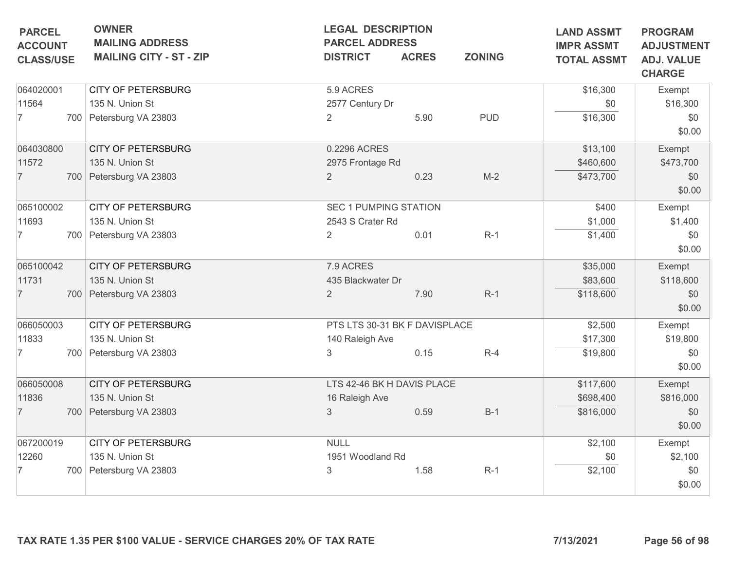| PARCEL<br>ACCOUNT<br>CLASS/USE | OWNER<br>MAILING ADDRESS<br>MAILING CITY - ST - ZIP | LEGAL DESCRIPTION<br>PARCEL ADDRESS<br>DISTRICT | ACRES | ZONING | LAND ASSMT<br>IMPR ASSMT<br>TOTAL ASSMT | PROGRAM<br>ADJUSTMENT<br>ADJ. VALUE<br>CHARGE |
|---|---|---|---|---|---|---|
| 064020001<br>11564<br>7 700 | CITY OF PETERSBURG<br>135 N. Union St<br>Petersburg VA 23803 | 5.9 ACRES<br>2577 Century Dr<br>2 | 5.90 | PUD | $16,300<br>$0<br>$16,300 | Exempt<br>$16,300<br>$0<br>$0.00 |
| 064030800<br>11572<br>7 700 | CITY OF PETERSBURG<br>135 N. Union St<br>Petersburg VA 23803 | 0.2296 ACRES<br>2975 Frontage Rd<br>2 | 0.23 | M-2 | $13,100<br>$460,600<br>$473,700 | Exempt<br>$473,700<br>$0<br>$0.00 |
| 065100002<br>11693<br>7 700 | CITY OF PETERSBURG<br>135 N. Union St<br>Petersburg VA 23803 | SEC 1 PUMPING STATION<br>2543 S Crater Rd<br>2 | 0.01 | R-1 | $400<br>$1,000<br>$1,400 | Exempt<br>$1,400<br>$0<br>$0.00 |
| 065100042<br>11731<br>7 700 | CITY OF PETERSBURG<br>135 N. Union St<br>Petersburg VA 23803 | 7.9 ACRES<br>435 Blackwater Dr<br>2 | 7.90 | R-1 | $35,000<br>$83,600<br>$118,600 | Exempt<br>$118,600<br>$0<br>$0.00 |
| 066050003<br>11833<br>7 700 | CITY OF PETERSBURG<br>135 N. Union St<br>Petersburg VA 23803 | PTS LTS 30-31 BK F DAVISPLACE<br>140 Raleigh Ave<br>3 | 0.15 | R-4 | $2,500<br>$17,300<br>$19,800 | Exempt<br>$19,800<br>$0<br>$0.00 |
| 066050008<br>11836<br>7 700 | CITY OF PETERSBURG<br>135 N. Union St<br>Petersburg VA 23803 | LTS 42-46 BK H DAVIS PLACE<br>16 Raleigh Ave<br>3 | 0.59 | B-1 | $117,600<br>$698,400<br>$816,000 | Exempt<br>$816,000<br>$0<br>$0.00 |
| 067200019<br>12260<br>7 700 | CITY OF PETERSBURG<br>135 N. Union St<br>Petersburg VA 23803 | NULL<br>1951 Woodland Rd<br>3 | 1.58 | R-1 | $2,100<br>$0<br>$2,100 | Exempt<br>$2,100<br>$0<br>$0.00 |

**TAX RATE 1.35 PER $100 VALUE - SERVICE CHARGES 20% OF TAX RATE** **7/13/2021**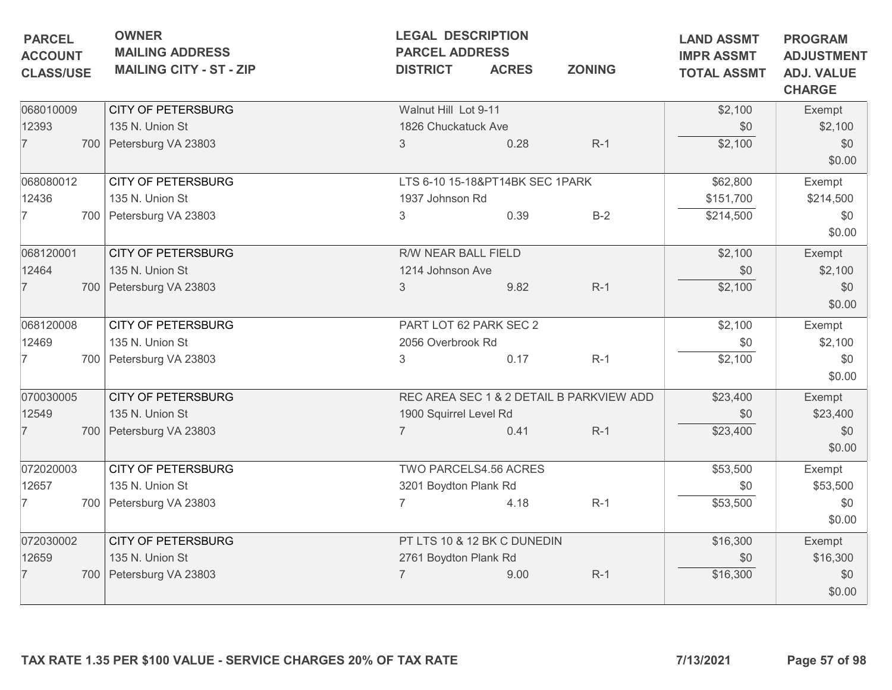| PARCEL<br>ACCOUNT<br>CLASS/USE | OWNER<br>MAILING ADDRESS<br>MAILING CITY - ST - ZIP | LEGAL DESCRIPTION<br>PARCEL ADDRESS<br>DISTRICT | ACRES | ZONING | LAND ASSMT<br>IMPR ASSMT<br>TOTAL ASSMT | PROGRAM<br>ADJUSTMENT<br>ADJ. VALUE<br>CHARGE |
|---|---|---|---|---|---|---|
| 068010009<br>12393<br>7 700 | CITY OF PETERSBURG<br>135 N. Union St<br>Petersburg VA 23803 | Walnut Hill Lot 9-11<br>1826 Chuckatuck Ave<br>3 | 0.28 | R-1 | $2,100<br>$0<br>$2,100 | Exempt<br>$2,100<br>$0<br>$0.00 |
| 068080012<br>12436<br>7 700 | CITY OF PETERSBURG<br>135 N. Union St<br>Petersburg VA 23803 | LTS 6-10 15-18&PT14BK SEC 1PARK<br>1937 Johnson Rd<br>3 | 0.39 | B-2 | $62,800<br>$151,700<br>$214,500 | Exempt<br>$214,500<br>$0<br>$0.00 |
| 068120001<br>12464<br>7 700 | CITY OF PETERSBURG<br>135 N. Union St<br>Petersburg VA 23803 | R/W NEAR BALL FIELD<br>1214 Johnson Ave<br>3 | 9.82 | R-1 | $2,100<br>$0<br>$2,100 | Exempt<br>$2,100<br>$0<br>$0.00 |
| 068120008<br>12469<br>7 700 | CITY OF PETERSBURG<br>135 N. Union St<br>Petersburg VA 23803 | PART LOT 62 PARK SEC 2<br>2056 Overbrook Rd<br>3 | 0.17 | R-1 | $2,100<br>$0<br>$2,100 | Exempt<br>$2,100<br>$0<br>$0.00 |
| 070030005<br>12549<br>7 700 | CITY OF PETERSBURG<br>135 N. Union St<br>Petersburg VA 23803 | REC AREA SEC 1 & 2 DETAIL B PARKVIEW ADD<br>1900 Squirrel Level Rd<br>7 | 0.41 | R-1 | $23,400<br>$0<br>$23,400 | Exempt<br>$23,400<br>$0<br>$0.00 |
| 072020003<br>12657<br>7 700 | CITY OF PETERSBURG<br>135 N. Union St<br>Petersburg VA 23803 | TWO PARCELS4.56 ACRES<br>3201 Boydton Plank Rd<br>7 | 4.18 | R-1 | $53,500<br>$0<br>$53,500 | Exempt<br>$53,500<br>$0<br>$0.00 |
| 072030002<br>12659<br>7 700 | CITY OF PETERSBURG<br>135 N. Union St<br>Petersburg VA 23803 | PT LTS 10 & 12 BK C DUNEDIN<br>2761 Boydton Plank Rd<br>7 | 9.00 | R-1 | $16,300<br>$0<br>$16,300 | Exempt<br>$16,300<br>$0<br>$0.00 |

**TAX RATE 1.35 PER $100 VALUE - SERVICE CHARGES 20% OF TAX RATE** **7/13/2021**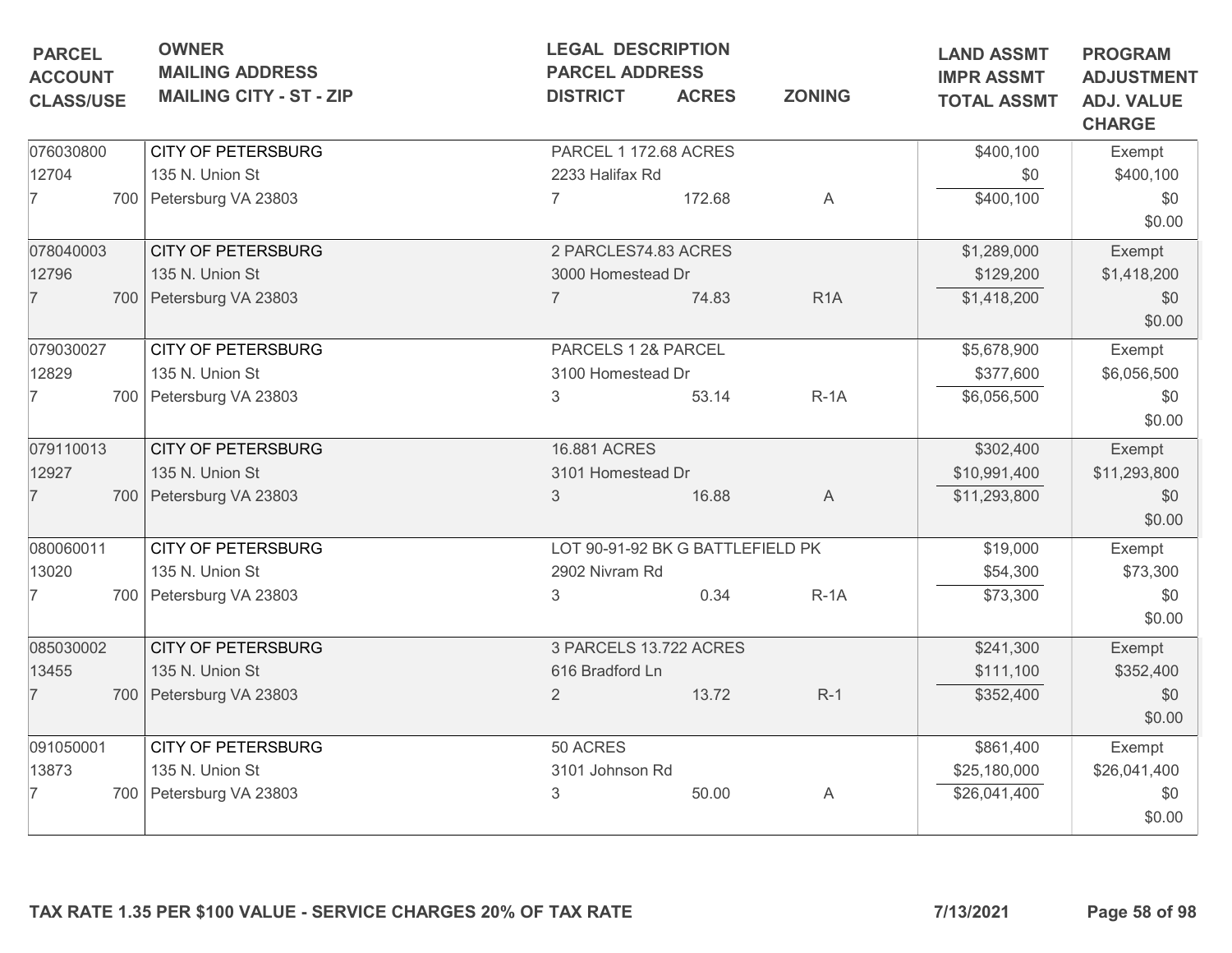| PARCEL<br>ACCOUNT<br>CLASS/USE | OWNER<br>MAILING ADDRESS<br>MAILING CITY - ST - ZIP | LEGAL DESCRIPTION<br>PARCEL ADDRESS<br>DISTRICT | ACRES | ZONING | LAND ASSMT<br>IMPR ASSMT<br>TOTAL ASSMT | PROGRAM<br>ADJUSTMENT<br>ADJ. VALUE<br>CHARGE |
|---|---|---|---|---|---|---|
| 076030800<br>12704<br>7 700 | CITY OF PETERSBURG<br>135 N. Union St<br>Petersburg VA 23803 | PARCEL 1 172.68 ACRES<br>2233 Halifax Rd<br>7 | 172.68 | A | $400,100<br>$0<br>$400,100 | Exempt<br>$400,100<br>$0<br>$0.00 |
| 078040003<br>12796<br>7 700 | CITY OF PETERSBURG<br>135 N. Union St<br>Petersburg VA 23803 | 2 PARCLES74.83 ACRES<br>3000 Homestead Dr<br>7 | 74.83 | R1A | $1,289,000<br>$129,200<br>$1,418,200 | Exempt<br>$1,418,200<br>$0<br>$0.00 |
| 079030027<br>12829<br>7 700 | CITY OF PETERSBURG<br>135 N. Union St<br>Petersburg VA 23803 | PARCELS 1 2& PARCEL<br>3100 Homestead Dr<br>3 | 53.14 | R-1A | $5,678,900<br>$377,600<br>$6,056,500 | Exempt<br>$6,056,500<br>$0<br>$0.00 |
| 079110013<br>12927<br>7 700 | CITY OF PETERSBURG<br>135 N. Union St<br>Petersburg VA 23803 | 16.881 ACRES<br>3101 Homestead Dr<br>3 | 16.88 | A | $302,400<br>$10,991,400<br>$11,293,800 | Exempt<br>$11,293,800<br>$0<br>$0.00 |
| 080060011<br>13020<br>7 700 | CITY OF PETERSBURG<br>135 N. Union St<br>Petersburg VA 23803 | LOT 90-91-92 BK G BATTLEFIELD PK<br>2902 Nivram Rd<br>3 | 0.34 | R-1A | $19,000<br>$54,300<br>$73,300 | Exempt<br>$73,300<br>$0<br>$0.00 |
| 085030002<br>13455<br>7 700 | CITY OF PETERSBURG<br>135 N. Union St<br>Petersburg VA 23803 | 3 PARCELS 13.722 ACRES<br>616 Bradford Ln<br>2 | 13.72 | R-1 | $241,300<br>$111,100<br>$352,400 | Exempt<br>$352,400<br>$0<br>$0.00 |
| 091050001<br>13873<br>7 700 | CITY OF PETERSBURG<br>135 N. Union St<br>Petersburg VA 23803 | 50 ACRES<br>3101 Johnson Rd<br>3 | 50.00 | A | $861,400<br>$25,180,000<br>$26,041,400 | Exempt<br>$26,041,400<br>$0<br>$0.00 |

**TAX RATE 1.35 PER $100 VALUE - SERVICE CHARGES 20% OF TAX RATE** **7/13/2021**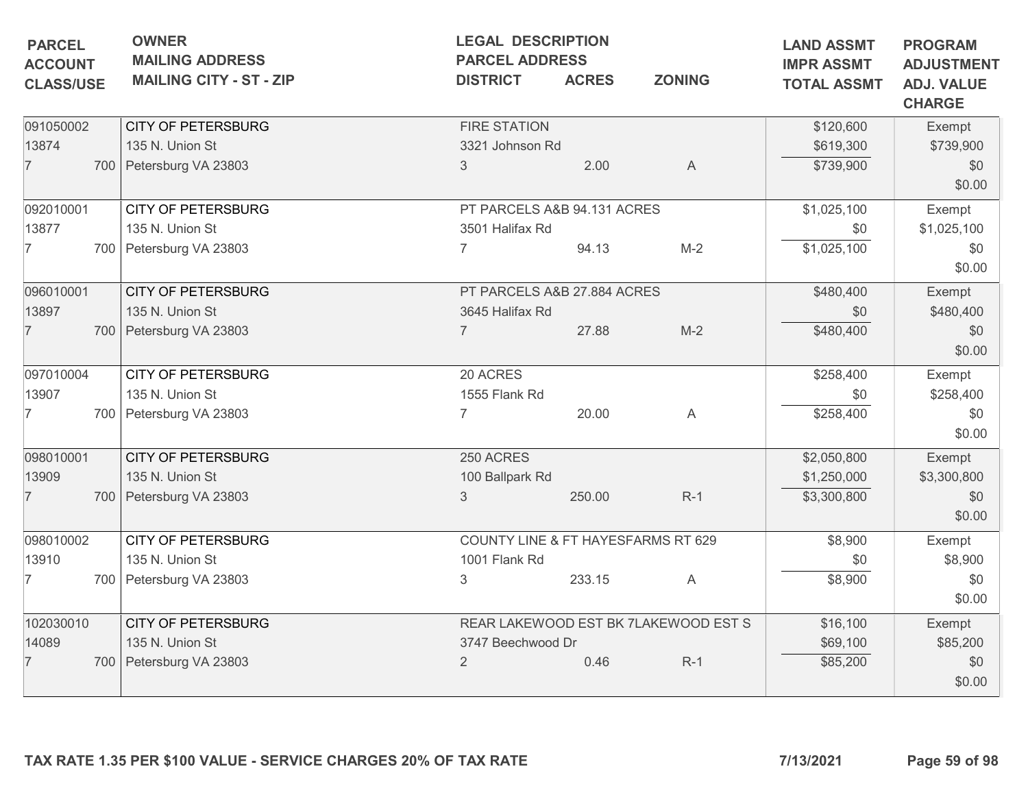| PARCEL<br>ACCOUNT<br>CLASS/USE | OWNER<br>MAILING ADDRESS<br>MAILING CITY - ST - ZIP | LEGAL DESCRIPTION<br>PARCEL ADDRESS<br>DISTRICT | ACRES | ZONING | LAND ASSMT<br>IMPR ASSMT<br>TOTAL ASSMT | PROGRAM<br>ADJUSTMENT<br>ADJ. VALUE<br>CHARGE |
|---|---|---|---|---|---|---|
| 091050002<br>13874<br>7 700 | CITY OF PETERSBURG<br>135 N. Union St<br>Petersburg VA 23803 | FIRE STATION<br>3321 Johnson Rd<br>3 | 2.00 | A | $120,600<br>$619,300<br>$739,900 | Exempt<br>$739,900<br>$0<br>$0.00 |
| 092010001<br>13877<br>7 700 | CITY OF PETERSBURG<br>135 N. Union St<br>Petersburg VA 23803 | PT PARCELS A&B 94.131 ACRES<br>3501 Halifax Rd<br>7 | 94.13 | M-2 | $1,025,100<br>$0<br>$1,025,100 | Exempt<br>$1,025,100<br>$0<br>$0.00 |
| 096010001<br>13897<br>7 700 | CITY OF PETERSBURG<br>135 N. Union St<br>Petersburg VA 23803 | PT PARCELS A&B 27.884 ACRES<br>3645 Halifax Rd<br>7 | 27.88 | M-2 | $480,400<br>$0<br>$480,400 | Exempt<br>$480,400<br>$0<br>$0.00 |
| 097010004<br>13907<br>7 700 | CITY OF PETERSBURG<br>135 N. Union St<br>Petersburg VA 23803 | 20 ACRES<br>1555 Flank Rd<br>7 | 20.00 | A | $258,400<br>$0<br>$258,400 | Exempt<br>$258,400<br>$0<br>$0.00 |
| 098010001<br>13909<br>7 700 | CITY OF PETERSBURG<br>135 N. Union St<br>Petersburg VA 23803 | 250 ACRES<br>100 Ballpark Rd<br>3 | 250.00 | R-1 | $2,050,800<br>$1,250,000<br>$3,300,800 | Exempt<br>$3,300,800<br>$0<br>$0.00 |
| 098010002<br>13910<br>7 700 | CITY OF PETERSBURG<br>135 N. Union St<br>Petersburg VA 23803 | COUNTY LINE & FT HAYESFARMS RT 629<br>1001 Flank Rd<br>3 | 233.15 | A | $8,900<br>$0<br>$8,900 | Exempt<br>$8,900<br>$0<br>$0.00 |
| 102030010<br>14089<br>7 700 | CITY OF PETERSBURG<br>135 N. Union St<br>Petersburg VA 23803 | REAR LAKEWOOD EST BK 7LAKEWOOD EST S<br>3747 Beechwood Dr<br>2 | 0.46 | R-1 | $16,100<br>$69,100<br>$85,200 | Exempt<br>$85,200<br>$0<br>$0.00 |

TAX RATE 1.35 PER $100 VALUE - SERVICE CHARGES 20% OF TAX RATE

7/13/2021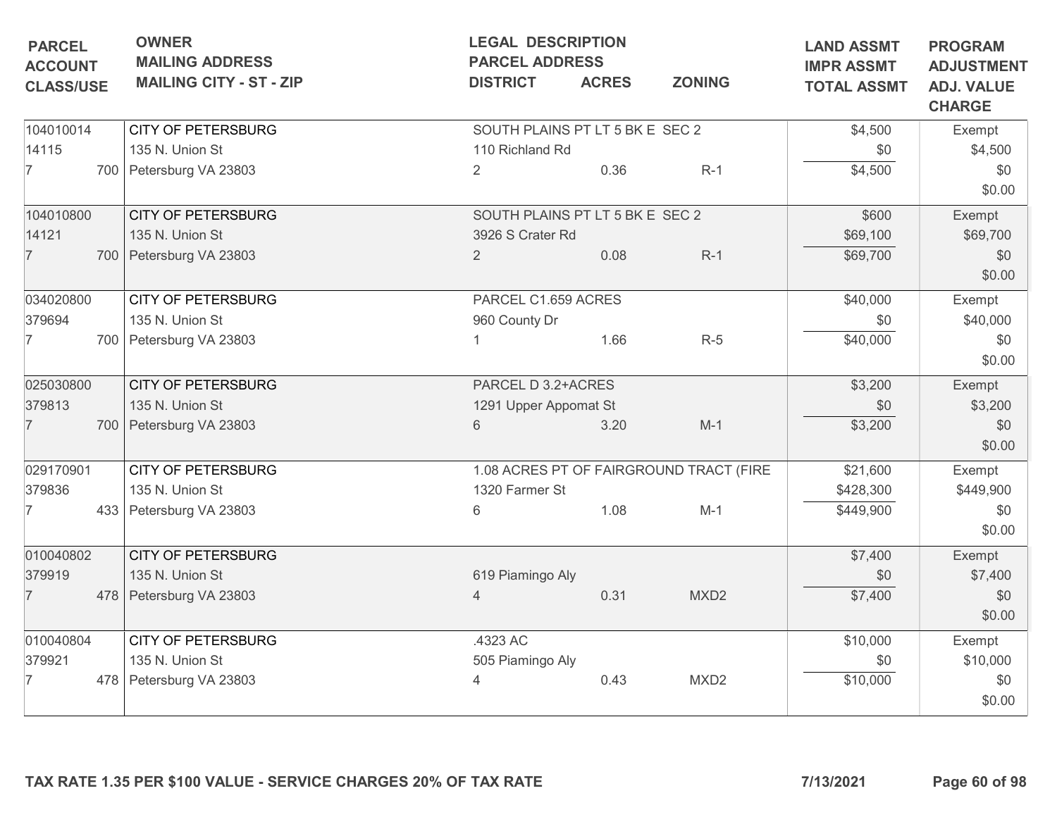| PARCEL<br>ACCOUNT<br>CLASS/USE | OWNER<br>MAILING ADDRESS<br>MAILING CITY - ST - ZIP | LEGAL DESCRIPTION<br>PARCEL ADDRESS<br>DISTRICT | ACRES | ZONING | LAND ASSMT<br>IMPR ASSMT<br>TOTAL ASSMT | PROGRAM<br>ADJUSTMENT<br>ADJ. VALUE<br>CHARGE |
|---|---|---|---|---|---|---|
| 104010014<br>14115<br>7 700 | CITY OF PETERSBURG<br>135 N. Union St<br>Petersburg VA 23803 | SOUTH PLAINS PT LT 5 BK E SEC 2<br>110 Richland Rd<br>2 | 0.36 | R-1 | $4,500<br>$0<br>$4,500 | Exempt<br>$4,500<br>$0<br>$0.00 |
| 104010800<br>14121<br>7 700 | CITY OF PETERSBURG<br>135 N. Union St<br>Petersburg VA 23803 | SOUTH PLAINS PT LT 5 BK E SEC 2<br>3926 S Crater Rd<br>2 | 0.08 | R-1 | $600<br>$69,100<br>$69,700 | Exempt<br>$69,700<br>$0<br>$0.00 |
| 034020800<br>379694<br>7 700 | CITY OF PETERSBURG<br>135 N. Union St<br>Petersburg VA 23803 | PARCEL C1.659 ACRES<br>960 County Dr<br>1 | 1.66 | R-5 | $40,000<br>$0<br>$40,000 | Exempt<br>$40,000<br>$0<br>$0.00 |
| 025030800<br>379813<br>7 700 | CITY OF PETERSBURG<br>135 N. Union St<br>Petersburg VA 23803 | PARCEL D 3.2+ACRES<br>1291 Upper Appomat St<br>6 | 3.20 | M-1 | $3,200<br>$0<br>$3,200 | Exempt<br>$3,200<br>$0<br>$0.00 |
| 029170901<br>379836<br>7 433 | CITY OF PETERSBURG<br>135 N. Union St<br>Petersburg VA 23803 | 1.08 ACRES PT OF FAIRGROUND TRACT (FIRE<br>1320 Farmer St<br>6 | 1.08 | M-1 | $21,600<br>$428,300<br>$449,900 | Exempt<br>$449,900<br>$0<br>$0.00 |
| 010040802<br>379919<br>7 478 | CITY OF PETERSBURG<br>135 N. Union St<br>Petersburg VA 23803 | 619 Piamingo Aly<br>4 | 0.31 | MXD2 | $7,400<br>$0<br>$7,400 | Exempt<br>$7,400<br>$0<br>$0.00 |
| 010040804<br>379921<br>7 478 | CITY OF PETERSBURG<br>135 N. Union St<br>Petersburg VA 23803 | .4323 AC<br>505 Piamingo Aly<br>4 | 0.43 | MXD2 | $10,000<br>$0<br>$10,000 | Exempt<br>$10,000<br>$0<br>$0.00 |

TAX RATE 1.35 PER $100 VALUE - SERVICE CHARGES 20% OF TAX RATE

7/13/2021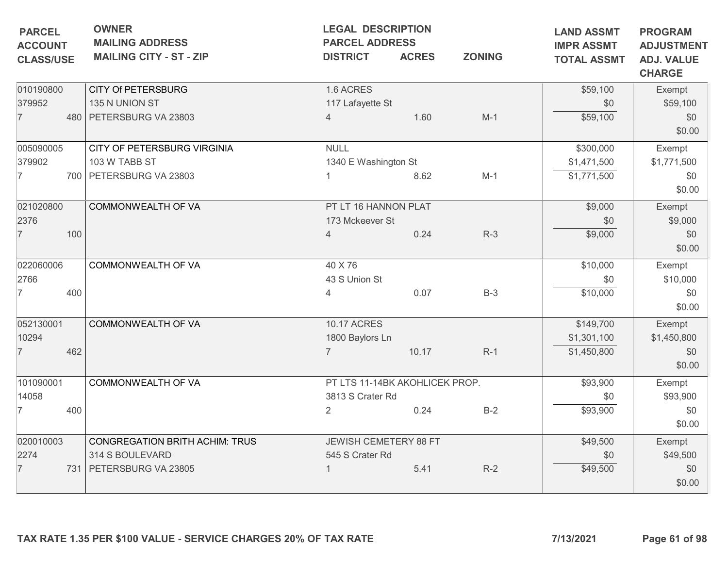| PARCEL<br>ACCOUNT<br>CLASS/USE | OWNER<br>MAILING ADDRESS<br>MAILING CITY - ST - ZIP | LEGAL DESCRIPTION<br>PARCEL ADDRESS<br>DISTRICT | ACRES | ZONING | LAND ASSMT<br>IMPR ASSMT<br>TOTAL ASSMT | PROGRAM<br>ADJUSTMENT<br>ADJ. VALUE<br>CHARGE |
|---|---|---|---|---|---|---|
| 010190800<br>379952<br>7 480 | CITY Of PETERSBURG<br>135 N UNION ST<br>PETERSBURG VA 23803 | 1.6 ACRES<br>117 Lafayette St<br>4 | 1.60 | M-1 | $59,100<br>$0<br>$59,100 | Exempt<br>$59,100<br>$0<br>$0.00 |
| 005090005<br>379902<br>7 700 | CITY OF PETERSBURG VIRGINIA<br>103 W TABB ST<br>PETERSBURG VA 23803 | NULL<br>1340 E Washington St<br>1 | 8.62 | M-1 | $300,000<br>$1,471,500<br>$1,771,500 | Exempt<br>$1,771,500<br>$0<br>$0.00 |
| 021020800<br>2376<br>7 100 | COMMONWEALTH OF VA | PT LT 16 HANNON PLAT<br>173 Mckeever St<br>4 | 0.24 | R-3 | $9,000<br>$0<br>$9,000 | Exempt<br>$9,000<br>$0<br>$0.00 |
| 022060006<br>2766<br>7 400 | COMMONWEALTH OF VA | 40 X 76<br>43 S Union St<br>4 | 0.07 | B-3 | $10,000<br>$0<br>$10,000 | Exempt<br>$10,000<br>$0<br>$0.00 |
| 052130001<br>10294<br>7 462 | COMMONWEALTH OF VA | 10.17 ACRES<br>1800 Baylors Ln<br>7 | 10.17 | R-1 | $149,700<br>$1,301,100<br>$1,450,800 | Exempt<br>$1,450,800<br>$0<br>$0.00 |
| 101090001<br>14058<br>7 400 | COMMONWEALTH OF VA | PT LTS 11-14BK AKOHLICEK PROP.<br>3813 S Crater Rd<br>2 | 0.24 | B-2 | $93,900<br>$0<br>$93,900 | Exempt<br>$93,900<br>$0<br>$0.00 |
| 020010003<br>2274<br>7 731 | CONGREGATION BRITH ACHIM: TRUS<br>314 S BOULEVARD<br>PETERSBURG VA 23805 | JEWISH CEMETERY 88 FT<br>545 S Crater Rd<br>1 | 5.41 | R-2 | $49,500<br>$0<br>$49,500 | Exempt<br>$49,500<br>$0<br>$0.00 |

**TAX RATE 1.35 PER $100 VALUE - SERVICE CHARGES 20% OF TAX RATE** **7/13/2021**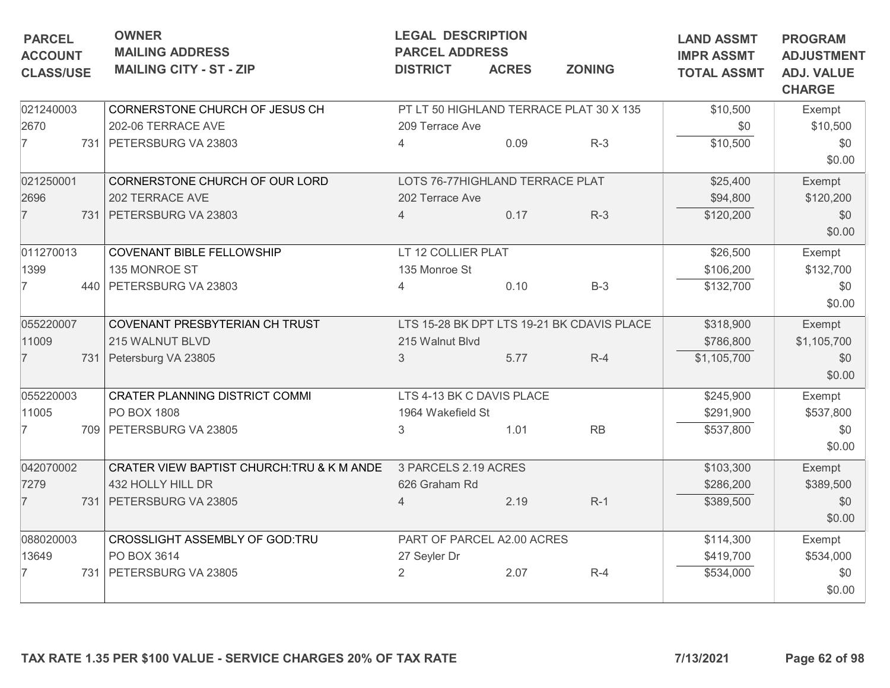| PARCEL<br>ACCOUNT<br>CLASS/USE | OWNER<br>MAILING ADDRESS<br>MAILING CITY - ST - ZIP | LEGAL DESCRIPTION<br>PARCEL ADDRESS<br>DISTRICT | ACRES | ZONING | LAND ASSMT<br>IMPR ASSMT<br>TOTAL ASSMT | PROGRAM<br>ADJUSTMENT<br>ADJ. VALUE<br>CHARGE |
|---|---|---|---|---|---|---|
| 021240003<br>2670<br>7 731 | CORNERSTONE CHURCH OF JESUS CH<br>202-06 TERRACE AVE<br>PETERSBURG VA 23803 | PT LT 50 HIGHLAND TERRACE PLAT 30 X 135<br>209 Terrace Ave<br>4 | 0.09 | R-3 | $10,500<br>$0<br>$10,500 | Exempt<br>$10,500<br>$0<br>$0.00 |
| 021250001<br>2696<br>7 731 | CORNERSTONE CHURCH OF OUR LORD<br>202 TERRACE AVE<br>PETERSBURG VA 23803 | LOTS 76-77HIGHLAND TERRACE PLAT<br>202 Terrace Ave<br>4 | 0.17 | R-3 | $25,400<br>$94,800<br>$120,200 | Exempt<br>$120,200<br>$0<br>$0.00 |
| 011270013<br>1399<br>7 440 | COVENANT BIBLE FELLOWSHIP<br>135 MONROE ST<br>PETERSBURG VA 23803 | LT 12 COLLIER PLAT<br>135 Monroe St<br>4 | 0.10 | B-3 | $26,500<br>$106,200<br>$132,700 | Exempt<br>$132,700<br>$0<br>$0.00 |
| 055220007<br>11009<br>7 731 | COVENANT PRESBYTERIAN CH TRUST<br>215 WALNUT BLVD<br>Petersburg VA 23805 | LTS 15-28 BK DPT LTS 19-21 BK CDAVIS PLACE<br>215 Walnut Blvd<br>3 | 5.77 | R-4 | $318,900<br>$786,800<br>$1,105,700 | Exempt<br>$1,105,700<br>$0<br>$0.00 |
| 055220003<br>11005<br>7 709 | CRATER PLANNING DISTRICT COMMI<br>PO BOX 1808<br>PETERSBURG VA 23805 | LTS 4-13 BK C DAVIS PLACE<br>1964 Wakefield St<br>3 | 1.01 | RB | $245,900<br>$291,900<br>$537,800 | Exempt<br>$537,800<br>$0<br>$0.00 |
| 042070002<br>7279<br>7 731 | CRATER VIEW BAPTIST CHURCH:TRU & K M ANDE<br>432 HOLLY HILL DR<br>PETERSBURG VA 23805 | 3 PARCELS 2.19 ACRES<br>626 Graham Rd<br>4 | 2.19 | R-1 | $103,300<br>$286,200<br>$389,500 | Exempt<br>$389,500<br>$0<br>$0.00 |
| 088020003<br>13649<br>7 731 | CROSSLIGHT ASSEMBLY OF GOD:TRU<br>PO BOX 3614<br>PETERSBURG VA 23805 | PART OF PARCEL A2.00 ACRES<br>27 Seyler Dr<br>2 | 2.07 | R-4 | $114,300<br>$419,700<br>$534,000 | Exempt<br>$534,000<br>$0<br>$0.00 |

TAX RATE 1.35 PER $100 VALUE - SERVICE CHARGES 20% OF TAX RATE

7/13/2021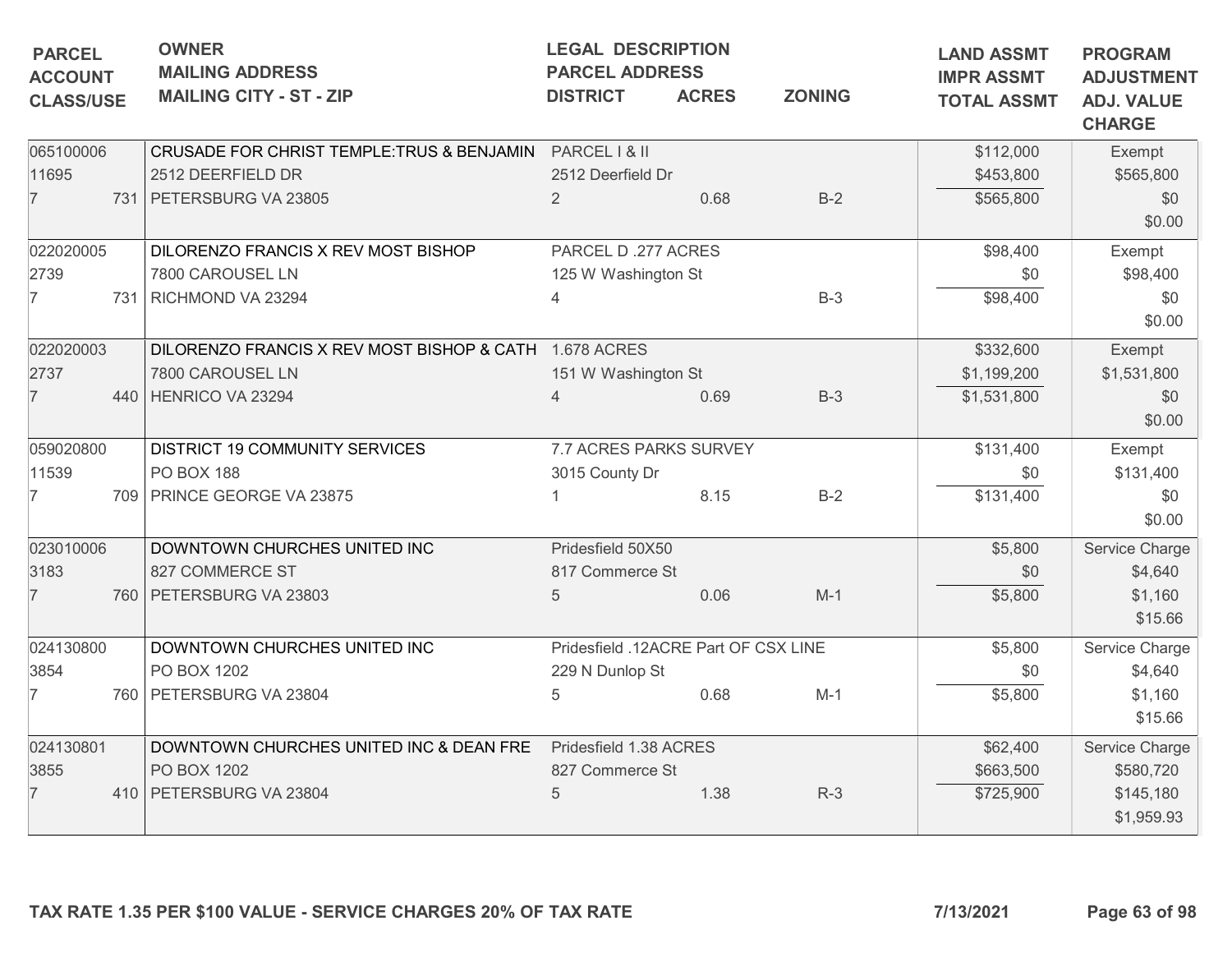| PARCEL<br>ACCOUNT<br>CLASS/USE | OWNER<br>MAILING ADDRESS<br>MAILING CITY - ST - ZIP | LEGAL DESCRIPTION<br>PARCEL ADDRESS<br>DISTRICT | ACRES | ZONING | LAND ASSMT<br>IMPR ASSMT<br>TOTAL ASSMT | PROGRAM<br>ADJUSTMENT<br>ADJ. VALUE<br>CHARGE |
|---|---|---|---|---|---|---|
| 065100006<br>11695<br>7 731 | CRUSADE FOR CHRIST TEMPLE:TRUS & BENJAMIN<br>2512 DEERFIELD DR<br>PETERSBURG VA 23805 | PARCEL I & II<br>2512 Deerfield Dr<br>2 | 0.68 | B-2 | $112,000<br>$453,800<br>$565,800 | Exempt<br>$565,800<br>$0<br>$0.00 |
| 022020005<br>2739<br>7 731 | DILORENZO FRANCIS X REV MOST BISHOP<br>7800 CAROUSEL LN<br>RICHMOND VA 23294 | PARCEL D .277 ACRES<br>125 W Washington St<br>4 | | B-3 | $98,400<br>$0<br>$98,400 | Exempt<br>$98,400<br>$0<br>$0.00 |
| 022020003<br>2737<br>7 440 | DILORENZO FRANCIS X REV MOST BISHOP & CATH<br>7800 CAROUSEL LN<br>HENRICO VA 23294 | 1.678 ACRES<br>151 W Washington St<br>4 | 0.69 | B-3 | $332,600<br>$1,199,200<br>$1,531,800 | Exempt<br>$1,531,800<br>$0<br>$0.00 |
| 059020800<br>11539<br>7 709 | DISTRICT 19 COMMUNITY SERVICES<br>PO BOX 188<br>PRINCE GEORGE VA 23875 | 7.7 ACRES PARKS SURVEY<br>3015 County Dr<br>1 | 8.15 | B-2 | $131,400<br>$0<br>$131,400 | Exempt<br>$131,400<br>$0<br>$0.00 |
| 023010006<br>3183<br>7 760 | DOWNTOWN CHURCHES UNITED INC<br>827 COMMERCE ST<br>PETERSBURG VA 23803 | Pridesfield 50X50<br>817 Commerce St<br>5 | 0.06 | M-1 | $5,800<br>$0<br>$5,800 | Service Charge<br>$4,640<br>$1,160<br>$15.66 |
| 024130800<br>3854<br>7 760 | DOWNTOWN CHURCHES UNITED INC<br>PO BOX 1202<br>PETERSBURG VA 23804 | Pridesfield .12ACRE Part OF CSX LINE<br>229 N Dunlop St<br>5 | 0.68 | M-1 | $5,800<br>$0<br>$5,800 | Service Charge<br>$4,640<br>$1,160<br>$15.66 |
| 024130801<br>3855<br>7 410 | DOWNTOWN CHURCHES UNITED INC & DEAN FRE<br>PO BOX 1202<br>PETERSBURG VA 23804 | Pridesfield 1.38 ACRES<br>827 Commerce St<br>5 | 1.38 | R-3 | $62,400<br>$663,500<br>$725,900 | Service Charge<br>$580,720<br>$145,180<br>$1,959.93 |

TAX RATE 1.35 PER $100 VALUE - SERVICE CHARGES 20% OF TAX RATE

7/13/2021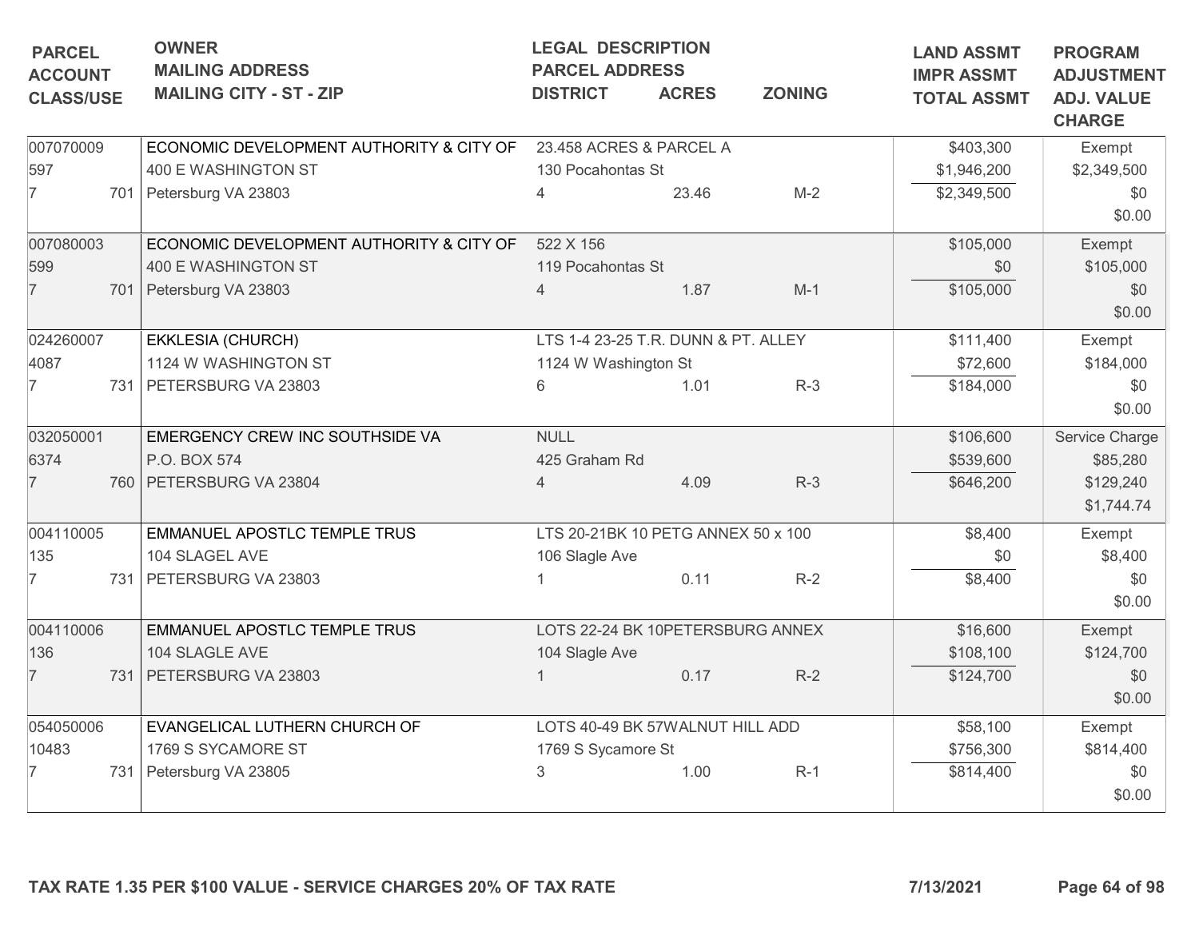| PARCEL<br>ACCOUNT<br>CLASS/USE | OWNER<br>MAILING ADDRESS<br>MAILING CITY - ST - ZIP | LEGAL DESCRIPTION<br>PARCEL ADDRESS<br>DISTRICT | ACRES | ZONING | LAND ASSMT<br>IMPR ASSMT<br>TOTAL ASSMT | PROGRAM<br>ADJUSTMENT<br>ADJ. VALUE<br>CHARGE |
|---|---|---|---|---|---|---|
| 007070009<br>597<br>7 701 | ECONOMIC DEVELOPMENT AUTHORITY & CITY OF<br>400 E WASHINGTON ST<br>Petersburg VA 23803 | 23.458 ACRES & PARCEL A<br>130 Pocahontas St<br>4 | 23.46 | M-2 | $403,300<br>$1,946,200<br>$2,349,500 | Exempt<br>$2,349,500<br>$0<br>$0.00 |
| 007080003<br>599<br>7 701 | ECONOMIC DEVELOPMENT AUTHORITY & CITY OF<br>400 E WASHINGTON ST<br>Petersburg VA 23803 | 522 X 156<br>119 Pocahontas St<br>4 | 1.87 | M-1 | $105,000<br>$0<br>$105,000 | Exempt<br>$105,000<br>$0<br>$0.00 |
| 024260007<br>4087<br>7 731 | EKKLESIA (CHURCH)<br>1124 W WASHINGTON ST<br>PETERSBURG VA 23803 | LTS 1-4 23-25 T.R. DUNN & PT. ALLEY<br>1124 W Washington St<br>6 | 1.01 | R-3 | $111,400<br>$72,600<br>$184,000 | Exempt<br>$184,000<br>$0<br>$0.00 |
| 032050001<br>6374<br>7 760 | EMERGENCY CREW INC SOUTHSIDE VA<br>P.O. BOX 574<br>PETERSBURG VA 23804 | NULL<br>425 Graham Rd<br>4 | 4.09 | R-3 | $106,600<br>$539,600<br>$646,200 | Service Charge<br>$85,280<br>$129,240<br>$1,744.74 |
| 004110005<br>135<br>7 731 | EMMANUEL APOSTLC TEMPLE TRUS<br>104 SLAGEL AVE<br>PETERSBURG VA 23803 | LTS 20-21BK 10 PETG ANNEX 50 x 100<br>106 Slagle Ave<br>1 | 0.11 | R-2 | $8,400<br>$0<br>$8,400 | Exempt<br>$8,400<br>$0<br>$0.00 |
| 004110006<br>136<br>7 731 | EMMANUEL APOSTLC TEMPLE TRUS<br>104 SLAGLE AVE<br>PETERSBURG VA 23803 | LOTS 22-24 BK 10PETERSBURG ANNEX<br>104 Slagle Ave<br>1 | 0.17 | R-2 | $16,600<br>$108,100<br>$124,700 | Exempt<br>$124,700<br>$0<br>$0.00 |
| 054050006<br>10483<br>7 731 | EVANGELICAL LUTHERN CHURCH OF<br>1769 S SYCAMORE ST<br>Petersburg VA 23805 | LOTS 40-49 BK 57WALNUT HILL ADD<br>1769 S Sycamore St<br>3 | 1.00 | R-1 | $58,100<br>$756,300<br>$814,400 | Exempt<br>$814,400<br>$0<br>$0.00 |

**TAX RATE 1.35 PER $100 VALUE - SERVICE CHARGES 20% OF TAX RATE** **7/13/2021**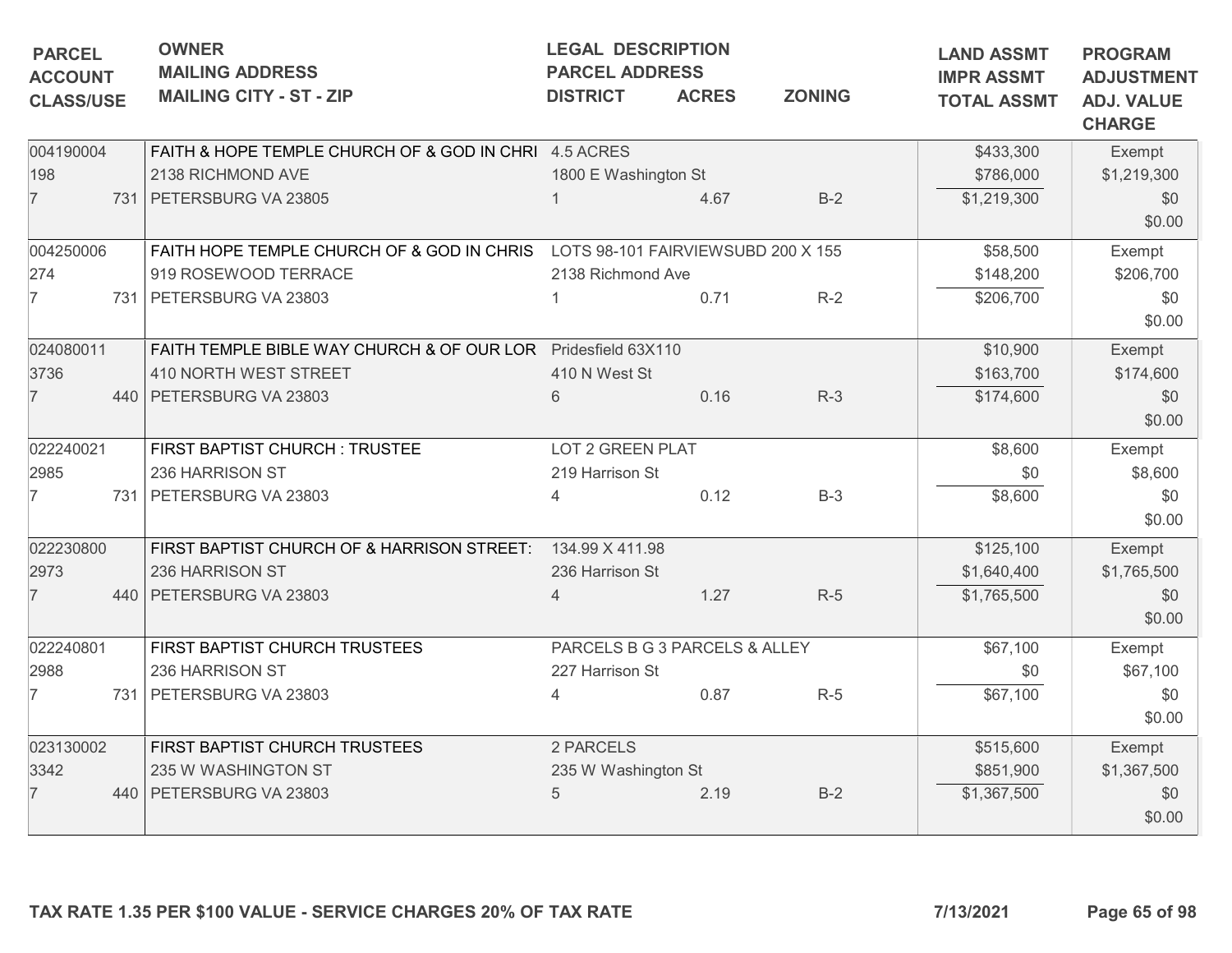| PARCEL<br>ACCOUNT<br>CLASS/USE | OWNER<br>MAILING ADDRESS<br>MAILING CITY - ST - ZIP | LEGAL DESCRIPTION<br>PARCEL ADDRESS<br>DISTRICT | ACRES | ZONING | LAND ASSMT<br>IMPR ASSMT<br>TOTAL ASSMT | PROGRAM<br>ADJUSTMENT<br>ADJ. VALUE<br>CHARGE |
|---|---|---|---|---|---|---|
| 004190004<br>198<br>7 731 | FAITH & HOPE TEMPLE CHURCH OF & GOD IN CHRI<br>2138 RICHMOND AVE<br>PETERSBURG VA 23805 | 4.5 ACRES<br>1800 E Washington St<br>1 | 4.67 | B-2 | $433,300<br>$786,000<br>$1,219,300 | Exempt<br>$1,219,300<br>$0<br>$0.00 |
| 004250006<br>274<br>7 731 | FAITH HOPE TEMPLE CHURCH OF & GOD IN CHRIS<br>919 ROSEWOOD TERRACE<br>PETERSBURG VA 23803 | LOTS 98-101 FAIRVIEWSUBD 200 X 155<br>2138 Richmond Ave<br>1 | 0.71 | R-2 | $58,500<br>$148,200<br>$206,700 | Exempt<br>$206,700<br>$0<br>$0.00 |
| 024080011<br>3736<br>7 440 | FAITH TEMPLE BIBLE WAY CHURCH & OF OUR LOR<br>410 NORTH WEST STREET<br>PETERSBURG VA 23803 | Pridesfield 63X110<br>410 N West St<br>6 | 0.16 | R-3 | $10,900<br>$163,700<br>$174,600 | Exempt<br>$174,600<br>$0<br>$0.00 |
| 022240021<br>2985<br>7 731 | FIRST BAPTIST CHURCH : TRUSTEE<br>236 HARRISON ST<br>PETERSBURG VA 23803 | LOT 2 GREEN PLAT<br>219 Harrison St<br>4 | 0.12 | B-3 | $8,600<br>$0<br>$8,600 | Exempt<br>$8,600<br>$0<br>$0.00 |
| 022230800<br>2973<br>7 440 | FIRST BAPTIST CHURCH OF & HARRISON STREET:<br>236 HARRISON ST<br>PETERSBURG VA 23803 | 134.99 X 411.98<br>236 Harrison St<br>4 | 1.27 | R-5 | $125,100<br>$1,640,400<br>$1,765,500 | Exempt<br>$1,765,500<br>$0<br>$0.00 |
| 022240801<br>2988<br>7 731 | FIRST BAPTIST CHURCH TRUSTEES<br>236 HARRISON ST<br>PETERSBURG VA 23803 | PARCELS B G 3 PARCELS & ALLEY<br>227 Harrison St<br>4 | 0.87 | R-5 | $67,100<br>$0<br>$67,100 | Exempt<br>$67,100<br>$0<br>$0.00 |
| 023130002<br>3342<br>7 440 | FIRST BAPTIST CHURCH TRUSTEES<br>235 W WASHINGTON ST<br>PETERSBURG VA 23803 | 2 PARCELS<br>235 W Washington St<br>5 | 2.19 | B-2 | $515,600<br>$851,900<br>$1,367,500 | Exempt<br>$1,367,500<br>$0<br>$0.00 |

TAX RATE 1.35 PER $100 VALUE - SERVICE CHARGES 20% OF TAX RATE 7/13/2021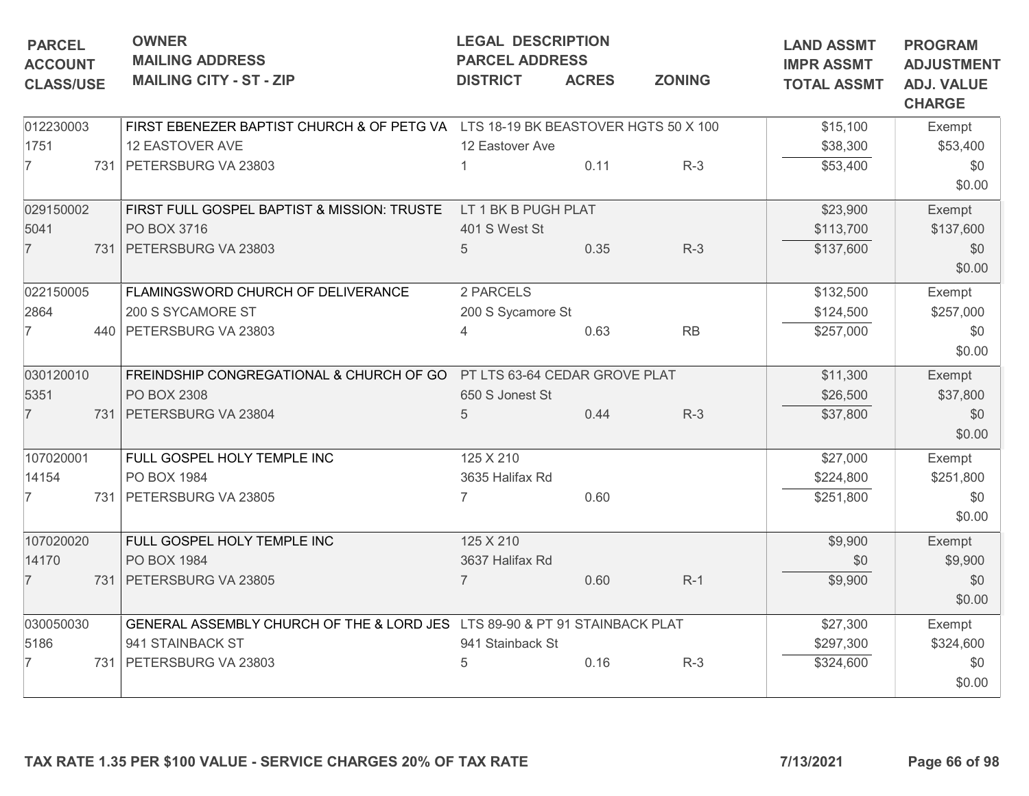| PARCEL<br>ACCOUNT<br>CLASS/USE | OWNER<br>MAILING ADDRESS<br>MAILING CITY - ST - ZIP | LEGAL DESCRIPTION<br>PARCEL ADDRESS<br>DISTRICT | ACRES | ZONING | LAND ASSMT<br>IMPR ASSMT<br>TOTAL ASSMT | PROGRAM<br>ADJUSTMENT<br>ADJ. VALUE<br>CHARGE |
|---|---|---|---|---|---|---|
| 012230003<br>1751<br>7 731 | FIRST EBENEZER BAPTIST CHURCH & OF PETG VA<br>12 EASTOVER AVE<br>PETERSBURG VA 23803 | LTS 18-19 BK BEASTOVER HGTS 50 X 100<br>12 Eastover Ave<br>1 | 0.11 | R-3 | $15,100<br>$38,300<br>$53,400 | Exempt<br>$53,400<br>$0<br>$0.00 |
| 029150002<br>5041<br>7 731 | FIRST FULL GOSPEL BAPTIST & MISSION: TRUSTE<br>PO BOX 3716<br>PETERSBURG VA 23803 | LT 1 BK B PUGH PLAT<br>401 S West St<br>5 | 0.35 | R-3 | $23,900<br>$113,700<br>$137,600 | Exempt<br>$137,600<br>$0<br>$0.00 |
| 022150005<br>2864<br>7 440 | FLAMINGSWORD CHURCH OF DELIVERANCE<br>200 S SYCAMORE ST<br>PETERSBURG VA 23803 | 2 PARCELS<br>200 S Sycamore St<br>4 | 0.63 | RB | $132,500<br>$124,500<br>$257,000 | Exempt<br>$257,000<br>$0<br>$0.00 |
| 030120010<br>5351<br>7 731 | FREINDSHIP CONGREGATIONAL & CHURCH OF GO<br>PO BOX 2308<br>PETERSBURG VA 23804 | PT LTS 63-64 CEDAR GROVE PLAT<br>650 S Jonest St<br>5 | 0.44 | R-3 | $11,300<br>$26,500<br>$37,800 | Exempt<br>$37,800<br>$0<br>$0.00 |
| 107020001<br>14154<br>7 731 | FULL GOSPEL HOLY TEMPLE INC<br>PO BOX 1984<br>PETERSBURG VA 23805 | 125 X 210<br>3635 Halifax Rd<br>7 | 0.60 | | $27,000<br>$224,800<br>$251,800 | Exempt<br>$251,800<br>$0<br>$0.00 |
| 107020020<br>14170<br>7 731 | FULL GOSPEL HOLY TEMPLE INC<br>PO BOX 1984<br>PETERSBURG VA 23805 | 125 X 210<br>3637 Halifax Rd<br>7 | 0.60 | R-1 | $9,900<br>$0<br>$9,900 | Exempt<br>$9,900<br>$0<br>$0.00 |
| 030050030<br>5186<br>7 731 | GENERAL ASSEMBLY CHURCH OF THE & LORD JES<br>941 STAINBACK ST<br>PETERSBURG VA 23803 | LTS 89-90 & PT 91 STAINBACK PLAT<br>941 Stainback St<br>5 | 0.16 | R-3 | $27,300<br>$297,300<br>$324,600 | Exempt<br>$324,600<br>$0<br>$0.00 |

**TAX RATE 1.35 PER $100 VALUE - SERVICE CHARGES 20% OF TAX RATE** **7/13/2021**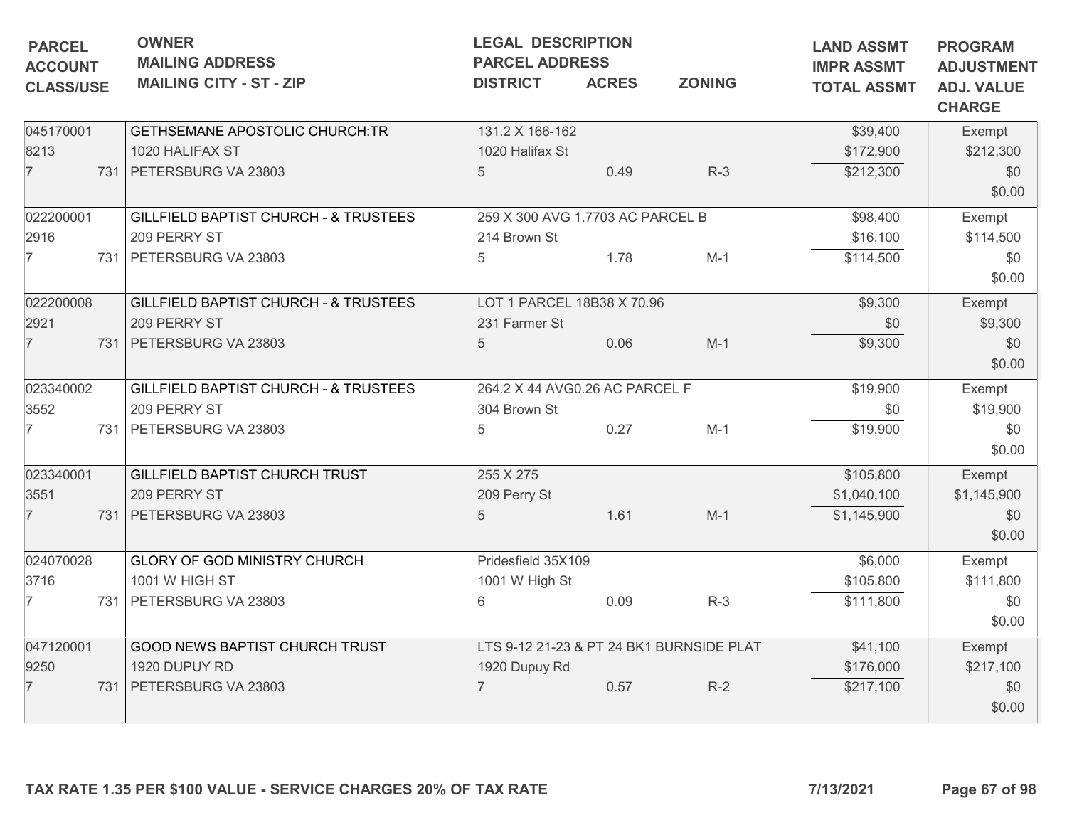| PARCEL<br>ACCOUNT<br>CLASS/USE | OWNER<br>MAILING ADDRESS<br>MAILING CITY - ST - ZIP | LEGAL DESCRIPTION<br>PARCEL ADDRESS<br>DISTRICT | ACRES | ZONING | LAND ASSMT<br>IMPR ASSMT<br>TOTAL ASSMT | PROGRAM<br>ADJUSTMENT<br>ADJ. VALUE<br>CHARGE |
|---|---|---|---|---|---|---|
| 045170001<br>8213<br>7 731 | GETHSEMANE APOSTOLIC CHURCH:TR<br>1020 HALIFAX ST<br>PETERSBURG VA 23803 | 131.2 X 166-162<br>1020 Halifax St<br>5 | 0.49 | R-3 | $39,400<br>$172,900<br>$212,300 | Exempt<br>$212,300<br>$0<br>$0.00 |
| 022200001<br>2916<br>7 731 | GILLFIELD BAPTIST CHURCH - & TRUSTEES<br>209 PERRY ST<br>PETERSBURG VA 23803 | 259 X 300 AVG 1.7703 AC PARCEL B<br>214 Brown St<br>5 | 1.78 | M-1 | $98,400<br>$16,100<br>$114,500 | Exempt<br>$114,500<br>$0<br>$0.00 |
| 022200008<br>2921<br>7 731 | GILLFIELD BAPTIST CHURCH - & TRUSTEES<br>209 PERRY ST<br>PETERSBURG VA 23803 | LOT 1 PARCEL 18B38 X 70.96<br>231 Farmer St<br>5 | 0.06 | M-1 | $9,300<br>$0<br>$9,300 | Exempt<br>$9,300<br>$0<br>$0.00 |
| 023340002<br>3552<br>7 731 | GILLFIELD BAPTIST CHURCH - & TRUSTEES<br>209 PERRY ST<br>PETERSBURG VA 23803 | 264.2 X 44 AVG0.26 AC PARCEL F<br>304 Brown St<br>5 | 0.27 | M-1 | $19,900<br>$0<br>$19,900 | Exempt<br>$19,900<br>$0<br>$0.00 |
| 023340001<br>3551<br>7 731 | GILLFIELD BAPTIST CHURCH TRUST<br>209 PERRY ST<br>PETERSBURG VA 23803 | 255 X 275<br>209 Perry St<br>5 | 1.61 | M-1 | $105,800<br>$1,040,100<br>$1,145,900 | Exempt<br>$1,145,900<br>$0<br>$0.00 |
| 024070028<br>3716<br>7 731 | GLORY OF GOD MINISTRY CHURCH<br>1001 W HIGH ST<br>PETERSBURG VA 23803 | Pridesfield 35X109<br>1001 W High St<br>6 | 0.09 | R-3 | $6,000<br>$105,800<br>$111,800 | Exempt<br>$111,800<br>$0<br>$0.00 |
| 047120001<br>9250<br>7 731 | GOOD NEWS BAPTIST CHURCH TRUST<br>1920 DUPUY RD<br>PETERSBURG VA 23803 | LTS 9-12 21-23 & PT 24 BK1 BURNSIDE PLAT<br>1920 Dupuy Rd<br>7 | 0.57 | R-2 | $41,100<br>$176,000<br>$217,100 | Exempt<br>$217,100<br>$0<br>$0.00 |

TAX RATE 1.35 PER $100 VALUE - SERVICE CHARGES 20% OF TAX RATE

7/13/2021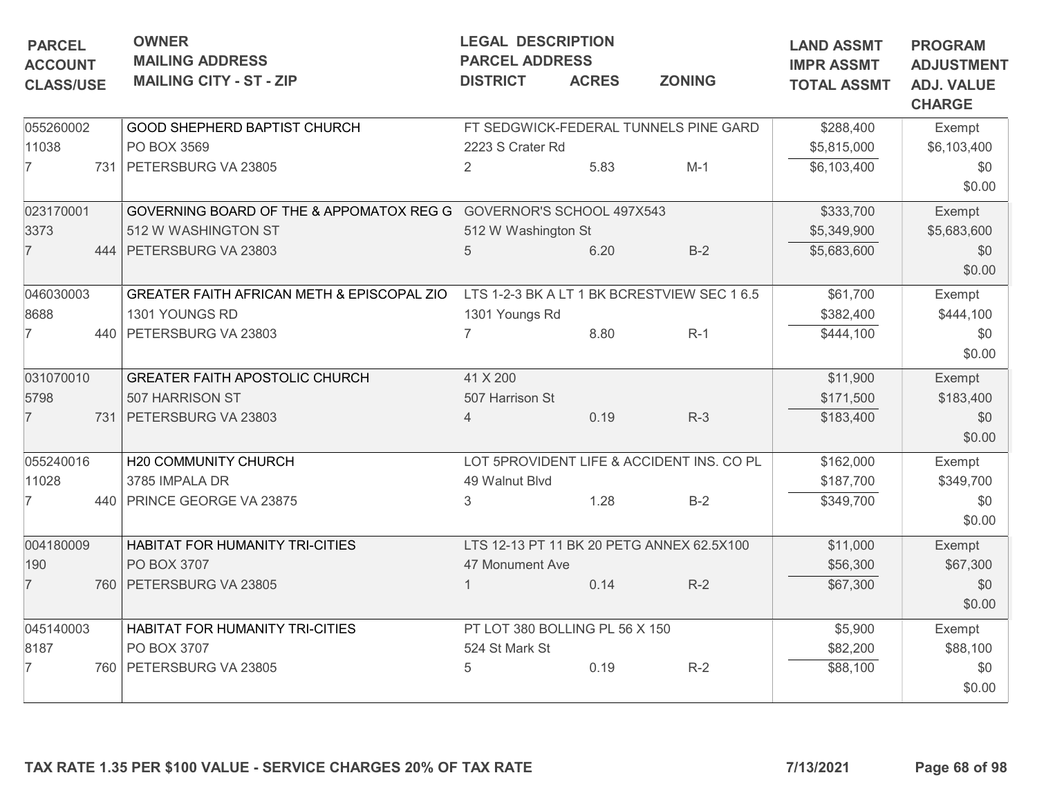| PARCEL<br>ACCOUNT<br>CLASS/USE | OWNER<br>MAILING ADDRESS<br>MAILING CITY - ST - ZIP | LEGAL DESCRIPTION<br>PARCEL ADDRESS<br>DISTRICT | ACRES | ZONING | LAND ASSMT<br>IMPR ASSMT<br>TOTAL ASSMT | PROGRAM<br>ADJUSTMENT<br>ADJ. VALUE<br>CHARGE |
|---|---|---|---|---|---|---|
| 055260002<br>11038<br>7 731 | GOOD SHEPHERD BAPTIST CHURCH<br>PO BOX 3569<br>PETERSBURG VA 23805 | FT SEDGWICK-FEDERAL TUNNELS PINE GARD<br>2223 S Crater Rd<br>2 | 5.83 | M-1 | $288,400<br>$5,815,000<br>$6,103,400 | Exempt<br>$6,103,400<br>$0<br>$0.00 |
| 023170001<br>3373<br>7 444 | GOVERNING BOARD OF THE & APPOMATOX REG G<br>512 W WASHINGTON ST<br>PETERSBURG VA 23803 | GOVERNOR'S SCHOOL 497X543<br>512 W Washington St<br>5 | 6.20 | B-2 | $333,700<br>$5,349,900<br>$5,683,600 | Exempt<br>$5,683,600<br>$0<br>$0.00 |
| 046030003<br>8688<br>7 440 | GREATER FAITH AFRICAN METH & EPISCOPAL ZIO<br>1301 YOUNGS RD<br>PETERSBURG VA 23803 | LTS 1-2-3 BK A LT 1 BK BCRESTVIEW SEC 1 6.5<br>1301 Youngs Rd<br>7 | 8.80 | R-1 | $61,700<br>$382,400<br>$444,100 | Exempt<br>$444,100<br>$0<br>$0.00 |
| 031070010<br>5798<br>7 731 | GREATER FAITH APOSTOLIC CHURCH<br>507 HARRISON ST<br>PETERSBURG VA 23803 | 41 X 200<br>507 Harrison St<br>4 | 0.19 | R-3 | $11,900<br>$171,500<br>$183,400 | Exempt<br>$183,400<br>$0<br>$0.00 |
| 055240016<br>11028<br>7 440 | H20 COMMUNITY CHURCH<br>3785 IMPALA DR<br>PRINCE GEORGE VA 23875 | LOT 5PROVIDENT LIFE & ACCIDENT INS. CO PL<br>49 Walnut Blvd<br>3 | 1.28 | B-2 | $162,000<br>$187,700<br>$349,700 | Exempt<br>$349,700<br>$0<br>$0.00 |
| 004180009<br>190<br>7 760 | HABITAT FOR HUMANITY TRI-CITIES<br>PO BOX 3707<br>PETERSBURG VA 23805 | LTS 12-13 PT 11 BK 20 PETG ANNEX 62.5X100<br>47 Monument Ave<br>1 | 0.14 | R-2 | $11,000<br>$56,300<br>$67,300 | Exempt<br>$67,300<br>$0<br>$0.00 |
| 045140003<br>8187<br>7 760 | HABITAT FOR HUMANITY TRI-CITIES<br>PO BOX 3707<br>PETERSBURG VA 23805 | PT LOT 380 BOLLING PL 56 X 150<br>524 St Mark St<br>5 | 0.19 | R-2 | $5,900<br>$82,200<br>$88,100 | Exempt<br>$88,100<br>$0<br>$0.00 |

TAX RATE 1.35 PER $100 VALUE - SERVICE CHARGES 20% OF TAX RATE

7/13/2021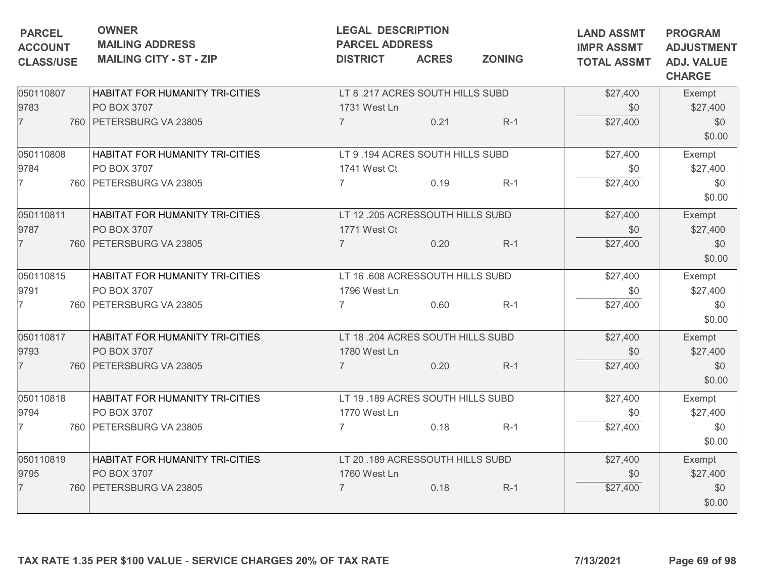| PARCEL<br>ACCOUNT<br>CLASS/USE | OWNER<br>MAILING ADDRESS<br>MAILING CITY - ST - ZIP | LEGAL DESCRIPTION<br>PARCEL ADDRESS<br>DISTRICT | ACRES | ZONING | LAND ASSMT<br>IMPR ASSMT<br>TOTAL ASSMT | PROGRAM<br>ADJUSTMENT<br>ADJ. VALUE<br>CHARGE |
|---|---|---|---|---|---|---|
| 050110807<br>9783<br>7 760 | HABITAT FOR HUMANITY TRI-CITIES<br>PO BOX 3707<br>PETERSBURG VA 23805 | LT 8 .217 ACRES SOUTH HILLS SUBD<br>1731 West Ln<br>7 | 0.21 | R-1 | $27,400<br>$0<br>$27,400 | Exempt<br>$27,400<br>$0<br>$0.00 |
| 050110808<br>9784<br>7 760 | HABITAT FOR HUMANITY TRI-CITIES<br>PO BOX 3707<br>PETERSBURG VA 23805 | LT 9 .194 ACRES SOUTH HILLS SUBD<br>1741 West Ct<br>7 | 0.19 | R-1 | $27,400<br>$0<br>$27,400 | Exempt<br>$27,400<br>$0<br>$0.00 |
| 050110811<br>9787<br>7 760 | HABITAT FOR HUMANITY TRI-CITIES<br>PO BOX 3707<br>PETERSBURG VA 23805 | LT 12 .205 ACRESSOUTH HILLS SUBD<br>1771 West Ct<br>7 | 0.20 | R-1 | $27,400<br>$0<br>$27,400 | Exempt<br>$27,400<br>$0<br>$0.00 |
| 050110815<br>9791<br>7 760 | HABITAT FOR HUMANITY TRI-CITIES<br>PO BOX 3707<br>PETERSBURG VA 23805 | LT 16 .608 ACRESSOUTH HILLS SUBD<br>1796 West Ln<br>7 | 0.60 | R-1 | $27,400<br>$0<br>$27,400 | Exempt<br>$27,400<br>$0<br>$0.00 |
| 050110817<br>9793<br>7 760 | HABITAT FOR HUMANITY TRI-CITIES<br>PO BOX 3707<br>PETERSBURG VA 23805 | LT 18 .204 ACRES SOUTH HILLS SUBD<br>1780 West Ln<br>7 | 0.20 | R-1 | $27,400<br>$0<br>$27,400 | Exempt<br>$27,400<br>$0<br>$0.00 |
| 050110818<br>9794<br>7 760 | HABITAT FOR HUMANITY TRI-CITIES<br>PO BOX 3707<br>PETERSBURG VA 23805 | LT 19 .189 ACRES SOUTH HILLS SUBD<br>1770 West Ln<br>7 | 0.18 | R-1 | $27,400<br>$0<br>$27,400 | Exempt<br>$27,400<br>$0<br>$0.00 |
| 050110819<br>9795<br>7 760 | HABITAT FOR HUMANITY TRI-CITIES<br>PO BOX 3707<br>PETERSBURG VA 23805 | LT 20 .189 ACRESSOUTH HILLS SUBD<br>1760 West Ln<br>7 | 0.18 | R-1 | $27,400<br>$0<br>$27,400 | Exempt<br>$27,400<br>$0<br>$0.00 |

**TAX RATE 1.35 PER $100 VALUE - SERVICE CHARGES 20% OF TAX RATE** **7/13/2021**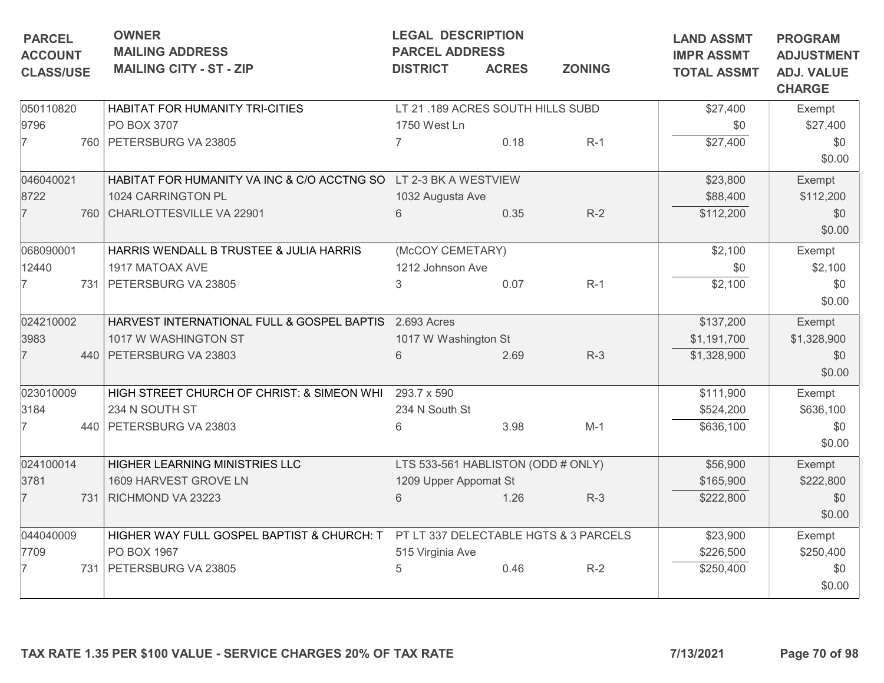| PARCEL<br>ACCOUNT<br>CLASS/USE | OWNER<br>MAILING ADDRESS<br>MAILING CITY - ST - ZIP | LEGAL DESCRIPTION<br>PARCEL ADDRESS<br>DISTRICT | ACRES | ZONING | LAND ASSMT<br>IMPR ASSMT<br>TOTAL ASSMT | PROGRAM<br>ADJUSTMENT<br>ADJ. VALUE<br>CHARGE |
|---|---|---|---|---|---|---|
| 050110820<br>9796<br>7 760 | HABITAT FOR HUMANITY TRI-CITIES<br>PO BOX 3707<br>PETERSBURG VA 23805 | LT 21 .189 ACRES SOUTH HILLS SUBD<br>1750 West Ln<br>7 | 0.18 | R-1 | $27,400<br>$0<br>$27,400 | Exempt<br>$27,400<br>$0<br>$0.00 |
| 046040021<br>8722<br>7 760 | HABITAT FOR HUMANITY VA INC & C/O ACCTNG SO<br>1024 CARRINGTON PL<br>CHARLOTTESVILLE VA 22901 | LT 2-3 BK A WESTVIEW<br>1032 Augusta Ave<br>6 | 0.35 | R-2 | $23,800<br>$88,400<br>$112,200 | Exempt<br>$112,200<br>$0<br>$0.00 |
| 068090001<br>12440<br>7 731 | HARRIS WENDALL B TRUSTEE & JULIA HARRIS<br>1917 MATOAX AVE<br>PETERSBURG VA 23805 | (McCOY CEMETARY)<br>1212 Johnson Ave<br>3 | 0.07 | R-1 | $2,100<br>$0<br>$2,100 | Exempt<br>$2,100<br>$0<br>$0.00 |
| 024210002<br>3983<br>7 440 | HARVEST INTERNATIONAL FULL & GOSPEL BAPTIS<br>1017 W WASHINGTON ST<br>PETERSBURG VA 23803 | 2.693 Acres<br>1017 W Washington St<br>6 | 2.69 | R-3 | $137,200<br>$1,191,700<br>$1,328,900 | Exempt<br>$1,328,900<br>$0<br>$0.00 |
| 023010009<br>3184<br>7 440 | HIGH STREET CHURCH OF CHRIST: & SIMEON WHI<br>234 N SOUTH ST<br>PETERSBURG VA 23803 | 293.7 x 590<br>234 N South St<br>6 | 3.98 | M-1 | $111,900<br>$524,200<br>$636,100 | Exempt<br>$636,100<br>$0<br>$0.00 |
| 024100014<br>3781<br>7 731 | HIGHER LEARNING MINISTRIES LLC<br>1609 HARVEST GROVE LN<br>RICHMOND VA 23223 | LTS 533-561 HABLISTON (ODD # ONLY)<br>1209 Upper Appomat St<br>6 | 1.26 | R-3 | $56,900<br>$165,900<br>$222,800 | Exempt<br>$222,800<br>$0<br>$0.00 |
| 044040009<br>7709<br>7 731 | HIGHER WAY FULL GOSPEL BAPTIST & CHURCH: T<br>PO BOX 1967<br>PETERSBURG VA 23805 | PT LT 337 DELECTABLE HGTS & 3 PARCELS<br>515 Virginia Ave<br>5 | 0.46 | R-2 | $23,900<br>$226,500<br>$250,400 | Exempt<br>$250,400<br>$0<br>$0.00 |

**TAX RATE 1.35 PER $100 VALUE - SERVICE CHARGES 20% OF TAX RATE** **7/13/2021**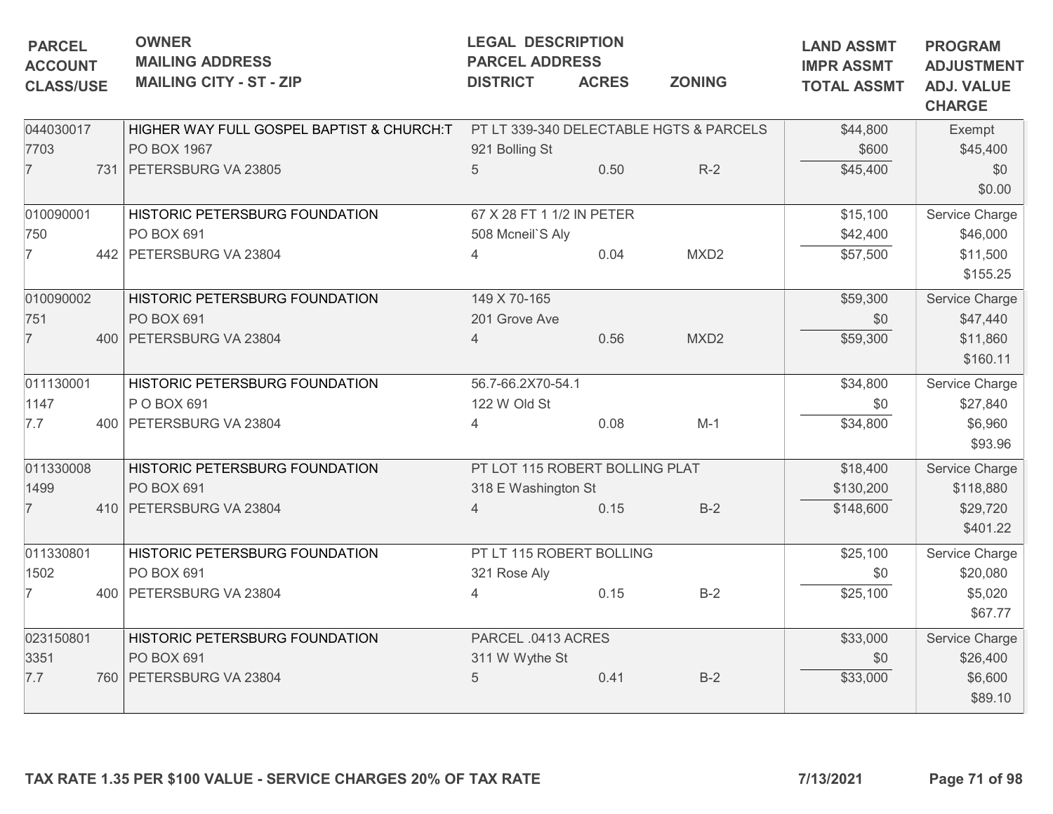| PARCEL<br>ACCOUNT<br>CLASS/USE | OWNER<br>MAILING ADDRESS<br>MAILING CITY - ST - ZIP | LEGAL DESCRIPTION<br>PARCEL ADDRESS<br>DISTRICT | ACRES | ZONING | LAND ASSMT<br>IMPR ASSMT<br>TOTAL ASSMT | PROGRAM<br>ADJUSTMENT<br>ADJ. VALUE<br>CHARGE |
|---|---|---|---|---|---|---|
| 044030017<br>7703<br>7 731 | HIGHER WAY FULL GOSPEL BAPTIST & CHURCH:T<br>PO BOX 1967<br>PETERSBURG VA 23805 | PT LT 339-340 DELECTABLE HGTS & PARCELS<br>921 Bolling St<br>5 | 0.50 | R-2 | $44,800<br>$600<br>$45,400 | Exempt<br>$45,400<br>$0<br>$0.00 |
| 010090001<br>750<br>7 442 | HISTORIC PETERSBURG FOUNDATION<br>PO BOX 691<br>PETERSBURG VA 23804 | 67 X 28 FT 1 1/2 IN PETER<br>508 Mcneil`S Aly<br>4 | 0.04 | MXD2 | $15,100<br>$42,400<br>$57,500 | Service Charge<br>$46,000<br>$11,500<br>$155.25 |
| 010090002<br>751<br>7 400 | HISTORIC PETERSBURG FOUNDATION<br>PO BOX 691<br>PETERSBURG VA 23804 | 149 X 70-165<br>201 Grove Ave<br>4 | 0.56 | MXD2 | $59,300<br>$0<br>$59,300 | Service Charge<br>$47,440<br>$11,860<br>$160.11 |
| 011130001<br>1147<br>7.7 400 | HISTORIC PETERSBURG FOUNDATION<br>P O BOX 691<br>PETERSBURG VA 23804 | 56.7-66.2X70-54.1<br>122 W Old St<br>4 | 0.08 | M-1 | $34,800<br>$0<br>$34,800 | Service Charge<br>$27,840<br>$6,960<br>$93.96 |
| 011330008<br>1499<br>7 410 | HISTORIC PETERSBURG FOUNDATION<br>PO BOX 691<br>PETERSBURG VA 23804 | PT LOT 115 ROBERT BOLLING PLAT<br>318 E Washington St<br>4 | 0.15 | B-2 | $18,400<br>$130,200<br>$148,600 | Service Charge<br>$118,880<br>$29,720<br>$401.22 |
| 011330801<br>1502<br>7 400 | HISTORIC PETERSBURG FOUNDATION<br>PO BOX 691<br>PETERSBURG VA 23804 | PT LT 115 ROBERT BOLLING<br>321 Rose Aly<br>4 | 0.15 | B-2 | $25,100<br>$0<br>$25,100 | Service Charge<br>$20,080<br>$5,020<br>$67.77 |
| 023150801<br>3351<br>7.7 760 | HISTORIC PETERSBURG FOUNDATION<br>PO BOX 691<br>PETERSBURG VA 23804 | PARCEL .0413 ACRES<br>311 W Wythe St<br>5 | 0.41 | B-2 | $33,000<br>$0<br>$33,000 | Service Charge<br>$26,400<br>$6,600<br>$89.10 |

TAX RATE 1.35 PER $100 VALUE - SERVICE CHARGES 20% OF TAX RATE

7/13/2021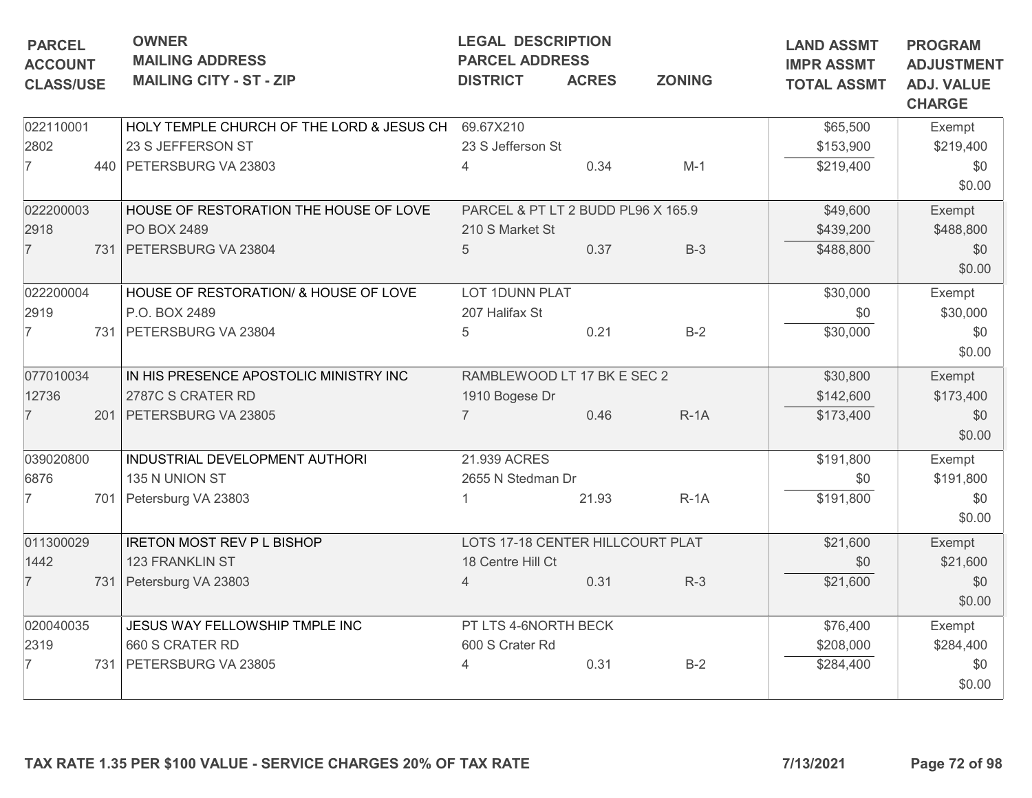| PARCEL<br>ACCOUNT<br>CLASS/USE | OWNER<br>MAILING ADDRESS<br>MAILING CITY - ST - ZIP | LEGAL DESCRIPTION<br>PARCEL ADDRESS<br>DISTRICT | ACRES | ZONING | LAND ASSMT<br>IMPR ASSMT<br>TOTAL ASSMT | PROGRAM<br>ADJUSTMENT<br>ADJ. VALUE<br>CHARGE |
|---|---|---|---|---|---|---|
| 022110001<br>2802<br>7 440 | HOLY TEMPLE CHURCH OF THE LORD & JESUS CH<br>23 S JEFFERSON ST<br>PETERSBURG VA 23803 | 69.67X210<br>23 S Jefferson St<br>4 | 0.34 | M-1 | $65,500<br>$153,900<br>$219,400 | Exempt<br>$219,400<br>$0<br>$0.00 |
| 022200003<br>2918<br>7 731 | HOUSE OF RESTORATION THE HOUSE OF LOVE<br>PO BOX 2489<br>PETERSBURG VA 23804 | PARCEL & PT LT 2 BUDD PL96 X 165.9<br>210 S Market St<br>5 | 0.37 | B-3 | $49,600<br>$439,200<br>$488,800 | Exempt<br>$488,800<br>$0<br>$0.00 |
| 022200004<br>2919<br>7 731 | HOUSE OF RESTORATION/ & HOUSE OF LOVE<br>P.O. BOX 2489<br>PETERSBURG VA 23804 | LOT 1DUNN PLAT<br>207 Halifax St<br>5 | 0.21 | B-2 | $30,000<br>$0<br>$30,000 | Exempt<br>$30,000<br>$0<br>$0.00 |
| 077010034<br>12736<br>7 201 | IN HIS PRESENCE APOSTOLIC MINISTRY INC<br>2787C S CRATER RD<br>PETERSBURG VA 23805 | RAMBLEWOOD LT 17 BK E SEC 2<br>1910 Bogese Dr<br>7 | 0.46 | R-1A | $30,800<br>$142,600<br>$173,400 | Exempt<br>$173,400<br>$0<br>$0.00 |
| 039020800<br>6876<br>7 701 | INDUSTRIAL DEVELOPMENT AUTHORI<br>135 N UNION ST<br>Petersburg VA 23803 | 21.939 ACRES<br>2655 N Stedman Dr<br>1 | 21.93 | R-1A | $191,800<br>$0<br>$191,800 | Exempt<br>$191,800<br>$0<br>$0.00 |
| 011300029<br>1442<br>7 731 | IRETON MOST REV P L BISHOP<br>123 FRANKLIN ST<br>Petersburg VA 23803 | LOTS 17-18 CENTER HILLCOURT PLAT<br>18 Centre Hill Ct<br>4 | 0.31 | R-3 | $21,600<br>$0<br>$21,600 | Exempt<br>$21,600<br>$0<br>$0.00 |
| 020040035<br>2319<br>7 731 | JESUS WAY FELLOWSHIP TMPLE INC<br>660 S CRATER RD<br>PETERSBURG VA 23805 | PT LTS 4-6NORTH BECK<br>600 S Crater Rd<br>4 | 0.31 | B-2 | $76,400<br>$208,000<br>$284,400 | Exempt<br>$284,400<br>$0<br>$0.00 |

TAX RATE 1.35 PER $100 VALUE - SERVICE CHARGES 20% OF TAX RATE

7/13/2021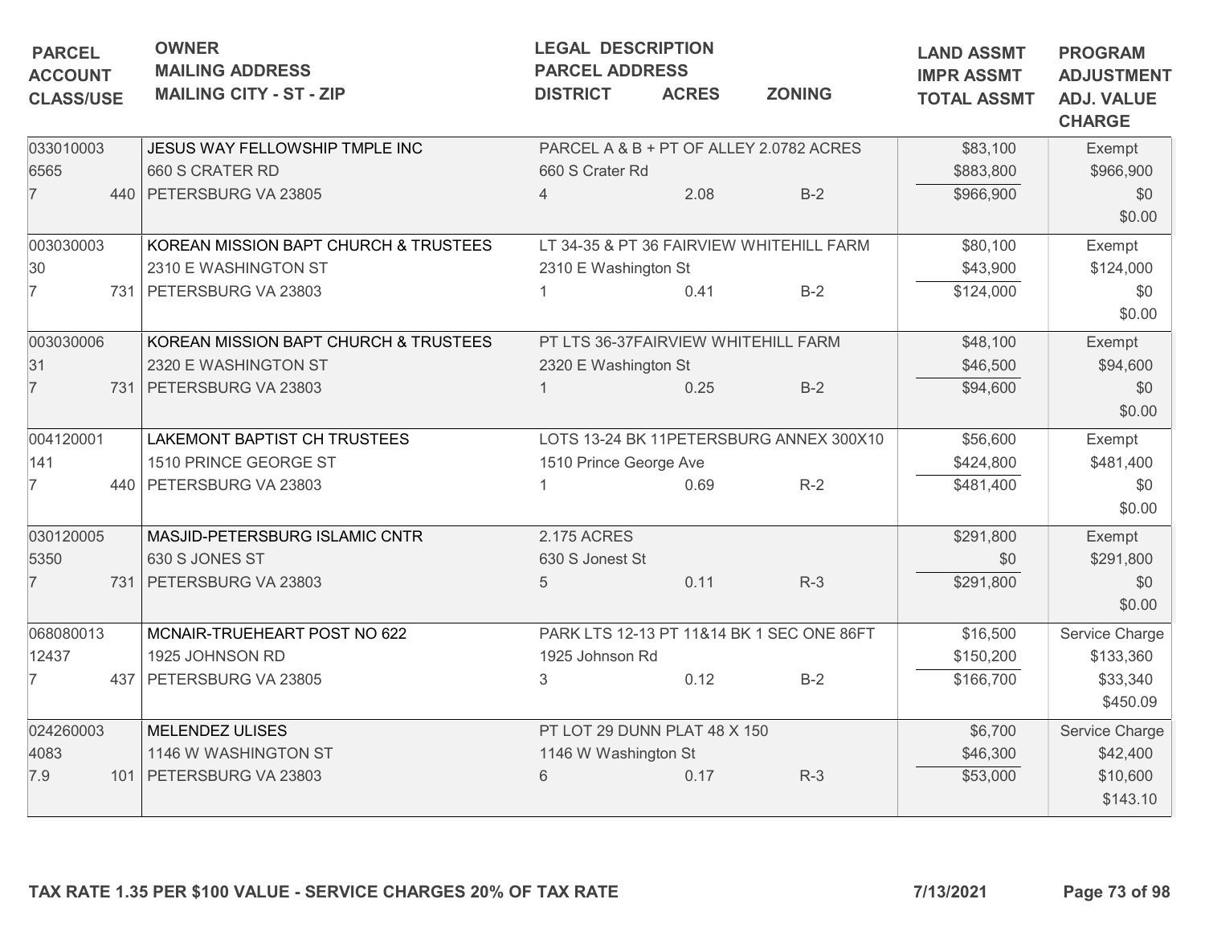| PARCEL<br>ACCOUNT<br>CLASS/USE | OWNER<br>MAILING ADDRESS<br>MAILING CITY - ST - ZIP | LEGAL DESCRIPTION<br>PARCEL ADDRESS<br>DISTRICT | ACRES | ZONING | LAND ASSMT<br>IMPR ASSMT<br>TOTAL ASSMT | PROGRAM<br>ADJUSTMENT<br>ADJ. VALUE<br>CHARGE |
|---|---|---|---|---|---|---|
| 033010003<br>6565<br>7 440 | JESUS WAY FELLOWSHIP TMPLE INC<br>660 S CRATER RD<br>PETERSBURG VA 23805 | PARCEL A & B + PT OF ALLEY 2.0782 ACRES<br>660 S Crater Rd<br>4 | 2.08 | B-2 | $83,100<br>$883,800<br>$966,900 | Exempt<br>$966,900<br>$0<br>$0.00 |
| 003030003<br>30<br>7 731 | KOREAN MISSION BAPT CHURCH & TRUSTEES<br>2310 E WASHINGTON ST<br>PETERSBURG VA 23803 | LT 34-35 & PT 36 FAIRVIEW WHITEHILL FARM<br>2310 E Washington St<br>1 | 0.41 | B-2 | $80,100<br>$43,900<br>$124,000 | Exempt<br>$124,000<br>$0<br>$0.00 |
| 003030006<br>31<br>7 731 | KOREAN MISSION BAPT CHURCH & TRUSTEES<br>2320 E WASHINGTON ST<br>PETERSBURG VA 23803 | PT LTS 36-37FAIRVIEW WHITEHILL FARM<br>2320 E Washington St<br>1 | 0.25 | B-2 | $48,100<br>$46,500<br>$94,600 | Exempt<br>$94,600<br>$0<br>$0.00 |
| 004120001<br>141<br>7 440 | LAKEMONT BAPTIST CH TRUSTEES<br>1510 PRINCE GEORGE ST<br>PETERSBURG VA 23803 | LOTS 13-24 BK 11PETERSBURG ANNEX 300X10<br>1510 Prince George Ave<br>1 | 0.69 | R-2 | $56,600<br>$424,800<br>$481,400 | Exempt<br>$481,400<br>$0<br>$0.00 |
| 030120005<br>5350<br>7 731 | MASJID-PETERSBURG ISLAMIC CNTR<br>630 S JONES ST<br>PETERSBURG VA 23803 | 2.175 ACRES<br>630 S Jonest St<br>5 | 0.11 | R-3 | $291,800<br>$0<br>$291,800 | Exempt<br>$291,800<br>$0<br>$0.00 |
| 068080013<br>12437<br>7 437 | MCNAIR-TRUEHEART POST NO 622<br>1925 JOHNSON RD<br>PETERSBURG VA 23805 | PARK LTS 12-13 PT 11&14 BK 1 SEC ONE 86FT<br>1925 Johnson Rd<br>3 | 0.12 | B-2 | $16,500<br>$150,200<br>$166,700 | Service Charge<br>$133,360<br>$33,340<br>$450.09 |
| 024260003<br>4083<br>7.9 101 | MELENDEZ ULISES<br>1146 W WASHINGTON ST<br>PETERSBURG VA 23803 | PT LOT 29 DUNN PLAT 48 X 150<br>1146 W Washington St<br>6 | 0.17 | R-3 | $6,700<br>$46,300<br>$53,000 | Service Charge<br>$42,400<br>$10,600<br>$143.10 |

**TAX RATE 1.35 PER $100 VALUE - SERVICE CHARGES 20% OF TAX RATE** **7/13/2021**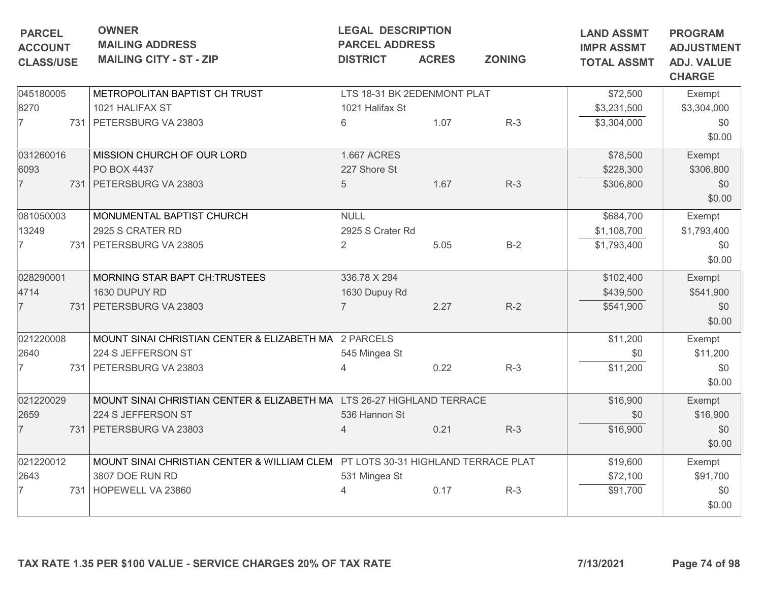| PARCEL<br>ACCOUNT<br>CLASS/USE | OWNER<br>MAILING ADDRESS<br>MAILING CITY - ST - ZIP | LEGAL DESCRIPTION<br>PARCEL ADDRESS<br>DISTRICT | ACRES | ZONING | LAND ASSMT<br>IMPR ASSMT<br>TOTAL ASSMT | PROGRAM<br>ADJUSTMENT<br>ADJ. VALUE<br>CHARGE |
|---|---|---|---|---|---|---|
| 045180005<br>8270<br>7 731 | METROPOLITAN BAPTIST CH TRUST<br>1021 HALIFAX ST<br>PETERSBURG VA 23803 | LTS 18-31 BK 2EDENMONT PLAT<br>1021 Halifax St<br>6 | 1.07 | R-3 | $72,500<br>$3,231,500<br>$3,304,000 | Exempt<br>$3,304,000<br>$0<br>$0.00 |
| 031260016<br>6093<br>7 731 | MISSION CHURCH OF OUR LORD<br>PO BOX 4437<br>PETERSBURG VA 23803 | 1.667 ACRES<br>227 Shore St<br>5 | 1.67 | R-3 | $78,500<br>$228,300<br>$306,800 | Exempt<br>$306,800<br>$0<br>$0.00 |
| 081050003<br>13249<br>7 731 | MONUMENTAL BAPTIST CHURCH<br>2925 S CRATER RD<br>PETERSBURG VA 23805 | NULL<br>2925 S Crater Rd<br>2 | 5.05 | B-2 | $684,700<br>$1,108,700<br>$1,793,400 | Exempt<br>$1,793,400<br>$0<br>$0.00 |
| 028290001<br>4714<br>7 731 | MORNING STAR BAPT CH:TRUSTEES<br>1630 DUPUY RD<br>PETERSBURG VA 23803 | 336.78 X 294<br>1630 Dupuy Rd<br>7 | 2.27 | R-2 | $102,400<br>$439,500<br>$541,900 | Exempt<br>$541,900<br>$0<br>$0.00 |
| 021220008<br>2640<br>7 731 | MOUNT SINAI CHRISTIAN CENTER & ELIZABETH MA<br>224 S JEFFERSON ST<br>PETERSBURG VA 23803 | 2 PARCELS<br>545 Mingea St<br>4 | 0.22 | R-3 | $11,200<br>$0<br>$11,200 | Exempt<br>$11,200<br>$0<br>$0.00 |
| 021220029<br>2659<br>7 731 | MOUNT SINAI CHRISTIAN CENTER & ELIZABETH MA<br>224 S JEFFERSON ST<br>PETERSBURG VA 23803 | LTS 26-27 HIGHLAND TERRACE<br>536 Hannon St<br>4 | 0.21 | R-3 | $16,900<br>$0<br>$16,900 | Exempt<br>$16,900<br>$0<br>$0.00 |
| 021220012<br>2643<br>7 731 | MOUNT SINAI CHRISTIAN CENTER & WILLIAM CLEM<br>3807 DOE RUN RD<br>HOPEWELL VA 23860 | PT LOTS 30-31 HIGHLAND TERRACE PLAT<br>531 Mingea St<br>4 | 0.17 | R-3 | $19,600<br>$72,100<br>$91,700 | Exempt<br>$91,700<br>$0<br>$0.00 |

TAX RATE 1.35 PER $100 VALUE - SERVICE CHARGES 20% OF TAX RATE

7/13/2021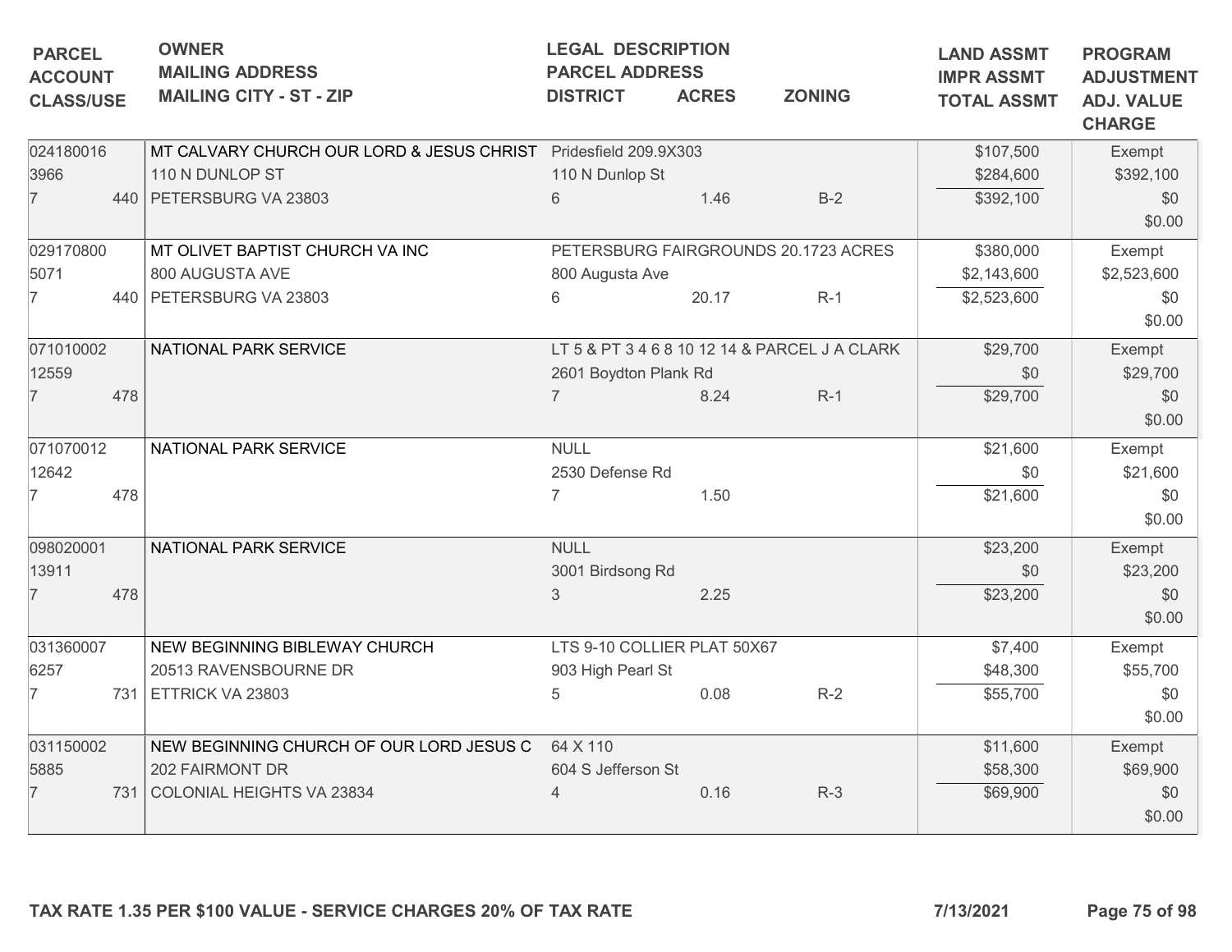| PARCEL<br>ACCOUNT<br>CLASS/USE | OWNER<br>MAILING ADDRESS<br>MAILING CITY - ST - ZIP | LEGAL DESCRIPTION<br>PARCEL ADDRESS<br>DISTRICT | ACRES | ZONING | LAND ASSMT<br>IMPR ASSMT<br>TOTAL ASSMT | PROGRAM<br>ADJUSTMENT<br>ADJ. VALUE<br>CHARGE |
|---|---|---|---|---|---|---|
| 024180016<br>3966<br>7 440 | MT CALVARY CHURCH OUR LORD & JESUS CHRIST<br>110 N DUNLOP ST<br>PETERSBURG VA 23803 | Pridesfield 209.9X303<br>110 N Dunlop St<br>6 | 1.46 | B-2 | $107,500<br>$284,600<br>$392,100 | Exempt<br>$392,100<br>$0<br>$0.00 |
| 029170800<br>5071<br>7 440 | MT OLIVET BAPTIST CHURCH VA INC<br>800 AUGUSTA AVE<br>PETERSBURG VA 23803 | PETERSBURG FAIRGROUNDS 20.1723 ACRES<br>800 Augusta Ave<br>6 | 20.17 | R-1 | $380,000<br>$2,143,600<br>$2,523,600 | Exempt<br>$2,523,600<br>$0<br>$0.00 |
| 071010002<br>12559<br>7 478 | NATIONAL PARK SERVICE | LT 5 & PT 3 4 6 8 10 12 14 & PARCEL J A CLARK<br>2601 Boydton Plank Rd<br>7 | 8.24 | R-1 | $29,700<br>$0<br>$29,700 | Exempt<br>$29,700<br>$0<br>$0.00 |
| 071070012<br>12642<br>7 478 | NATIONAL PARK SERVICE | NULL<br>2530 Defense Rd<br>7 | 1.50 | | $21,600<br>$0<br>$21,600 | Exempt<br>$21,600<br>$0<br>$0.00 |
| 098020001<br>13911<br>7 478 | NATIONAL PARK SERVICE | NULL<br>3001 Birdsong Rd<br>3 | 2.25 | | $23,200<br>$0<br>$23,200 | Exempt<br>$23,200<br>$0<br>$0.00 |
| 031360007<br>6257<br>7 731 | NEW BEGINNING BIBLEWAY CHURCH<br>20513 RAVENSBOURNE DR<br>ETTRICK VA 23803 | LTS 9-10 COLLIER PLAT 50X67<br>903 High Pearl St<br>5 | 0.08 | R-2 | $7,400<br>$48,300<br>$55,700 | Exempt<br>$55,700<br>$0<br>$0.00 |
| 031150002<br>5885<br>7 731 | NEW BEGINNING CHURCH OF OUR LORD JESUS C<br>202 FAIRMONT DR<br>COLONIAL HEIGHTS VA 23834 | 64 X 110<br>604 S Jefferson St<br>4 | 0.16 | R-3 | $11,600<br>$58,300<br>$69,900 | Exempt<br>$69,900<br>$0<br>$0.00 |

**TAX RATE 1.35 PER $100 VALUE - SERVICE CHARGES 20% OF TAX RATE** **7/13/2021**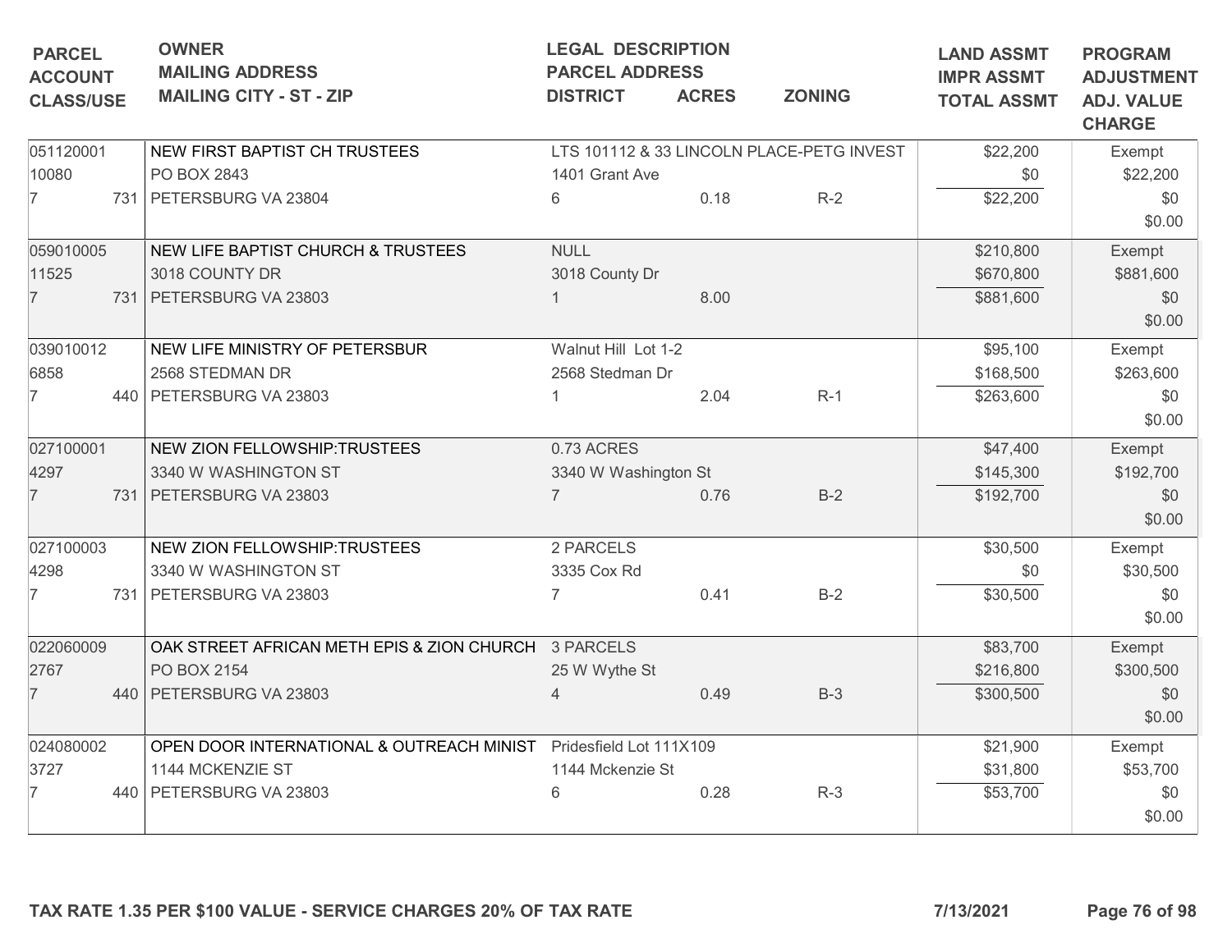| PARCEL<br>ACCOUNT<br>CLASS/USE | OWNER<br>MAILING ADDRESS<br>MAILING CITY - ST - ZIP | LEGAL DESCRIPTION<br>PARCEL ADDRESS<br>DISTRICT | ACRES | ZONING | LAND ASSMT<br>IMPR ASSMT<br>TOTAL ASSMT | PROGRAM<br>ADJUSTMENT<br>ADJ. VALUE<br>CHARGE |
|---|---|---|---|---|---|---|
| 051120001<br>10080<br>7 731 | NEW FIRST BAPTIST CH TRUSTEES<br>PO BOX 2843<br>PETERSBURG VA 23804 | LTS 101112 & 33 LINCOLN PLACE-PETG INVEST<br>1401 Grant Ave<br>6 | 0.18 | R-2 | $22,200<br>$0<br>$22,200 | Exempt<br>$22,200<br>$0<br>$0.00 |
| 059010005<br>11525<br>7 731 | NEW LIFE BAPTIST CHURCH & TRUSTEES<br>3018 COUNTY DR<br>PETERSBURG VA 23803 | NULL<br>3018 County Dr<br>1 | 8.00 | | $210,800<br>$670,800<br>$881,600 | Exempt<br>$881,600<br>$0<br>$0.00 |
| 039010012<br>6858<br>7 440 | NEW LIFE MINISTRY OF PETERSBUR<br>2568 STEDMAN DR<br>PETERSBURG VA 23803 | Walnut Hill Lot 1-2<br>2568 Stedman Dr<br>1 | 2.04 | R-1 | $95,100<br>$168,500<br>$263,600 | Exempt<br>$263,600<br>$0<br>$0.00 |
| 027100001<br>4297<br>7 731 | NEW ZION FELLOWSHIP:TRUSTEES<br>3340 W WASHINGTON ST<br>PETERSBURG VA 23803 | 0.73 ACRES<br>3340 W Washington St<br>7 | 0.76 | B-2 | $47,400<br>$145,300<br>$192,700 | Exempt<br>$192,700<br>$0<br>$0.00 |
| 027100003<br>4298<br>7 731 | NEW ZION FELLOWSHIP:TRUSTEES<br>3340 W WASHINGTON ST<br>PETERSBURG VA 23803 | 2 PARCELS<br>3335 Cox Rd<br>7 | 0.41 | B-2 | $30,500<br>$0<br>$30,500 | Exempt<br>$30,500<br>$0<br>$0.00 |
| 022060009<br>2767<br>7 440 | OAK STREET AFRICAN METH EPIS & ZION CHURCH<br>PO BOX 2154<br>PETERSBURG VA 23803 | 3 PARCELS<br>25 W Wythe St<br>4 | 0.49 | B-3 | $83,700<br>$216,800<br>$300,500 | Exempt<br>$300,500<br>$0<br>$0.00 |
| 024080002<br>3727<br>7 440 | OPEN DOOR INTERNATIONAL & OUTREACH MINIST<br>1144 MCKENZIE ST<br>PETERSBURG VA 23803 | Pridesfield Lot 111X109<br>1144 Mckenzie St<br>6 | 0.28 | R-3 | $21,900<br>$31,800<br>$53,700 | Exempt<br>$53,700<br>$0<br>$0.00 |

**TAX RATE 1.35 PER $100 VALUE - SERVICE CHARGES 20% OF TAX RATE** **7/13/2021**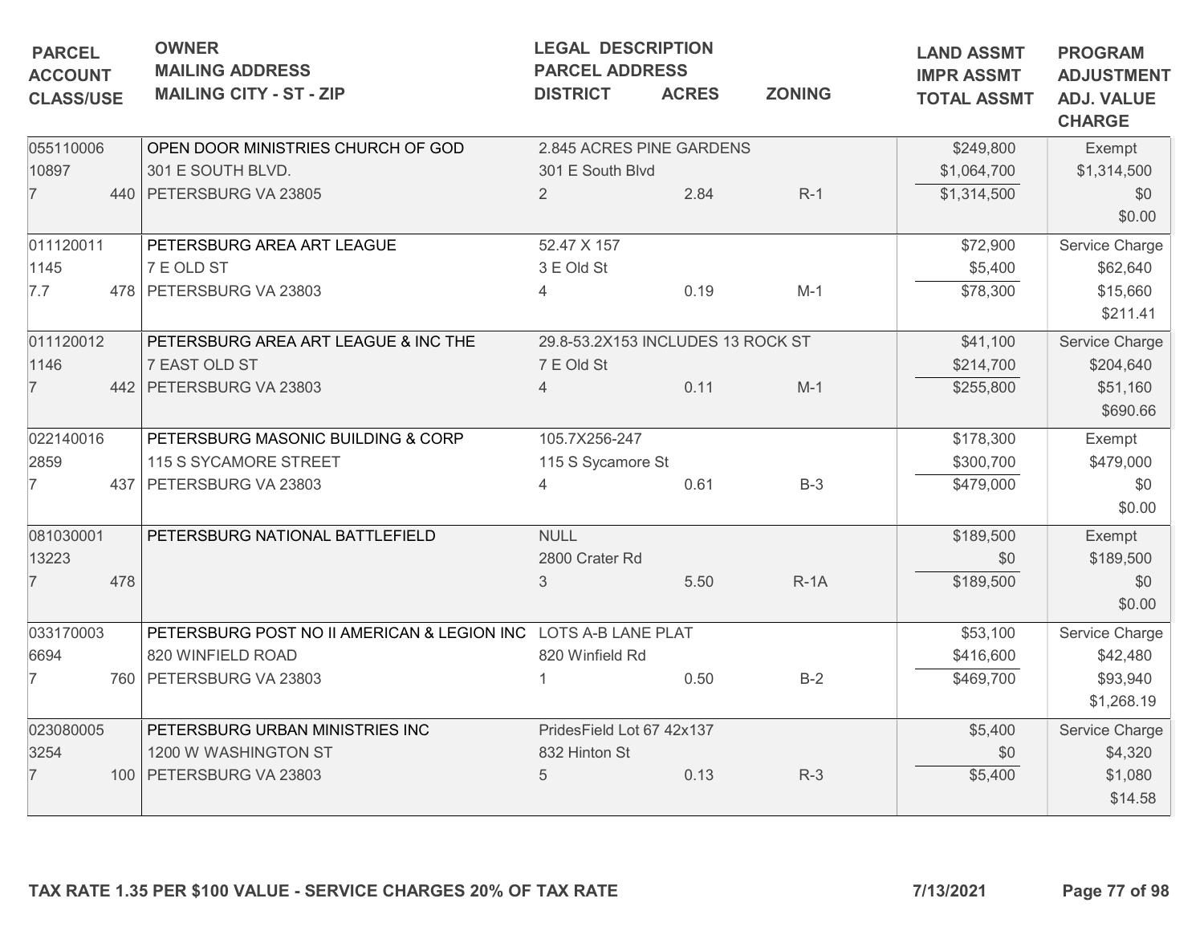| PARCEL<br>ACCOUNT<br>CLASS/USE | OWNER<br>MAILING ADDRESS<br>MAILING CITY - ST - ZIP | LEGAL DESCRIPTION<br>PARCEL ADDRESS<br>DISTRICT | ACRES | ZONING | LAND ASSMT<br>IMPR ASSMT<br>TOTAL ASSMT | PROGRAM<br>ADJUSTMENT<br>ADJ. VALUE<br>CHARGE |
|---|---|---|---|---|---|---|
| 055110006<br>10897<br>7 440 | OPEN DOOR MINISTRIES CHURCH OF GOD<br>301 E SOUTH BLVD.<br>PETERSBURG VA 23805 | 2.845 ACRES PINE GARDENS<br>301 E South Blvd<br>2 | 2.84 | R-1 | $249,800<br>$1,064,700<br>$1,314,500 | Exempt<br>$1,314,500<br>$0<br>$0.00 |
| 011120011<br>1145<br>7.7 478 | PETERSBURG AREA ART LEAGUE<br>7 E OLD ST<br>PETERSBURG VA 23803 | 52.47 X 157<br>3 E Old St<br>4 | 0.19 | M-1 | $72,900<br>$5,400<br>$78,300 | Service Charge<br>$62,640<br>$15,660<br>$211.41 |
| 011120012<br>1146<br>7 442 | PETERSBURG AREA ART LEAGUE & INC THE<br>7 EAST OLD ST<br>PETERSBURG VA 23803 | 29.8-53.2X153 INCLUDES 13 ROCK ST<br>7 E Old St<br>4 | 0.11 | M-1 | $41,100<br>$214,700<br>$255,800 | Service Charge<br>$204,640<br>$51,160<br>$690.66 |
| 022140016<br>2859<br>7 437 | PETERSBURG MASONIC BUILDING & CORP<br>115 S SYCAMORE STREET<br>PETERSBURG VA 23803 | 105.7X256-247<br>115 S Sycamore St<br>4 | 0.61 | B-3 | $178,300<br>$300,700<br>$479,000 | Exempt<br>$479,000<br>$0<br>$0.00 |
| 081030001<br>13223<br>7 478 | PETERSBURG NATIONAL BATTLEFIELD | NULL<br>2800 Crater Rd<br>3 | 5.50 | R-1A | $189,500<br>$0<br>$189,500 | Exempt<br>$189,500<br>$0<br>$0.00 |
| 033170003<br>6694<br>7 760 | PETERSBURG POST NO II AMERICAN & LEGION INC<br>820 WINFIELD ROAD<br>PETERSBURG VA 23803 | LOTS A-B LANE PLAT<br>820 Winfield Rd<br>1 | 0.50 | B-2 | $53,100<br>$416,600<br>$469,700 | Service Charge<br>$42,480<br>$93,940<br>$1,268.19 |
| 023080005<br>3254<br>7 100 | PETERSBURG URBAN MINISTRIES INC<br>1200 W WASHINGTON ST<br>PETERSBURG VA 23803 | PridesField Lot 67 42x137<br>832 Hinton St<br>5 | 0.13 | R-3 | $5,400<br>$0<br>$5,400 | Service Charge<br>$4,320<br>$1,080<br>$14.58 |

**TAX RATE 1.35 PER $100 VALUE - SERVICE CHARGES 20% OF TAX RATE** **7/13/2021**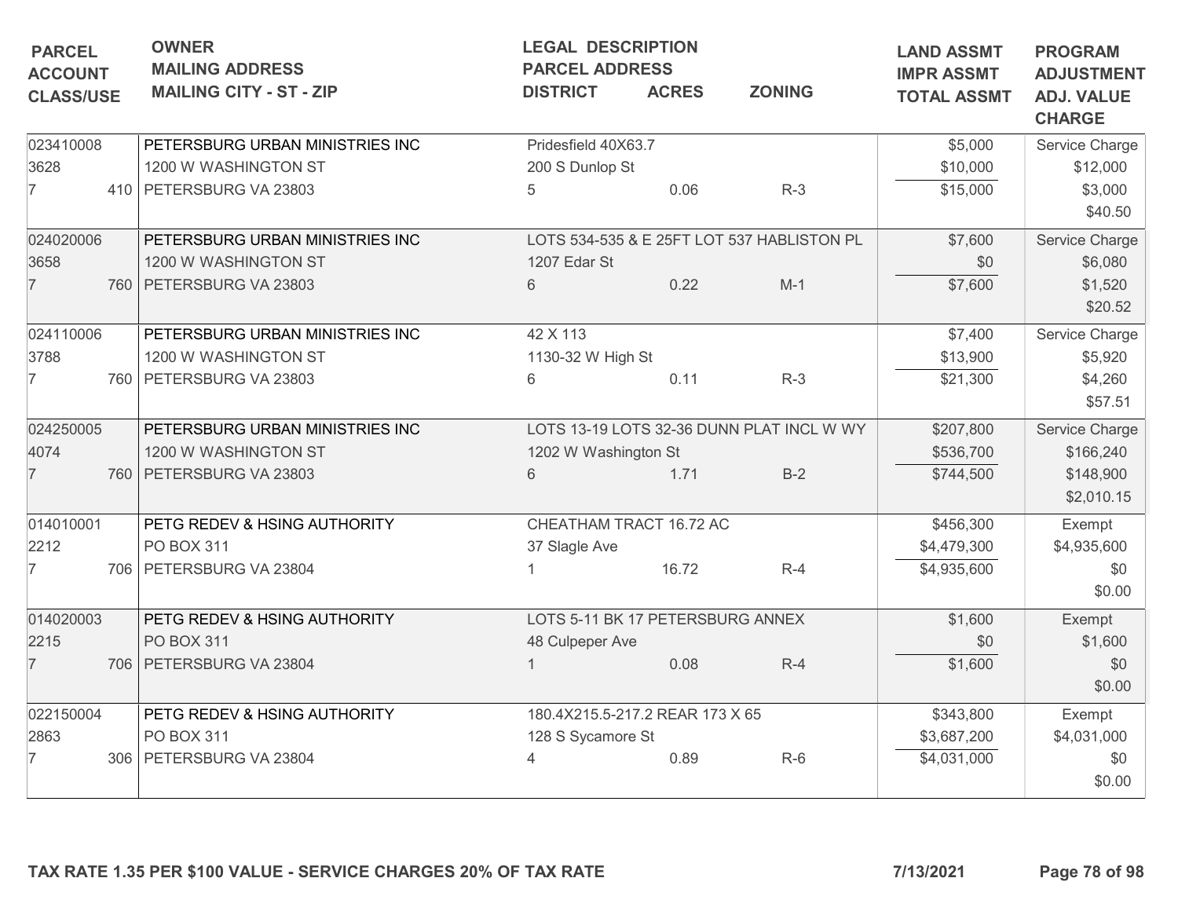| PARCEL<br>ACCOUNT<br>CLASS/USE | OWNER<br>MAILING ADDRESS<br>MAILING CITY - ST - ZIP | LEGAL DESCRIPTION<br>PARCEL ADDRESS<br>DISTRICT | ACRES | ZONING | LAND ASSMT<br>IMPR ASSMT<br>TOTAL ASSMT | PROGRAM<br>ADJUSTMENT<br>ADJ. VALUE<br>CHARGE |
|---|---|---|---|---|---|---|
| 023410008<br>3628<br>7 410 | PETERSBURG URBAN MINISTRIES INC<br>1200 W WASHINGTON ST<br>PETERSBURG VA 23803 | Pridesfield 40X63.7<br>200 S Dunlop St<br>5 | 0.06 | R-3 | $5,000<br>$10,000<br>$15,000 | Service Charge<br>$12,000<br>$3,000<br>$40.50 |
| 024020006<br>3658<br>7 760 | PETERSBURG URBAN MINISTRIES INC<br>1200 W WASHINGTON ST<br>PETERSBURG VA 23803 | LOTS 534-535 & E 25FT LOT 537 HABLISTON PL<br>1207 Edar St<br>6 | 0.22 | M-1 | $7,600<br>$0<br>$7,600 | Service Charge<br>$6,080<br>$1,520<br>$20.52 |
| 024110006<br>3788<br>7 760 | PETERSBURG URBAN MINISTRIES INC<br>1200 W WASHINGTON ST<br>PETERSBURG VA 23803 | 42 X 113<br>1130-32 W High St<br>6 | 0.11 | R-3 | $7,400<br>$13,900<br>$21,300 | Service Charge<br>$5,920<br>$4,260<br>$57.51 |
| 024250005<br>4074<br>7 760 | PETERSBURG URBAN MINISTRIES INC<br>1200 W WASHINGTON ST<br>PETERSBURG VA 23803 | LOTS 13-19 LOTS 32-36 DUNN PLAT INCL W WY<br>1202 W Washington St<br>6 | 1.71 | B-2 | $207,800<br>$536,700<br>$744,500 | Service Charge<br>$166,240<br>$148,900<br>$2,010.15 |
| 014010001<br>2212<br>7 706 | PETG REDEV & HSING AUTHORITY<br>PO BOX 311<br>PETERSBURG VA 23804 | CHEATHAM TRACT 16.72 AC<br>37 Slagle Ave<br>1 | 16.72 | R-4 | $456,300<br>$4,479,300<br>$4,935,600 | Exempt<br>$4,935,600<br>$0<br>$0.00 |
| 014020003<br>2215<br>7 706 | PETG REDEV & HSING AUTHORITY<br>PO BOX 311<br>PETERSBURG VA 23804 | LOTS 5-11 BK 17 PETERSBURG ANNEX<br>48 Culpeper Ave<br>1 | 0.08 | R-4 | $1,600<br>$0<br>$1,600 | Exempt<br>$1,600<br>$0<br>$0.00 |
| 022150004<br>2863<br>7 306 | PETG REDEV & HSING AUTHORITY<br>PO BOX 311<br>PETERSBURG VA 23804 | 180.4X215.5-217.2 REAR 173 X 65<br>128 S Sycamore St<br>4 | 0.89 | R-6 | $343,800<br>$3,687,200<br>$4,031,000 | Exempt<br>$4,031,000<br>$0<br>$0.00 |

**TAX RATE 1.35 PER $100 VALUE - SERVICE CHARGES 20% OF TAX RATE** **7/13/2021**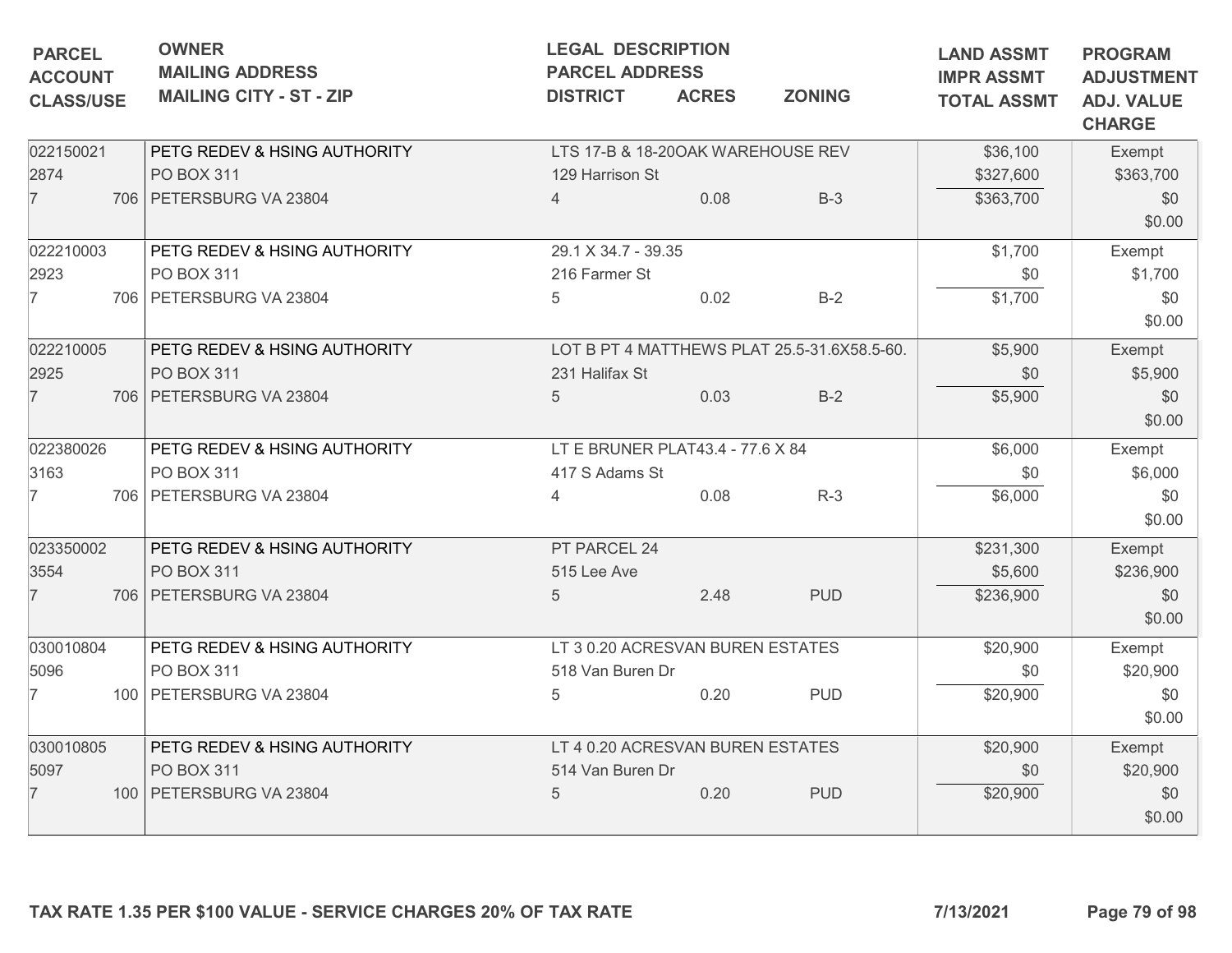| PARCEL<br>ACCOUNT<br>CLASS/USE | OWNER<br>MAILING ADDRESS<br>MAILING CITY - ST - ZIP | LEGAL DESCRIPTION<br>PARCEL ADDRESS<br>DISTRICT | ACRES | ZONING | LAND ASSMT<br>IMPR ASSMT<br>TOTAL ASSMT | PROGRAM<br>ADJUSTMENT<br>ADJ. VALUE<br>CHARGE |
|---|---|---|---|---|---|---|
| 022150021<br>2874<br>7 706 | PETG REDEV & HSING AUTHORITY<br>PO BOX 311<br>PETERSBURG VA 23804 | LTS 17-B & 18-20OAK WAREHOUSE REV<br>129 Harrison St<br>4 | 0.08 | B-3 | $36,100<br>$327,600<br>$363,700 | Exempt<br>$363,700<br>$0<br>$0.00 |
| 022210003<br>2923<br>7 706 | PETG REDEV & HSING AUTHORITY<br>PO BOX 311<br>PETERSBURG VA 23804 | 29.1 X 34.7 - 39.35<br>216 Farmer St<br>5 | 0.02 | B-2 | $1,700<br>$0<br>$1,700 | Exempt<br>$1,700<br>$0<br>$0.00 |
| 022210005<br>2925<br>7 706 | PETG REDEV & HSING AUTHORITY<br>PO BOX 311<br>PETERSBURG VA 23804 | LOT B PT 4 MATTHEWS PLAT 25.5-31.6X58.5-60.<br>231 Halifax St<br>5 | 0.03 | B-2 | $5,900<br>$0<br>$5,900 | Exempt<br>$5,900<br>$0<br>$0.00 |
| 022380026<br>3163<br>7 706 | PETG REDEV & HSING AUTHORITY<br>PO BOX 311<br>PETERSBURG VA 23804 | LT E BRUNER PLAT43.4 - 77.6 X 84<br>417 S Adams St<br>4 | 0.08 | R-3 | $6,000<br>$0<br>$6,000 | Exempt<br>$6,000<br>$0<br>$0.00 |
| 023350002<br>3554<br>7 706 | PETG REDEV & HSING AUTHORITY<br>PO BOX 311<br>PETERSBURG VA 23804 | PT PARCEL 24<br>515 Lee Ave<br>5 | 2.48 | PUD | $231,300<br>$5,600<br>$236,900 | Exempt<br>$236,900<br>$0<br>$0.00 |
| 030010804<br>5096<br>7 100 | PETG REDEV & HSING AUTHORITY<br>PO BOX 311<br>PETERSBURG VA 23804 | LT 3 0.20 ACRESVAN BUREN ESTATES<br>518 Van Buren Dr<br>5 | 0.20 | PUD | $20,900<br>$0<br>$20,900 | Exempt<br>$20,900<br>$0<br>$0.00 |
| 030010805<br>5097<br>7 100 | PETG REDEV & HSING AUTHORITY<br>PO BOX 311<br>PETERSBURG VA 23804 | LT 4 0.20 ACRESVAN BUREN ESTATES<br>514 Van Buren Dr<br>5 | 0.20 | PUD | $20,900<br>$0<br>$20,900 | Exempt<br>$20,900<br>$0<br>$0.00 |

TAX RATE 1.35 PER $100 VALUE - SERVICE CHARGES 20% OF TAX RATE

7/13/2021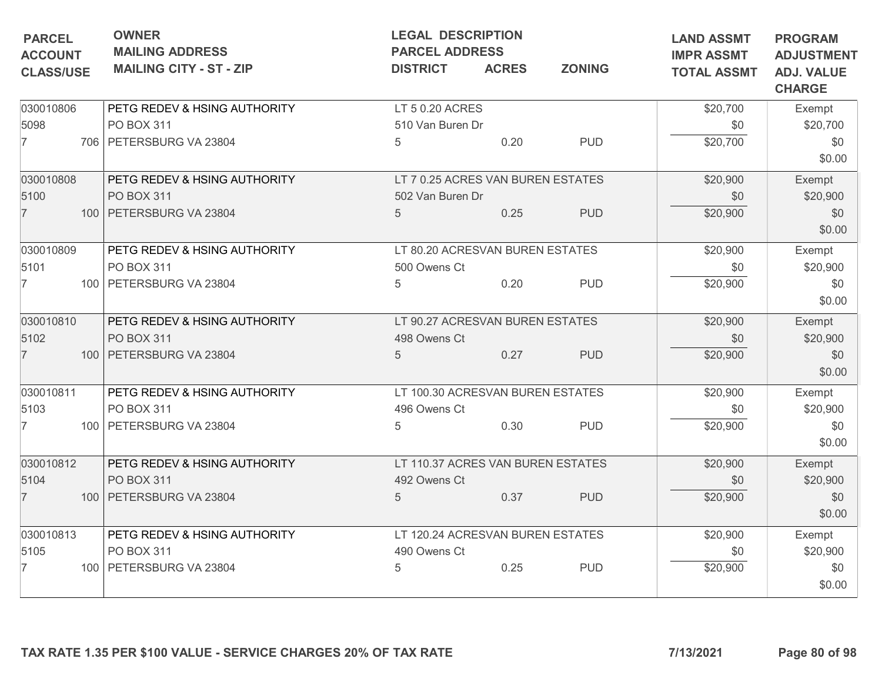| PARCEL<br>ACCOUNT<br>CLASS/USE | OWNER<br>MAILING ADDRESS<br>MAILING CITY - ST - ZIP | LEGAL DESCRIPTION<br>PARCEL ADDRESS<br>DISTRICT | ACRES | ZONING | LAND ASSMT<br>IMPR ASSMT<br>TOTAL ASSMT | PROGRAM<br>ADJUSTMENT<br>ADJ. VALUE<br>CHARGE |
|---|---|---|---|---|---|---|
| 030010806<br>5098<br>7 706 | PETG REDEV & HSING AUTHORITY<br>PO BOX 311<br>PETERSBURG VA 23804 | LT 5 0.20 ACRES<br>510 Van Buren Dr<br>5 | 0.20 | PUD | $20,700<br>$0<br>$20,700 | Exempt<br>$20,700<br>$0<br>$0.00 |
| 030010808<br>5100<br>7 100 | PETG REDEV & HSING AUTHORITY<br>PO BOX 311<br>PETERSBURG VA 23804 | LT 7 0.25 ACRES VAN BUREN ESTATES<br>502 Van Buren Dr<br>5 | 0.25 | PUD | $20,900<br>$0<br>$20,900 | Exempt<br>$20,900<br>$0<br>$0.00 |
| 030010809<br>5101<br>7 100 | PETG REDEV & HSING AUTHORITY<br>PO BOX 311<br>PETERSBURG VA 23804 | LT 80.20 ACRESVAN BUREN ESTATES<br>500 Owens Ct<br>5 | 0.20 | PUD | $20,900<br>$0<br>$20,900 | Exempt<br>$20,900<br>$0<br>$0.00 |
| 030010810<br>5102<br>7 100 | PETG REDEV & HSING AUTHORITY<br>PO BOX 311<br>PETERSBURG VA 23804 | LT 90.27 ACRESVAN BUREN ESTATES<br>498 Owens Ct<br>5 | 0.27 | PUD | $20,900<br>$0<br>$20,900 | Exempt<br>$20,900<br>$0<br>$0.00 |
| 030010811<br>5103<br>7 100 | PETG REDEV & HSING AUTHORITY<br>PO BOX 311<br>PETERSBURG VA 23804 | LT 100.30 ACRESVAN BUREN ESTATES<br>496 Owens Ct<br>5 | 0.30 | PUD | $20,900<br>$0<br>$20,900 | Exempt<br>$20,900<br>$0<br>$0.00 |
| 030010812<br>5104<br>7 100 | PETG REDEV & HSING AUTHORITY<br>PO BOX 311<br>PETERSBURG VA 23804 | LT 110.37 ACRES VAN BUREN ESTATES<br>492 Owens Ct<br>5 | 0.37 | PUD | $20,900<br>$0<br>$20,900 | Exempt<br>$20,900<br>$0<br>$0.00 |
| 030010813<br>5105<br>7 100 | PETG REDEV & HSING AUTHORITY<br>PO BOX 311<br>PETERSBURG VA 23804 | LT 120.24 ACRESVAN BUREN ESTATES<br>490 Owens Ct<br>5 | 0.25 | PUD | $20,900<br>$0<br>$20,900 | Exempt<br>$20,900<br>$0<br>$0.00 |

**TAX RATE 1.35 PER $100 VALUE - SERVICE CHARGES 20% OF TAX RATE** **7/13/2021**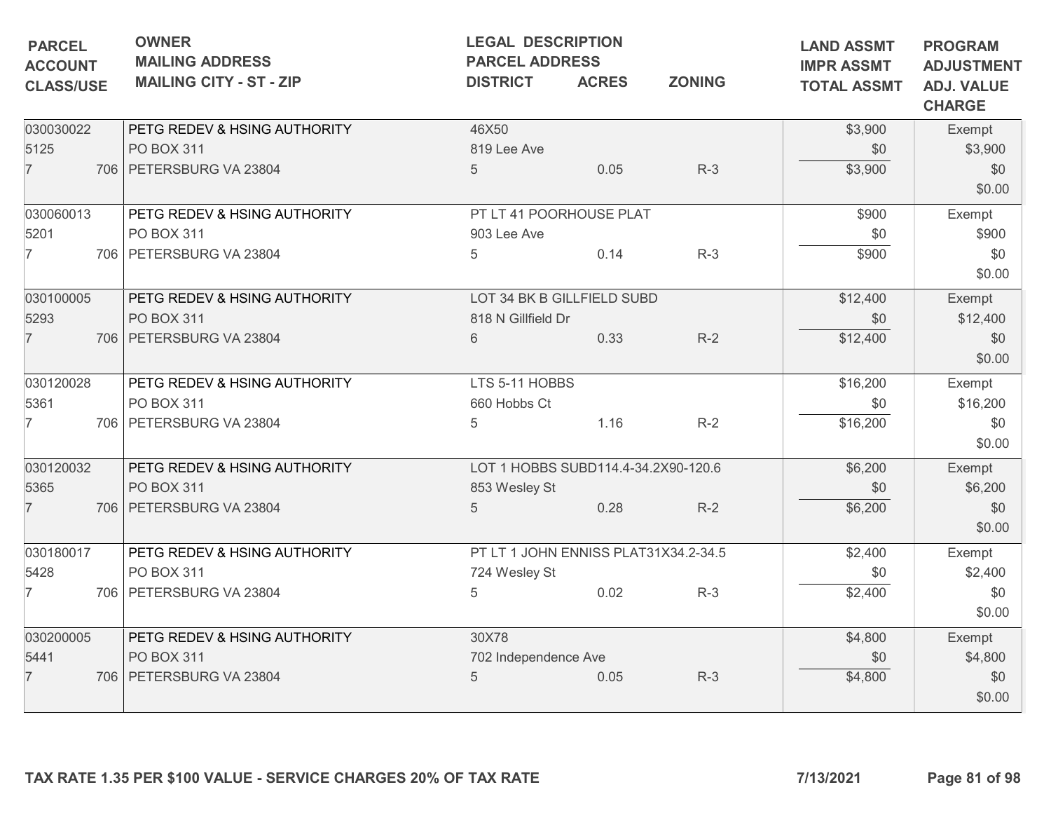| PARCEL<br>ACCOUNT<br>CLASS/USE | OWNER<br>MAILING ADDRESS<br>MAILING CITY - ST - ZIP | LEGAL DESCRIPTION<br>PARCEL ADDRESS<br>DISTRICT | ACRES | ZONING | LAND ASSMT<br>IMPR ASSMT<br>TOTAL ASSMT | PROGRAM<br>ADJUSTMENT<br>ADJ. VALUE<br>CHARGE |
|---|---|---|---|---|---|---|
| 030030022<br>5125<br>7 706 | PETG REDEV & HSING AUTHORITY<br>PO BOX 311<br>PETERSBURG VA 23804 | 46X50<br>819 Lee Ave<br>5 | 0.05 | R-3 | $3,900<br>$0<br>$3,900 | Exempt<br>$3,900<br>$0<br>$0.00 |
| 030060013<br>5201<br>7 706 | PETG REDEV & HSING AUTHORITY<br>PO BOX 311<br>PETERSBURG VA 23804 | PT LT 41 POORHOUSE PLAT<br>903 Lee Ave<br>5 | 0.14 | R-3 | $900<br>$0<br>$900 | Exempt<br>$900<br>$0<br>$0.00 |
| 030100005<br>5293<br>7 706 | PETG REDEV & HSING AUTHORITY<br>PO BOX 311<br>PETERSBURG VA 23804 | LOT 34 BK B GILLFIELD SUBD<br>818 N Gillfield Dr<br>6 | 0.33 | R-2 | $12,400<br>$0<br>$12,400 | Exempt<br>$12,400<br>$0<br>$0.00 |
| 030120028<br>5361<br>7 706 | PETG REDEV & HSING AUTHORITY<br>PO BOX 311<br>PETERSBURG VA 23804 | LTS 5-11 HOBBS<br>660 Hobbs Ct<br>5 | 1.16 | R-2 | $16,200<br>$0<br>$16,200 | Exempt<br>$16,200<br>$0<br>$0.00 |
| 030120032<br>5365<br>7 706 | PETG REDEV & HSING AUTHORITY<br>PO BOX 311<br>PETERSBURG VA 23804 | LOT 1 HOBBS SUBD114.4-34.2X90-120.6<br>853 Wesley St<br>5 | 0.28 | R-2 | $6,200<br>$0<br>$6,200 | Exempt<br>$6,200<br>$0<br>$0.00 |
| 030180017<br>5428<br>7 706 | PETG REDEV & HSING AUTHORITY<br>PO BOX 311<br>PETERSBURG VA 23804 | PT LT 1 JOHN ENNISS PLAT31X34.2-34.5<br>724 Wesley St<br>5 | 0.02 | R-3 | $2,400<br>$0<br>$2,400 | Exempt<br>$2,400<br>$0<br>$0.00 |
| 030200005<br>5441<br>7 706 | PETG REDEV & HSING AUTHORITY<br>PO BOX 311<br>PETERSBURG VA 23804 | 30X78<br>702 Independence Ave<br>5 | 0.05 | R-3 | $4,800<br>$0<br>$4,800 | Exempt<br>$4,800<br>$0<br>$0.00 |

**TAX RATE 1.35 PER $100 VALUE - SERVICE CHARGES 20% OF TAX RATE** 7/13/2021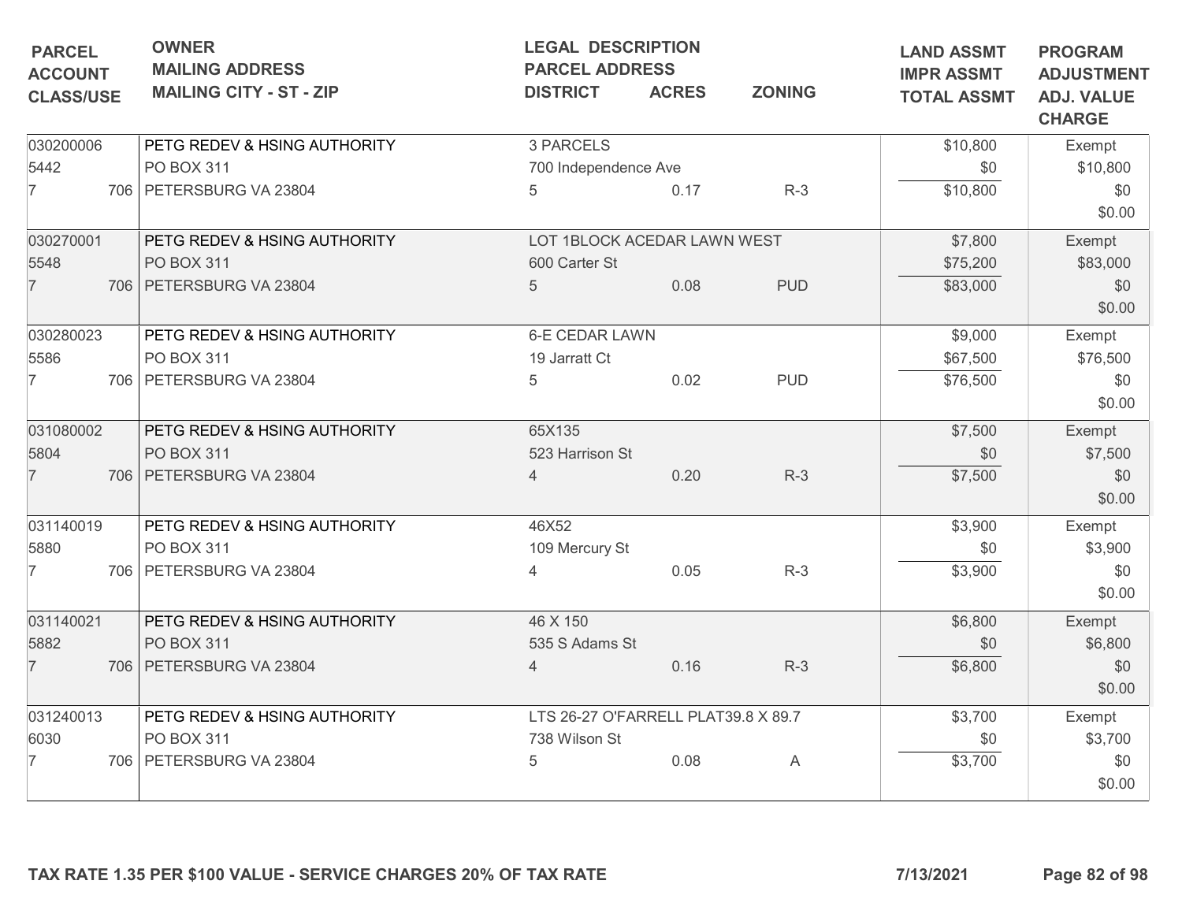| PARCEL<br>ACCOUNT<br>CLASS/USE | OWNER<br>MAILING ADDRESS<br>MAILING CITY - ST - ZIP | LEGAL DESCRIPTION<br>PARCEL ADDRESS<br>DISTRICT | ACRES | ZONING | LAND ASSMT<br>IMPR ASSMT<br>TOTAL ASSMT | PROGRAM<br>ADJUSTMENT<br>ADJ. VALUE<br>CHARGE |
|---|---|---|---|---|---|---|
| 030200006<br>5442<br>7 706 | PETG REDEV & HSING AUTHORITY<br>PO BOX 311<br>PETERSBURG VA 23804 | 3 PARCELS<br>700 Independence Ave<br>5 | 0.17 | R-3 | $10,800<br>$0<br>$10,800 | Exempt<br>$10,800<br>$0<br>$0.00 |
| 030270001<br>5548<br>7 706 | PETG REDEV & HSING AUTHORITY<br>PO BOX 311<br>PETERSBURG VA 23804 | LOT 1BLOCK ACEDAR LAWN WEST<br>600 Carter St<br>5 | 0.08 | PUD | $7,800<br>$75,200<br>$83,000 | Exempt<br>$83,000<br>$0<br>$0.00 |
| 030280023<br>5586<br>7 706 | PETG REDEV & HSING AUTHORITY<br>PO BOX 311<br>PETERSBURG VA 23804 | 6-E CEDAR LAWN<br>19 Jarratt Ct<br>5 | 0.02 | PUD | $9,000<br>$67,500<br>$76,500 | Exempt<br>$76,500<br>$0<br>$0.00 |
| 031080002<br>5804<br>7 706 | PETG REDEV & HSING AUTHORITY<br>PO BOX 311<br>PETERSBURG VA 23804 | 65X135<br>523 Harrison St<br>4 | 0.20 | R-3 | $7,500<br>$0<br>$7,500 | Exempt<br>$7,500<br>$0<br>$0.00 |
| 031140019<br>5880<br>7 706 | PETG REDEV & HSING AUTHORITY<br>PO BOX 311<br>PETERSBURG VA 23804 | 46X52<br>109 Mercury St<br>4 | 0.05 | R-3 | $3,900<br>$0<br>$3,900 | Exempt<br>$3,900<br>$0<br>$0.00 |
| 031140021<br>5882<br>7 706 | PETG REDEV & HSING AUTHORITY<br>PO BOX 311<br>PETERSBURG VA 23804 | 46 X 150<br>535 S Adams St<br>4 | 0.16 | R-3 | $6,800<br>$0<br>$6,800 | Exempt<br>$6,800<br>$0<br>$0.00 |
| 031240013<br>6030<br>7 706 | PETG REDEV & HSING AUTHORITY<br>PO BOX 311<br>PETERSBURG VA 23804 | LTS 26-27 O'FARRELL PLAT39.8 X 89.7<br>738 Wilson St<br>5 | 0.08 | A | $3,700<br>$0<br>$3,700 | Exempt<br>$3,700<br>$0<br>$0.00 |

TAX RATE 1.35 PER $100 VALUE - SERVICE CHARGES 20% OF TAX RATE

7/13/2021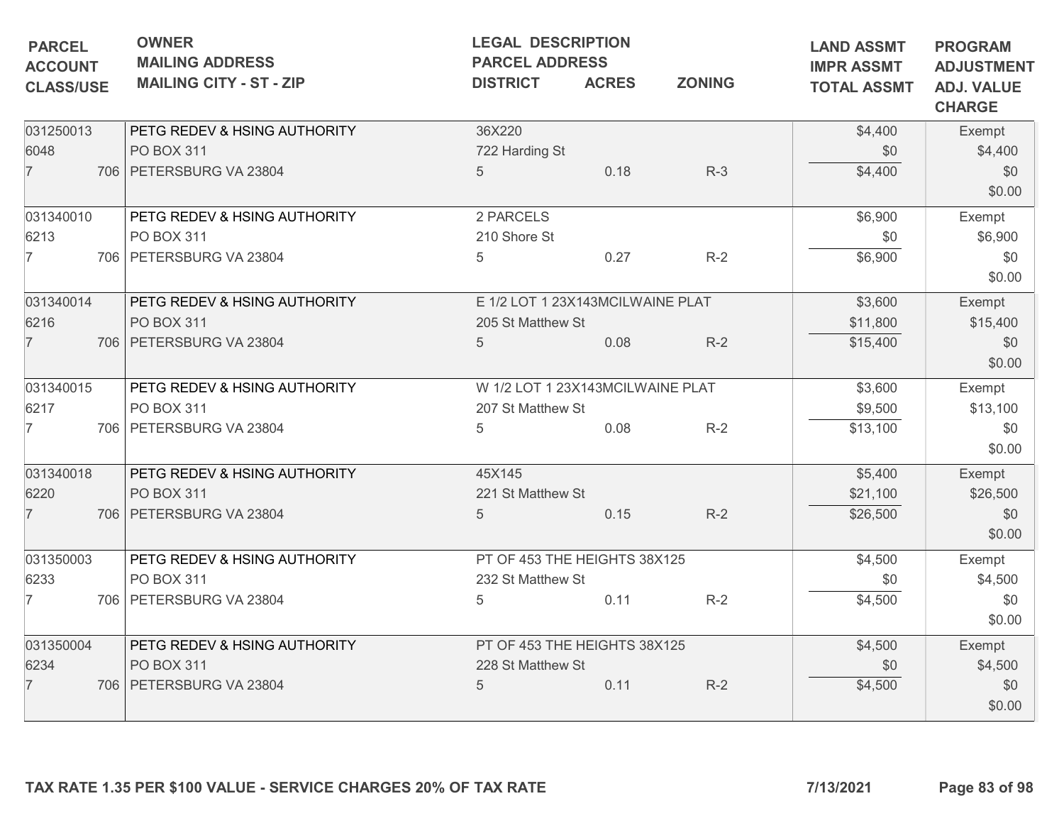| PARCEL<br>ACCOUNT<br>CLASS/USE | OWNER<br>MAILING ADDRESS<br>MAILING CITY - ST - ZIP | LEGAL DESCRIPTION<br>PARCEL ADDRESS<br>DISTRICT | ACRES | ZONING | LAND ASSMT<br>IMPR ASSMT<br>TOTAL ASSMT | PROGRAM<br>ADJUSTMENT<br>ADJ. VALUE<br>CHARGE |
|---|---|---|---|---|---|---|
| 031250013<br>6048<br>7 706 | PETG REDEV & HSING AUTHORITY<br>PO BOX 311<br>PETERSBURG VA 23804 | 36X220<br>722 Harding St<br>5 | 0.18 | R-3 | $4,400<br>$0<br>$4,400 | Exempt<br>$4,400<br>$0<br>$0.00 |
| 031340010<br>6213<br>7 706 | PETG REDEV & HSING AUTHORITY<br>PO BOX 311<br>PETERSBURG VA 23804 | 2 PARCELS<br>210 Shore St<br>5 | 0.27 | R-2 | $6,900<br>$0<br>$6,900 | Exempt<br>$6,900<br>$0<br>$0.00 |
| 031340014<br>6216<br>7 706 | PETG REDEV & HSING AUTHORITY<br>PO BOX 311<br>PETERSBURG VA 23804 | E 1/2 LOT 1 23X143MCILWAINE PLAT<br>205 St Matthew St<br>5 | 0.08 | R-2 | $3,600<br>$11,800<br>$15,400 | Exempt<br>$15,400<br>$0<br>$0.00 |
| 031340015<br>6217<br>7 706 | PETG REDEV & HSING AUTHORITY<br>PO BOX 311<br>PETERSBURG VA 23804 | W 1/2 LOT 1 23X143MCILWAINE PLAT<br>207 St Matthew St<br>5 | 0.08 | R-2 | $3,600<br>$9,500<br>$13,100 | Exempt<br>$13,100<br>$0<br>$0.00 |
| 031340018<br>6220<br>7 706 | PETG REDEV & HSING AUTHORITY<br>PO BOX 311<br>PETERSBURG VA 23804 | 45X145<br>221 St Matthew St<br>5 | 0.15 | R-2 | $5,400<br>$21,100<br>$26,500 | Exempt<br>$26,500<br>$0<br>$0.00 |
| 031350003<br>6233<br>7 706 | PETG REDEV & HSING AUTHORITY<br>PO BOX 311<br>PETERSBURG VA 23804 | PT OF 453 THE HEIGHTS 38X125<br>232 St Matthew St<br>5 | 0.11 | R-2 | $4,500<br>$0<br>$4,500 | Exempt<br>$4,500<br>$0<br>$0.00 |
| 031350004<br>6234<br>7 706 | PETG REDEV & HSING AUTHORITY<br>PO BOX 311<br>PETERSBURG VA 23804 | PT OF 453 THE HEIGHTS 38X125<br>228 St Matthew St<br>5 | 0.11 | R-2 | $4,500<br>$0<br>$4,500 | Exempt<br>$4,500<br>$0<br>$0.00 |

TAX RATE 1.35 PER $100 VALUE - SERVICE CHARGES 20% OF TAX RATE

7/13/2021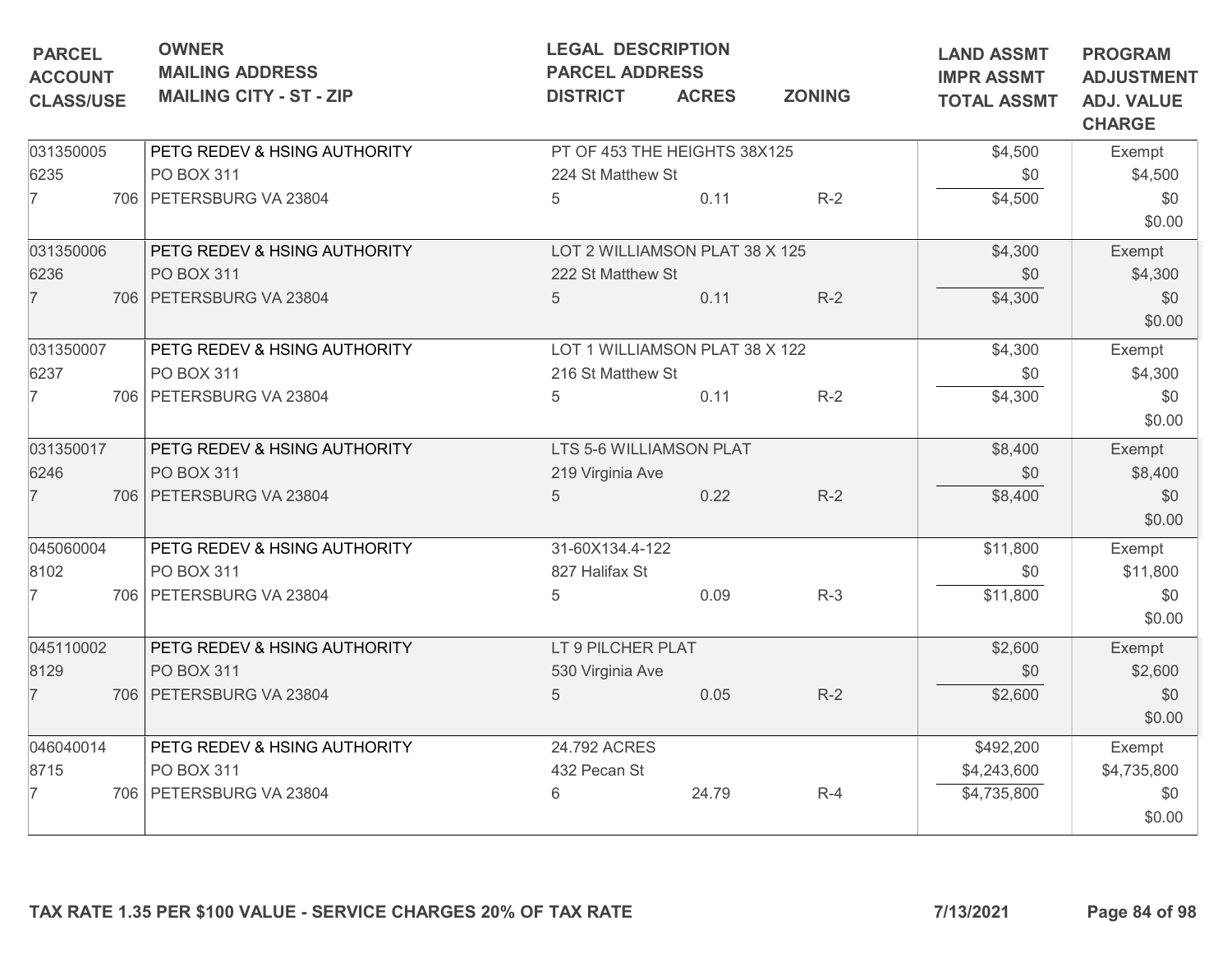| PARCEL ACCOUNT CLASS/USE | OWNER MAILING ADDRESS MAILING CITY - ST - ZIP | LEGAL DESCRIPTION PARCEL ADDRESS DISTRICT | ACRES | ZONING | LAND ASSMT IMPR ASSMT TOTAL ASSMT | PROGRAM ADJUSTMENT ADJ. VALUE CHARGE |
|---|---|---|---|---|---|---|
| 031350005<br>6235<br>7 706 | PETG REDEV & HSING AUTHORITY<br>PO BOX 311<br>PETERSBURG VA 23804 | PT OF 453 THE HEIGHTS 38X125<br>224 St Matthew St<br>5 | 0.11 | R-2 | $4,500<br>$0<br>$4,500 | Exempt<br>$4,500<br>$0<br>$0.00 |
| 031350006<br>6236<br>7 706 | PETG REDEV & HSING AUTHORITY<br>PO BOX 311<br>PETERSBURG VA 23804 | LOT 2 WILLIAMSON PLAT 38 X 125<br>222 St Matthew St<br>5 | 0.11 | R-2 | $4,300<br>$0<br>$4,300 | Exempt<br>$4,300<br>$0<br>$0.00 |
| 031350007<br>6237<br>7 706 | PETG REDEV & HSING AUTHORITY<br>PO BOX 311<br>PETERSBURG VA 23804 | LOT 1 WILLIAMSON PLAT 38 X 122<br>216 St Matthew St<br>5 | 0.11 | R-2 | $4,300<br>$0<br>$4,300 | Exempt<br>$4,300<br>$0<br>$0.00 |
| 031350017<br>6246<br>7 706 | PETG REDEV & HSING AUTHORITY<br>PO BOX 311<br>PETERSBURG VA 23804 | LTS 5-6 WILLIAMSON PLAT<br>219 Virginia Ave<br>5 | 0.22 | R-2 | $8,400<br>$0<br>$8,400 | Exempt<br>$8,400<br>$0<br>$0.00 |
| 045060004<br>8102<br>7 706 | PETG REDEV & HSING AUTHORITY<br>PO BOX 311<br>PETERSBURG VA 23804 | 31-60X134.4-122<br>827 Halifax St<br>5 | 0.09 | R-3 | $11,800<br>$0<br>$11,800 | Exempt<br>$11,800<br>$0<br>$0.00 |
| 045110002<br>8129<br>7 706 | PETG REDEV & HSING AUTHORITY<br>PO BOX 311<br>PETERSBURG VA 23804 | LT 9 PILCHER PLAT<br>530 Virginia Ave<br>5 | 0.05 | R-2 | $2,600<br>$0<br>$2,600 | Exempt<br>$2,600<br>$0<br>$0.00 |
| 046040014<br>8715<br>7 706 | PETG REDEV & HSING AUTHORITY<br>PO BOX 311<br>PETERSBURG VA 23804 | 24.792 ACRES<br>432 Pecan St<br>6 | 24.79 | R-4 | $492,200<br>$4,243,600<br>$4,735,800 | Exempt<br>$4,735,800<br>$0<br>$0.00 |

TAX RATE 1.35 PER $100 VALUE - SERVICE CHARGES 20% OF TAX RATE

7/13/2021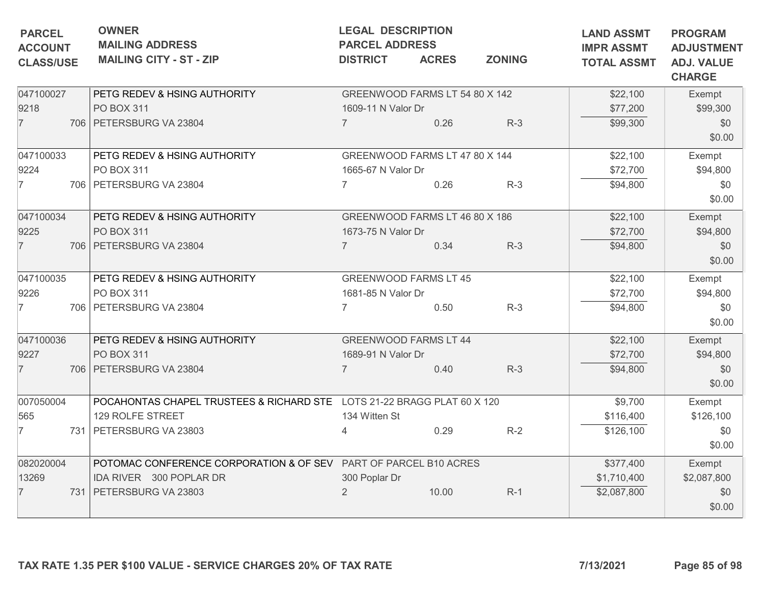| PARCEL<br>ACCOUNT<br>CLASS/USE | OWNER<br>MAILING ADDRESS<br>MAILING CITY - ST - ZIP | LEGAL DESCRIPTION<br>PARCEL ADDRESS<br>DISTRICT | ACRES | ZONING | LAND ASSMT<br>IMPR ASSMT<br>TOTAL ASSMT | PROGRAM<br>ADJUSTMENT<br>ADJ. VALUE<br>CHARGE |
|---|---|---|---|---|---|---|
| 047100027<br>9218<br>7 706 | PETG REDEV & HSING AUTHORITY<br>PO BOX 311<br>PETERSBURG VA 23804 | GREENWOOD FARMS LT 54 80 X 142<br>1609-11 N Valor Dr<br>7 | 0.26 | R-3 | $22,100<br>$77,200<br>$99,300 | Exempt<br>$99,300<br>$0<br>$0.00 |
| 047100033<br>9224<br>7 706 | PETG REDEV & HSING AUTHORITY<br>PO BOX 311<br>PETERSBURG VA 23804 | GREENWOOD FARMS LT 47 80 X 144<br>1665-67 N Valor Dr<br>7 | 0.26 | R-3 | $22,100<br>$72,700<br>$94,800 | Exempt<br>$94,800<br>$0<br>$0.00 |
| 047100034<br>9225<br>7 706 | PETG REDEV & HSING AUTHORITY<br>PO BOX 311<br>PETERSBURG VA 23804 | GREENWOOD FARMS LT 46 80 X 186<br>1673-75 N Valor Dr<br>7 | 0.34 | R-3 | $22,100<br>$72,700<br>$94,800 | Exempt<br>$94,800<br>$0<br>$0.00 |
| 047100035<br>9226<br>7 706 | PETG REDEV & HSING AUTHORITY<br>PO BOX 311<br>PETERSBURG VA 23804 | GREENWOOD FARMS LT 45<br>1681-85 N Valor Dr<br>7 | 0.50 | R-3 | $22,100<br>$72,700<br>$94,800 | Exempt<br>$94,800<br>$0<br>$0.00 |
| 047100036<br>9227<br>7 706 | PETG REDEV & HSING AUTHORITY<br>PO BOX 311<br>PETERSBURG VA 23804 | GREENWOOD FARMS LT 44<br>1689-91 N Valor Dr<br>7 | 0.40 | R-3 | $22,100<br>$72,700<br>$94,800 | Exempt<br>$94,800<br>$0<br>$0.00 |
| 007050004<br>565<br>7 731 | POCAHONTAS CHAPEL TRUSTEES & RICHARD STE<br>129 ROLFE STREET<br>PETERSBURG VA 23803 | LOTS 21-22 BRAGG PLAT 60 X 120<br>134 Witten St<br>4 | 0.29 | R-2 | $9,700<br>$116,400<br>$126,100 | Exempt<br>$126,100<br>$0<br>$0.00 |
| 082020004<br>13269<br>7 731 | POTOMAC CONFERENCE CORPORATION & OF SEV<br>IDA RIVER 300 POPLAR DR<br>PETERSBURG VA 23803 | PART OF PARCEL B10 ACRES<br>300 Poplar Dr<br>2 | 10.00 | R-1 | $377,400<br>$1,710,400<br>$2,087,800 | Exempt<br>$2,087,800<br>$0<br>$0.00 |

TAX RATE 1.35 PER $100 VALUE - SERVICE CHARGES 20% OF TAX RATE

7/13/2021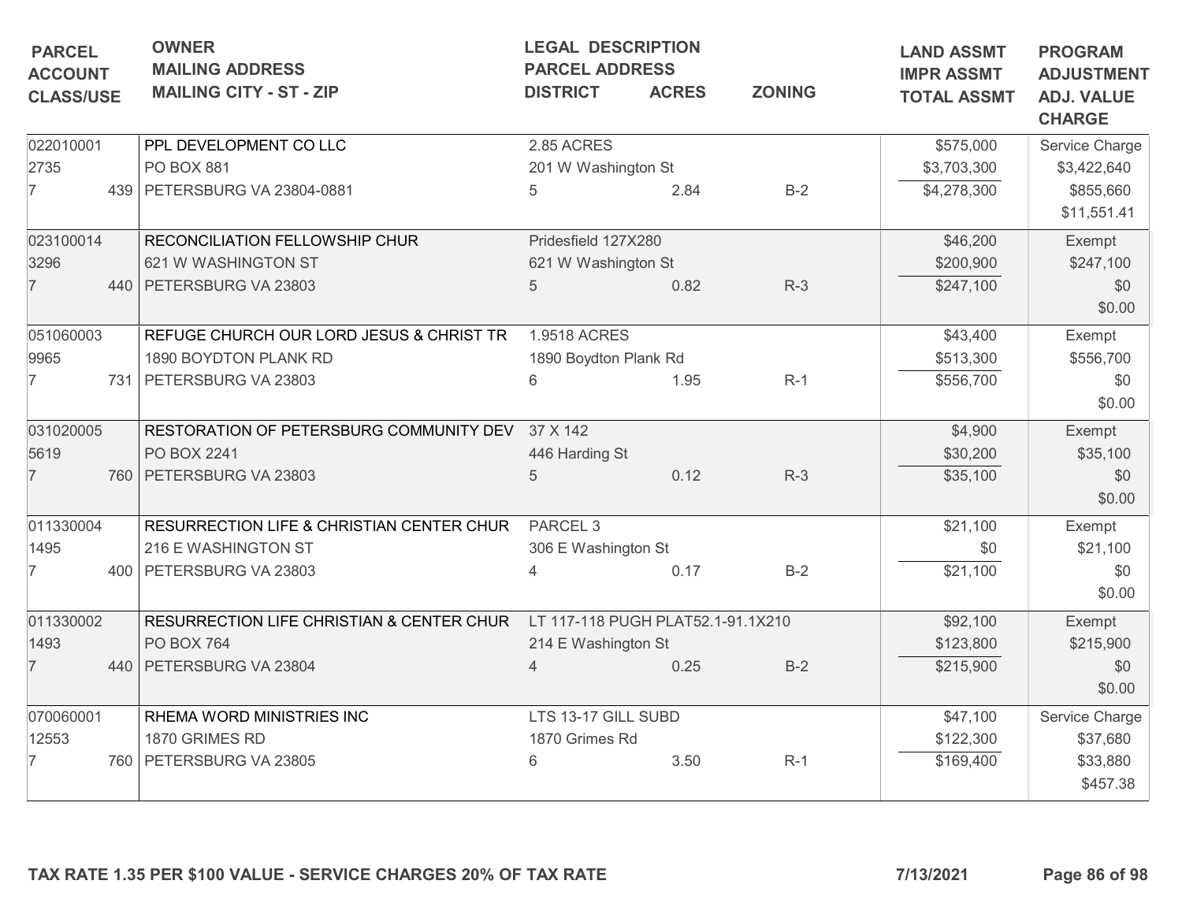| PARCEL ACCOUNT CLASS/USE | OWNER MAILING ADDRESS MAILING CITY - ST - ZIP | LEGAL DESCRIPTION PARCEL ADDRESS DISTRICT | ACRES | ZONING | LAND ASSMT IMPR ASSMT TOTAL ASSMT | PROGRAM ADJUSTMENT ADJ. VALUE CHARGE |
|---|---|---|---|---|---|---|
| 022010001<br>2735<br>7 439 | PPL DEVELOPMENT CO LLC<br>PO BOX 881<br>PETERSBURG VA 23804-0881 | 2.85 ACRES<br>201 W Washington St<br>5 | 2.84 | B-2 | $575,000<br>$3,703,300<br>$4,278,300 | Service Charge<br>$3,422,640<br>$855,660<br>$11,551.41 |
| 023100014<br>3296<br>7 440 | RECONCILIATION FELLOWSHIP CHUR<br>621 W WASHINGTON ST<br>PETERSBURG VA 23803 | Pridesfield 127X280<br>621 W Washington St<br>5 | 0.82 | R-3 | $46,200<br>$200,900<br>$247,100 | Exempt<br>$247,100<br>$0<br>$0.00 |
| 051060003<br>9965<br>7 731 | REFUGE CHURCH OUR LORD JESUS & CHRIST TR<br>1890 BOYDTON PLANK RD<br>PETERSBURG VA 23803 | 1.9518 ACRES<br>1890 Boydton Plank Rd<br>6 | 1.95 | R-1 | $43,400<br>$513,300<br>$556,700 | Exempt<br>$556,700<br>$0<br>$0.00 |
| 031020005<br>5619<br>7 760 | RESTORATION OF PETERSBURG COMMUNITY DEV<br>PO BOX 2241<br>PETERSBURG VA 23803 | 37 X 142<br>446 Harding St<br>5 | 0.12 | R-3 | $4,900<br>$30,200<br>$35,100 | Exempt<br>$35,100<br>$0<br>$0.00 |
| 011330004<br>1495<br>7 400 | RESURRECTION LIFE & CHRISTIAN CENTER CHUR<br>216 E WASHINGTON ST<br>PETERSBURG VA 23803 | PARCEL 3<br>306 E Washington St<br>4 | 0.17 | B-2 | $21,100<br>$0<br>$21,100 | Exempt<br>$21,100<br>$0<br>$0.00 |
| 011330002<br>1493<br>7 440 | RESURRECTION LIFE CHRISTIAN & CENTER CHUR<br>PO BOX 764<br>PETERSBURG VA 23804 | LT 117-118 PUGH PLAT52.1-91.1X210<br>214 E Washington St<br>4 | 0.25 | B-2 | $92,100<br>$123,800<br>$215,900 | Exempt<br>$215,900<br>$0<br>$0.00 |
| 070060001<br>12553<br>7 760 | RHEMA WORD MINISTRIES INC<br>1870 GRIMES RD<br>PETERSBURG VA 23805 | LTS 13-17 GILL SUBD<br>1870 Grimes Rd<br>6 | 3.50 | R-1 | $47,100<br>$122,300<br>$169,400 | Service Charge<br>$37,680<br>$33,880<br>$457.38 |

**TAX RATE 1.35 PER $100 VALUE - SERVICE CHARGES 20% OF TAX RATE** **7/13/2021**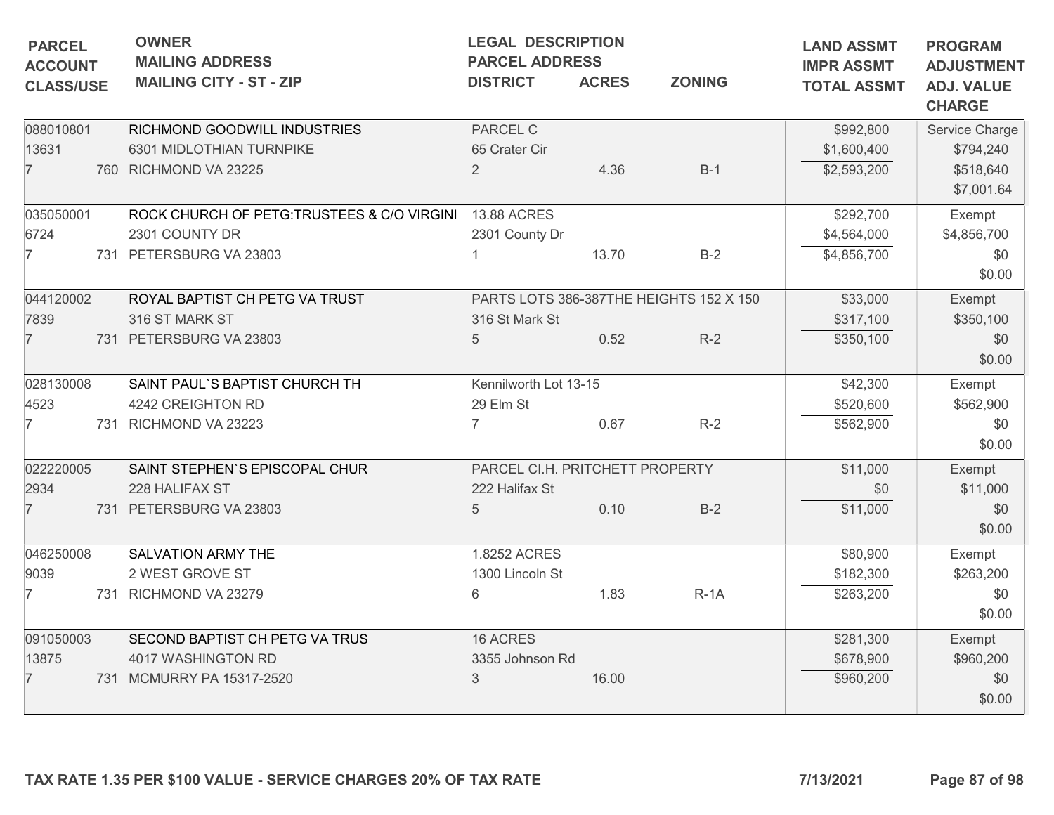| PARCEL<br>ACCOUNT<br>CLASS/USE | OWNER<br>MAILING ADDRESS<br>MAILING CITY - ST - ZIP | LEGAL DESCRIPTION<br>PARCEL ADDRESS<br>DISTRICT | ACRES | ZONING | LAND ASSMT<br>IMPR ASSMT<br>TOTAL ASSMT | PROGRAM<br>ADJUSTMENT<br>ADJ. VALUE<br>CHARGE |
|---|---|---|---|---|---|---|
| 088010801<br>13631<br>7 760 | RICHMOND GOODWILL INDUSTRIES<br>6301 MIDLOTHIAN TURNPIKE<br>RICHMOND VA 23225 | PARCEL C<br>65 Crater Cir<br>2 | 4.36 | B-1 | $992,800<br>$1,600,400<br>$2,593,200 | Service Charge<br>$794,240<br>$518,640<br>$7,001.64 |
| 035050001<br>6724<br>7 731 | ROCK CHURCH OF PETG:TRUSTEES & C/O VIRGINI<br>2301 COUNTY DR<br>PETERSBURG VA 23803 | 13.88 ACRES<br>2301 County Dr<br>1 | 13.70 | B-2 | $292,700<br>$4,564,000<br>$4,856,700 | Exempt<br>$4,856,700<br>$0<br>$0.00 |
| 044120002<br>7839<br>7 731 | ROYAL BAPTIST CH PETG VA TRUST<br>316 ST MARK ST<br>PETERSBURG VA 23803 | PARTS LOTS 386-387THE HEIGHTS 152 X 150<br>316 St Mark St<br>5 | 0.52 | R-2 | $33,000<br>$317,100<br>$350,100 | Exempt<br>$350,100<br>$0<br>$0.00 |
| 028130008<br>4523<br>7 731 | SAINT PAUL`S BAPTIST CHURCH TH<br>4242 CREIGHTON RD<br>RICHMOND VA 23223 | Kennilworth Lot 13-15<br>29 Elm St<br>7 | 0.67 | R-2 | $42,300<br>$520,600<br>$562,900 | Exempt<br>$562,900<br>$0<br>$0.00 |
| 022220005<br>2934<br>7 731 | SAINT STEPHEN`S EPISCOPAL CHUR<br>228 HALIFAX ST<br>PETERSBURG VA 23803 | PARCEL CI.H. PRITCHETT PROPERTY<br>222 Halifax St<br>5 | 0.10 | B-2 | $11,000<br>$0<br>$11,000 | Exempt<br>$11,000<br>$0<br>$0.00 |
| 046250008<br>9039<br>7 731 | SALVATION ARMY THE<br>2 WEST GROVE ST<br>RICHMOND VA 23279 | 1.8252 ACRES<br>1300 Lincoln St<br>6 | 1.83 | R-1A | $80,900<br>$182,300<br>$263,200 | Exempt<br>$263,200<br>$0<br>$0.00 |
| 091050003<br>13875<br>7 731 | SECOND BAPTIST CH PETG VA TRUS<br>4017 WASHINGTON RD<br>MCMURRY PA 15317-2520 | 16 ACRES<br>3355 Johnson Rd<br>3 | 16.00 | | $281,300<br>$678,900<br>$960,200 | Exempt<br>$960,200<br>$0<br>$0.00 |

**TAX RATE 1.35 PER $100 VALUE - SERVICE CHARGES 20% OF TAX RATE** **7/13/2021**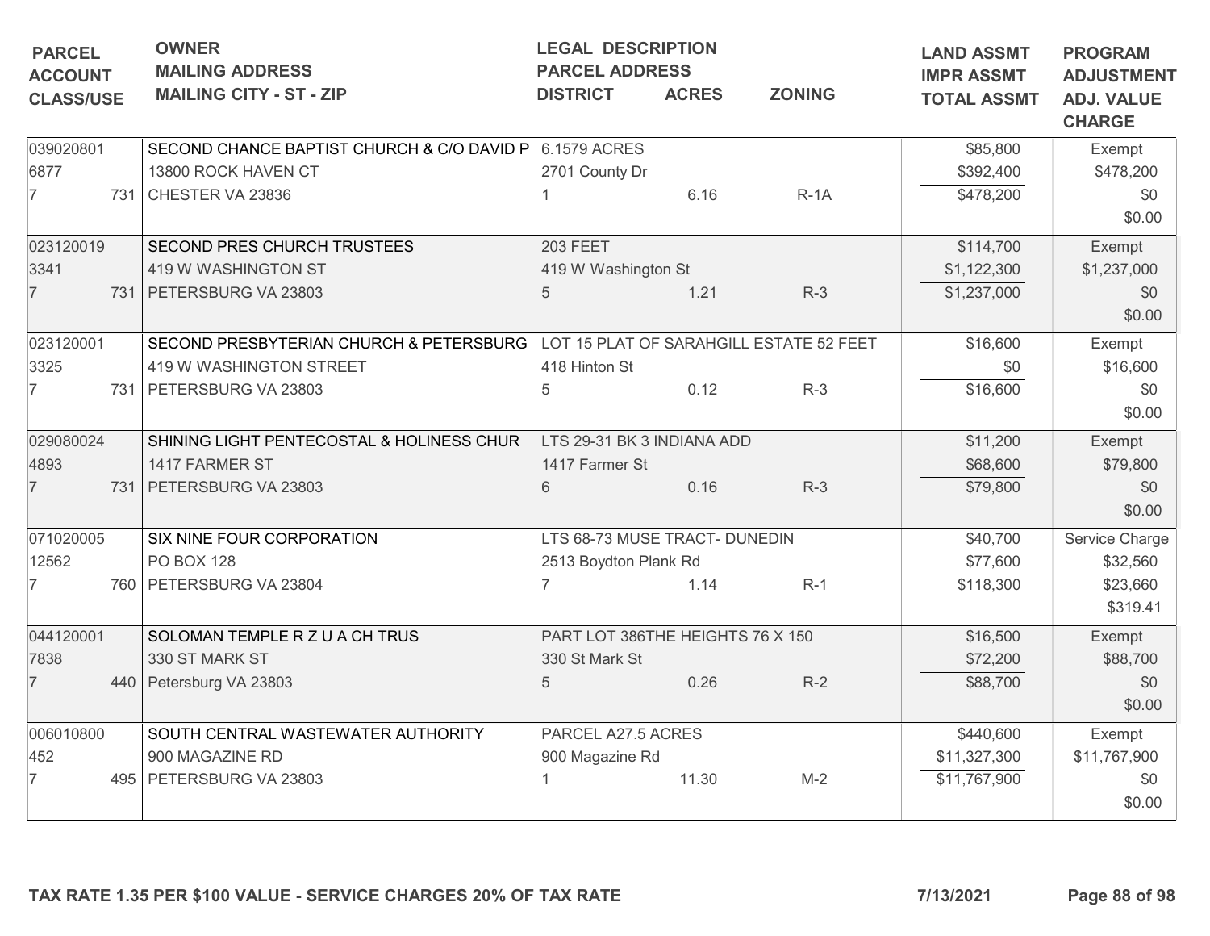| PARCEL<br>ACCOUNT<br>CLASS/USE | OWNER<br>MAILING ADDRESS<br>MAILING CITY - ST - ZIP | LEGAL DESCRIPTION<br>PARCEL ADDRESS<br>DISTRICT | ACRES | ZONING | LAND ASSMT<br>IMPR ASSMT<br>TOTAL ASSMT | PROGRAM<br>ADJUSTMENT<br>ADJ. VALUE<br>CHARGE |
|---|---|---|---|---|---|---|
| 039020801<br>6877<br>7 731 | SECOND CHANCE BAPTIST CHURCH & C/O DAVID P<br>13800 ROCK HAVEN CT<br>CHESTER VA 23836 | 6.1579 ACRES<br>2701 County Dr<br>1 | 6.16 | R-1A | $85,800<br>$392,400<br>$478,200 | Exempt<br>$478,200<br>$0<br>$0.00 |
| 023120019<br>3341<br>7 731 | SECOND PRES CHURCH TRUSTEES<br>419 W WASHINGTON ST<br>PETERSBURG VA 23803 | 203 FEET<br>419 W Washington St<br>5 | 1.21 | R-3 | $114,700<br>$1,122,300<br>$1,237,000 | Exempt<br>$1,237,000<br>$0<br>$0.00 |
| 023120001<br>3325<br>7 731 | SECOND PRESBYTERIAN CHURCH & PETERSBURG<br>419 W WASHINGTON STREET<br>PETERSBURG VA 23803 | LOT 15 PLAT OF SARAHGILL ESTATE 52 FEET<br>418 Hinton St<br>5 | 0.12 | R-3 | $16,600<br>$0<br>$16,600 | Exempt<br>$16,600<br>$0<br>$0.00 |
| 029080024<br>4893<br>7 731 | SHINING LIGHT PENTECOSTAL & HOLINESS CHUR<br>1417 FARMER ST<br>PETERSBURG VA 23803 | LTS 29-31 BK 3 INDIANA ADD<br>1417 Farmer St<br>6 | 0.16 | R-3 | $11,200<br>$68,600<br>$79,800 | Exempt<br>$79,800<br>$0<br>$0.00 |
| 071020005<br>12562<br>7 760 | SIX NINE FOUR CORPORATION<br>PO BOX 128<br>PETERSBURG VA 23804 | LTS 68-73 MUSE TRACT- DUNEDIN<br>2513 Boydton Plank Rd<br>7 | 1.14 | R-1 | $40,700<br>$77,600<br>$118,300 | Service Charge<br>$32,560<br>$23,660<br>$319.41 |
| 044120001<br>7838<br>7 440 | SOLOMAN TEMPLE R Z U A CH TRUS<br>330 ST MARK ST<br>Petersburg VA 23803 | PART LOT 386THE HEIGHTS 76 X 150<br>330 St Mark St<br>5 | 0.26 | R-2 | $16,500<br>$72,200<br>$88,700 | Exempt<br>$88,700<br>$0<br>$0.00 |
| 006010800<br>452<br>7 495 | SOUTH CENTRAL WASTEWATER AUTHORITY<br>900 MAGAZINE RD<br>PETERSBURG VA 23803 | PARCEL A27.5 ACRES<br>900 Magazine Rd<br>1 | 11.30 | M-2 | $440,600<br>$11,327,300<br>$11,767,900 | Exempt<br>$11,767,900<br>$0<br>$0.00 |

TAX RATE 1.35 PER $100 VALUE - SERVICE CHARGES 20% OF TAX RATE

7/13/2021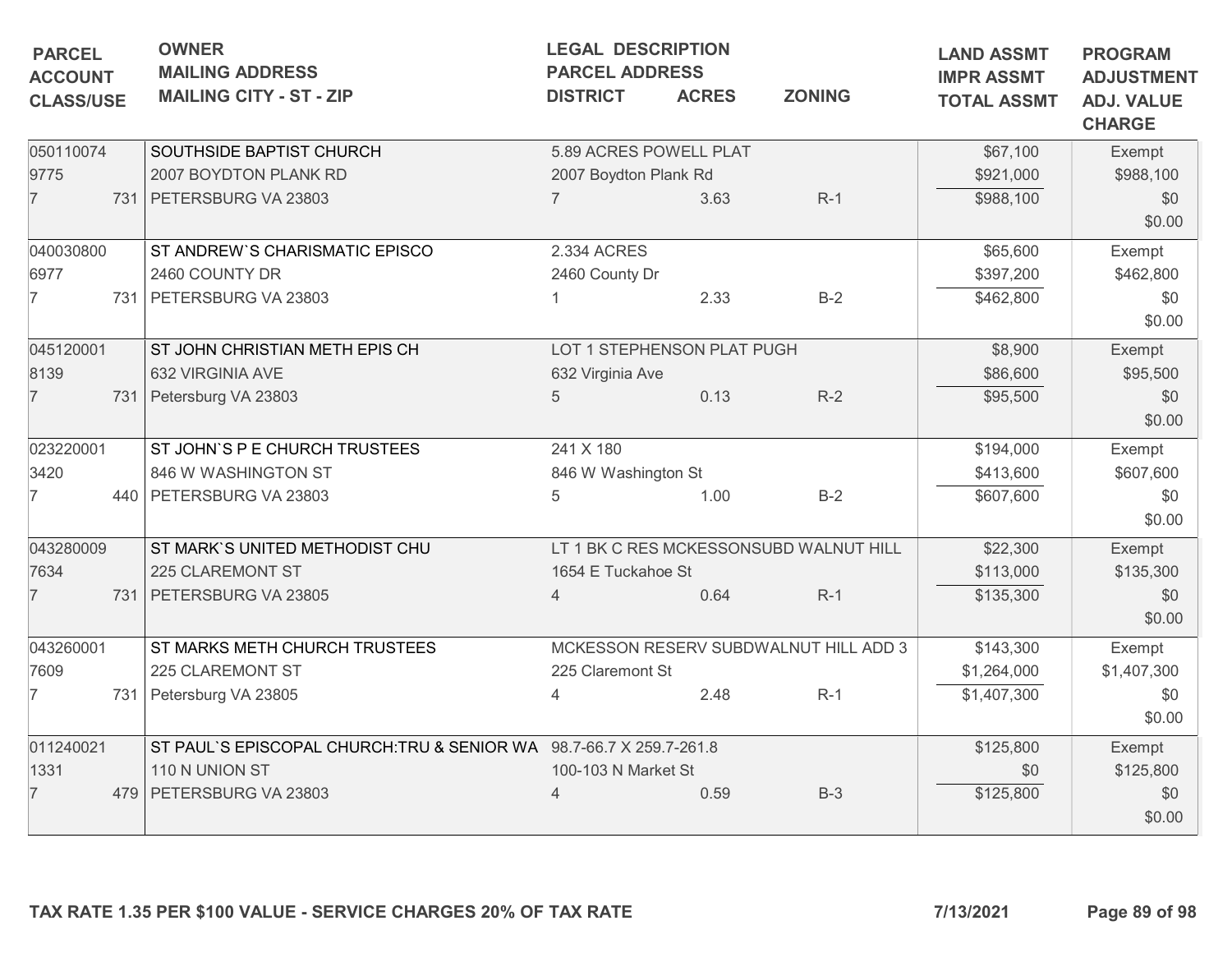| PARCEL<br>ACCOUNT<br>CLASS/USE | OWNER<br>MAILING ADDRESS<br>MAILING CITY - ST - ZIP | LEGAL DESCRIPTION<br>PARCEL ADDRESS<br>DISTRICT | ACRES | ZONING | LAND ASSMT<br>IMPR ASSMT<br>TOTAL ASSMT | PROGRAM<br>ADJUSTMENT<br>ADJ. VALUE<br>CHARGE |
|---|---|---|---|---|---|---|
| 050110074<br>9775<br>7 731 | SOUTHSIDE BAPTIST CHURCH<br>2007 BOYDTON PLANK RD<br>PETERSBURG VA 23803 | 5.89 ACRES POWELL PLAT<br>2007 Boydton Plank Rd<br>7 | 3.63 | R-1 | $67,100<br>$921,000<br>$988,100 | Exempt<br>$988,100<br>$0<br>$0.00 |
| 040030800<br>6977<br>7 731 | ST ANDREW`S CHARISMATIC EPISCO<br>2460 COUNTY DR<br>PETERSBURG VA 23803 | 2.334 ACRES<br>2460 County Dr<br>1 | 2.33 | B-2 | $65,600<br>$397,200<br>$462,800 | Exempt<br>$462,800<br>$0<br>$0.00 |
| 045120001<br>8139<br>7 731 | ST JOHN CHRISTIAN METH EPIS CH<br>632 VIRGINIA AVE<br>Petersburg VA 23803 | LOT 1 STEPHENSON PLAT PUGH<br>632 Virginia Ave<br>5 | 0.13 | R-2 | $8,900<br>$86,600<br>$95,500 | Exempt<br>$95,500<br>$0<br>$0.00 |
| 023220001<br>3420<br>7 440 | ST JOHN`S P E CHURCH TRUSTEES<br>846 W WASHINGTON ST<br>PETERSBURG VA 23803 | 241 X 180<br>846 W Washington St<br>5 | 1.00 | B-2 | $194,000<br>$413,600<br>$607,600 | Exempt<br>$607,600<br>$0<br>$0.00 |
| 043280009<br>7634<br>7 731 | ST MARK`S UNITED METHODIST CHU<br>225 CLAREMONT ST<br>PETERSBURG VA 23805 | LT 1 BK C RES MCKESSONSUBD WALNUT HILL<br>1654 E Tuckahoe St<br>4 | 0.64 | R-1 | $22,300<br>$113,000<br>$135,300 | Exempt<br>$135,300<br>$0<br>$0.00 |
| 043260001<br>7609<br>7 731 | ST MARKS METH CHURCH TRUSTEES<br>225 CLAREMONT ST<br>Petersburg VA 23805 | MCKESSON RESERV SUBDWALNUT HILL ADD 3<br>225 Claremont St<br>4 | 2.48 | R-1 | $143,300<br>$1,264,000<br>$1,407,300 | Exempt<br>$1,407,300<br>$0<br>$0.00 |
| 011240021<br>1331<br>7 479 | ST PAUL`S EPISCOPAL CHURCH:TRU & SENIOR WA<br>110 N UNION ST<br>PETERSBURG VA 23803 | 98.7-66.7 X 259.7-261.8<br>100-103 N Market St<br>4 | 0.59 | B-3 | $125,800<br>$0<br>$125,800 | Exempt<br>$125,800<br>$0<br>$0.00 |

**TAX RATE 1.35 PER $100 VALUE - SERVICE CHARGES 20% OF TAX RATE** **7/13/2021**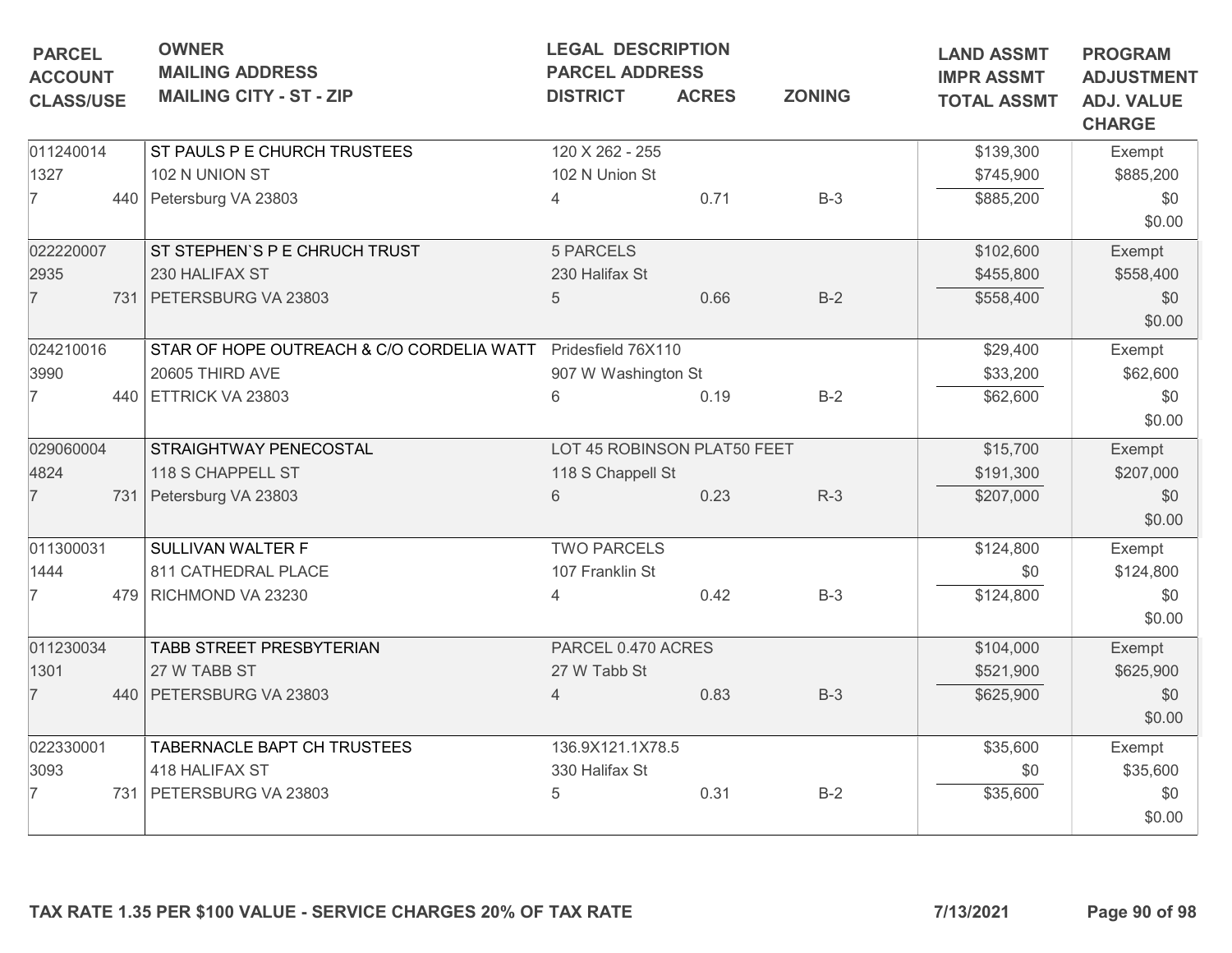| PARCEL<br>ACCOUNT<br>CLASS/USE | OWNER<br>MAILING ADDRESS<br>MAILING CITY - ST - ZIP | LEGAL DESCRIPTION<br>PARCEL ADDRESS<br>DISTRICT | ACRES | ZONING | LAND ASSMT<br>IMPR ASSMT<br>TOTAL ASSMT | PROGRAM<br>ADJUSTMENT<br>ADJ. VALUE<br>CHARGE |
|---|---|---|---|---|---|---|
| 011240014<br>1327<br>7 440 | ST PAULS P E CHURCH TRUSTEES<br>102 N UNION ST<br>Petersburg VA 23803 | 120 X 262 - 255<br>102 N Union St<br>4 | 0.71 | B-3 | $139,300<br>$745,900<br>$885,200 | Exempt<br>$885,200<br>$0<br>$0.00 |
| 022220007<br>2935<br>7 731 | ST STEPHEN`S P E CHRUCH TRUST<br>230 HALIFAX ST<br>PETERSBURG VA 23803 | 5 PARCELS<br>230 Halifax St<br>5 | 0.66 | B-2 | $102,600<br>$455,800<br>$558,400 | Exempt<br>$558,400<br>$0<br>$0.00 |
| 024210016<br>3990<br>7 440 | STAR OF HOPE OUTREACH & C/O CORDELIA WATT<br>20605 THIRD AVE<br>ETTRICK VA 23803 | Pridesfield 76X110<br>907 W Washington St<br>6 | 0.19 | B-2 | $29,400<br>$33,200<br>$62,600 | Exempt<br>$62,600<br>$0<br>$0.00 |
| 029060004<br>4824<br>7 731 | STRAIGHTWAY PENECOSTAL<br>118 S CHAPPELL ST<br>Petersburg VA 23803 | LOT 45 ROBINSON PLAT50 FEET<br>118 S Chappell St<br>6 | 0.23 | R-3 | $15,700<br>$191,300<br>$207,000 | Exempt<br>$207,000<br>$0<br>$0.00 |
| 011300031<br>1444<br>7 479 | SULLIVAN WALTER F<br>811 CATHEDRAL PLACE<br>RICHMOND VA 23230 | TWO PARCELS<br>107 Franklin St<br>4 | 0.42 | B-3 | $124,800<br>$0<br>$124,800 | Exempt<br>$124,800<br>$0<br>$0.00 |
| 011230034<br>1301<br>7 440 | TABB STREET PRESBYTERIAN<br>27 W TABB ST<br>PETERSBURG VA 23803 | PARCEL 0.470 ACRES<br>27 W Tabb St<br>4 | 0.83 | B-3 | $104,000<br>$521,900<br>$625,900 | Exempt<br>$625,900<br>$0<br>$0.00 |
| 022330001<br>3093<br>7 731 | TABERNACLE BAPT CH TRUSTEES<br>418 HALIFAX ST<br>PETERSBURG VA 23803 | 136.9X121.1X78.5<br>330 Halifax St<br>5 | 0.31 | B-2 | $35,600<br>$0<br>$35,600 | Exempt<br>$35,600<br>$0<br>$0.00 |

TAX RATE 1.35 PER $100 VALUE - SERVICE CHARGES 20% OF TAX RATE

7/13/2021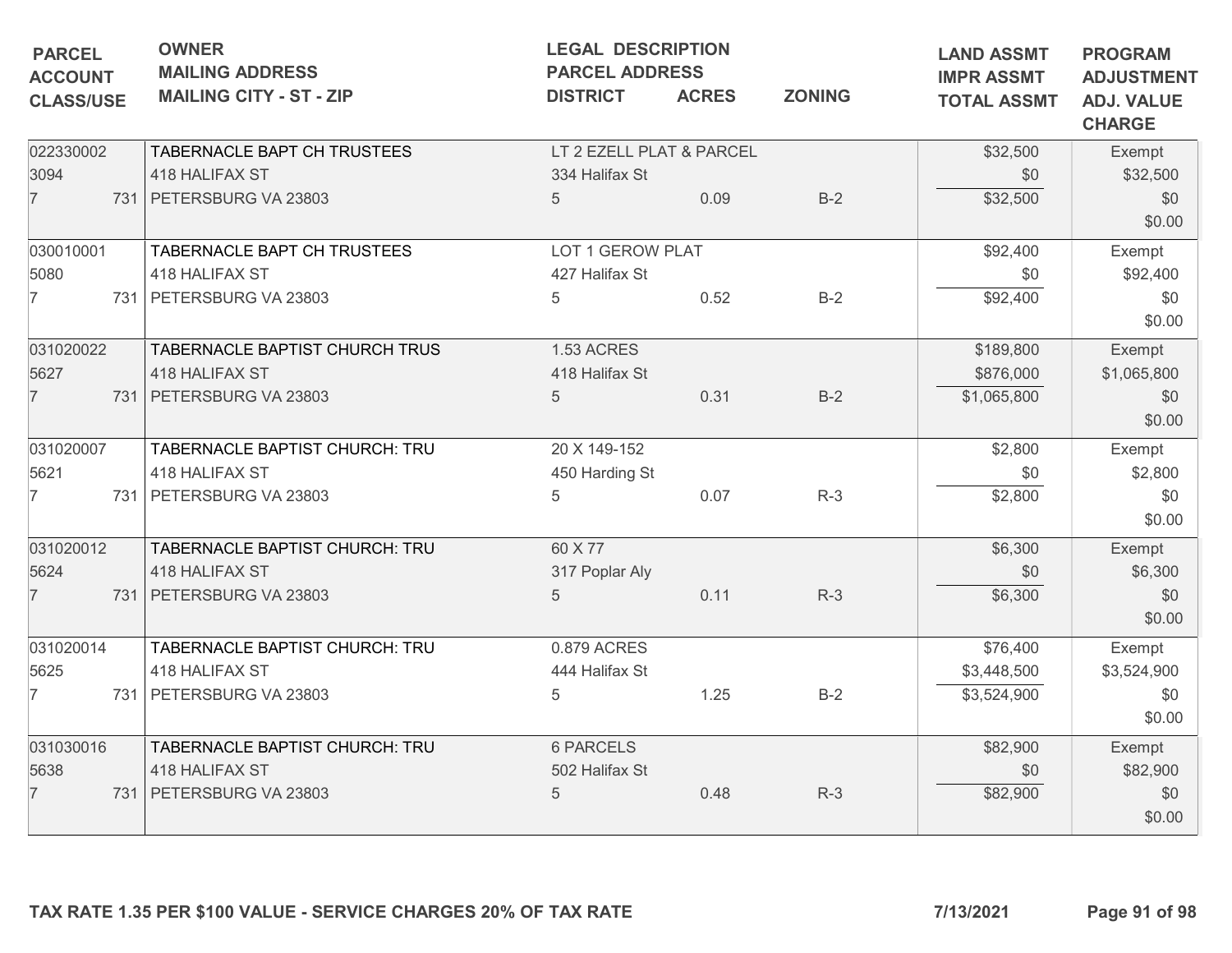| PARCEL<br>ACCOUNT<br>CLASS/USE | OWNER<br>MAILING ADDRESS<br>MAILING CITY - ST - ZIP | LEGAL DESCRIPTION<br>PARCEL ADDRESS<br>DISTRICT | ACRES | ZONING | LAND ASSMT<br>IMPR ASSMT<br>TOTAL ASSMT | PROGRAM<br>ADJUSTMENT<br>ADJ. VALUE<br>CHARGE |
|---|---|---|---|---|---|---|
| 022330002<br>3094<br>7 731 | TABERNACLE BAPT CH TRUSTEES<br>418 HALIFAX ST<br>PETERSBURG VA 23803 | LT 2 EZELL PLAT & PARCEL<br>334 Halifax St<br>5 | 0.09 | B-2 | $32,500<br>$0<br>$32,500 | Exempt<br>$32,500<br>$0<br>$0.00 |
| 030010001<br>5080<br>7 731 | TABERNACLE BAPT CH TRUSTEES<br>418 HALIFAX ST<br>PETERSBURG VA 23803 | LOT 1 GEROW PLAT<br>427 Halifax St<br>5 | 0.52 | B-2 | $92,400<br>$0<br>$92,400 | Exempt<br>$92,400<br>$0<br>$0.00 |
| 031020022<br>5627<br>7 731 | TABERNACLE BAPTIST CHURCH TRUS<br>418 HALIFAX ST<br>PETERSBURG VA 23803 | 1.53 ACRES<br>418 Halifax St<br>5 | 0.31 | B-2 | $189,800<br>$876,000<br>$1,065,800 | Exempt<br>$1,065,800<br>$0<br>$0.00 |
| 031020007<br>5621<br>7 731 | TABERNACLE BAPTIST CHURCH: TRU<br>418 HALIFAX ST<br>PETERSBURG VA 23803 | 20 X 149-152<br>450 Harding St<br>5 | 0.07 | R-3 | $2,800<br>$0<br>$2,800 | Exempt<br>$2,800<br>$0<br>$0.00 |
| 031020012<br>5624<br>7 731 | TABERNACLE BAPTIST CHURCH: TRU<br>418 HALIFAX ST<br>PETERSBURG VA 23803 | 60 X 77<br>317 Poplar Aly<br>5 | 0.11 | R-3 | $6,300<br>$0<br>$6,300 | Exempt<br>$6,300<br>$0<br>$0.00 |
| 031020014<br>5625<br>7 731 | TABERNACLE BAPTIST CHURCH: TRU<br>418 HALIFAX ST<br>PETERSBURG VA 23803 | 0.879 ACRES<br>444 Halifax St<br>5 | 1.25 | B-2 | $76,400<br>$3,448,500<br>$3,524,900 | Exempt<br>$3,524,900<br>$0<br>$0.00 |
| 031030016<br>5638<br>7 731 | TABERNACLE BAPTIST CHURCH: TRU<br>418 HALIFAX ST<br>PETERSBURG VA 23803 | 6 PARCELS<br>502 Halifax St<br>5 | 0.48 | R-3 | $82,900<br>$0<br>$82,900 | Exempt<br>$82,900<br>$0<br>$0.00 |

**TAX RATE 1.35 PER $100 VALUE - SERVICE CHARGES 20% OF TAX RATE** **7/13/2021**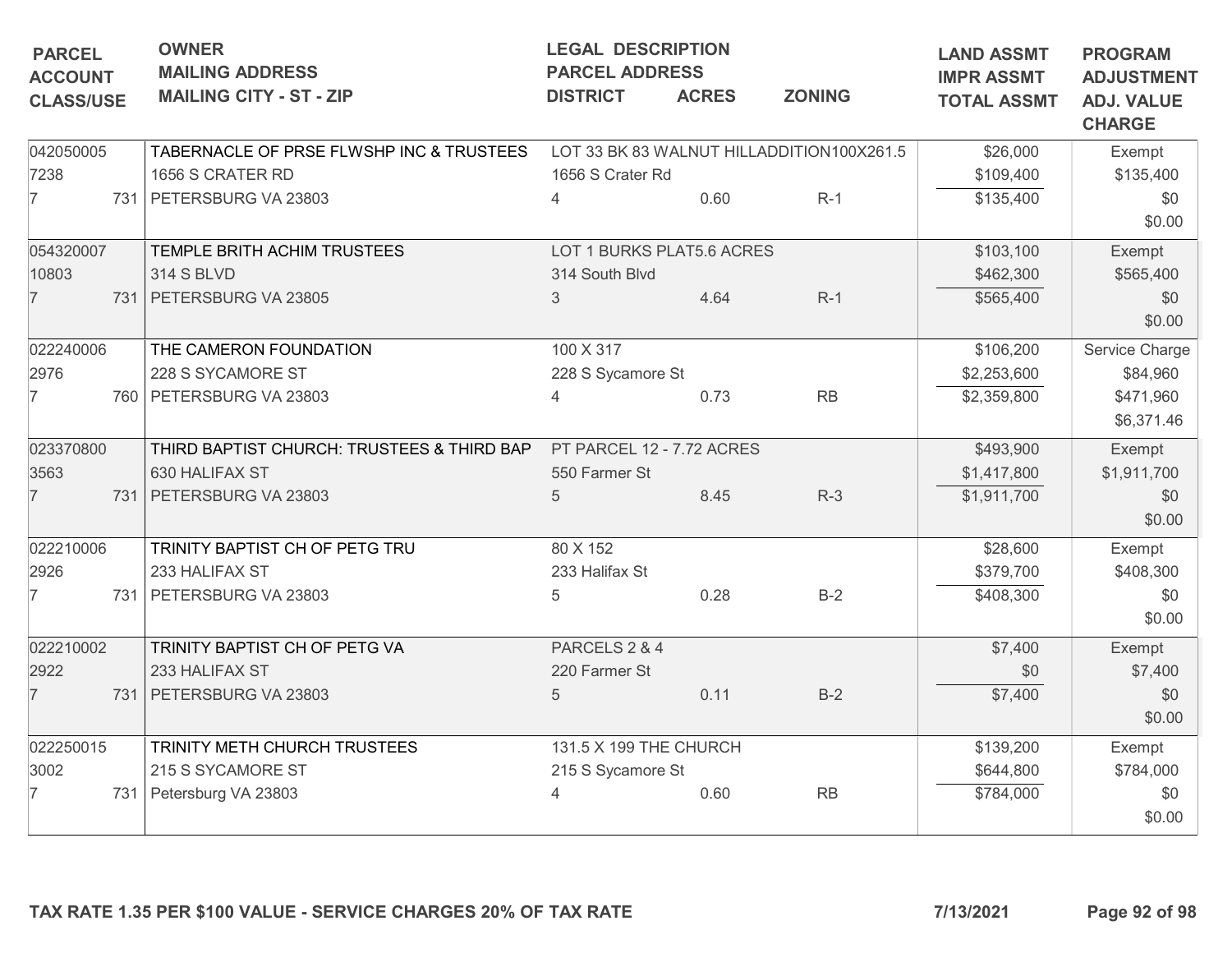| PARCEL<br>ACCOUNT<br>CLASS/USE | OWNER<br>MAILING ADDRESS<br>MAILING CITY - ST - ZIP | LEGAL DESCRIPTION<br>PARCEL ADDRESS<br>DISTRICT | ACRES | ZONING | LAND ASSMT<br>IMPR ASSMT<br>TOTAL ASSMT | PROGRAM<br>ADJUSTMENT<br>ADJ. VALUE<br>CHARGE |
|---|---|---|---|---|---|---|
| 042050005<br>7238<br>7 731 | TABERNACLE OF PRSE FLWSHP INC & TRUSTEES<br>1656 S CRATER RD<br>PETERSBURG VA 23803 | LOT 33 BK 83 WALNUT HILLADDITION100X261.5<br>1656 S Crater Rd<br>4 | 0.60 | R-1 | $26,000<br>$109,400<br>$135,400 | Exempt<br>$135,400<br>$0<br>$0.00 |
| 054320007<br>10803<br>7 731 | TEMPLE BRITH ACHIM TRUSTEES<br>314 S BLVD<br>PETERSBURG VA 23805 | LOT 1 BURKS PLAT5.6 ACRES<br>314 South Blvd<br>3 | 4.64 | R-1 | $103,100<br>$462,300<br>$565,400 | Exempt<br>$565,400<br>$0<br>$0.00 |
| 022240006<br>2976<br>7 760 | THE CAMERON FOUNDATION<br>228 S SYCAMORE ST<br>PETERSBURG VA 23803 | 100 X 317<br>228 S Sycamore St<br>4 | 0.73 | RB | $106,200<br>$2,253,600<br>$2,359,800 | Service Charge<br>$84,960<br>$471,960<br>$6,371.46 |
| 023370800<br>3563<br>7 731 | THIRD BAPTIST CHURCH: TRUSTEES & THIRD BAP<br>630 HALIFAX ST<br>PETERSBURG VA 23803 | PT PARCEL 12 - 7.72 ACRES<br>550 Farmer St<br>5 | 8.45 | R-3 | $493,900<br>$1,417,800<br>$1,911,700 | Exempt<br>$1,911,700<br>$0<br>$0.00 |
| 022210006<br>2926<br>7 731 | TRINITY BAPTIST CH OF PETG TRU<br>233 HALIFAX ST<br>PETERSBURG VA 23803 | 80 X 152<br>233 Halifax St<br>5 | 0.28 | B-2 | $28,600<br>$379,700<br>$408,300 | Exempt<br>$408,300<br>$0<br>$0.00 |
| 022210002<br>2922<br>7 731 | TRINITY BAPTIST CH OF PETG VA<br>233 HALIFAX ST<br>PETERSBURG VA 23803 | PARCELS 2 & 4<br>220 Farmer St<br>5 | 0.11 | B-2 | $7,400<br>$0<br>$7,400 | Exempt<br>$7,400<br>$0<br>$0.00 |
| 022250015<br>3002<br>7 731 | TRINITY METH CHURCH TRUSTEES<br>215 S SYCAMORE ST<br>Petersburg VA 23803 | 131.5 X 199 THE CHURCH<br>215 S Sycamore St<br>4 | 0.60 | RB | $139,200<br>$644,800<br>$784,000 | Exempt<br>$784,000<br>$0<br>$0.00 |

**TAX RATE 1.35 PER $100 VALUE - SERVICE CHARGES 20% OF TAX RATE** **7/13/2021**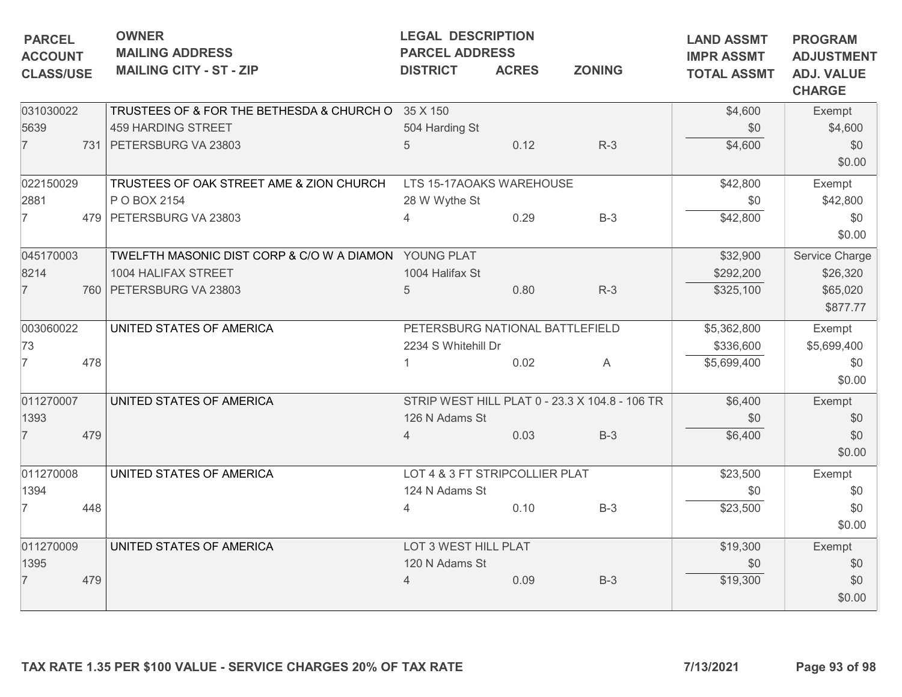| PARCEL ACCOUNT CLASS/USE | OWNER MAILING ADDRESS MAILING CITY - ST - ZIP | LEGAL DESCRIPTION PARCEL ADDRESS DISTRICT | ACRES | ZONING | LAND ASSMT IMPR ASSMT TOTAL ASSMT | PROGRAM ADJUSTMENT ADJ. VALUE CHARGE |
|---|---|---|---|---|---|---|
| 031030022<br>5639<br>7 731 | TRUSTEES OF & FOR THE BETHESDA & CHURCH O<br>459 HARDING STREET<br>PETERSBURG VA 23803 | 35 X 150<br>504 Harding St<br>5 | 0.12 | R-3 | $4,600<br>$0<br>$4,600 | Exempt<br>$4,600<br>$0<br>$0.00 |
| 022150029<br>2881<br>7 479 | TRUSTEES OF OAK STREET AME & ZION CHURCH<br>P O BOX 2154<br>PETERSBURG VA 23803 | LTS 15-17AOAKS WAREHOUSE<br>28 W Wythe St<br>4 | 0.29 | B-3 | $42,800<br>$0<br>$42,800 | Exempt<br>$42,800<br>$0<br>$0.00 |
| 045170003<br>8214<br>7 760 | TWELFTH MASONIC DIST CORP & C/O W A DIAMON<br>1004 HALIFAX STREET<br>PETERSBURG VA 23803 | YOUNG PLAT<br>1004 Halifax St<br>5 | 0.80 | R-3 | $32,900<br>$292,200<br>$325,100 | Service Charge<br>$26,320<br>$65,020<br>$877.77 |
| 003060022<br>73<br>7 478 | UNITED STATES OF AMERICA | PETERSBURG NATIONAL BATTLEFIELD<br>2234 S Whitehill Dr<br>1 | 0.02 | A | $5,362,800<br>$336,600<br>$5,699,400 | Exempt<br>$5,699,400<br>$0<br>$0.00 |
| 011270007<br>1393<br>7 479 | UNITED STATES OF AMERICA | STRIP WEST HILL PLAT 0 - 23.3 X 104.8 - 106 TR<br>126 N Adams St<br>4 | 0.03 | B-3 | $6,400<br>$0<br>$6,400 | Exempt<br>$0<br>$0<br>$0.00 |
| 011270008<br>1394<br>7 448 | UNITED STATES OF AMERICA | LOT 4 & 3 FT STRIPCOLLIER PLAT<br>124 N Adams St<br>4 | 0.10 | B-3 | $23,500<br>$0<br>$23,500 | Exempt<br>$0<br>$0<br>$0.00 |
| 011270009<br>1395<br>7 479 | UNITED STATES OF AMERICA | LOT 3 WEST HILL PLAT<br>120 N Adams St<br>4 | 0.09 | B-3 | $19,300<br>$0<br>$19,300 | Exempt<br>$0<br>$0<br>$0.00 |

TAX RATE 1.35 PER $100 VALUE - SERVICE CHARGES 20% OF TAX RATE

7/13/2021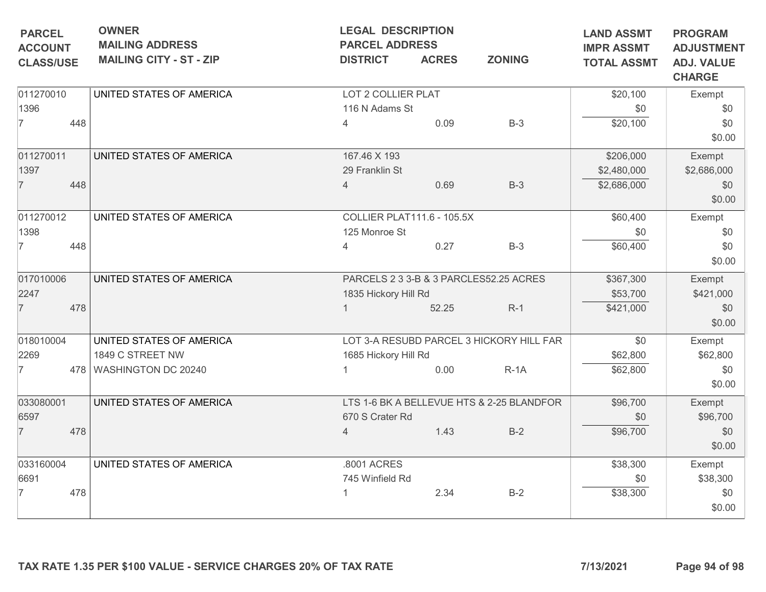| PARCEL<br>ACCOUNT<br>CLASS/USE | OWNER<br>MAILING ADDRESS<br>MAILING CITY - ST - ZIP | LEGAL DESCRIPTION<br>PARCEL ADDRESS<br>DISTRICT | ACRES | ZONING | LAND ASSMT<br>IMPR ASSMT<br>TOTAL ASSMT | PROGRAM<br>ADJUSTMENT<br>ADJ. VALUE<br>CHARGE |
|---|---|---|---|---|---|---|
| 011270010<br>1396<br>7 448 | UNITED STATES OF AMERICA | LOT 2 COLLIER PLAT<br>116 N Adams St<br>4 | 0.09 | B-3 | $20,100<br>$0<br>$20,100 | Exempt<br>$0<br>$0<br>$0.00 |
| 011270011<br>1397<br>7 448 | UNITED STATES OF AMERICA | 167.46 X 193<br>29 Franklin St<br>4 | 0.69 | B-3 | $206,000<br>$2,480,000<br>$2,686,000 | Exempt<br>$2,686,000<br>$0<br>$0.00 |
| 011270012<br>1398<br>7 448 | UNITED STATES OF AMERICA | COLLIER PLAT111.6 - 105.5X<br>125 Monroe St<br>4 | 0.27 | B-3 | $60,400<br>$0<br>$60,400 | Exempt<br>$0<br>$0<br>$0.00 |
| 017010006<br>2247<br>7 478 | UNITED STATES OF AMERICA | PARCELS 2 3 3-B & 3 PARCLES52.25 ACRES<br>1835 Hickory Hill Rd<br>1 | 52.25 | R-1 | $367,300<br>$53,700<br>$421,000 | Exempt<br>$421,000<br>$0<br>$0.00 |
| 018010004<br>2269<br>7 478 | UNITED STATES OF AMERICA<br>1849 C STREET NW<br>WASHINGTON DC 20240 | LOT 3-A RESUBD PARCEL 3 HICKORY HILL FAR<br>1685 Hickory Hill Rd<br>1 | 0.00 | R-1A | $0<br>$62,800<br>$62,800 | Exempt<br>$62,800<br>$0<br>$0.00 |
| 033080001<br>6597<br>7 478 | UNITED STATES OF AMERICA | LTS 1-6 BK A BELLEVUE HTS & 2-25 BLANDFOR<br>670 S Crater Rd<br>4 | 1.43 | B-2 | $96,700<br>$0<br>$96,700 | Exempt<br>$96,700<br>$0<br>$0.00 |
| 033160004<br>6691<br>7 478 | UNITED STATES OF AMERICA | .8001 ACRES<br>745 Winfield Rd<br>1 | 2.34 | B-2 | $38,300<br>$0<br>$38,300 | Exempt<br>$38,300<br>$0<br>$0.00 |

**TAX RATE 1.35 PER $100 VALUE - SERVICE CHARGES 20% OF TAX RATE** **7/13/2021**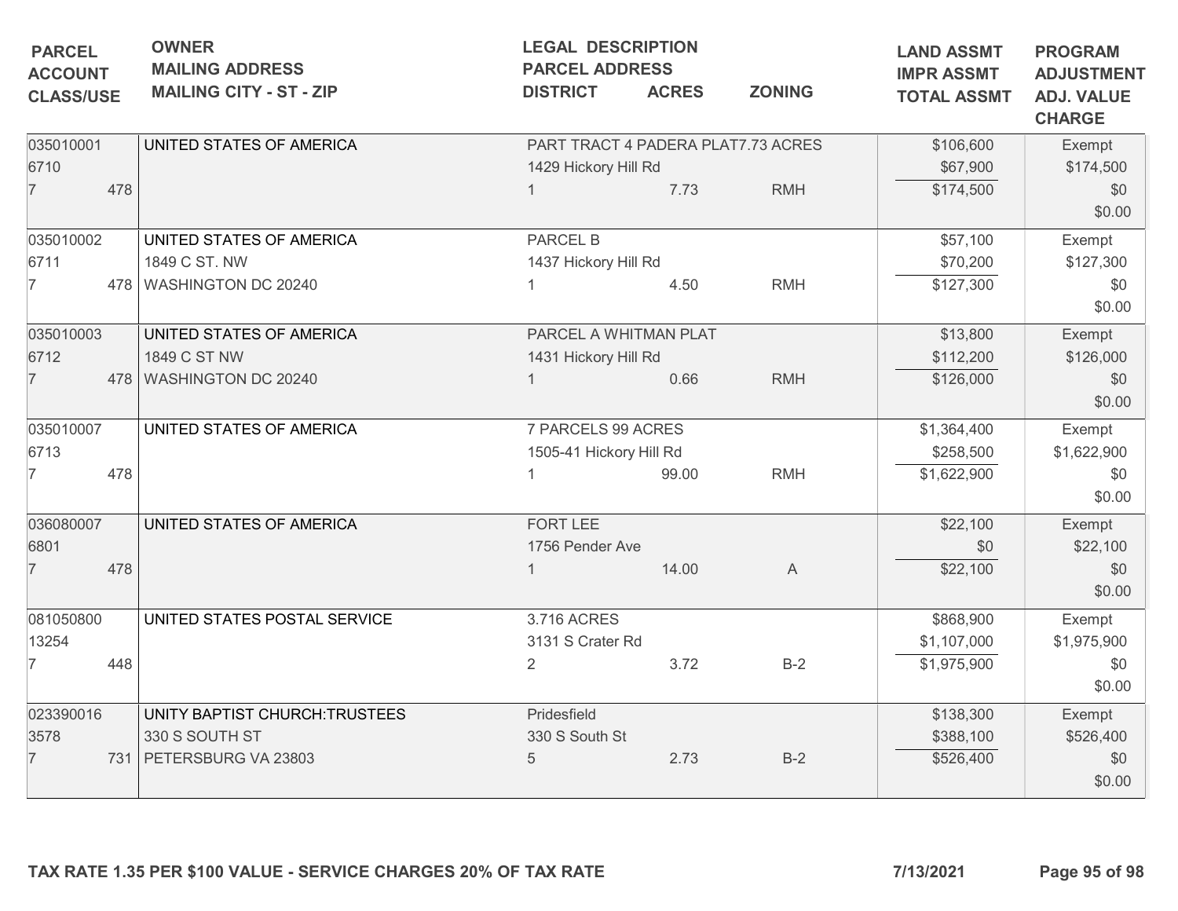| PARCEL<br>ACCOUNT<br>CLASS/USE | OWNER<br>MAILING ADDRESS<br>MAILING CITY - ST - ZIP | LEGAL DESCRIPTION<br>PARCEL ADDRESS<br>DISTRICT | ACRES | ZONING | LAND ASSMT<br>IMPR ASSMT<br>TOTAL ASSMT | PROGRAM<br>ADJUSTMENT<br>ADJ. VALUE<br>CHARGE |
|---|---|---|---|---|---|---|
| 035010001<br>6710<br>7 478 | UNITED STATES OF AMERICA | PART TRACT 4 PADERA PLAT7.73 ACRES<br>1429 Hickory Hill Rd<br>1 | 7.73 | RMH | $106,600<br>$67,900<br>$174,500 | Exempt<br>$174,500<br>$0<br>$0.00 |
| 035010002<br>6711<br>7 478 | UNITED STATES OF AMERICA<br>1849 C ST. NW<br>WASHINGTON DC 20240 | PARCEL B<br>1437 Hickory Hill Rd<br>1 | 4.50 | RMH | $57,100<br>$70,200<br>$127,300 | Exempt<br>$127,300<br>$0<br>$0.00 |
| 035010003<br>6712<br>7 478 | UNITED STATES OF AMERICA<br>1849 C ST NW<br>WASHINGTON DC 20240 | PARCEL A WHITMAN PLAT<br>1431 Hickory Hill Rd<br>1 | 0.66 | RMH | $13,800<br>$112,200<br>$126,000 | Exempt<br>$126,000<br>$0<br>$0.00 |
| 035010007<br>6713<br>7 478 | UNITED STATES OF AMERICA | 7 PARCELS 99 ACRES<br>1505-41 Hickory Hill Rd<br>1 | 99.00 | RMH | $1,364,400<br>$258,500<br>$1,622,900 | Exempt<br>$1,622,900<br>$0<br>$0.00 |
| 036080007<br>6801<br>7 478 | UNITED STATES OF AMERICA | FORT LEE<br>1756 Pender Ave<br>1 | 14.00 | A | $22,100<br>$0<br>$22,100 | Exempt<br>$22,100<br>$0<br>$0.00 |
| 081050800<br>13254<br>7 448 | UNITED STATES POSTAL SERVICE | 3.716 ACRES<br>3131 S Crater Rd<br>2 | 3.72 | B-2 | $868,900<br>$1,107,000<br>$1,975,900 | Exempt<br>$1,975,900<br>$0<br>$0.00 |
| 023390016<br>3578<br>7 731 | UNITY BAPTIST CHURCH:TRUSTEES<br>330 S SOUTH ST<br>PETERSBURG VA 23803 | Pridesfield<br>330 S South St<br>5 | 2.73 | B-2 | $138,300<br>$388,100<br>$526,400 | Exempt<br>$526,400<br>$0<br>$0.00 |

**TAX RATE 1.35 PER $100 VALUE - SERVICE CHARGES 20% OF TAX RATE** **7/13/2021**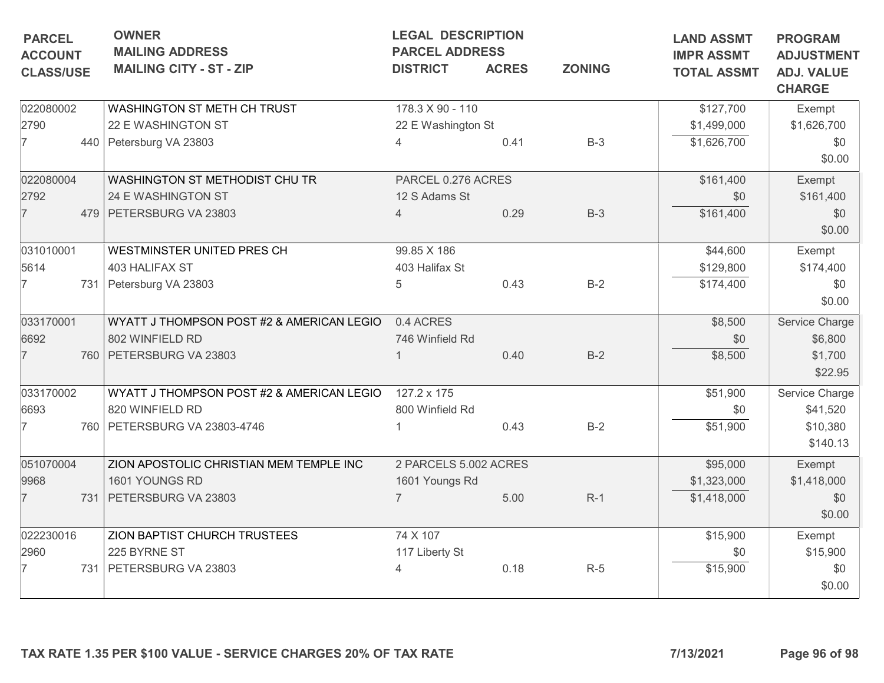| PARCEL<br>ACCOUNT<br>CLASS/USE | OWNER<br>MAILING ADDRESS<br>MAILING CITY - ST - ZIP | LEGAL DESCRIPTION<br>PARCEL ADDRESS<br>DISTRICT | ACRES | ZONING | LAND ASSMT<br>IMPR ASSMT<br>TOTAL ASSMT | PROGRAM<br>ADJUSTMENT<br>ADJ. VALUE<br>CHARGE |
|---|---|---|---|---|---|---|
| 022080002<br>2790<br>7 440 | WASHINGTON ST METH CH TRUST<br>22 E WASHINGTON ST<br>Petersburg VA 23803 | 178.3 X 90 - 110<br>22 E Washington St<br>4 | 0.41 | B-3 | $127,700<br>$1,499,000<br>$1,626,700 | Exempt<br>$1,626,700<br>$0<br>$0.00 |
| 022080004<br>2792<br>7 479 | WASHINGTON ST METHODIST CHU TR<br>24 E WASHINGTON ST<br>PETERSBURG VA 23803 | PARCEL 0.276 ACRES<br>12 S Adams St<br>4 | 0.29 | B-3 | $161,400<br>$0<br>$161,400 | Exempt<br>$161,400<br>$0<br>$0.00 |
| 031010001<br>5614<br>7 731 | WESTMINSTER UNITED PRES CH<br>403 HALIFAX ST<br>Petersburg VA 23803 | 99.85 X 186<br>403 Halifax St<br>5 | 0.43 | B-2 | $44,600<br>$129,800<br>$174,400 | Exempt<br>$174,400<br>$0<br>$0.00 |
| 033170001<br>6692<br>7 760 | WYATT J THOMPSON POST #2 & AMERICAN LEGIO<br>802 WINFIELD RD<br>PETERSBURG VA 23803 | 0.4 ACRES<br>746 Winfield Rd<br>1 | 0.40 | B-2 | $8,500<br>$0<br>$8,500 | Service Charge<br>$6,800<br>$1,700<br>$22.95 |
| 033170002<br>6693<br>7 760 | WYATT J THOMPSON POST #2 & AMERICAN LEGIO<br>820 WINFIELD RD<br>PETERSBURG VA 23803-4746 | 127.2 x 175<br>800 Winfield Rd<br>1 | 0.43 | B-2 | $51,900<br>$0<br>$51,900 | Service Charge<br>$41,520<br>$10,380<br>$140.13 |
| 051070004<br>9968<br>7 731 | ZION APOSTOLIC CHRISTIAN MEM TEMPLE INC<br>1601 YOUNGS RD<br>PETERSBURG VA 23803 | 2 PARCELS 5.002 ACRES<br>1601 Youngs Rd<br>7 | 5.00 | R-1 | $95,000<br>$1,323,000<br>$1,418,000 | Exempt<br>$1,418,000<br>$0<br>$0.00 |
| 022230016<br>2960<br>7 731 | ZION BAPTIST CHURCH TRUSTEES<br>225 BYRNE ST<br>PETERSBURG VA 23803 | 74 X 107<br>117 Liberty St<br>4 | 0.18 | R-5 | $15,900<br>$0<br>$15,900 | Exempt<br>$15,900<br>$0<br>$0.00 |

**TAX RATE 1.35 PER $100 VALUE - SERVICE CHARGES 20% OF TAX RATE** **7/13/2021**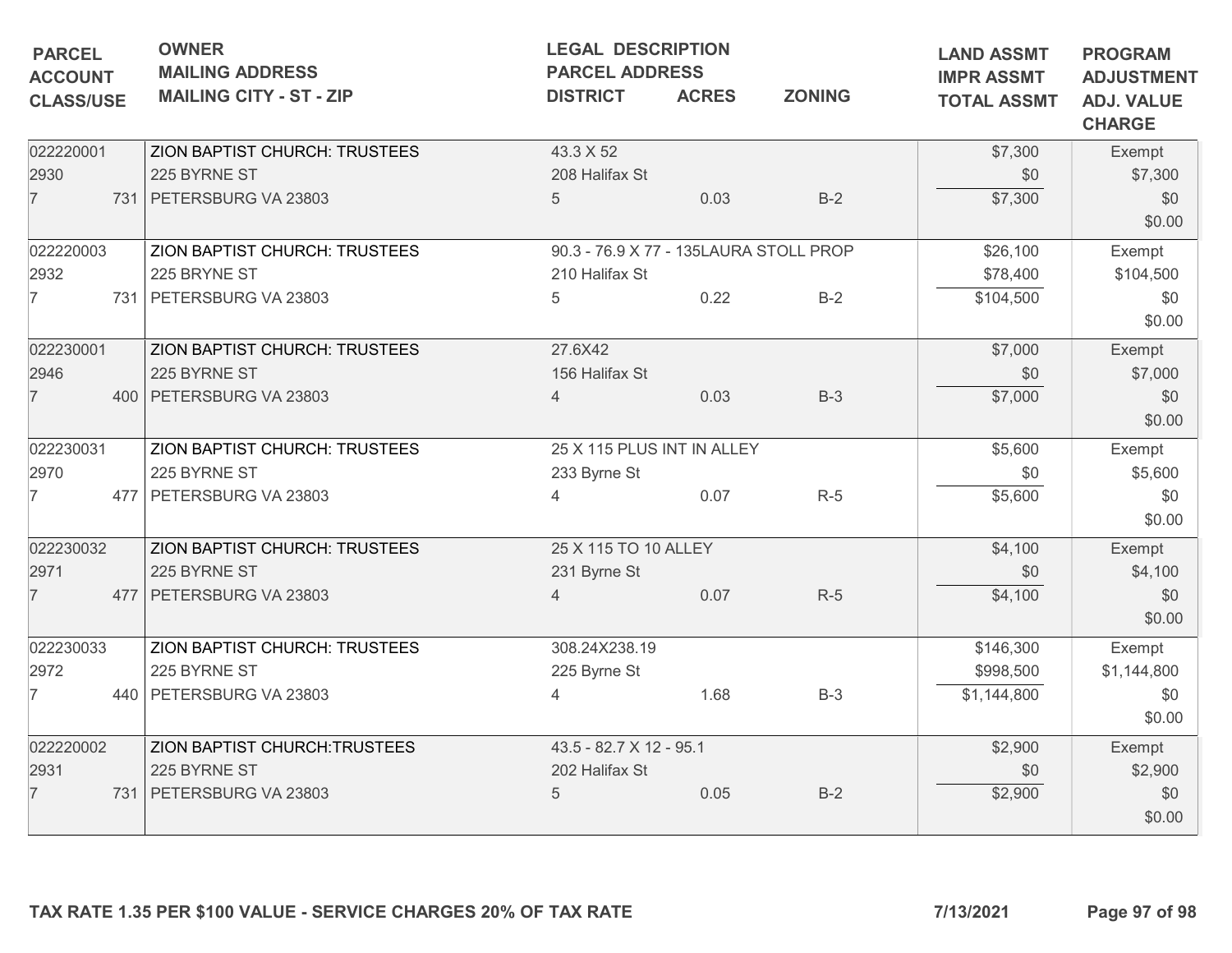| PARCEL<br>ACCOUNT<br>CLASS/USE | OWNER<br>MAILING ADDRESS<br>MAILING CITY - ST - ZIP | LEGAL DESCRIPTION<br>PARCEL ADDRESS<br>DISTRICT | ACRES | ZONING | LAND ASSMT<br>IMPR ASSMT<br>TOTAL ASSMT | PROGRAM<br>ADJUSTMENT<br>ADJ. VALUE<br>CHARGE |
|---|---|---|---|---|---|---|
| 022220001<br>2930<br>7 731 | ZION BAPTIST CHURCH: TRUSTEES<br>225 BYRNE ST<br>PETERSBURG VA 23803 | 43.3 X 52<br>208 Halifax St<br>5 | 0.03 | B-2 | $7,300<br>$0<br>$7,300 | Exempt<br>$7,300<br>$0<br>$0.00 |
| 022220003<br>2932<br>7 731 | ZION BAPTIST CHURCH: TRUSTEES<br>225 BRYNE ST<br>PETERSBURG VA 23803 | 90.3 - 76.9 X 77 - 135LAURA STOLL PROP<br>210 Halifax St<br>5 | 0.22 | B-2 | $26,100<br>$78,400<br>$104,500 | Exempt<br>$104,500<br>$0<br>$0.00 |
| 022230001<br>2946<br>7 400 | ZION BAPTIST CHURCH: TRUSTEES<br>225 BYRNE ST<br>PETERSBURG VA 23803 | 27.6X42<br>156 Halifax St<br>4 | 0.03 | B-3 | $7,000<br>$0<br>$7,000 | Exempt<br>$7,000<br>$0<br>$0.00 |
| 022230031<br>2970<br>7 477 | ZION BAPTIST CHURCH: TRUSTEES<br>225 BYRNE ST<br>PETERSBURG VA 23803 | 25 X 115 PLUS INT IN ALLEY<br>233 Byrne St<br>4 | 0.07 | R-5 | $5,600<br>$0<br>$5,600 | Exempt<br>$5,600<br>$0<br>$0.00 |
| 022230032<br>2971<br>7 477 | ZION BAPTIST CHURCH: TRUSTEES<br>225 BYRNE ST<br>PETERSBURG VA 23803 | 25 X 115 TO 10 ALLEY<br>231 Byrne St<br>4 | 0.07 | R-5 | $4,100<br>$0<br>$4,100 | Exempt<br>$4,100<br>$0<br>$0.00 |
| 022230033<br>2972<br>7 440 | ZION BAPTIST CHURCH: TRUSTEES<br>225 BYRNE ST<br>PETERSBURG VA 23803 | 308.24X238.19<br>225 Byrne St<br>4 | 1.68 | B-3 | $146,300<br>$998,500<br>$1,144,800 | Exempt<br>$1,144,800<br>$0<br>$0.00 |
| 022220002<br>2931<br>7 731 | ZION BAPTIST CHURCH:TRUSTEES<br>225 BYRNE ST<br>PETERSBURG VA 23803 | 43.5 - 82.7 X 12 - 95.1<br>202 Halifax St<br>5 | 0.05 | B-2 | $2,900<br>$0<br>$2,900 | Exempt<br>$2,900<br>$0<br>$0.00 |

**TAX RATE 1.35 PER $100 VALUE - SERVICE CHARGES 20% OF TAX RATE** **7/13/2021**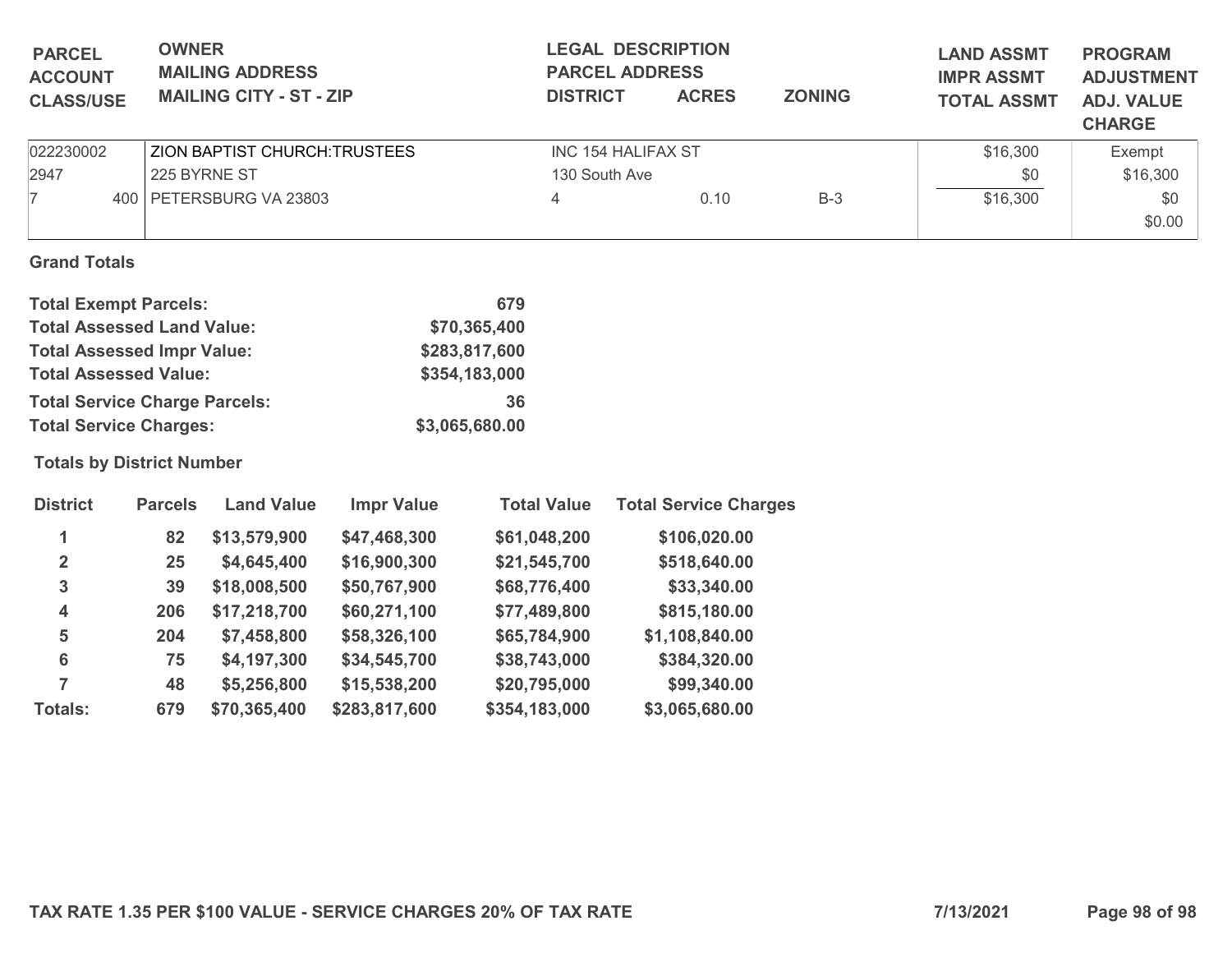| PARCEL<br>ACCOUNT<br>CLASS/USE | OWNER<br>MAILING ADDRESS<br>MAILING CITY - ST - ZIP | LEGAL DESCRIPTION<br>PARCEL ADDRESS<br>DISTRICT | ACRES | ZONING | LAND ASSMT<br>IMPR ASSMT<br>TOTAL ASSMT | PROGRAM<br>ADJUSTMENT<br>ADJ. VALUE<br>CHARGE |
|---|---|---|---|---|---|---|
| 022230002<br>2947<br>7 400 | ZION BAPTIST CHURCH:TRUSTEES<br>225 BYRNE ST<br>PETERSBURG VA 23803 | INC 154 HALIFAX ST<br>130 South Ave<br>4 | 0.10 | B-3 | $16,300<br>$0<br>$16,300 | Exempt<br>$16,300<br>$0<br>$0.00 |

## Grand Totals

| | |
|---|---|
| **Total Exempt Parcels:** | **679** |
| **Total Assessed Land Value:** | **$70,365,400** |
| **Total Assessed Impr Value:** | **$283,817,600** |
| **Total Assessed Value:** | **$354,183,000** |
| **Total Service Charge Parcels:** | **36** |
| **Total Service Charges:** | **$3,065,680.00** |

## Totals by District Number

| District | Parcels | Land Value | Impr Value | Total Value | Total Service Charges |
|---|---|---|---|---|---|
| 1 | 82 | $13,579,900 | $47,468,300 | $61,048,200 | $106,020.00 |
| 2 | 25 | $4,645,400 | $16,900,300 | $21,545,700 | $518,640.00 |
| 3 | 39 | $18,008,500 | $50,767,900 | $68,776,400 | $33,340.00 |
| 4 | 206 | $17,218,700 | $60,271,100 | $77,489,800 | $815,180.00 |
| 5 | 204 | $7,458,800 | $58,326,100 | $65,784,900 | $1,108,840.00 |
| 6 | 75 | $4,197,300 | $34,545,700 | $38,743,000 | $384,320.00 |
| 7 | 48 | $5,256,800 | $15,538,200 | $20,795,000 | $99,340.00 |
| Totals: | 679 | $70,365,400 | $283,817,600 | $354,183,000 | $3,065,680.00 |

TAX RATE 1.35 PER $100 VALUE - SERVICE CHARGES 20% OF TAX RATE

7/13/2021